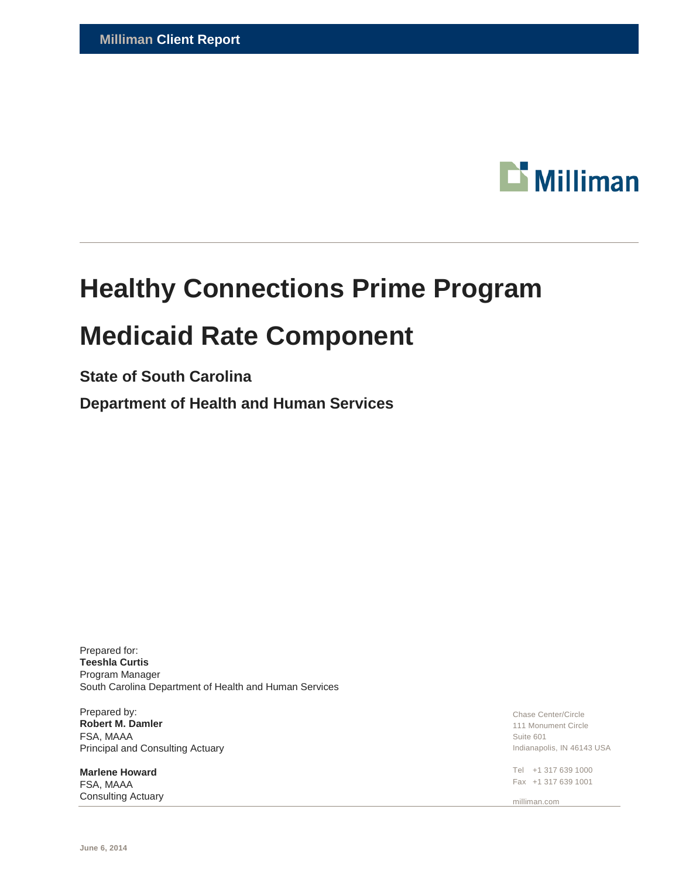Milliman Client Report

Milliman

# Healthy Connections Prime Program

# Medicaid Rate Component

## State of South Carolina

## Department of Health and Human Services

Prepared for:
**Teeshla Curtis**
Program Manager
South Carolina Department of Health and Human Services

Prepared by:
**Robert M. Damler**
FSA, MAAA
Principal and Consulting Actuary

**Marlene Howard**
FSA, MAAA
Consulting Actuary

Chase Center/Circle
111 Monument Circle
Suite 601
Indianapolis, IN 46143 USA

Tel +1 317 639 1000
Fax +1 317 639 1001

milliman.com

June 6, 2014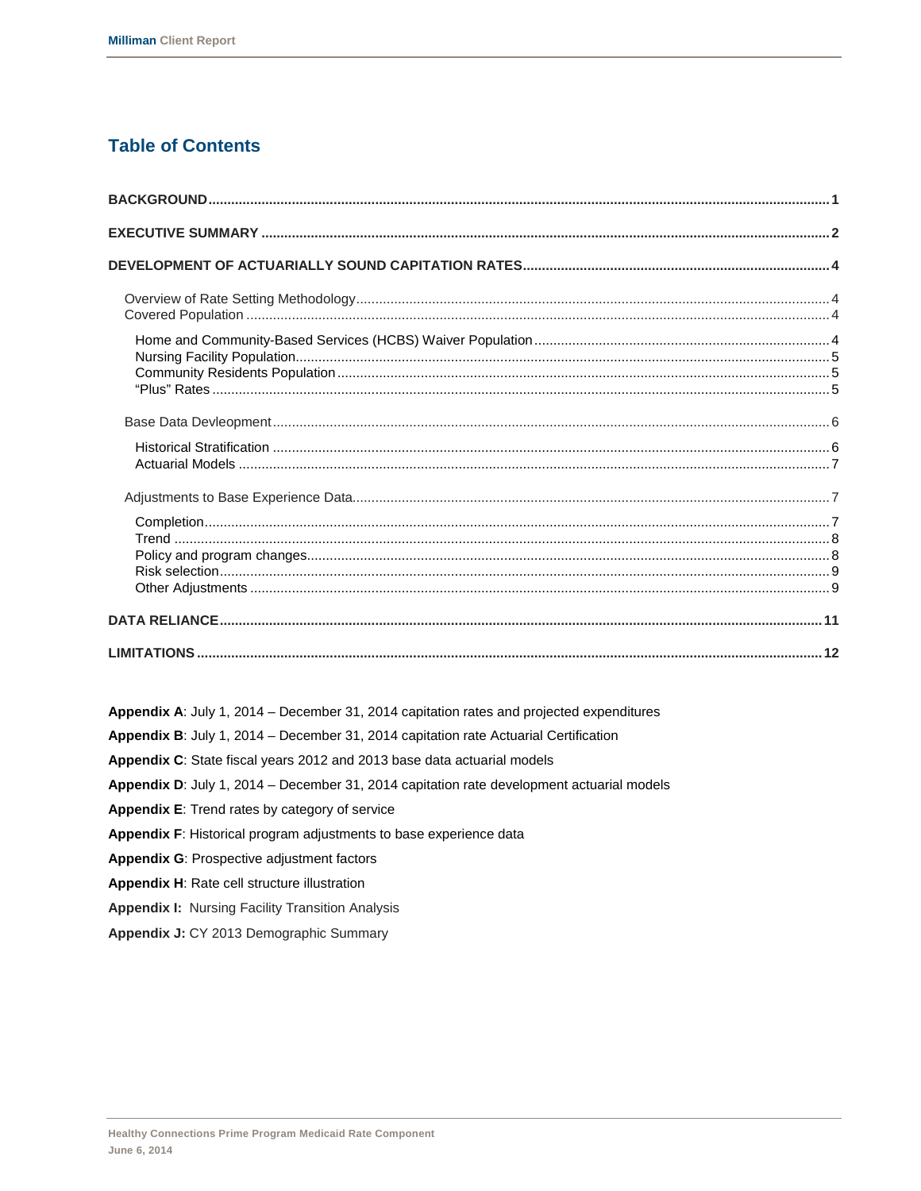# Table of Contents

**BACKGROUND** .......... 1

**EXECUTIVE SUMMARY** .......... 2

**DEVELOPMENT OF ACTUARIALLY SOUND CAPITATION RATES** .......... 4

- Overview of Rate Setting Methodology .......... 4
- Covered Population .......... 4
  - Home and Community-Based Services (HCBS) Waiver Population .......... 4
  - Nursing Facility Population .......... 5
  - Community Residents Population .......... 5
  - "Plus" Rates .......... 5
- Base Data Devleopment .......... 6
  - Historical Stratification .......... 6
  - Actuarial Models .......... 7
- Adjustments to Base Experience Data .......... 7
  - Completion .......... 7
  - Trend .......... 8
  - Policy and program changes .......... 8
  - Risk selection .......... 9
  - Other Adjustments .......... 9

**DATA RELIANCE** .......... 11

**LIMITATIONS** .......... 12

**Appendix A**: July 1, 2014 – December 31, 2014 capitation rates and projected expenditures

**Appendix B**: July 1, 2014 – December 31, 2014 capitation rate Actuarial Certification

**Appendix C**: State fiscal years 2012 and 2013 base data actuarial models

**Appendix D**: July 1, 2014 – December 31, 2014 capitation rate development actuarial models

**Appendix E**: Trend rates by category of service

**Appendix F**: Historical program adjustments to base experience data

**Appendix G**: Prospective adjustment factors

**Appendix H**: Rate cell structure illustration

**Appendix I:** Nursing Facility Transition Analysis

**Appendix J:** CY 2013 Demographic Summary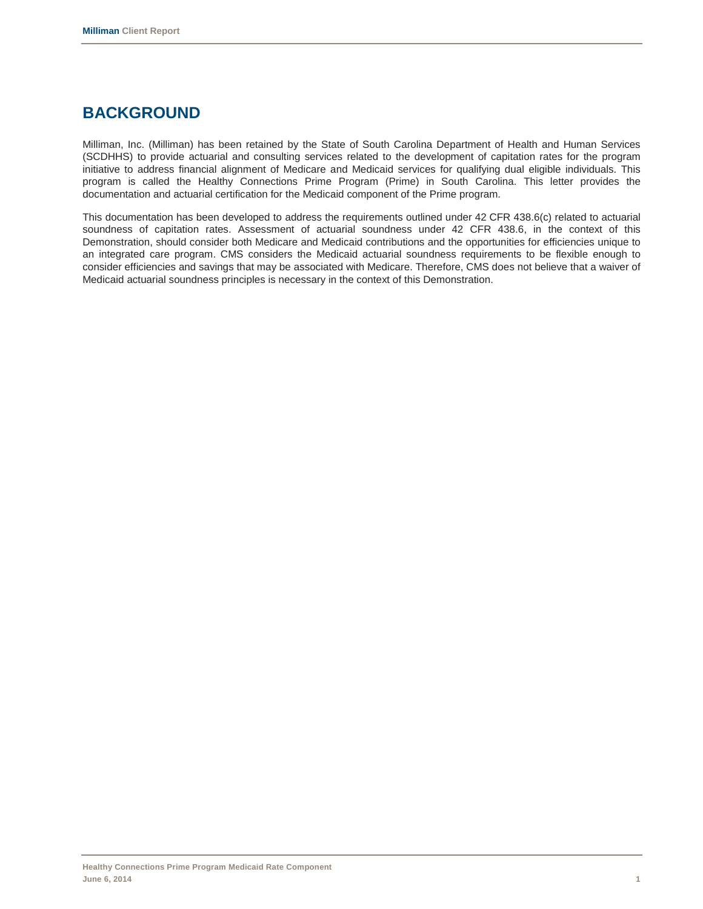# BACKGROUND

Milliman, Inc. (Milliman) has been retained by the State of South Carolina Department of Health and Human Services (SCDHHS) to provide actuarial and consulting services related to the development of capitation rates for the program initiative to address financial alignment of Medicare and Medicaid services for qualifying dual eligible individuals. This program is called the Healthy Connections Prime Program (Prime) in South Carolina. This letter provides the documentation and actuarial certification for the Medicaid component of the Prime program.

This documentation has been developed to address the requirements outlined under 42 CFR 438.6(c) related to actuarial soundness of capitation rates. Assessment of actuarial soundness under 42 CFR 438.6, in the context of this Demonstration, should consider both Medicare and Medicaid contributions and the opportunities for efficiencies unique to an integrated care program. CMS considers the Medicaid actuarial soundness requirements to be flexible enough to consider efficiencies and savings that may be associated with Medicare. Therefore, CMS does not believe that a waiver of Medicaid actuarial soundness principles is necessary in the context of this Demonstration.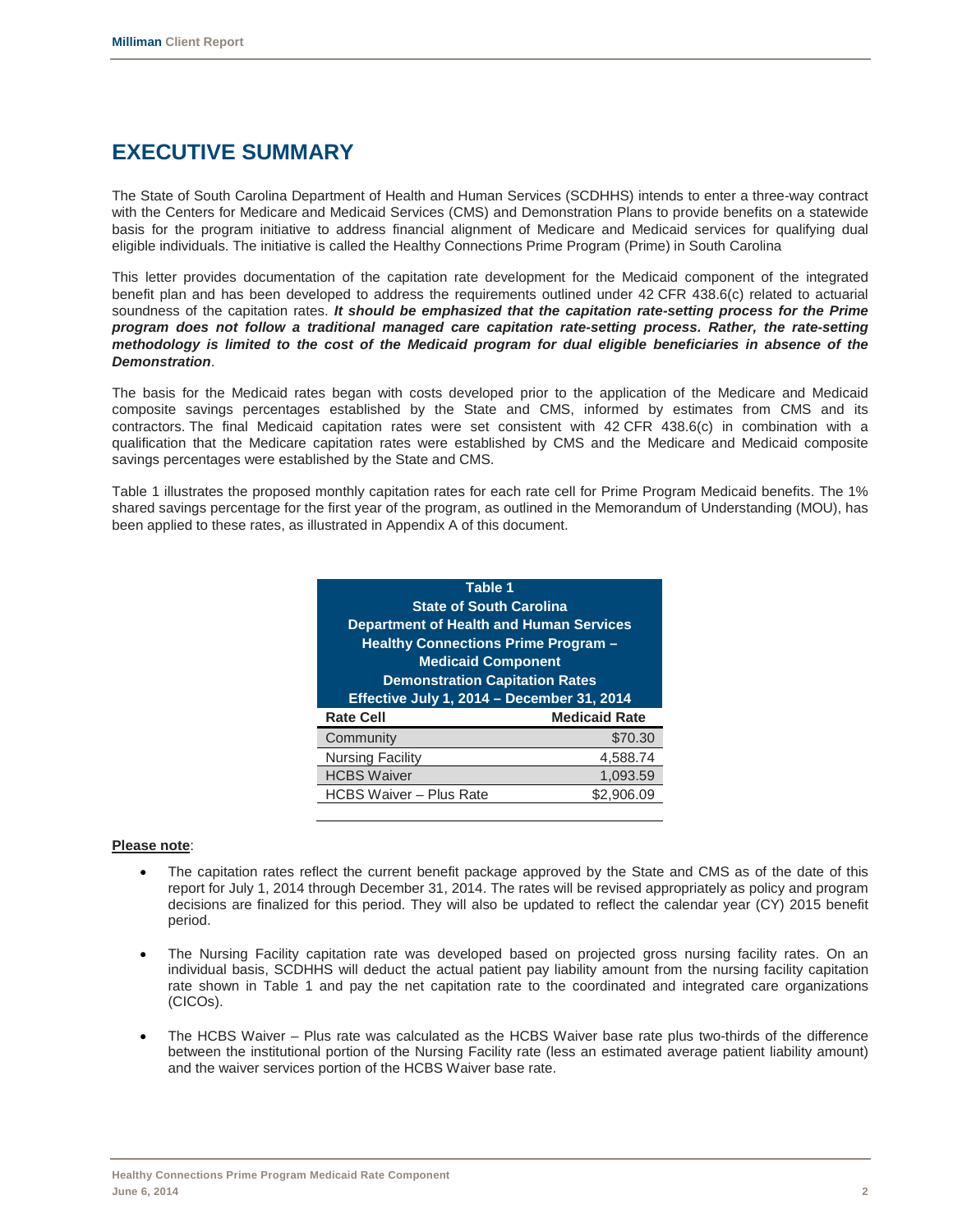# EXECUTIVE SUMMARY

The State of South Carolina Department of Health and Human Services (SCDHHS) intends to enter a three-way contract with the Centers for Medicare and Medicaid Services (CMS) and Demonstration Plans to provide benefits on a statewide basis for the program initiative to address financial alignment of Medicare and Medicaid services for qualifying dual eligible individuals. The initiative is called the Healthy Connections Prime Program (Prime) in South Carolina

This letter provides documentation of the capitation rate development for the Medicaid component of the integrated benefit plan and has been developed to address the requirements outlined under 42 CFR 438.6(c) related to actuarial soundness of the capitation rates. ***It should be emphasized that the capitation rate-setting process for the Prime program does not follow a traditional managed care capitation rate-setting process. Rather, the rate-setting methodology is limited to the cost of the Medicaid program for dual eligible beneficiaries in absence of the Demonstration***.

The basis for the Medicaid rates began with costs developed prior to the application of the Medicare and Medicaid composite savings percentages established by the State and CMS, informed by estimates from CMS and its contractors. The final Medicaid capitation rates were set consistent with 42 CFR 438.6(c) in combination with a qualification that the Medicare capitation rates were established by CMS and the Medicare and Medicaid composite savings percentages were established by the State and CMS.

Table 1 illustrates the proposed monthly capitation rates for each rate cell for Prime Program Medicaid benefits. The 1% shared savings percentage for the first year of the program, as outlined in the Memorandum of Understanding (MOU), has been applied to these rates, as illustrated in Appendix A of this document.

**Table 1**
**State of South Carolina**
**Department of Health and Human Services**
**Healthy Connections Prime Program – Medicaid Component**
**Demonstration Capitation Rates**
**Effective July 1, 2014 – December 31, 2014**

| Rate Cell | Medicaid Rate |
|---|---|
| Community | $70.30 |
| Nursing Facility | 4,588.74 |
| HCBS Waiver | 1,093.59 |
| HCBS Waiver – Plus Rate | $2,906.09 |

**Please note**:

- The capitation rates reflect the current benefit package approved by the State and CMS as of the date of this report for July 1, 2014 through December 31, 2014. The rates will be revised appropriately as policy and program decisions are finalized for this period. They will also be updated to reflect the calendar year (CY) 2015 benefit period.

- The Nursing Facility capitation rate was developed based on projected gross nursing facility rates. On an individual basis, SCDHHS will deduct the actual patient pay liability amount from the nursing facility capitation rate shown in Table 1 and pay the net capitation rate to the coordinated and integrated care organizations (CICOs).

- The HCBS Waiver – Plus rate was calculated as the HCBS Waiver base rate plus two-thirds of the difference between the institutional portion of the Nursing Facility rate (less an estimated average patient liability amount) and the waiver services portion of the HCBS Waiver base rate.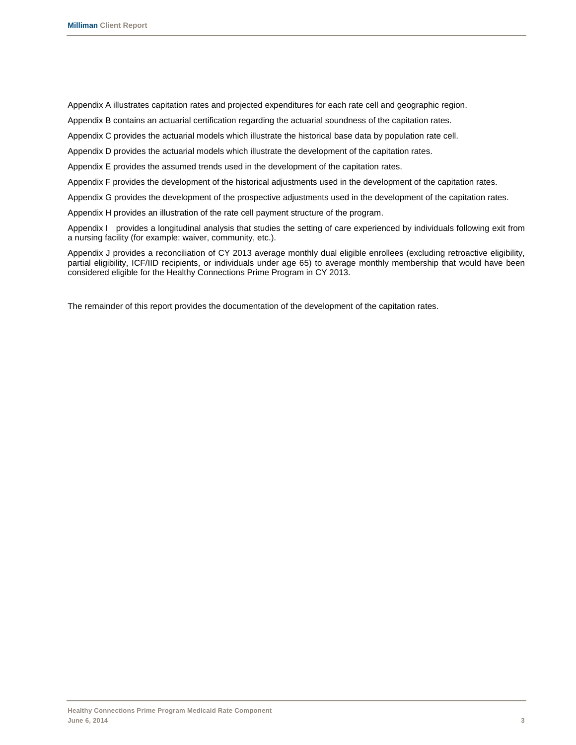Appendix A illustrates capitation rates and projected expenditures for each rate cell and geographic region.

Appendix B contains an actuarial certification regarding the actuarial soundness of the capitation rates.

Appendix C provides the actuarial models which illustrate the historical base data by population rate cell.

Appendix D provides the actuarial models which illustrate the development of the capitation rates.

Appendix E provides the assumed trends used in the development of the capitation rates.

Appendix F provides the development of the historical adjustments used in the development of the capitation rates.

Appendix G provides the development of the prospective adjustments used in the development of the capitation rates.

Appendix H provides an illustration of the rate cell payment structure of the program.

Appendix I provides a longitudinal analysis that studies the setting of care experienced by individuals following exit from a nursing facility (for example: waiver, community, etc.).

Appendix J provides a reconciliation of CY 2013 average monthly dual eligible enrollees (excluding retroactive eligibility, partial eligibility, ICF/IID recipients, or individuals under age 65) to average monthly membership that would have been considered eligible for the Healthy Connections Prime Program in CY 2013.

The remainder of this report provides the documentation of the development of the capitation rates.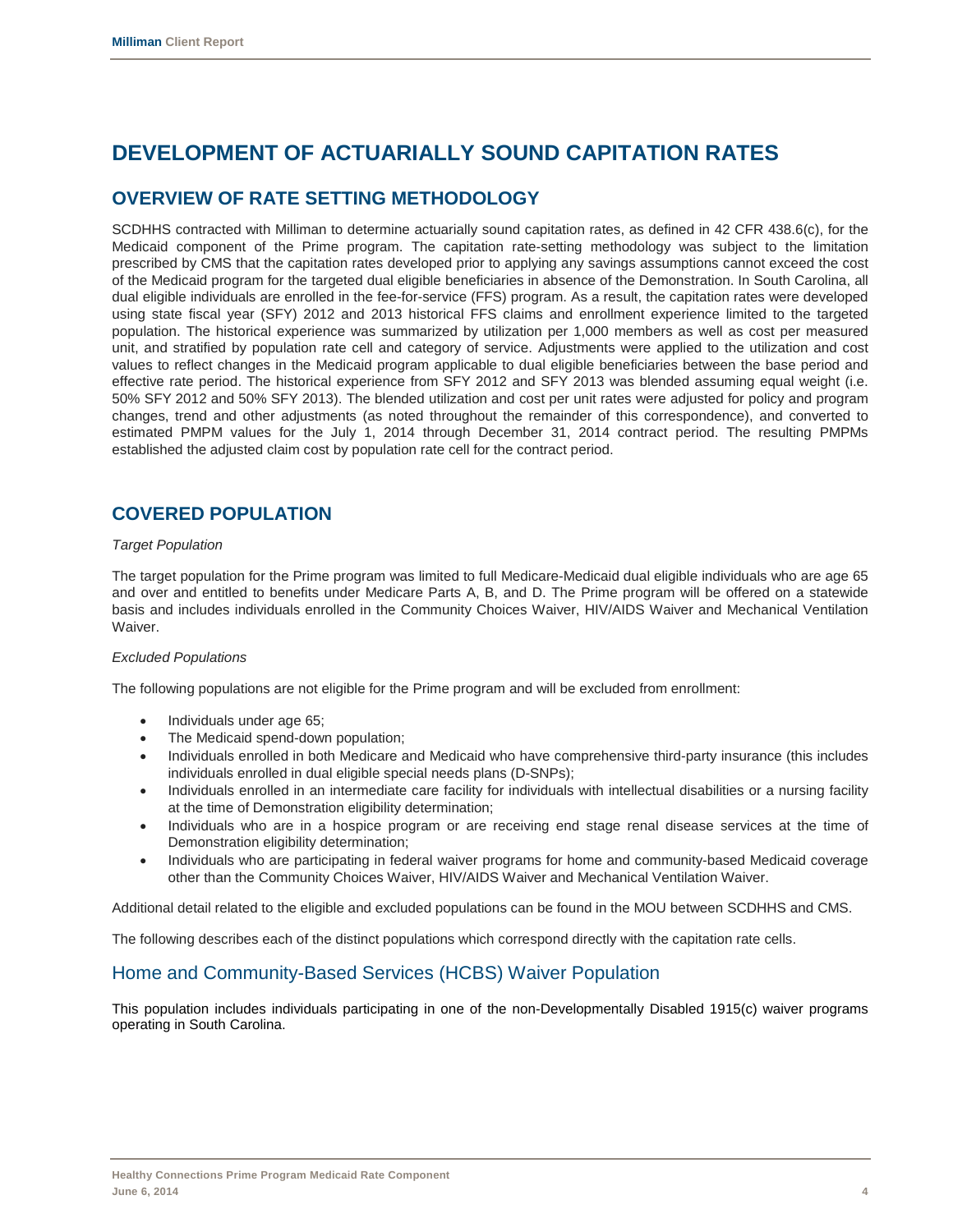# DEVELOPMENT OF ACTUARIALLY SOUND CAPITATION RATES

## OVERVIEW OF RATE SETTING METHODOLOGY

SCDHHS contracted with Milliman to determine actuarially sound capitation rates, as defined in 42 CFR 438.6(c), for the Medicaid component of the Prime program. The capitation rate-setting methodology was subject to the limitation prescribed by CMS that the capitation rates developed prior to applying any savings assumptions cannot exceed the cost of the Medicaid program for the targeted dual eligible beneficiaries in absence of the Demonstration. In South Carolina, all dual eligible individuals are enrolled in the fee-for-service (FFS) program. As a result, the capitation rates were developed using state fiscal year (SFY) 2012 and 2013 historical FFS claims and enrollment experience limited to the targeted population. The historical experience was summarized by utilization per 1,000 members as well as cost per measured unit, and stratified by population rate cell and category of service. Adjustments were applied to the utilization and cost values to reflect changes in the Medicaid program applicable to dual eligible beneficiaries between the base period and effective rate period. The historical experience from SFY 2012 and SFY 2013 was blended assuming equal weight (i.e. 50% SFY 2012 and 50% SFY 2013). The blended utilization and cost per unit rates were adjusted for policy and program changes, trend and other adjustments (as noted throughout the remainder of this correspondence), and converted to estimated PMPM values for the July 1, 2014 through December 31, 2014 contract period. The resulting PMPMs established the adjusted claim cost by population rate cell for the contract period.

## COVERED POPULATION

*Target Population*

The target population for the Prime program was limited to full Medicare-Medicaid dual eligible individuals who are age 65 and over and entitled to benefits under Medicare Parts A, B, and D. The Prime program will be offered on a statewide basis and includes individuals enrolled in the Community Choices Waiver, HIV/AIDS Waiver and Mechanical Ventilation Waiver.

*Excluded Populations*

The following populations are not eligible for the Prime program and will be excluded from enrollment:

- Individuals under age 65;
- The Medicaid spend-down population;
- Individuals enrolled in both Medicare and Medicaid who have comprehensive third-party insurance (this includes individuals enrolled in dual eligible special needs plans (D-SNPs);
- Individuals enrolled in an intermediate care facility for individuals with intellectual disabilities or a nursing facility at the time of Demonstration eligibility determination;
- Individuals who are in a hospice program or are receiving end stage renal disease services at the time of Demonstration eligibility determination;
- Individuals who are participating in federal waiver programs for home and community-based Medicaid coverage other than the Community Choices Waiver, HIV/AIDS Waiver and Mechanical Ventilation Waiver.

Additional detail related to the eligible and excluded populations can be found in the MOU between SCDHHS and CMS.

The following describes each of the distinct populations which correspond directly with the capitation rate cells.

### Home and Community-Based Services (HCBS) Waiver Population

This population includes individuals participating in one of the non-Developmentally Disabled 1915(c) waiver programs operating in South Carolina.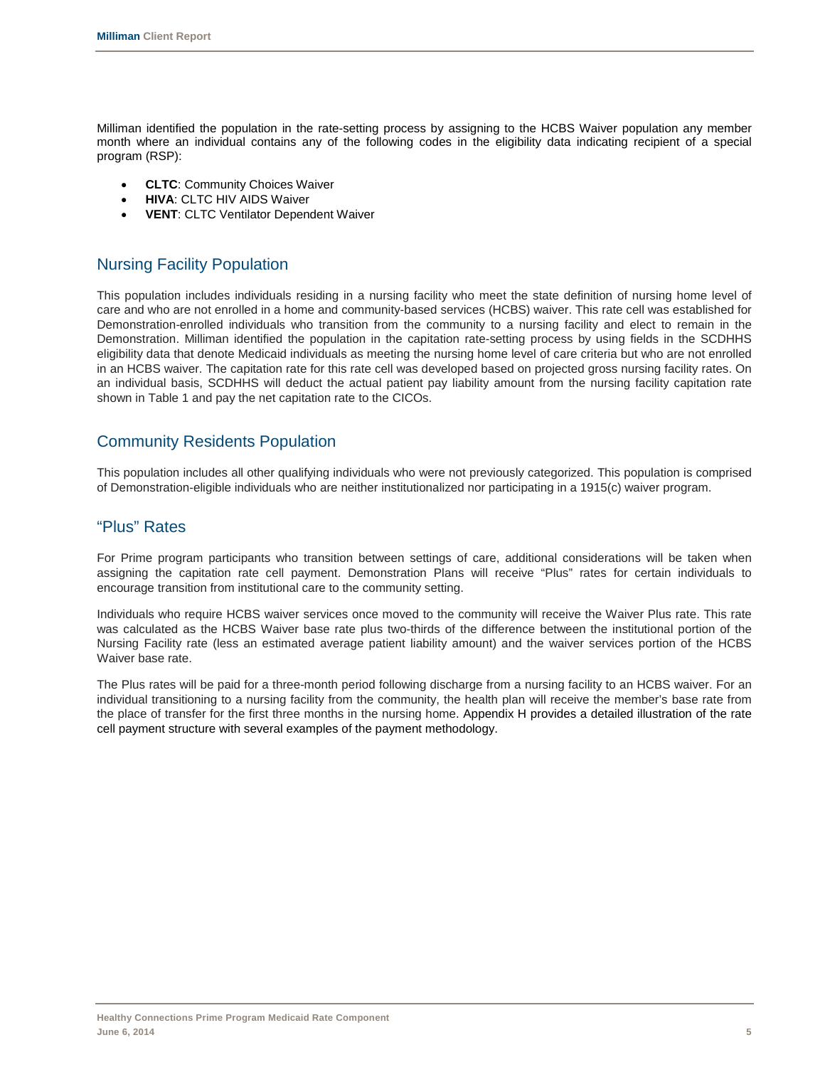Milliman identified the population in the rate-setting process by assigning to the HCBS Waiver population any member month where an individual contains any of the following codes in the eligibility data indicating recipient of a special program (RSP):

- **CLTC**: Community Choices Waiver
- **HIVA**: CLTC HIV AIDS Waiver
- **VENT**: CLTC Ventilator Dependent Waiver

## Nursing Facility Population

This population includes individuals residing in a nursing facility who meet the state definition of nursing home level of care and who are not enrolled in a home and community-based services (HCBS) waiver. This rate cell was established for Demonstration-enrolled individuals who transition from the community to a nursing facility and elect to remain in the Demonstration. Milliman identified the population in the capitation rate-setting process by using fields in the SCDHHS eligibility data that denote Medicaid individuals as meeting the nursing home level of care criteria but who are not enrolled in an HCBS waiver. The capitation rate for this rate cell was developed based on projected gross nursing facility rates. On an individual basis, SCDHHS will deduct the actual patient pay liability amount from the nursing facility capitation rate shown in Table 1 and pay the net capitation rate to the CICOs.

## Community Residents Population

This population includes all other qualifying individuals who were not previously categorized. This population is comprised of Demonstration-eligible individuals who are neither institutionalized nor participating in a 1915(c) waiver program.

## "Plus" Rates

For Prime program participants who transition between settings of care, additional considerations will be taken when assigning the capitation rate cell payment. Demonstration Plans will receive "Plus" rates for certain individuals to encourage transition from institutional care to the community setting.

Individuals who require HCBS waiver services once moved to the community will receive the Waiver Plus rate. This rate was calculated as the HCBS Waiver base rate plus two-thirds of the difference between the institutional portion of the Nursing Facility rate (less an estimated average patient liability amount) and the waiver services portion of the HCBS Waiver base rate.

The Plus rates will be paid for a three-month period following discharge from a nursing facility to an HCBS waiver. For an individual transitioning to a nursing facility from the community, the health plan will receive the member's base rate from the place of transfer for the first three months in the nursing home. Appendix H provides a detailed illustration of the rate cell payment structure with several examples of the payment methodology.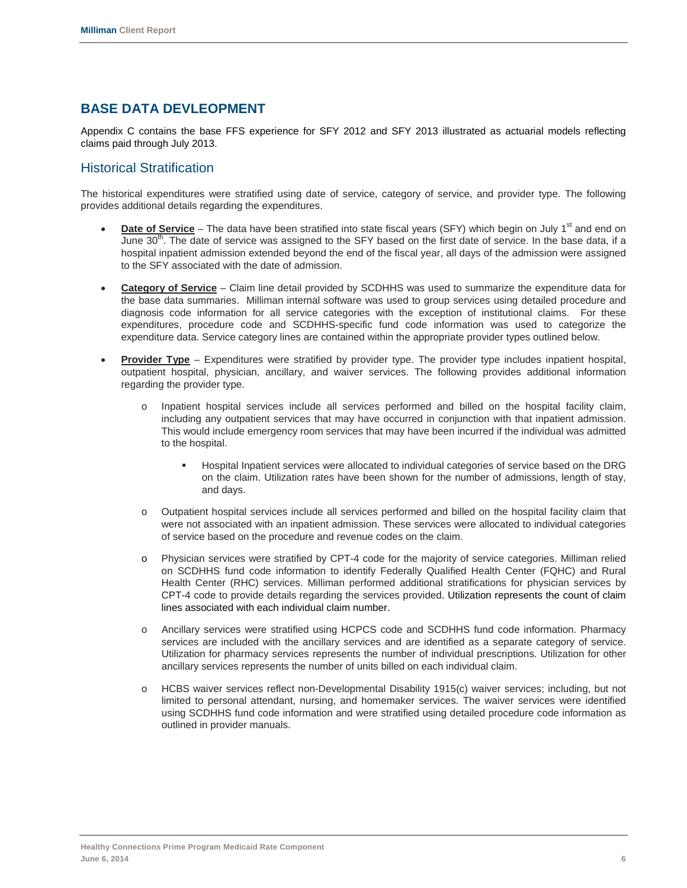## BASE DATA DEVLEOPMENT

Appendix C contains the base FFS experience for SFY 2012 and SFY 2013 illustrated as actuarial models reflecting claims paid through July 2013.

### Historical Stratification

The historical expenditures were stratified using date of service, category of service, and provider type. The following provides additional details regarding the expenditures.

- **Date of Service** – The data have been stratified into state fiscal years (SFY) which begin on July 1st and end on June 30th. The date of service was assigned to the SFY based on the first date of service. In the base data, if a hospital inpatient admission extended beyond the end of the fiscal year, all days of the admission were assigned to the SFY associated with the date of admission.

- **Category of Service** – Claim line detail provided by SCDHHS was used to summarize the expenditure data for the base data summaries. Milliman internal software was used to group services using detailed procedure and diagnosis code information for all service categories with the exception of institutional claims. For these expenditures, procedure code and SCDHHS-specific fund code information was used to categorize the expenditure data. Service category lines are contained within the appropriate provider types outlined below.

- **Provider Type** – Expenditures were stratified by provider type. The provider type includes inpatient hospital, outpatient hospital, physician, ancillary, and waiver services. The following provides additional information regarding the provider type.

  - Inpatient hospital services include all services performed and billed on the hospital facility claim, including any outpatient services that may have occurred in conjunction with that inpatient admission. This would include emergency room services that may have been incurred if the individual was admitted to the hospital.

    - Hospital Inpatient services were allocated to individual categories of service based on the DRG on the claim. Utilization rates have been shown for the number of admissions, length of stay, and days.

  - Outpatient hospital services include all services performed and billed on the hospital facility claim that were not associated with an inpatient admission. These services were allocated to individual categories of service based on the procedure and revenue codes on the claim.

  - Physician services were stratified by CPT-4 code for the majority of service categories. Milliman relied on SCDHHS fund code information to identify Federally Qualified Health Center (FQHC) and Rural Health Center (RHC) services. Milliman performed additional stratifications for physician services by CPT-4 code to provide details regarding the services provided. Utilization represents the count of claim lines associated with each individual claim number.

  - Ancillary services were stratified using HCPCS code and SCDHHS fund code information. Pharmacy services are included with the ancillary services and are identified as a separate category of service. Utilization for pharmacy services represents the number of individual prescriptions. Utilization for other ancillary services represents the number of units billed on each individual claim.

  - HCBS waiver services reflect non-Developmental Disability 1915(c) waiver services; including, but not limited to personal attendant, nursing, and homemaker services. The waiver services were identified using SCDHHS fund code information and were stratified using detailed procedure code information as outlined in provider manuals.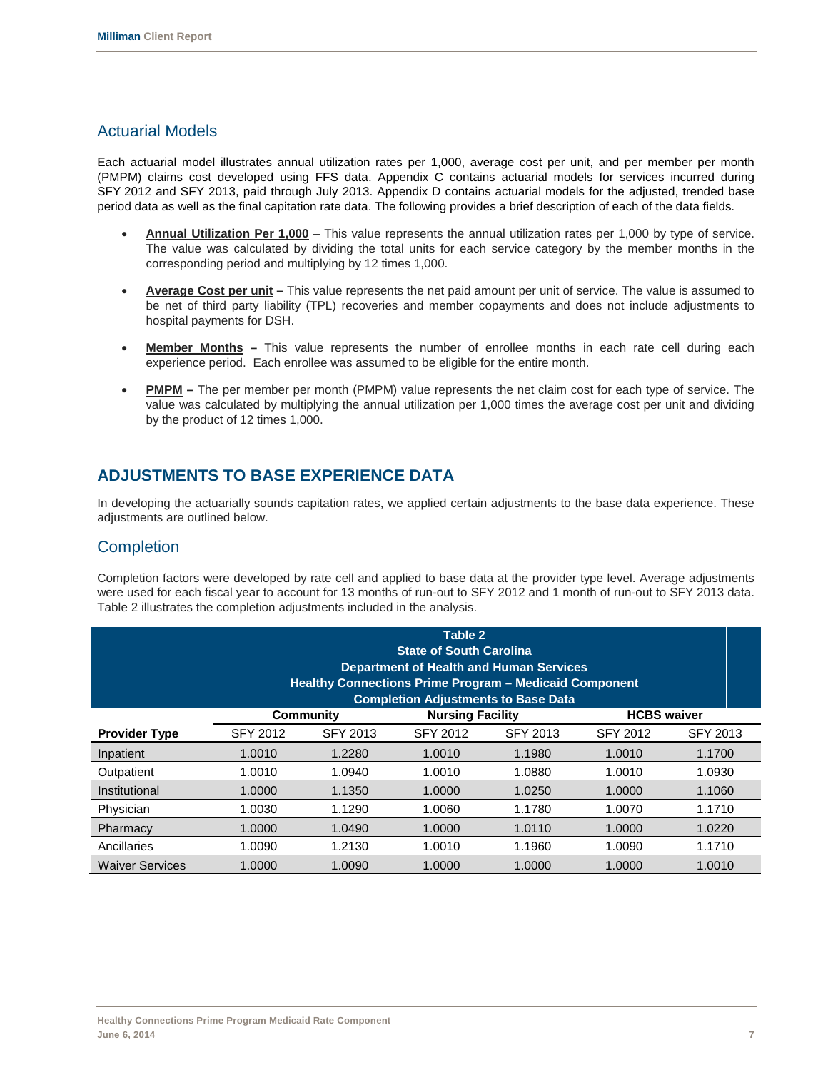## Actuarial Models

Each actuarial model illustrates annual utilization rates per 1,000, average cost per unit, and per member per month (PMPM) claims cost developed using FFS data. Appendix C contains actuarial models for services incurred during SFY 2012 and SFY 2013, paid through July 2013. Appendix D contains actuarial models for the adjusted, trended base period data as well as the final capitation rate data. The following provides a brief description of each of the data fields.

- **Annual Utilization Per 1,000** – This value represents the annual utilization rates per 1,000 by type of service. The value was calculated by dividing the total units for each service category by the member months in the corresponding period and multiplying by 12 times 1,000.
- **Average Cost per unit –** This value represents the net paid amount per unit of service. The value is assumed to be net of third party liability (TPL) recoveries and member copayments and does not include adjustments to hospital payments for DSH.
- **Member Months –** This value represents the number of enrollee months in each rate cell during each experience period. Each enrollee was assumed to be eligible for the entire month.
- **PMPM –** The per member per month (PMPM) value represents the net claim cost for each type of service. The value was calculated by multiplying the annual utilization per 1,000 times the average cost per unit and dividing by the product of 12 times 1,000.

# ADJUSTMENTS TO BASE EXPERIENCE DATA

In developing the actuarially sounds capitation rates, we applied certain adjustments to the base data experience. These adjustments are outlined below.

## Completion

Completion factors were developed by rate cell and applied to base data at the provider type level. Average adjustments were used for each fiscal year to account for 13 months of run-out to SFY 2012 and 1 month of run-out to SFY 2013 data. Table 2 illustrates the completion adjustments included in the analysis.

**Table 2**
**State of South Carolina**
**Department of Health and Human Services**
**Healthy Connections Prime Program – Medicaid Component**
**Completion Adjustments to Base Data**

| | Community | | Nursing Facility | | HCBS waiver | |
|---|---|---|---|---|---|---|
| **Provider Type** | SFY 2012 | SFY 2013 | SFY 2012 | SFY 2013 | SFY 2012 | SFY 2013 |
| Inpatient | 1.0010 | 1.2280 | 1.0010 | 1.1980 | 1.0010 | 1.1700 |
| Outpatient | 1.0010 | 1.0940 | 1.0010 | 1.0880 | 1.0010 | 1.0930 |
| Institutional | 1.0000 | 1.1350 | 1.0000 | 1.0250 | 1.0000 | 1.1060 |
| Physician | 1.0030 | 1.1290 | 1.0060 | 1.1780 | 1.0070 | 1.1710 |
| Pharmacy | 1.0000 | 1.0490 | 1.0000 | 1.0110 | 1.0000 | 1.0220 |
| Ancillaries | 1.0090 | 1.2130 | 1.0010 | 1.1960 | 1.0090 | 1.1710 |
| Waiver Services | 1.0000 | 1.0090 | 1.0000 | 1.0000 | 1.0000 | 1.0010 |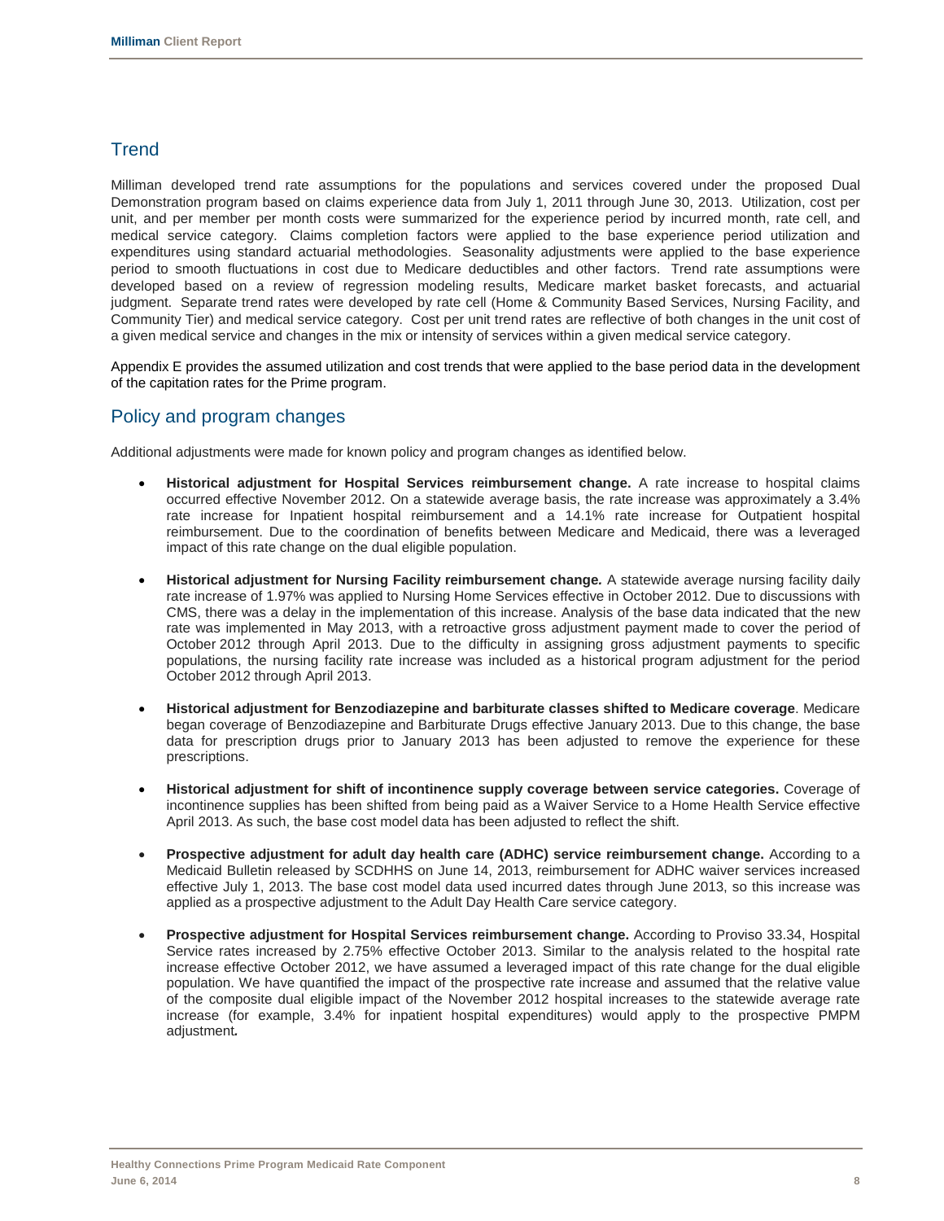## Trend

Milliman developed trend rate assumptions for the populations and services covered under the proposed Dual Demonstration program based on claims experience data from July 1, 2011 through June 30, 2013. Utilization, cost per unit, and per member per month costs were summarized for the experience period by incurred month, rate cell, and medical service category. Claims completion factors were applied to the base experience period utilization and expenditures using standard actuarial methodologies. Seasonality adjustments were applied to the base experience period to smooth fluctuations in cost due to Medicare deductibles and other factors. Trend rate assumptions were developed based on a review of regression modeling results, Medicare market basket forecasts, and actuarial judgment. Separate trend rates were developed by rate cell (Home & Community Based Services, Nursing Facility, and Community Tier) and medical service category. Cost per unit trend rates are reflective of both changes in the unit cost of a given medical service and changes in the mix or intensity of services within a given medical service category.

Appendix E provides the assumed utilization and cost trends that were applied to the base period data in the development of the capitation rates for the Prime program.

## Policy and program changes

Additional adjustments were made for known policy and program changes as identified below.

- **Historical adjustment for Hospital Services reimbursement change.** A rate increase to hospital claims occurred effective November 2012. On a statewide average basis, the rate increase was approximately a 3.4% rate increase for Inpatient hospital reimbursement and a 14.1% rate increase for Outpatient hospital reimbursement. Due to the coordination of benefits between Medicare and Medicaid, there was a leveraged impact of this rate change on the dual eligible population.

- **Historical adjustment for Nursing Facility reimbursement change***.* A statewide average nursing facility daily rate increase of 1.97% was applied to Nursing Home Services effective in October 2012. Due to discussions with CMS, there was a delay in the implementation of this increase. Analysis of the base data indicated that the new rate was implemented in May 2013, with a retroactive gross adjustment payment made to cover the period of October 2012 through April 2013. Due to the difficulty in assigning gross adjustment payments to specific populations, the nursing facility rate increase was included as a historical program adjustment for the period October 2012 through April 2013.

- **Historical adjustment for Benzodiazepine and barbiturate classes shifted to Medicare coverage**. Medicare began coverage of Benzodiazepine and Barbiturate Drugs effective January 2013. Due to this change, the base data for prescription drugs prior to January 2013 has been adjusted to remove the experience for these prescriptions.

- **Historical adjustment for shift of incontinence supply coverage between service categories.** Coverage of incontinence supplies has been shifted from being paid as a Waiver Service to a Home Health Service effective April 2013. As such, the base cost model data has been adjusted to reflect the shift.

- **Prospective adjustment for adult day health care (ADHC) service reimbursement change.** According to a Medicaid Bulletin released by SCDHHS on June 14, 2013, reimbursement for ADHC waiver services increased effective July 1, 2013. The base cost model data used incurred dates through June 2013, so this increase was applied as a prospective adjustment to the Adult Day Health Care service category.

- **Prospective adjustment for Hospital Services reimbursement change.** According to Proviso 33.34, Hospital Service rates increased by 2.75% effective October 2013. Similar to the analysis related to the hospital rate increase effective October 2012, we have assumed a leveraged impact of this rate change for the dual eligible population. We have quantified the impact of the prospective rate increase and assumed that the relative value of the composite dual eligible impact of the November 2012 hospital increases to the statewide average rate increase (for example, 3.4% for inpatient hospital expenditures) would apply to the prospective PMPM adjustment*.*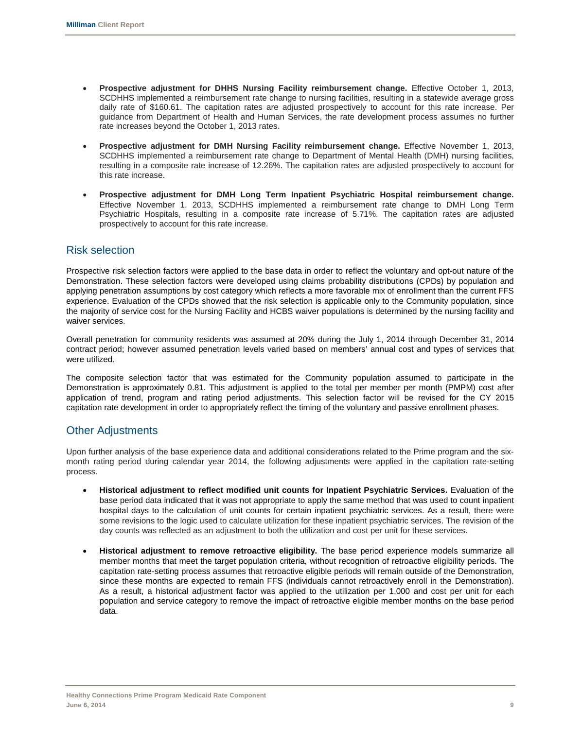- **Prospective adjustment for DHHS Nursing Facility reimbursement change.** Effective October 1, 2013, SCDHHS implemented a reimbursement rate change to nursing facilities, resulting in a statewide average gross daily rate of $160.61. The capitation rates are adjusted prospectively to account for this rate increase. Per guidance from Department of Health and Human Services, the rate development process assumes no further rate increases beyond the October 1, 2013 rates.

- **Prospective adjustment for DMH Nursing Facility reimbursement change.** Effective November 1, 2013, SCDHHS implemented a reimbursement rate change to Department of Mental Health (DMH) nursing facilities, resulting in a composite rate increase of 12.26%. The capitation rates are adjusted prospectively to account for this rate increase.

- **Prospective adjustment for DMH Long Term Inpatient Psychiatric Hospital reimbursement change.** Effective November 1, 2013, SCDHHS implemented a reimbursement rate change to DMH Long Term Psychiatric Hospitals, resulting in a composite rate increase of 5.71%. The capitation rates are adjusted prospectively to account for this rate increase.

## Risk selection

Prospective risk selection factors were applied to the base data in order to reflect the voluntary and opt-out nature of the Demonstration. These selection factors were developed using claims probability distributions (CPDs) by population and applying penetration assumptions by cost category which reflects a more favorable mix of enrollment than the current FFS experience. Evaluation of the CPDs showed that the risk selection is applicable only to the Community population, since the majority of service cost for the Nursing Facility and HCBS waiver populations is determined by the nursing facility and waiver services.

Overall penetration for community residents was assumed at 20% during the July 1, 2014 through December 31, 2014 contract period; however assumed penetration levels varied based on members' annual cost and types of services that were utilized.

The composite selection factor that was estimated for the Community population assumed to participate in the Demonstration is approximately 0.81. This adjustment is applied to the total per member per month (PMPM) cost after application of trend, program and rating period adjustments. This selection factor will be revised for the CY 2015 capitation rate development in order to appropriately reflect the timing of the voluntary and passive enrollment phases.

## Other Adjustments

Upon further analysis of the base experience data and additional considerations related to the Prime program and the six-month rating period during calendar year 2014, the following adjustments were applied in the capitation rate-setting process.

- **Historical adjustment to reflect modified unit counts for Inpatient Psychiatric Services.** Evaluation of the base period data indicated that it was not appropriate to apply the same method that was used to count inpatient hospital days to the calculation of unit counts for certain inpatient psychiatric services. As a result, there were some revisions to the logic used to calculate utilization for these inpatient psychiatric services. The revision of the day counts was reflected as an adjustment to both the utilization and cost per unit for these services.

- **Historical adjustment to remove retroactive eligibility.** The base period experience models summarize all member months that meet the target population criteria, without recognition of retroactive eligibility periods. The capitation rate-setting process assumes that retroactive eligible periods will remain outside of the Demonstration, since these months are expected to remain FFS (individuals cannot retroactively enroll in the Demonstration). As a result, a historical adjustment factor was applied to the utilization per 1,000 and cost per unit for each population and service category to remove the impact of retroactive eligible member months on the base period data.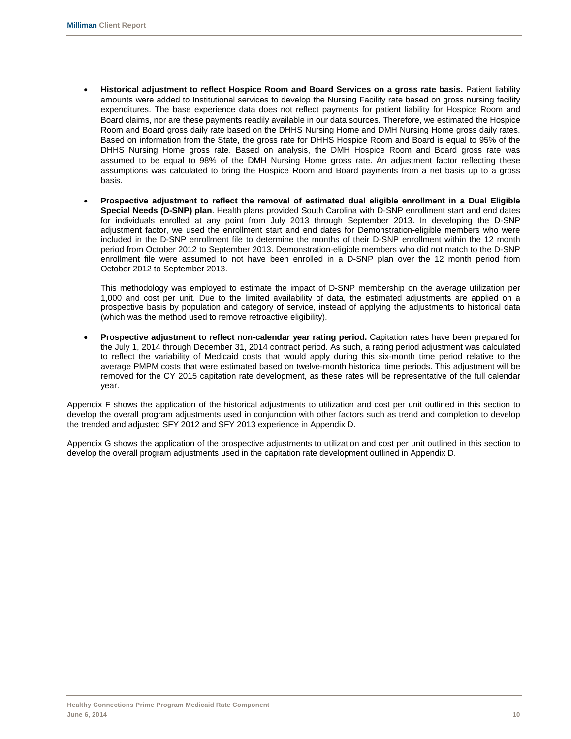- **Historical adjustment to reflect Hospice Room and Board Services on a gross rate basis.** Patient liability amounts were added to Institutional services to develop the Nursing Facility rate based on gross nursing facility expenditures. The base experience data does not reflect payments for patient liability for Hospice Room and Board claims, nor are these payments readily available in our data sources. Therefore, we estimated the Hospice Room and Board gross daily rate based on the DHHS Nursing Home and DMH Nursing Home gross daily rates. Based on information from the State, the gross rate for DHHS Hospice Room and Board is equal to 95% of the DHHS Nursing Home gross rate. Based on analysis, the DMH Hospice Room and Board gross rate was assumed to be equal to 98% of the DMH Nursing Home gross rate. An adjustment factor reflecting these assumptions was calculated to bring the Hospice Room and Board payments from a net basis up to a gross basis.

- **Prospective adjustment to reflect the removal of estimated dual eligible enrollment in a Dual Eligible Special Needs (D-SNP) plan**. Health plans provided South Carolina with D-SNP enrollment start and end dates for individuals enrolled at any point from July 2013 through September 2013. In developing the D-SNP adjustment factor, we used the enrollment start and end dates for Demonstration-eligible members who were included in the D-SNP enrollment file to determine the months of their D-SNP enrollment within the 12 month period from October 2012 to September 2013. Demonstration-eligible members who did not match to the D-SNP enrollment file were assumed to not have been enrolled in a D-SNP plan over the 12 month period from October 2012 to September 2013.

  This methodology was employed to estimate the impact of D-SNP membership on the average utilization per 1,000 and cost per unit. Due to the limited availability of data, the estimated adjustments are applied on a prospective basis by population and category of service, instead of applying the adjustments to historical data (which was the method used to remove retroactive eligibility).

- **Prospective adjustment to reflect non-calendar year rating period.** Capitation rates have been prepared for the July 1, 2014 through December 31, 2014 contract period. As such, a rating period adjustment was calculated to reflect the variability of Medicaid costs that would apply during this six-month time period relative to the average PMPM costs that were estimated based on twelve-month historical time periods. This adjustment will be removed for the CY 2015 capitation rate development, as these rates will be representative of the full calendar year.

Appendix F shows the application of the historical adjustments to utilization and cost per unit outlined in this section to develop the overall program adjustments used in conjunction with other factors such as trend and completion to develop the trended and adjusted SFY 2012 and SFY 2013 experience in Appendix D.

Appendix G shows the application of the prospective adjustments to utilization and cost per unit outlined in this section to develop the overall program adjustments used in the capitation rate development outlined in Appendix D.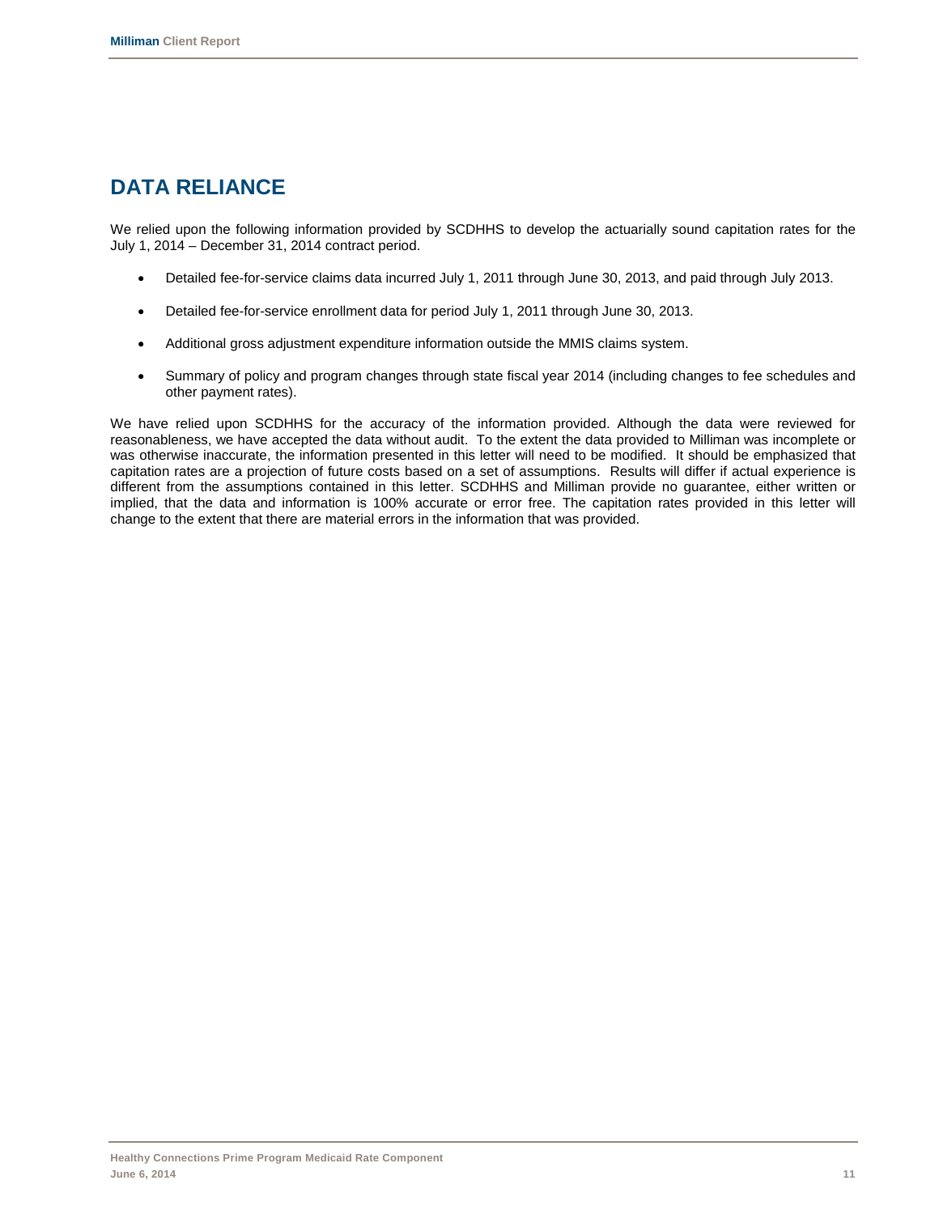# DATA RELIANCE

We relied upon the following information provided by SCDHHS to develop the actuarially sound capitation rates for the July 1, 2014 – December 31, 2014 contract period.

- Detailed fee-for-service claims data incurred July 1, 2011 through June 30, 2013, and paid through July 2013.
- Detailed fee-for-service enrollment data for period July 1, 2011 through June 30, 2013.
- Additional gross adjustment expenditure information outside the MMIS claims system.
- Summary of policy and program changes through state fiscal year 2014 (including changes to fee schedules and other payment rates).

We have relied upon SCDHHS for the accuracy of the information provided. Although the data were reviewed for reasonableness, we have accepted the data without audit. To the extent the data provided to Milliman was incomplete or was otherwise inaccurate, the information presented in this letter will need to be modified. It should be emphasized that capitation rates are a projection of future costs based on a set of assumptions. Results will differ if actual experience is different from the assumptions contained in this letter. SCDHHS and Milliman provide no guarantee, either written or implied, that the data and information is 100% accurate or error free. The capitation rates provided in this letter will change to the extent that there are material errors in the information that was provided.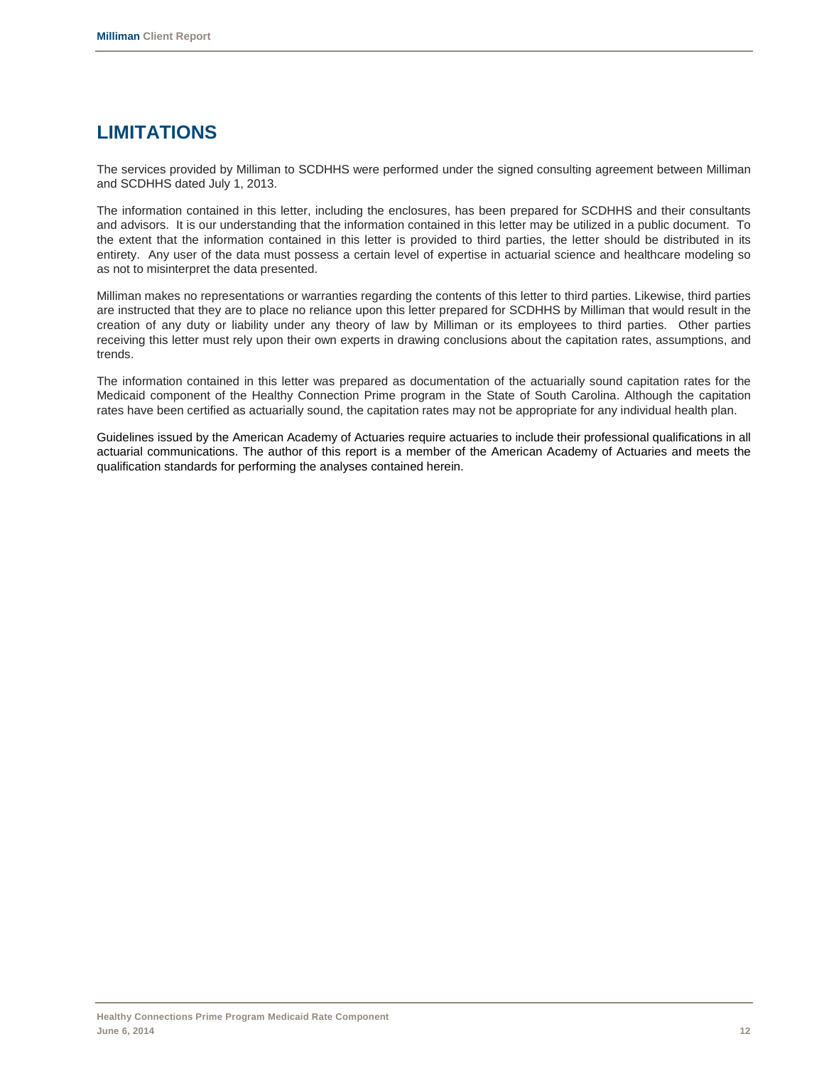# LIMITATIONS

The services provided by Milliman to SCDHHS were performed under the signed consulting agreement between Milliman and SCDHHS dated July 1, 2013.

The information contained in this letter, including the enclosures, has been prepared for SCDHHS and their consultants and advisors. It is our understanding that the information contained in this letter may be utilized in a public document. To the extent that the information contained in this letter is provided to third parties, the letter should be distributed in its entirety. Any user of the data must possess a certain level of expertise in actuarial science and healthcare modeling so as not to misinterpret the data presented.

Milliman makes no representations or warranties regarding the contents of this letter to third parties. Likewise, third parties are instructed that they are to place no reliance upon this letter prepared for SCDHHS by Milliman that would result in the creation of any duty or liability under any theory of law by Milliman or its employees to third parties. Other parties receiving this letter must rely upon their own experts in drawing conclusions about the capitation rates, assumptions, and trends.

The information contained in this letter was prepared as documentation of the actuarially sound capitation rates for the Medicaid component of the Healthy Connection Prime program in the State of South Carolina. Although the capitation rates have been certified as actuarially sound, the capitation rates may not be appropriate for any individual health plan.

Guidelines issued by the American Academy of Actuaries require actuaries to include their professional qualifications in all actuarial communications. The author of this report is a member of the American Academy of Actuaries and meets the qualification standards for performing the analyses contained herein.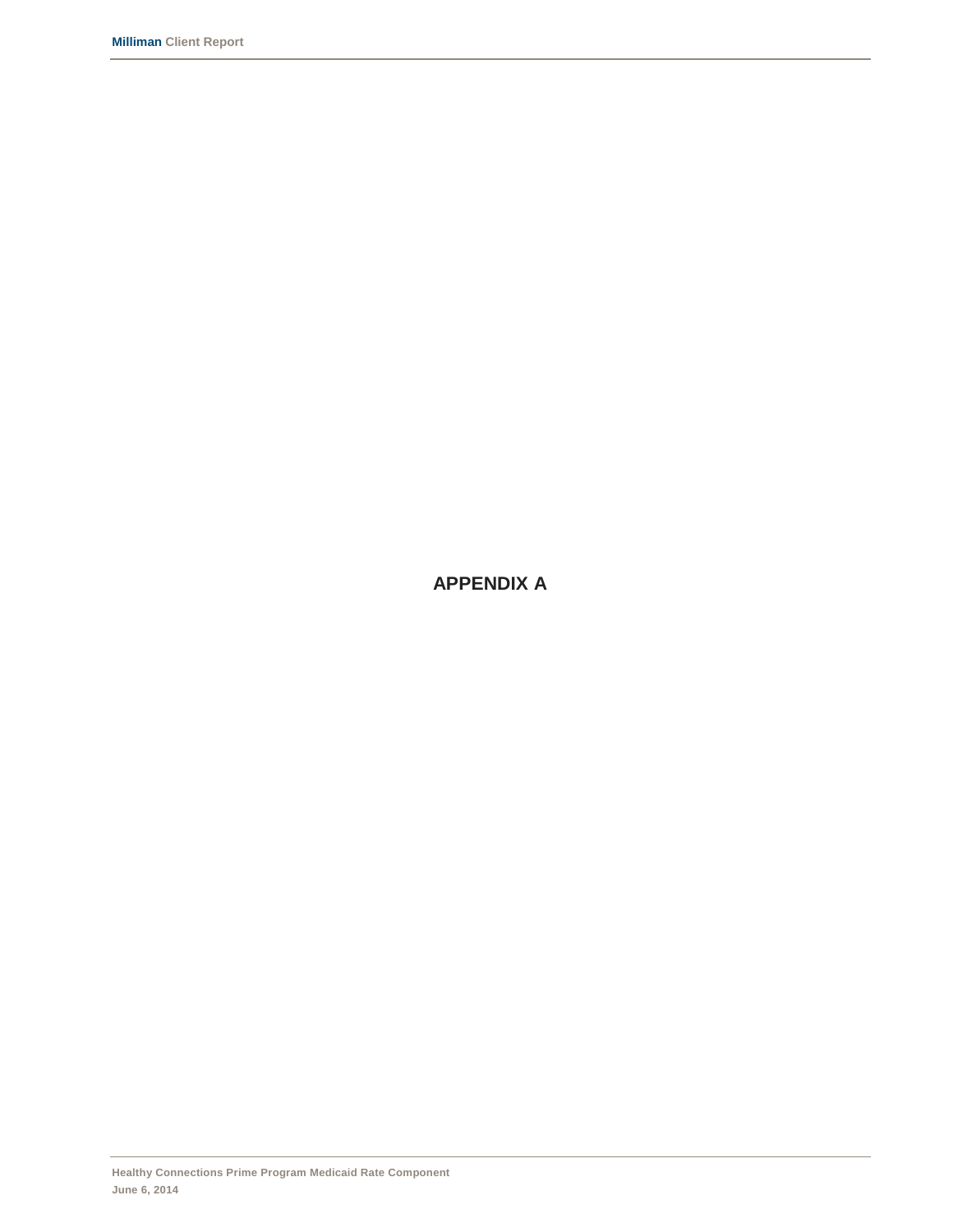# APPENDIX A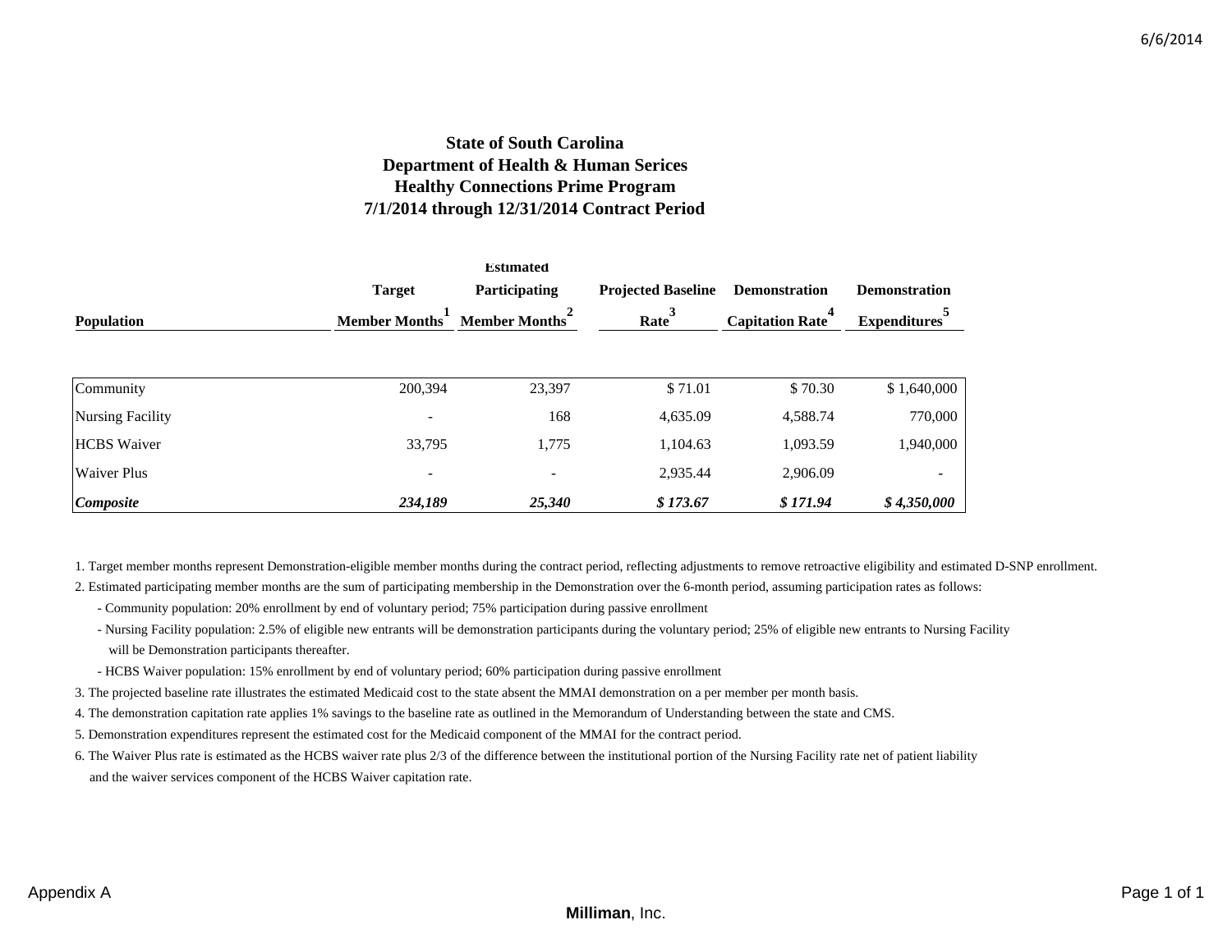# State of South Carolina
## Department of Health & Human Serices
## Healthy Connections Prime Program
## 7/1/2014 through 12/31/2014 Contract Period

| Population | Target Member Months[1] | Estimated Participating Member Months[2] | Projected Baseline Rate[3] | Demonstration Capitation Rate[4] | Demonstration Expenditures[5] |
|---|---|---|---|---|---|
| Community | 200,394 | 23,397 | $ 71.01 | $ 70.30 | $ 1,640,000 |
| Nursing Facility | - | 168 | 4,635.09 | 4,588.74 | 770,000 |
| HCBS Waiver | 33,795 | 1,775 | 1,104.63 | 1,093.59 | 1,940,000 |
| Waiver Plus | - | - | 2,935.44 | 2,906.09 | - |
| ***Composite*** | ***234,189*** | ***25,340*** | ***$ 173.67*** | ***$ 171.94*** | ***$ 4,350,000*** |

1. Target member months represent Demonstration-eligible member months during the contract period, reflecting adjustments to remove retroactive eligibility and estimated D-SNP enrollment.
2. Estimated participating member months are the sum of participating membership in the Demonstration over the 6-month period, assuming participation rates as follows:
   - Community population: 20% enrollment by end of voluntary period; 75% participation during passive enrollment
   - Nursing Facility population: 2.5% of eligible new entrants will be demonstration participants during the voluntary period; 25% of eligible new entrants to Nursing Facility will be Demonstration participants thereafter.
   - HCBS Waiver population: 15% enrollment by end of voluntary period; 60% participation during passive enrollment
3. The projected baseline rate illustrates the estimated Medicaid cost to the state absent the MMAI demonstration on a per member per month basis.
4. The demonstration capitation rate applies 1% savings to the baseline rate as outlined in the Memorandum of Understanding between the state and CMS.
5. Demonstration expenditures represent the estimated cost for the Medicaid component of the MMAI for the contract period.
6. The Waiver Plus rate is estimated as the HCBS waiver rate plus 2/3 of the difference between the institutional portion of the Nursing Facility rate net of patient liability and the waiver services component of the HCBS Waiver capitation rate.

Appendix A

**Milliman**, Inc.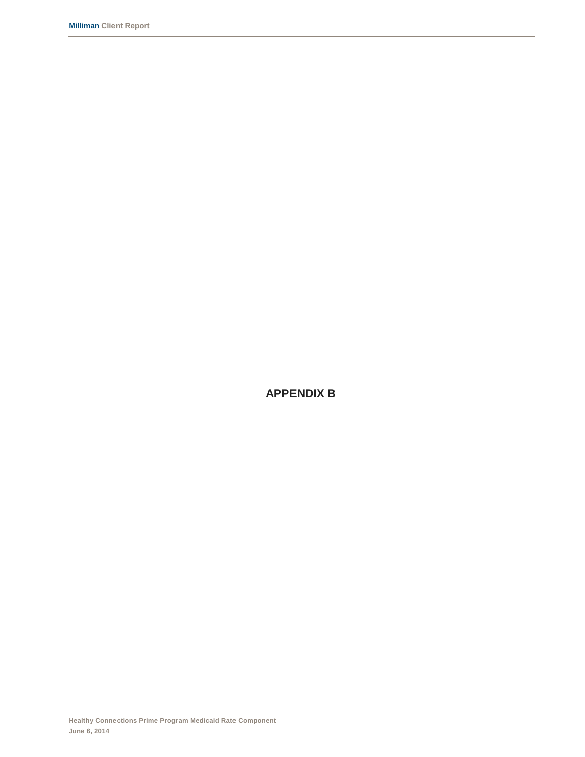# APPENDIX B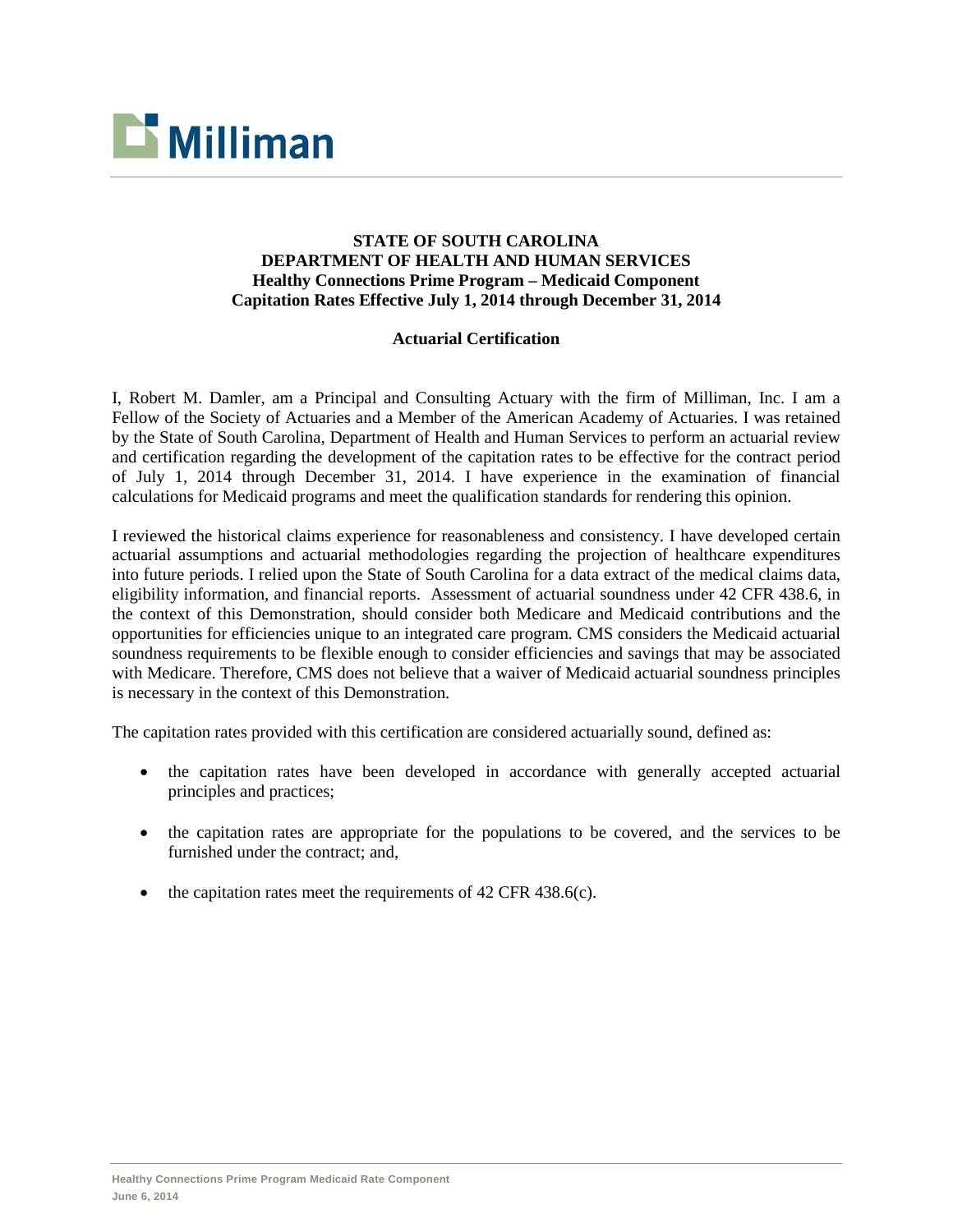**STATE OF SOUTH CAROLINA**
**DEPARTMENT OF HEALTH AND HUMAN SERVICES**
**Healthy Connections Prime Program – Medicaid Component**
**Capitation Rates Effective July 1, 2014 through December 31, 2014**

**Actuarial Certification**

I, Robert M. Damler, am a Principal and Consulting Actuary with the firm of Milliman, Inc. I am a Fellow of the Society of Actuaries and a Member of the American Academy of Actuaries. I was retained by the State of South Carolina, Department of Health and Human Services to perform an actuarial review and certification regarding the development of the capitation rates to be effective for the contract period of July 1, 2014 through December 31, 2014. I have experience in the examination of financial calculations for Medicaid programs and meet the qualification standards for rendering this opinion.

I reviewed the historical claims experience for reasonableness and consistency. I have developed certain actuarial assumptions and actuarial methodologies regarding the projection of healthcare expenditures into future periods. I relied upon the State of South Carolina for a data extract of the medical claims data, eligibility information, and financial reports. Assessment of actuarial soundness under 42 CFR 438.6, in the context of this Demonstration, should consider both Medicare and Medicaid contributions and the opportunities for efficiencies unique to an integrated care program. CMS considers the Medicaid actuarial soundness requirements to be flexible enough to consider efficiencies and savings that may be associated with Medicare. Therefore, CMS does not believe that a waiver of Medicaid actuarial soundness principles is necessary in the context of this Demonstration.

The capitation rates provided with this certification are considered actuarially sound, defined as:

- the capitation rates have been developed in accordance with generally accepted actuarial principles and practices;
- the capitation rates are appropriate for the populations to be covered, and the services to be furnished under the contract; and,
- the capitation rates meet the requirements of 42 CFR 438.6(c).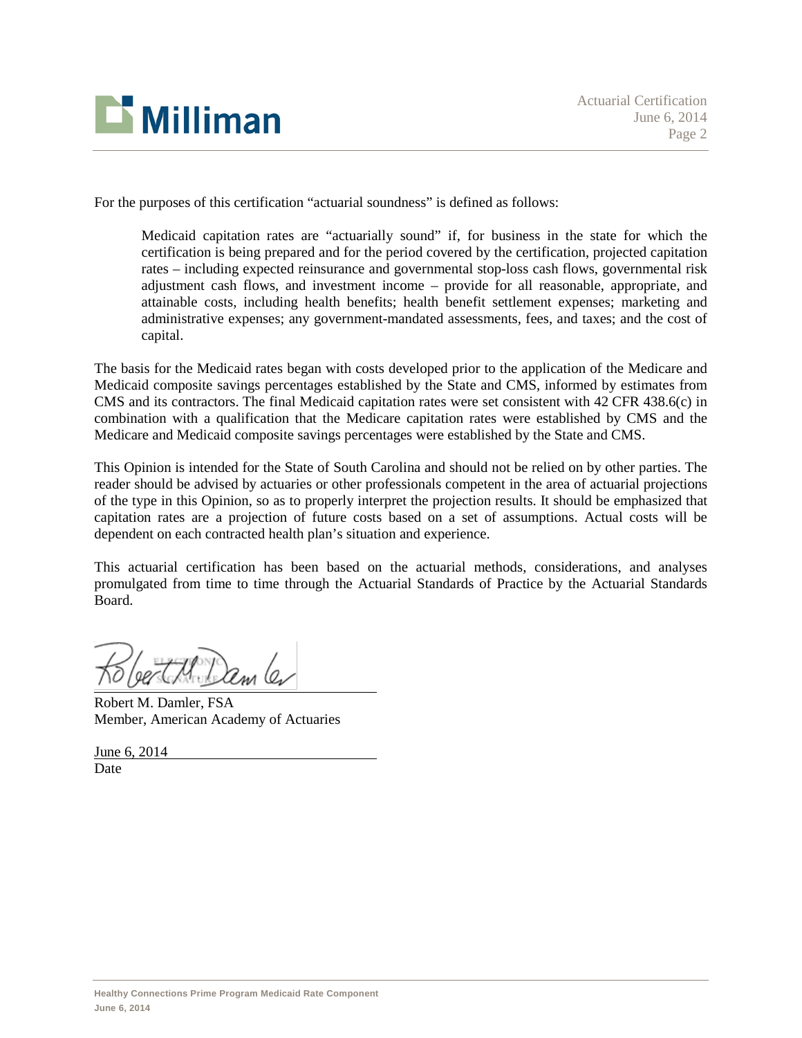For the purposes of this certification "actuarial soundness" is defined as follows:

> Medicaid capitation rates are "actuarially sound" if, for business in the state for which the certification is being prepared and for the period covered by the certification, projected capitation rates – including expected reinsurance and governmental stop-loss cash flows, governmental risk adjustment cash flows, and investment income – provide for all reasonable, appropriate, and attainable costs, including health benefits; health benefit settlement expenses; marketing and administrative expenses; any government-mandated assessments, fees, and taxes; and the cost of capital.

The basis for the Medicaid rates began with costs developed prior to the application of the Medicare and Medicaid composite savings percentages established by the State and CMS, informed by estimates from CMS and its contractors. The final Medicaid capitation rates were set consistent with 42 CFR 438.6(c) in combination with a qualification that the Medicare capitation rates were established by CMS and the Medicare and Medicaid composite savings percentages were established by the State and CMS.

This Opinion is intended for the State of South Carolina and should not be relied on by other parties. The reader should be advised by actuaries or other professionals competent in the area of actuarial projections of the type in this Opinion, so as to properly interpret the projection results. It should be emphasized that capitation rates are a projection of future costs based on a set of assumptions. Actual costs will be dependent on each contracted health plan's situation and experience.

This actuarial certification has been based on the actuarial methods, considerations, and analyses promulgated from time to time through the Actuarial Standards of Practice by the Actuarial Standards Board.

Robert M. Damler, FSA
Member, American Academy of Actuaries

June 6, 2014
Date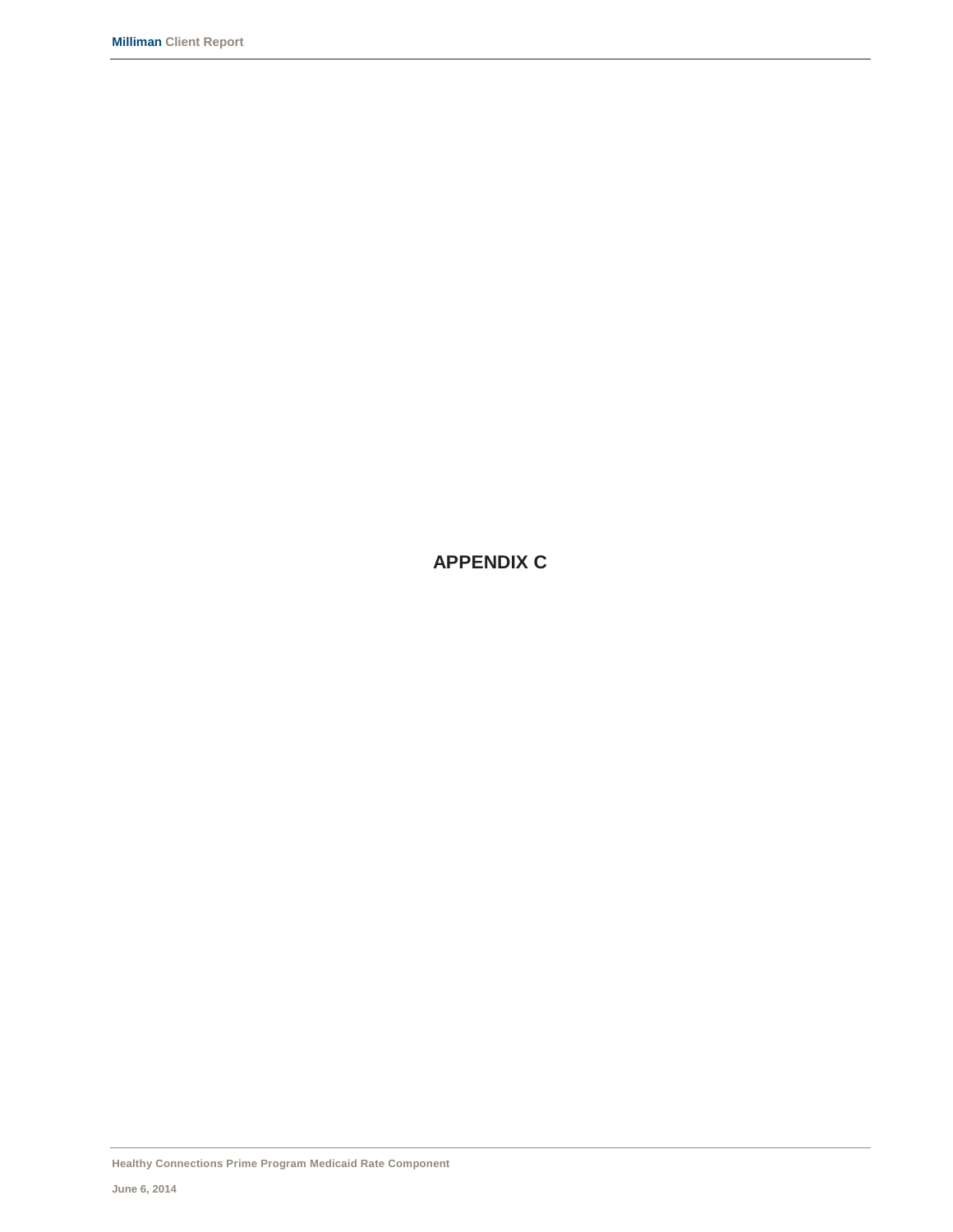# APPENDIX C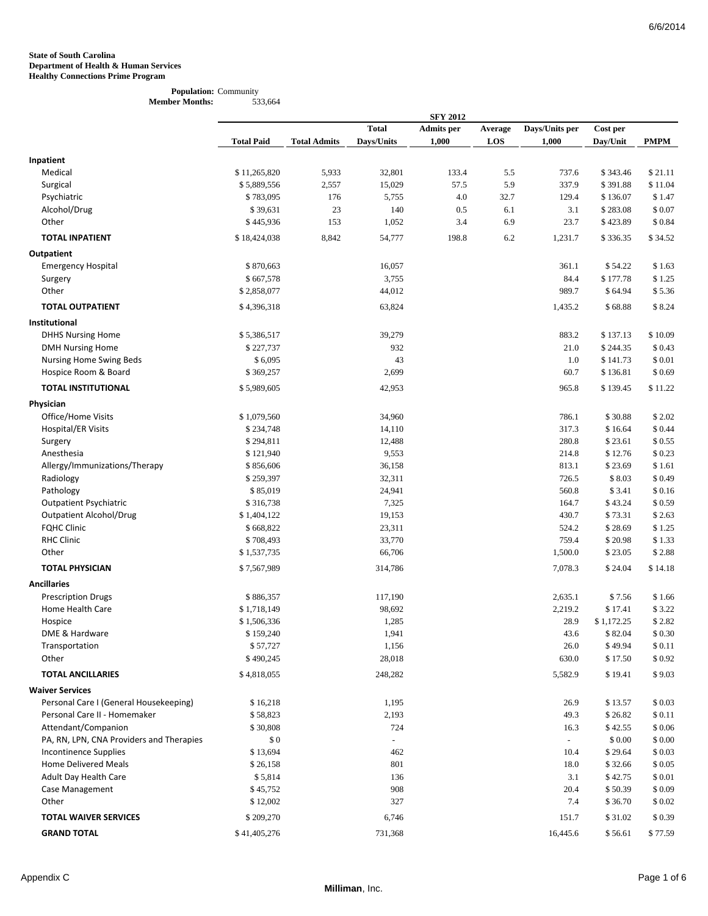**State of South Carolina**
**Department of Health & Human Services**
**Healthy Connections Prime Program**

**Population:** Community
**Member Months:** 533,664

| | SFY 2012 | | | | | | | |
|---|---|---|---|---|---|---|---|---|
| | **Total Paid** | **Total Admits** | **Total Days/Units** | **Admits per 1,000** | **Average LOS** | **Days/Units per 1,000** | **Cost per Day/Unit** | **PMPM** |
| **Inpatient** | | | | | | | | |
| Medical | $ 11,265,820 | 5,933 | 32,801 | 133.4 | 5.5 | 737.6 | $ 343.46 | $ 21.11 |
| Surgical | $ 5,889,556 | 2,557 | 15,029 | 57.5 | 5.9 | 337.9 | $ 391.88 | $ 11.04 |
| Psychiatric | $ 783,095 | 176 | 5,755 | 4.0 | 32.7 | 129.4 | $ 136.07 | $ 1.47 |
| Alcohol/Drug | $ 39,631 | 23 | 140 | 0.5 | 6.1 | 3.1 | $ 283.08 | $ 0.07 |
| Other | $ 445,936 | 153 | 1,052 | 3.4 | 6.9 | 23.7 | $ 423.89 | $ 0.84 |
| **TOTAL INPATIENT** | $ 18,424,038 | 8,842 | 54,777 | 198.8 | 6.2 | 1,231.7 | $ 336.35 | $ 34.52 |
| **Outpatient** | | | | | | | | |
| Emergency Hospital | $ 870,663 | | 16,057 | | | 361.1 | $ 54.22 | $ 1.63 |
| Surgery | $ 667,578 | | 3,755 | | | 84.4 | $ 177.78 | $ 1.25 |
| Other | $ 2,858,077 | | 44,012 | | | 989.7 | $ 64.94 | $ 5.36 |
| **TOTAL OUTPATIENT** | $ 4,396,318 | | 63,824 | | | 1,435.2 | $ 68.88 | $ 8.24 |
| **Institutional** | | | | | | | | |
| DHHS Nursing Home | $ 5,386,517 | | 39,279 | | | 883.2 | $ 137.13 | $ 10.09 |
| DMH Nursing Home | $ 227,737 | | 932 | | | 21.0 | $ 244.35 | $ 0.43 |
| Nursing Home Swing Beds | $ 6,095 | | 43 | | | 1.0 | $ 141.73 | $ 0.01 |
| Hospice Room & Board | $ 369,257 | | 2,699 | | | 60.7 | $ 136.81 | $ 0.69 |
| **TOTAL INSTITUTIONAL** | $ 5,989,605 | | 42,953 | | | 965.8 | $ 139.45 | $ 11.22 |
| **Physician** | | | | | | | | |
| Office/Home Visits | $ 1,079,560 | | 34,960 | | | 786.1 | $ 30.88 | $ 2.02 |
| Hospital/ER Visits | $ 234,748 | | 14,110 | | | 317.3 | $ 16.64 | $ 0.44 |
| Surgery | $ 294,811 | | 12,488 | | | 280.8 | $ 23.61 | $ 0.55 |
| Anesthesia | $ 121,940 | | 9,553 | | | 214.8 | $ 12.76 | $ 0.23 |
| Allergy/Immunizations/Therapy | $ 856,606 | | 36,158 | | | 813.1 | $ 23.69 | $ 1.61 |
| Radiology | $ 259,397 | | 32,311 | | | 726.5 | $ 8.03 | $ 0.49 |
| Pathology | $ 85,019 | | 24,941 | | | 560.8 | $ 3.41 | $ 0.16 |
| Outpatient Psychiatric | $ 316,738 | | 7,325 | | | 164.7 | $ 43.24 | $ 0.59 |
| Outpatient Alcohol/Drug | $ 1,404,122 | | 19,153 | | | 430.7 | $ 73.31 | $ 2.63 |
| FQHC Clinic | $ 668,822 | | 23,311 | | | 524.2 | $ 28.69 | $ 1.25 |
| RHC Clinic | $ 708,493 | | 33,770 | | | 759.4 | $ 20.98 | $ 1.33 |
| Other | $ 1,537,735 | | 66,706 | | | 1,500.0 | $ 23.05 | $ 2.88 |
| **TOTAL PHYSICIAN** | $ 7,567,989 | | 314,786 | | | 7,078.3 | $ 24.04 | $ 14.18 |
| **Ancillaries** | | | | | | | | |
| Prescription Drugs | $ 886,357 | | 117,190 | | | 2,635.1 | $ 7.56 | $ 1.66 |
| Home Health Care | $ 1,718,149 | | 98,692 | | | 2,219.2 | $ 17.41 | $ 3.22 |
| Hospice | $ 1,506,336 | | 1,285 | | | 28.9 | $ 1,172.25 | $ 2.82 |
| DME & Hardware | $ 159,240 | | 1,941 | | | 43.6 | $ 82.04 | $ 0.30 |
| Transportation | $ 57,727 | | 1,156 | | | 26.0 | $ 49.94 | $ 0.11 |
| Other | $ 490,245 | | 28,018 | | | 630.0 | $ 17.50 | $ 0.92 |
| **TOTAL ANCILLARIES** | $ 4,818,055 | | 248,282 | | | 5,582.9 | $ 19.41 | $ 9.03 |
| **Waiver Services** | | | | | | | | |
| Personal Care I (General Housekeeping) | $ 16,218 | | 1,195 | | | 26.9 | $ 13.57 | $ 0.03 |
| Personal Care II - Homemaker | $ 58,823 | | 2,193 | | | 49.3 | $ 26.82 | $ 0.11 |
| Attendant/Companion | $ 30,808 | | 724 | | | 16.3 | $ 42.55 | $ 0.06 |
| PA, RN, LPN, CNA Providers and Therapies | $ 0 | | - | | | - | $ 0.00 | $ 0.00 |
| Incontinence Supplies | $ 13,694 | | 462 | | | 10.4 | $ 29.64 | $ 0.03 |
| Home Delivered Meals | $ 26,158 | | 801 | | | 18.0 | $ 32.66 | $ 0.05 |
| Adult Day Health Care | $ 5,814 | | 136 | | | 3.1 | $ 42.75 | $ 0.01 |
| Case Management | $ 45,752 | | 908 | | | 20.4 | $ 50.39 | $ 0.09 |
| Other | $ 12,002 | | 327 | | | 7.4 | $ 36.70 | $ 0.02 |
| **TOTAL WAIVER SERVICES** | $ 209,270 | | 6,746 | | | 151.7 | $ 31.02 | $ 0.39 |
| **GRAND TOTAL** | $ 41,405,276 | | 731,368 | | | 16,445.6 | $ 56.61 | $ 77.59 |

Appendix C

**Milliman**, Inc.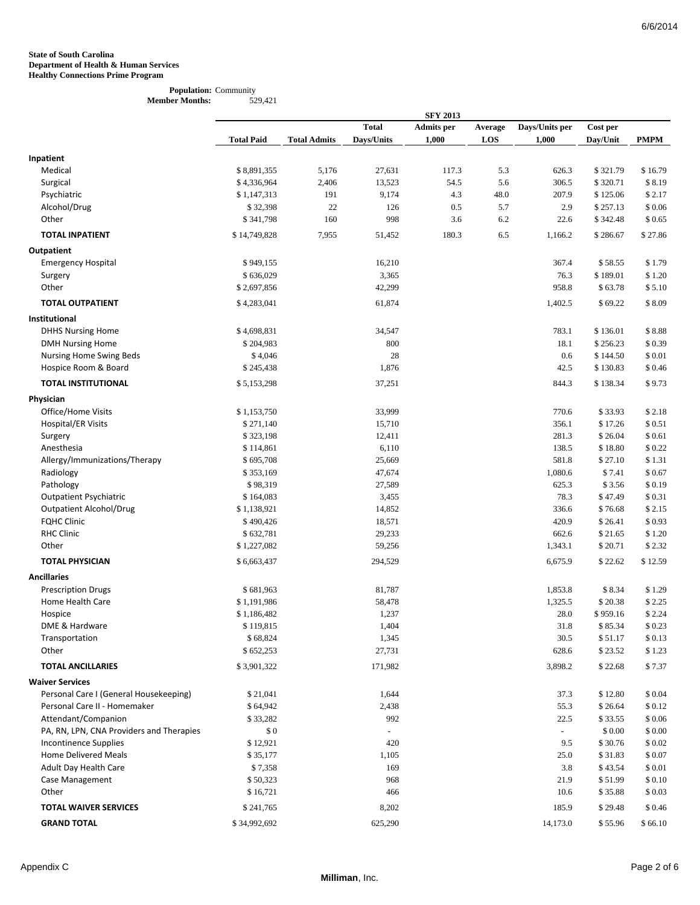**State of South Carolina**
**Department of Health & Human Services**
**Healthy Connections Prime Program**

**Population:** Community
**Member Months:** 529,421

| | SFY 2013 | | | | | | | |
|---|---|---|---|---|---|---|---|---|
| | **Total Paid** | **Total Admits** | **Total Days/Units** | **Admits per 1,000** | **Average LOS** | **Days/Units per 1,000** | **Cost per Day/Unit** | **PMPM** |
| **Inpatient** | | | | | | | | |
| Medical | $ 8,891,355 | 5,176 | 27,631 | 117.3 | 5.3 | 626.3 | $ 321.79 | $ 16.79 |
| Surgical | $ 4,336,964 | 2,406 | 13,523 | 54.5 | 5.6 | 306.5 | $ 320.71 | $ 8.19 |
| Psychiatric | $ 1,147,313 | 191 | 9,174 | 4.3 | 48.0 | 207.9 | $ 125.06 | $ 2.17 |
| Alcohol/Drug | $ 32,398 | 22 | 126 | 0.5 | 5.7 | 2.9 | $ 257.13 | $ 0.06 |
| Other | $ 341,798 | 160 | 998 | 3.6 | 6.2 | 22.6 | $ 342.48 | $ 0.65 |
| **TOTAL INPATIENT** | $ 14,749,828 | 7,955 | 51,452 | 180.3 | 6.5 | 1,166.2 | $ 286.67 | $ 27.86 |
| **Outpatient** | | | | | | | | |
| Emergency Hospital | $ 949,155 | | 16,210 | | | 367.4 | $ 58.55 | $ 1.79 |
| Surgery | $ 636,029 | | 3,365 | | | 76.3 | $ 189.01 | $ 1.20 |
| Other | $ 2,697,856 | | 42,299 | | | 958.8 | $ 63.78 | $ 5.10 |
| **TOTAL OUTPATIENT** | $ 4,283,041 | | 61,874 | | | 1,402.5 | $ 69.22 | $ 8.09 |
| **Institutional** | | | | | | | | |
| DHHS Nursing Home | $ 4,698,831 | | 34,547 | | | 783.1 | $ 136.01 | $ 8.88 |
| DMH Nursing Home | $ 204,983 | | 800 | | | 18.1 | $ 256.23 | $ 0.39 |
| Nursing Home Swing Beds | $ 4,046 | | 28 | | | 0.6 | $ 144.50 | $ 0.01 |
| Hospice Room & Board | $ 245,438 | | 1,876 | | | 42.5 | $ 130.83 | $ 0.46 |
| **TOTAL INSTITUTIONAL** | $ 5,153,298 | | 37,251 | | | 844.3 | $ 138.34 | $ 9.73 |
| **Physician** | | | | | | | | |
| Office/Home Visits | $ 1,153,750 | | 33,999 | | | 770.6 | $ 33.93 | $ 2.18 |
| Hospital/ER Visits | $ 271,140 | | 15,710 | | | 356.1 | $ 17.26 | $ 0.51 |
| Surgery | $ 323,198 | | 12,411 | | | 281.3 | $ 26.04 | $ 0.61 |
| Anesthesia | $ 114,861 | | 6,110 | | | 138.5 | $ 18.80 | $ 0.22 |
| Allergy/Immunizations/Therapy | $ 695,708 | | 25,669 | | | 581.8 | $ 27.10 | $ 1.31 |
| Radiology | $ 353,169 | | 47,674 | | | 1,080.6 | $ 7.41 | $ 0.67 |
| Pathology | $ 98,319 | | 27,589 | | | 625.3 | $ 3.56 | $ 0.19 |
| Outpatient Psychiatric | $ 164,083 | | 3,455 | | | 78.3 | $ 47.49 | $ 0.31 |
| Outpatient Alcohol/Drug | $ 1,138,921 | | 14,852 | | | 336.6 | $ 76.68 | $ 2.15 |
| FQHC Clinic | $ 490,426 | | 18,571 | | | 420.9 | $ 26.41 | $ 0.93 |
| RHC Clinic | $ 632,781 | | 29,233 | | | 662.6 | $ 21.65 | $ 1.20 |
| Other | $ 1,227,082 | | 59,256 | | | 1,343.1 | $ 20.71 | $ 2.32 |
| **TOTAL PHYSICIAN** | $ 6,663,437 | | 294,529 | | | 6,675.9 | $ 22.62 | $ 12.59 |
| **Ancillaries** | | | | | | | | |
| Prescription Drugs | $ 681,963 | | 81,787 | | | 1,853.8 | $ 8.34 | $ 1.29 |
| Home Health Care | $ 1,191,986 | | 58,478 | | | 1,325.5 | $ 20.38 | $ 2.25 |
| Hospice | $ 1,186,482 | | 1,237 | | | 28.0 | $ 959.16 | $ 2.24 |
| DME & Hardware | $ 119,815 | | 1,404 | | | 31.8 | $ 85.34 | $ 0.23 |
| Transportation | $ 68,824 | | 1,345 | | | 30.5 | $ 51.17 | $ 0.13 |
| Other | $ 652,253 | | 27,731 | | | 628.6 | $ 23.52 | $ 1.23 |
| **TOTAL ANCILLARIES** | $ 3,901,322 | | 171,982 | | | 3,898.2 | $ 22.68 | $ 7.37 |
| **Waiver Services** | | | | | | | | |
| Personal Care I (General Housekeeping) | $ 21,041 | | 1,644 | | | 37.3 | $ 12.80 | $ 0.04 |
| Personal Care II - Homemaker | $ 64,942 | | 2,438 | | | 55.3 | $ 26.64 | $ 0.12 |
| Attendant/Companion | $ 33,282 | | 992 | | | 22.5 | $ 33.55 | $ 0.06 |
| PA, RN, LPN, CNA Providers and Therapies | $ 0 | | - | | | - | $ 0.00 | $ 0.00 |
| Incontinence Supplies | $ 12,921 | | 420 | | | 9.5 | $ 30.76 | $ 0.02 |
| Home Delivered Meals | $ 35,177 | | 1,105 | | | 25.0 | $ 31.83 | $ 0.07 |
| Adult Day Health Care | $ 7,358 | | 169 | | | 3.8 | $ 43.54 | $ 0.01 |
| Case Management | $ 50,323 | | 968 | | | 21.9 | $ 51.99 | $ 0.10 |
| Other | $ 16,721 | | 466 | | | 10.6 | $ 35.88 | $ 0.03 |
| **TOTAL WAIVER SERVICES** | $ 241,765 | | 8,202 | | | 185.9 | $ 29.48 | $ 0.46 |
| **GRAND TOTAL** | $ 34,992,692 | | 625,290 | | | 14,173.0 | $ 55.96 | $ 66.10 |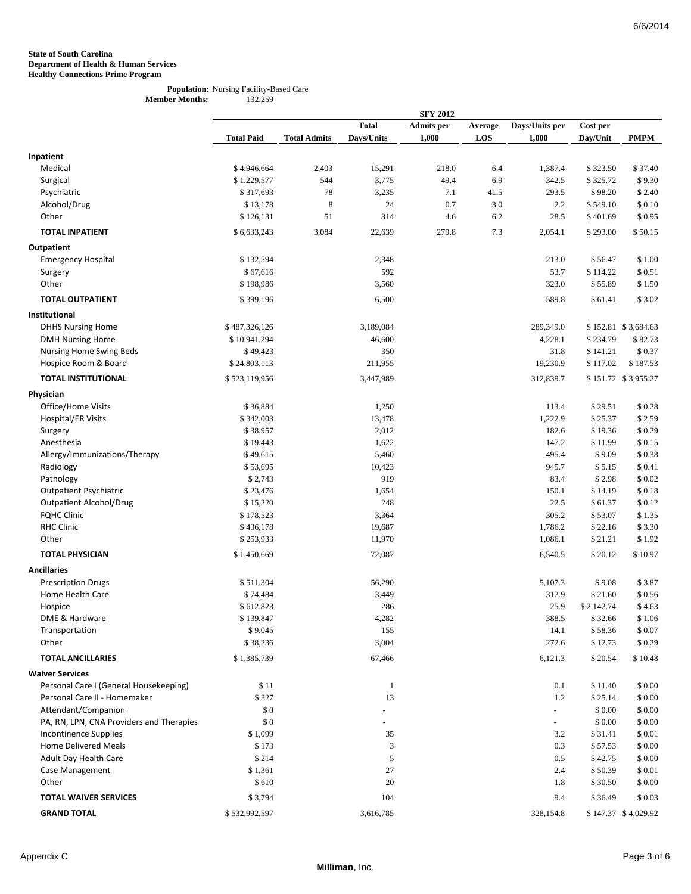**State of South Carolina**
**Department of Health & Human Services**
**Healthy Connections Prime Program**

**Population:** Nursing Facility-Based Care
**Member Months:** 132,259

| | SFY 2012 | | | | | | | |
|---|---|---|---|---|---|---|---|---|
| | **Total Paid** | **Total Admits** | **Total Days/Units** | **Admits per 1,000** | **Average LOS** | **Days/Units per 1,000** | **Cost per Day/Unit** | **PMPM** |
| **Inpatient** | | | | | | | | |
| Medical | $ 4,946,664 | 2,403 | 15,291 | 218.0 | 6.4 | 1,387.4 | $ 323.50 | $ 37.40 |
| Surgical | $ 1,229,577 | 544 | 3,775 | 49.4 | 6.9 | 342.5 | $ 325.72 | $ 9.30 |
| Psychiatric | $ 317,693 | 78 | 3,235 | 7.1 | 41.5 | 293.5 | $ 98.20 | $ 2.40 |
| Alcohol/Drug | $ 13,178 | 8 | 24 | 0.7 | 3.0 | 2.2 | $ 549.10 | $ 0.10 |
| Other | $ 126,131 | 51 | 314 | 4.6 | 6.2 | 28.5 | $ 401.69 | $ 0.95 |
| **TOTAL INPATIENT** | $ 6,633,243 | 3,084 | 22,639 | 279.8 | 7.3 | 2,054.1 | $ 293.00 | $ 50.15 |
| **Outpatient** | | | | | | | | |
| Emergency Hospital | $ 132,594 | | 2,348 | | | 213.0 | $ 56.47 | $ 1.00 |
| Surgery | $ 67,616 | | 592 | | | 53.7 | $ 114.22 | $ 0.51 |
| Other | $ 198,986 | | 3,560 | | | 323.0 | $ 55.89 | $ 1.50 |
| **TOTAL OUTPATIENT** | $ 399,196 | | 6,500 | | | 589.8 | $ 61.41 | $ 3.02 |
| **Institutional** | | | | | | | | |
| DHHS Nursing Home | $ 487,326,126 | | 3,189,084 | | | 289,349.0 | $ 152.81 | $ 3,684.63 |
| DMH Nursing Home | $ 10,941,294 | | 46,600 | | | 4,228.1 | $ 234.79 | $ 82.73 |
| Nursing Home Swing Beds | $ 49,423 | | 350 | | | 31.8 | $ 141.21 | $ 0.37 |
| Hospice Room & Board | $ 24,803,113 | | 211,955 | | | 19,230.9 | $ 117.02 | $ 187.53 |
| **TOTAL INSTITUTIONAL** | $ 523,119,956 | | 3,447,989 | | | 312,839.7 | $ 151.72 | $ 3,955.27 |
| **Physician** | | | | | | | | |
| Office/Home Visits | $ 36,884 | | 1,250 | | | 113.4 | $ 29.51 | $ 0.28 |
| Hospital/ER Visits | $ 342,003 | | 13,478 | | | 1,222.9 | $ 25.37 | $ 2.59 |
| Surgery | $ 38,957 | | 2,012 | | | 182.6 | $ 19.36 | $ 0.29 |
| Anesthesia | $ 19,443 | | 1,622 | | | 147.2 | $ 11.99 | $ 0.15 |
| Allergy/Immunizations/Therapy | $ 49,615 | | 5,460 | | | 495.4 | $ 9.09 | $ 0.38 |
| Radiology | $ 53,695 | | 10,423 | | | 945.7 | $ 5.15 | $ 0.41 |
| Pathology | $ 2,743 | | 919 | | | 83.4 | $ 2.98 | $ 0.02 |
| Outpatient Psychiatric | $ 23,476 | | 1,654 | | | 150.1 | $ 14.19 | $ 0.18 |
| Outpatient Alcohol/Drug | $ 15,220 | | 248 | | | 22.5 | $ 61.37 | $ 0.12 |
| FQHC Clinic | $ 178,523 | | 3,364 | | | 305.2 | $ 53.07 | $ 1.35 |
| RHC Clinic | $ 436,178 | | 19,687 | | | 1,786.2 | $ 22.16 | $ 3.30 |
| Other | $ 253,933 | | 11,970 | | | 1,086.1 | $ 21.21 | $ 1.92 |
| **TOTAL PHYSICIAN** | $ 1,450,669 | | 72,087 | | | 6,540.5 | $ 20.12 | $ 10.97 |
| **Ancillaries** | | | | | | | | |
| Prescription Drugs | $ 511,304 | | 56,290 | | | 5,107.3 | $ 9.08 | $ 3.87 |
| Home Health Care | $ 74,484 | | 3,449 | | | 312.9 | $ 21.60 | $ 0.56 |
| Hospice | $ 612,823 | | 286 | | | 25.9 | $ 2,142.74 | $ 4.63 |
| DME & Hardware | $ 139,847 | | 4,282 | | | 388.5 | $ 32.66 | $ 1.06 |
| Transportation | $ 9,045 | | 155 | | | 14.1 | $ 58.36 | $ 0.07 |
| Other | $ 38,236 | | 3,004 | | | 272.6 | $ 12.73 | $ 0.29 |
| **TOTAL ANCILLARIES** | $ 1,385,739 | | 67,466 | | | 6,121.3 | $ 20.54 | $ 10.48 |
| **Waiver Services** | | | | | | | | |
| Personal Care I (General Housekeeping) | $ 11 | | 1 | | | 0.1 | $ 11.40 | $ 0.00 |
| Personal Care II - Homemaker | $ 327 | | 13 | | | 1.2 | $ 25.14 | $ 0.00 |
| Attendant/Companion | $ 0 | | - | | | - | $ 0.00 | $ 0.00 |
| PA, RN, LPN, CNA Providers and Therapies | $ 0 | | - | | | - | $ 0.00 | $ 0.00 |
| Incontinence Supplies | $ 1,099 | | 35 | | | 3.2 | $ 31.41 | $ 0.01 |
| Home Delivered Meals | $ 173 | | 3 | | | 0.3 | $ 57.53 | $ 0.00 |
| Adult Day Health Care | $ 214 | | 5 | | | 0.5 | $ 42.75 | $ 0.00 |
| Case Management | $ 1,361 | | 27 | | | 2.4 | $ 50.39 | $ 0.01 |
| Other | $ 610 | | 20 | | | 1.8 | $ 30.50 | $ 0.00 |
| **TOTAL WAIVER SERVICES** | $ 3,794 | | 104 | | | 9.4 | $ 36.49 | $ 0.03 |
| **GRAND TOTAL** | $ 532,992,597 | | 3,616,785 | | | 328,154.8 | $ 147.37 | $ 4,029.92 |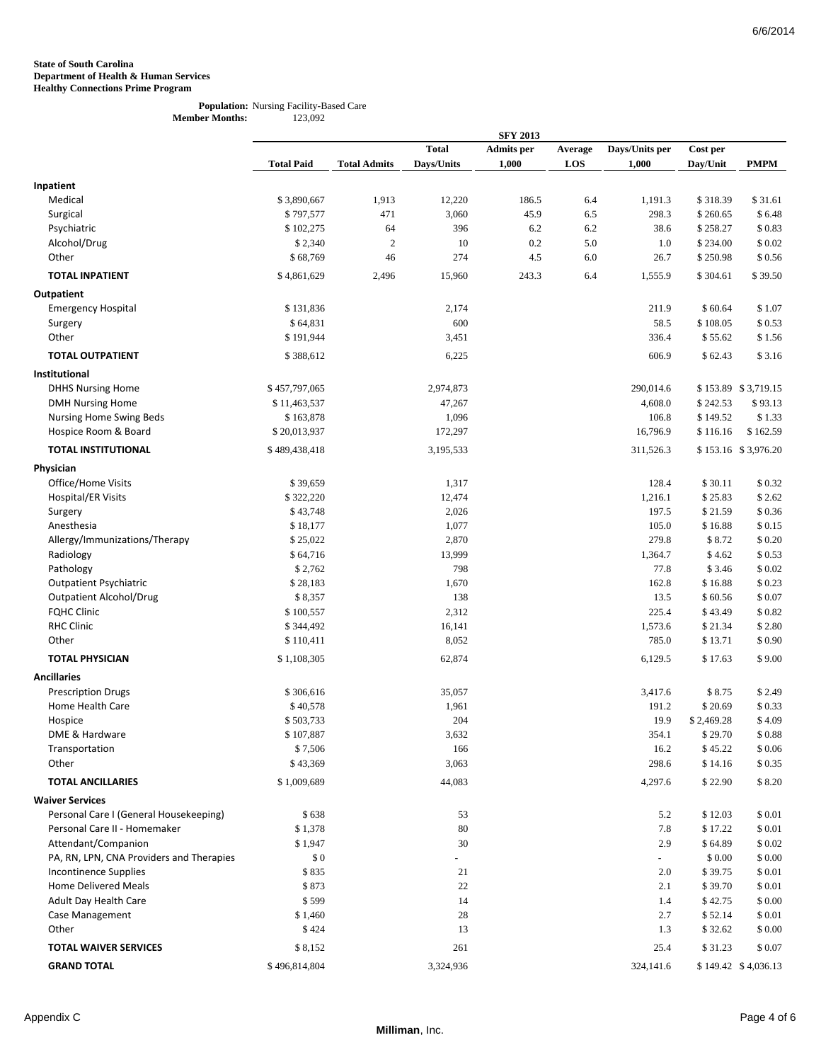**State of South Carolina**
**Department of Health & Human Services**
**Healthy Connections Prime Program**

**Population:** Nursing Facility-Based Care
**Member Months:** 123,092

| | SFY 2013 | | | | | | | |
|---|---|---|---|---|---|---|---|---|
| | Total Paid | Total Admits | Total Days/Units | Admits per 1,000 | Average LOS | Days/Units per 1,000 | Cost per Day/Unit | PMPM |
| **Inpatient** | | | | | | | | |
| Medical | $ 3,890,667 | 1,913 | 12,220 | 186.5 | 6.4 | 1,191.3 | $ 318.39 | $ 31.61 |
| Surgical | $ 797,577 | 471 | 3,060 | 45.9 | 6.5 | 298.3 | $ 260.65 | $ 6.48 |
| Psychiatric | $ 102,275 | 64 | 396 | 6.2 | 6.2 | 38.6 | $ 258.27 | $ 0.83 |
| Alcohol/Drug | $ 2,340 | 2 | 10 | 0.2 | 5.0 | 1.0 | $ 234.00 | $ 0.02 |
| Other | $ 68,769 | 46 | 274 | 4.5 | 6.0 | 26.7 | $ 250.98 | $ 0.56 |
| **TOTAL INPATIENT** | $ 4,861,629 | 2,496 | 15,960 | 243.3 | 6.4 | 1,555.9 | $ 304.61 | $ 39.50 |
| **Outpatient** | | | | | | | | |
| Emergency Hospital | $ 131,836 | | 2,174 | | | 211.9 | $ 60.64 | $ 1.07 |
| Surgery | $ 64,831 | | 600 | | | 58.5 | $ 108.05 | $ 0.53 |
| Other | $ 191,944 | | 3,451 | | | 336.4 | $ 55.62 | $ 1.56 |
| **TOTAL OUTPATIENT** | $ 388,612 | | 6,225 | | | 606.9 | $ 62.43 | $ 3.16 |
| **Institutional** | | | | | | | | |
| DHHS Nursing Home | $ 457,797,065 | | 2,974,873 | | | 290,014.6 | $ 153.89 | $ 3,719.15 |
| DMH Nursing Home | $ 11,463,537 | | 47,267 | | | 4,608.0 | $ 242.53 | $ 93.13 |
| Nursing Home Swing Beds | $ 163,878 | | 1,096 | | | 106.8 | $ 149.52 | $ 1.33 |
| Hospice Room & Board | $ 20,013,937 | | 172,297 | | | 16,796.9 | $ 116.16 | $ 162.59 |
| **TOTAL INSTITUTIONAL** | $ 489,438,418 | | 3,195,533 | | | 311,526.3 | $ 153.16 | $ 3,976.20 |
| **Physician** | | | | | | | | |
| Office/Home Visits | $ 39,659 | | 1,317 | | | 128.4 | $ 30.11 | $ 0.32 |
| Hospital/ER Visits | $ 322,220 | | 12,474 | | | 1,216.1 | $ 25.83 | $ 2.62 |
| Surgery | $ 43,748 | | 2,026 | | | 197.5 | $ 21.59 | $ 0.36 |
| Anesthesia | $ 18,177 | | 1,077 | | | 105.0 | $ 16.88 | $ 0.15 |
| Allergy/Immunizations/Therapy | $ 25,022 | | 2,870 | | | 279.8 | $ 8.72 | $ 0.20 |
| Radiology | $ 64,716 | | 13,999 | | | 1,364.7 | $ 4.62 | $ 0.53 |
| Pathology | $ 2,762 | | 798 | | | 77.8 | $ 3.46 | $ 0.02 |
| Outpatient Psychiatric | $ 28,183 | | 1,670 | | | 162.8 | $ 16.88 | $ 0.23 |
| Outpatient Alcohol/Drug | $ 8,357 | | 138 | | | 13.5 | $ 60.56 | $ 0.07 |
| FQHC Clinic | $ 100,557 | | 2,312 | | | 225.4 | $ 43.49 | $ 0.82 |
| RHC Clinic | $ 344,492 | | 16,141 | | | 1,573.6 | $ 21.34 | $ 2.80 |
| Other | $ 110,411 | | 8,052 | | | 785.0 | $ 13.71 | $ 0.90 |
| **TOTAL PHYSICIAN** | $ 1,108,305 | | 62,874 | | | 6,129.5 | $ 17.63 | $ 9.00 |
| **Ancillaries** | | | | | | | | |
| Prescription Drugs | $ 306,616 | | 35,057 | | | 3,417.6 | $ 8.75 | $ 2.49 |
| Home Health Care | $ 40,578 | | 1,961 | | | 191.2 | $ 20.69 | $ 0.33 |
| Hospice | $ 503,733 | | 204 | | | 19.9 | $ 2,469.28 | $ 4.09 |
| DME & Hardware | $ 107,887 | | 3,632 | | | 354.1 | $ 29.70 | $ 0.88 |
| Transportation | $ 7,506 | | 166 | | | 16.2 | $ 45.22 | $ 0.06 |
| Other | $ 43,369 | | 3,063 | | | 298.6 | $ 14.16 | $ 0.35 |
| **TOTAL ANCILLARIES** | $ 1,009,689 | | 44,083 | | | 4,297.6 | $ 22.90 | $ 8.20 |
| **Waiver Services** | | | | | | | | |
| Personal Care I (General Housekeeping) | $ 638 | | 53 | | | 5.2 | $ 12.03 | $ 0.01 |
| Personal Care II - Homemaker | $ 1,378 | | 80 | | | 7.8 | $ 17.22 | $ 0.01 |
| Attendant/Companion | $ 1,947 | | 30 | | | 2.9 | $ 64.89 | $ 0.02 |
| PA, RN, LPN, CNA Providers and Therapies | $ 0 | | - | | | - | $ 0.00 | $ 0.00 |
| Incontinence Supplies | $ 835 | | 21 | | | 2.0 | $ 39.75 | $ 0.01 |
| Home Delivered Meals | $ 873 | | 22 | | | 2.1 | $ 39.70 | $ 0.01 |
| Adult Day Health Care | $ 599 | | 14 | | | 1.4 | $ 42.75 | $ 0.00 |
| Case Management | $ 1,460 | | 28 | | | 2.7 | $ 52.14 | $ 0.01 |
| Other | $ 424 | | 13 | | | 1.3 | $ 32.62 | $ 0.00 |
| **TOTAL WAIVER SERVICES** | $ 8,152 | | 261 | | | 25.4 | $ 31.23 | $ 0.07 |
| **GRAND TOTAL** | $ 496,814,804 | | 3,324,936 | | | 324,141.6 | $ 149.42 | $ 4,036.13 |

Appendix C

**Milliman**, Inc.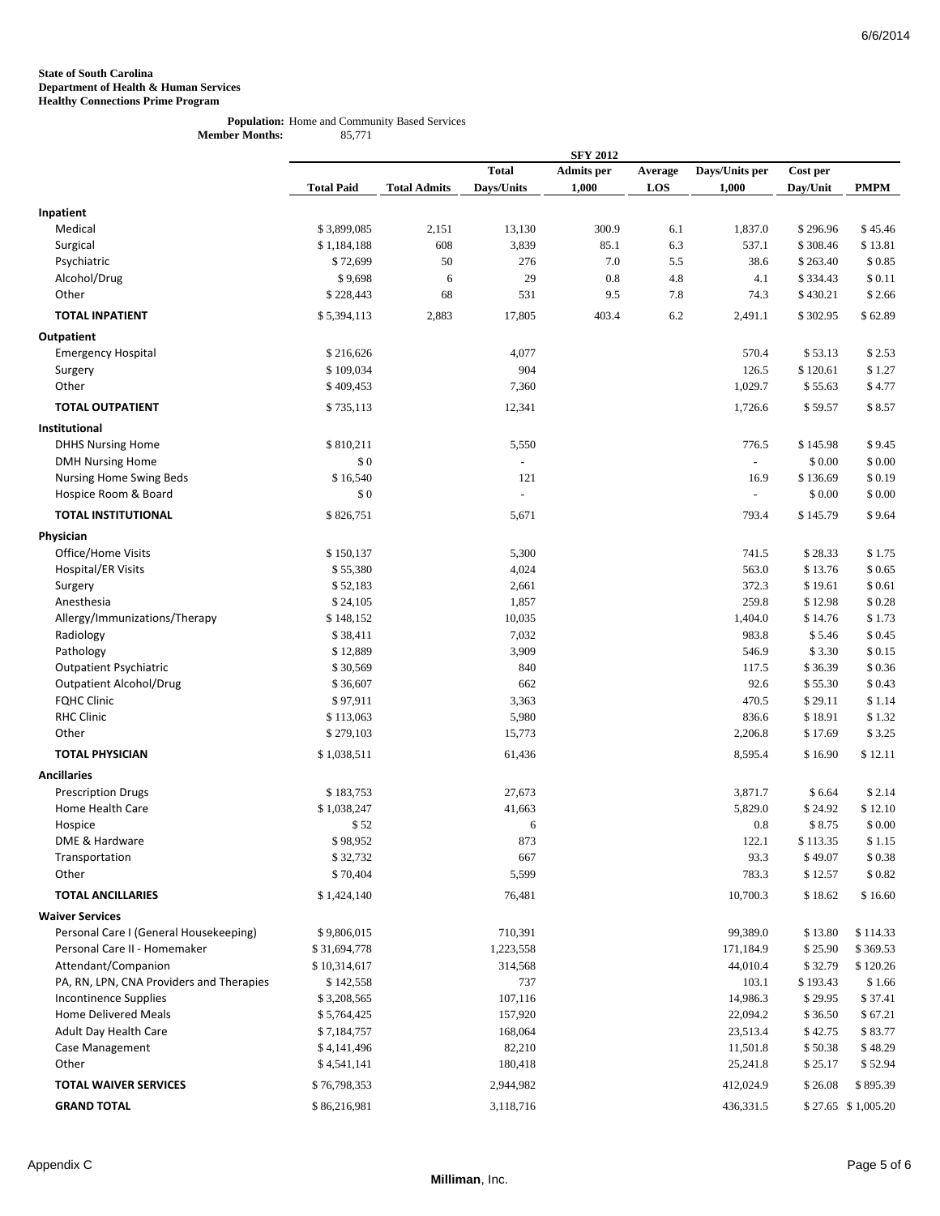**State of South Carolina**
**Department of Health & Human Services**
**Healthy Connections Prime Program**

**Population:** Home and Community Based Services
**Member Months:** 85,771

| | SFY 2012 | | | | | | | |
|---|---|---|---|---|---|---|---|---|
| | Total Paid | Total Admits | Total Days/Units | Admits per 1,000 | Average LOS | Days/Units per 1,000 | Cost per Day/Unit | PMPM |
| **Inpatient** | | | | | | | | |
| Medical | $ 3,899,085 | 2,151 | 13,130 | 300.9 | 6.1 | 1,837.0 | $ 296.96 | $ 45.46 |
| Surgical | $ 1,184,188 | 608 | 3,839 | 85.1 | 6.3 | 537.1 | $ 308.46 | $ 13.81 |
| Psychiatric | $ 72,699 | 50 | 276 | 7.0 | 5.5 | 38.6 | $ 263.40 | $ 0.85 |
| Alcohol/Drug | $ 9,698 | 6 | 29 | 0.8 | 4.8 | 4.1 | $ 334.43 | $ 0.11 |
| Other | $ 228,443 | 68 | 531 | 9.5 | 7.8 | 74.3 | $ 430.21 | $ 2.66 |
| **TOTAL INPATIENT** | $ 5,394,113 | 2,883 | 17,805 | 403.4 | 6.2 | 2,491.1 | $ 302.95 | $ 62.89 |
| **Outpatient** | | | | | | | | |
| Emergency Hospital | $ 216,626 | | 4,077 | | | 570.4 | $ 53.13 | $ 2.53 |
| Surgery | $ 109,034 | | 904 | | | 126.5 | $ 120.61 | $ 1.27 |
| Other | $ 409,453 | | 7,360 | | | 1,029.7 | $ 55.63 | $ 4.77 |
| **TOTAL OUTPATIENT** | $ 735,113 | | 12,341 | | | 1,726.6 | $ 59.57 | $ 8.57 |
| **Institutional** | | | | | | | | |
| DHHS Nursing Home | $ 810,211 | | 5,550 | | | 776.5 | $ 145.98 | $ 9.45 |
| DMH Nursing Home | $ 0 | | - | | | - | $ 0.00 | $ 0.00 |
| Nursing Home Swing Beds | $ 16,540 | | 121 | | | 16.9 | $ 136.69 | $ 0.19 |
| Hospice Room & Board | $ 0 | | - | | | - | $ 0.00 | $ 0.00 |
| **TOTAL INSTITUTIONAL** | $ 826,751 | | 5,671 | | | 793.4 | $ 145.79 | $ 9.64 |
| **Physician** | | | | | | | | |
| Office/Home Visits | $ 150,137 | | 5,300 | | | 741.5 | $ 28.33 | $ 1.75 |
| Hospital/ER Visits | $ 55,380 | | 4,024 | | | 563.0 | $ 13.76 | $ 0.65 |
| Surgery | $ 52,183 | | 2,661 | | | 372.3 | $ 19.61 | $ 0.61 |
| Anesthesia | $ 24,105 | | 1,857 | | | 259.8 | $ 12.98 | $ 0.28 |
| Allergy/Immunizations/Therapy | $ 148,152 | | 10,035 | | | 1,404.0 | $ 14.76 | $ 1.73 |
| Radiology | $ 38,411 | | 7,032 | | | 983.8 | $ 5.46 | $ 0.45 |
| Pathology | $ 12,889 | | 3,909 | | | 546.9 | $ 3.30 | $ 0.15 |
| Outpatient Psychiatric | $ 30,569 | | 840 | | | 117.5 | $ 36.39 | $ 0.36 |
| Outpatient Alcohol/Drug | $ 36,607 | | 662 | | | 92.6 | $ 55.30 | $ 0.43 |
| FQHC Clinic | $ 97,911 | | 3,363 | | | 470.5 | $ 29.11 | $ 1.14 |
| RHC Clinic | $ 113,063 | | 5,980 | | | 836.6 | $ 18.91 | $ 1.32 |
| Other | $ 279,103 | | 15,773 | | | 2,206.8 | $ 17.69 | $ 3.25 |
| **TOTAL PHYSICIAN** | $ 1,038,511 | | 61,436 | | | 8,595.4 | $ 16.90 | $ 12.11 |
| **Ancillaries** | | | | | | | | |
| Prescription Drugs | $ 183,753 | | 27,673 | | | 3,871.7 | $ 6.64 | $ 2.14 |
| Home Health Care | $ 1,038,247 | | 41,663 | | | 5,829.0 | $ 24.92 | $ 12.10 |
| Hospice | $ 52 | | 6 | | | 0.8 | $ 8.75 | $ 0.00 |
| DME & Hardware | $ 98,952 | | 873 | | | 122.1 | $ 113.35 | $ 1.15 |
| Transportation | $ 32,732 | | 667 | | | 93.3 | $ 49.07 | $ 0.38 |
| Other | $ 70,404 | | 5,599 | | | 783.3 | $ 12.57 | $ 0.82 |
| **TOTAL ANCILLARIES** | $ 1,424,140 | | 76,481 | | | 10,700.3 | $ 18.62 | $ 16.60 |
| **Waiver Services** | | | | | | | | |
| Personal Care I (General Housekeeping) | $ 9,806,015 | | 710,391 | | | 99,389.0 | $ 13.80 | $ 114.33 |
| Personal Care II - Homemaker | $ 31,694,778 | | 1,223,558 | | | 171,184.9 | $ 25.90 | $ 369.53 |
| Attendant/Companion | $ 10,314,617 | | 314,568 | | | 44,010.4 | $ 32.79 | $ 120.26 |
| PA, RN, LPN, CNA Providers and Therapies | $ 142,558 | | 737 | | | 103.1 | $ 193.43 | $ 1.66 |
| Incontinence Supplies | $ 3,208,565 | | 107,116 | | | 14,986.3 | $ 29.95 | $ 37.41 |
| Home Delivered Meals | $ 5,764,425 | | 157,920 | | | 22,094.2 | $ 36.50 | $ 67.21 |
| Adult Day Health Care | $ 7,184,757 | | 168,064 | | | 23,513.4 | $ 42.75 | $ 83.77 |
| Case Management | $ 4,141,496 | | 82,210 | | | 11,501.8 | $ 50.38 | $ 48.29 |
| Other | $ 4,541,141 | | 180,418 | | | 25,241.8 | $ 25.17 | $ 52.94 |
| **TOTAL WAIVER SERVICES** | $ 76,798,353 | | 2,944,982 | | | 412,024.9 | $ 26.08 | $ 895.39 |
| **GRAND TOTAL** | $ 86,216,981 | | 3,118,716 | | | 436,331.5 | $ 27.65 | $ 1,005.20 |

Appendix C

**Milliman**, Inc.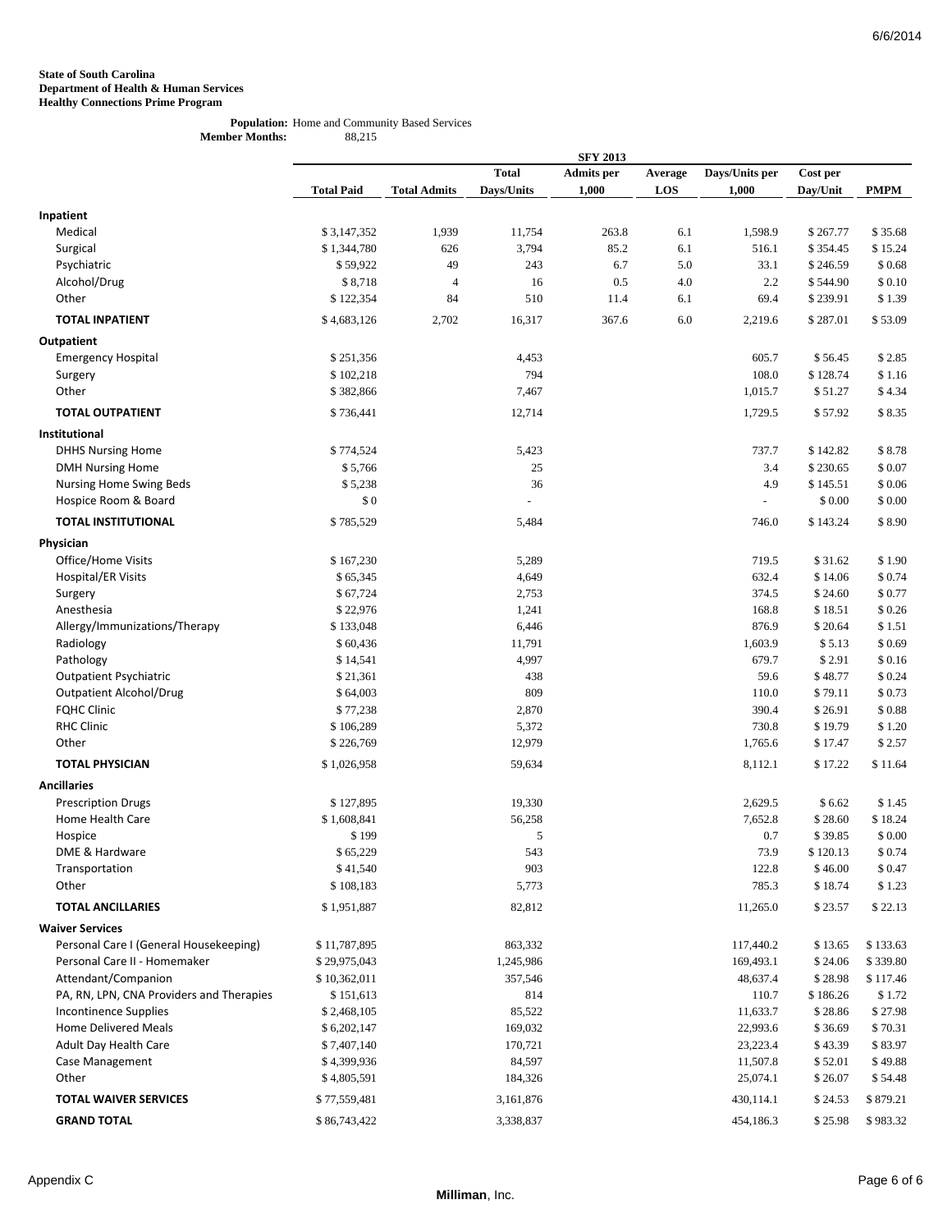**State of South Carolina**
**Department of Health & Human Services**
**Healthy Connections Prime Program**

**Population:** Home and Community Based Services
**Member Months:** 88,215

| | SFY 2013 | | | | | | | |
|---|---|---|---|---|---|---|---|---|
| | **Total Paid** | **Total Admits** | **Total Days/Units** | **Admits per 1,000** | **Average LOS** | **Days/Units per 1,000** | **Cost per Day/Unit** | **PMPM** |
| **Inpatient** | | | | | | | | |
| Medical | $ 3,147,352 | 1,939 | 11,754 | 263.8 | 6.1 | 1,598.9 | $ 267.77 | $ 35.68 |
| Surgical | $ 1,344,780 | 626 | 3,794 | 85.2 | 6.1 | 516.1 | $ 354.45 | $ 15.24 |
| Psychiatric | $ 59,922 | 49 | 243 | 6.7 | 5.0 | 33.1 | $ 246.59 | $ 0.68 |
| Alcohol/Drug | $ 8,718 | 4 | 16 | 0.5 | 4.0 | 2.2 | $ 544.90 | $ 0.10 |
| Other | $ 122,354 | 84 | 510 | 11.4 | 6.1 | 69.4 | $ 239.91 | $ 1.39 |
| **TOTAL INPATIENT** | $ 4,683,126 | 2,702 | 16,317 | 367.6 | 6.0 | 2,219.6 | $ 287.01 | $ 53.09 |
| **Outpatient** | | | | | | | | |
| Emergency Hospital | $ 251,356 | | 4,453 | | | 605.7 | $ 56.45 | $ 2.85 |
| Surgery | $ 102,218 | | 794 | | | 108.0 | $ 128.74 | $ 1.16 |
| Other | $ 382,866 | | 7,467 | | | 1,015.7 | $ 51.27 | $ 4.34 |
| **TOTAL OUTPATIENT** | $ 736,441 | | 12,714 | | | 1,729.5 | $ 57.92 | $ 8.35 |
| **Institutional** | | | | | | | | |
| DHHS Nursing Home | $ 774,524 | | 5,423 | | | 737.7 | $ 142.82 | $ 8.78 |
| DMH Nursing Home | $ 5,766 | | 25 | | | 3.4 | $ 230.65 | $ 0.07 |
| Nursing Home Swing Beds | $ 5,238 | | 36 | | | 4.9 | $ 145.51 | $ 0.06 |
| Hospice Room & Board | $ 0 | | - | | | - | $ 0.00 | $ 0.00 |
| **TOTAL INSTITUTIONAL** | $ 785,529 | | 5,484 | | | 746.0 | $ 143.24 | $ 8.90 |
| **Physician** | | | | | | | | |
| Office/Home Visits | $ 167,230 | | 5,289 | | | 719.5 | $ 31.62 | $ 1.90 |
| Hospital/ER Visits | $ 65,345 | | 4,649 | | | 632.4 | $ 14.06 | $ 0.74 |
| Surgery | $ 67,724 | | 2,753 | | | 374.5 | $ 24.60 | $ 0.77 |
| Anesthesia | $ 22,976 | | 1,241 | | | 168.8 | $ 18.51 | $ 0.26 |
| Allergy/Immunizations/Therapy | $ 133,048 | | 6,446 | | | 876.9 | $ 20.64 | $ 1.51 |
| Radiology | $ 60,436 | | 11,791 | | | 1,603.9 | $ 5.13 | $ 0.69 |
| Pathology | $ 14,541 | | 4,997 | | | 679.7 | $ 2.91 | $ 0.16 |
| Outpatient Psychiatric | $ 21,361 | | 438 | | | 59.6 | $ 48.77 | $ 0.24 |
| Outpatient Alcohol/Drug | $ 64,003 | | 809 | | | 110.0 | $ 79.11 | $ 0.73 |
| FQHC Clinic | $ 77,238 | | 2,870 | | | 390.4 | $ 26.91 | $ 0.88 |
| RHC Clinic | $ 106,289 | | 5,372 | | | 730.8 | $ 19.79 | $ 1.20 |
| Other | $ 226,769 | | 12,979 | | | 1,765.6 | $ 17.47 | $ 2.57 |
| **TOTAL PHYSICIAN** | $ 1,026,958 | | 59,634 | | | 8,112.1 | $ 17.22 | $ 11.64 |
| **Ancillaries** | | | | | | | | |
| Prescription Drugs | $ 127,895 | | 19,330 | | | 2,629.5 | $ 6.62 | $ 1.45 |
| Home Health Care | $ 1,608,841 | | 56,258 | | | 7,652.8 | $ 28.60 | $ 18.24 |
| Hospice | $ 199 | | 5 | | | 0.7 | $ 39.85 | $ 0.00 |
| DME & Hardware | $ 65,229 | | 543 | | | 73.9 | $ 120.13 | $ 0.74 |
| Transportation | $ 41,540 | | 903 | | | 122.8 | $ 46.00 | $ 0.47 |
| Other | $ 108,183 | | 5,773 | | | 785.3 | $ 18.74 | $ 1.23 |
| **TOTAL ANCILLARIES** | $ 1,951,887 | | 82,812 | | | 11,265.0 | $ 23.57 | $ 22.13 |
| **Waiver Services** | | | | | | | | |
| Personal Care I (General Housekeeping) | $ 11,787,895 | | 863,332 | | | 117,440.2 | $ 13.65 | $ 133.63 |
| Personal Care II - Homemaker | $ 29,975,043 | | 1,245,986 | | | 169,493.1 | $ 24.06 | $ 339.80 |
| Attendant/Companion | $ 10,362,011 | | 357,546 | | | 48,637.4 | $ 28.98 | $ 117.46 |
| PA, RN, LPN, CNA Providers and Therapies | $ 151,613 | | 814 | | | 110.7 | $ 186.26 | $ 1.72 |
| Incontinence Supplies | $ 2,468,105 | | 85,522 | | | 11,633.7 | $ 28.86 | $ 27.98 |
| Home Delivered Meals | $ 6,202,147 | | 169,032 | | | 22,993.6 | $ 36.69 | $ 70.31 |
| Adult Day Health Care | $ 7,407,140 | | 170,721 | | | 23,223.4 | $ 43.39 | $ 83.97 |
| Case Management | $ 4,399,936 | | 84,597 | | | 11,507.8 | $ 52.01 | $ 49.88 |
| Other | $ 4,805,591 | | 184,326 | | | 25,074.1 | $ 26.07 | $ 54.48 |
| **TOTAL WAIVER SERVICES** | $ 77,559,481 | | 3,161,876 | | | 430,114.1 | $ 24.53 | $ 879.21 |
| **GRAND TOTAL** | $ 86,743,422 | | 3,338,837 | | | 454,186.3 | $ 25.98 | $ 983.32 |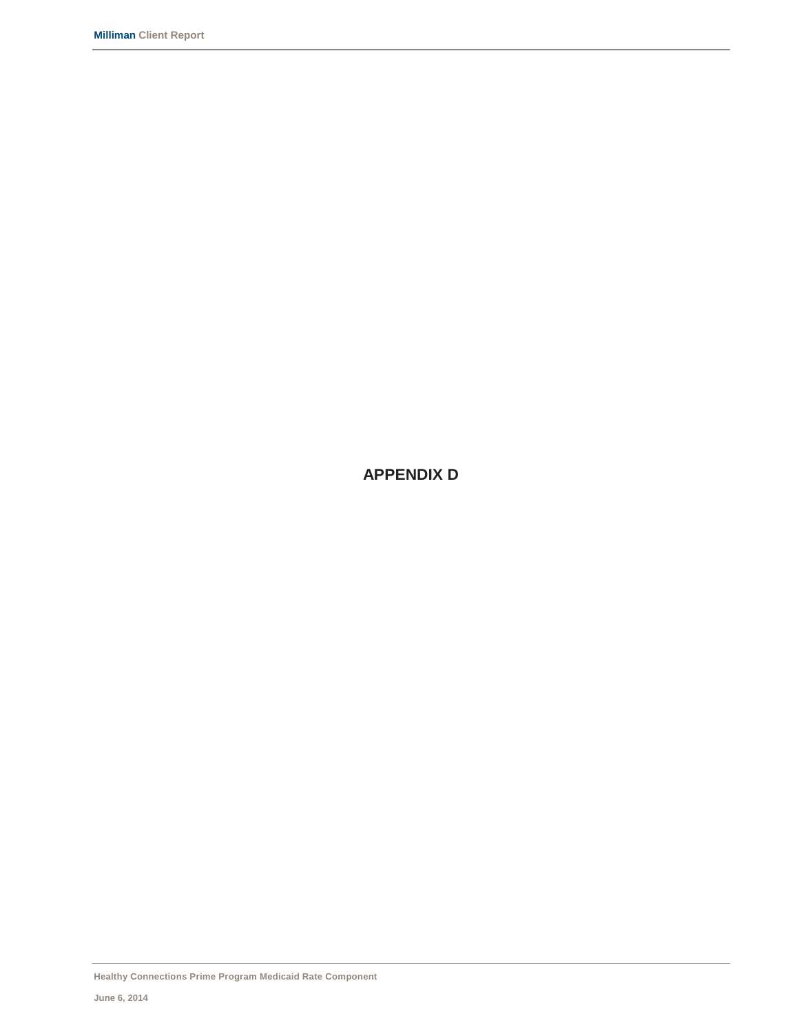# APPENDIX D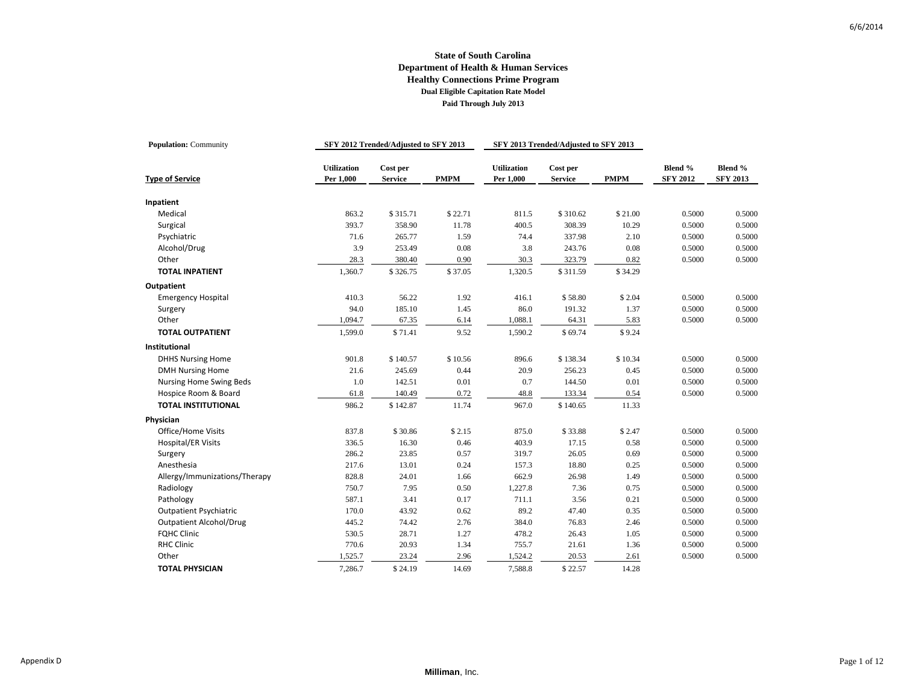**State of South Carolina**
**Department of Health & Human Services**
**Healthy Connections Prime Program**
**Dual Eligible Capitation Rate Model**
**Paid Through July 2013**

**Population:** Community

| | SFY 2012 Trended/Adjusted to SFY 2013 | | | SFY 2013 Trended/Adjusted to SFY 2013 | | | | |
|---|---|---|---|---|---|---|---|---|
| **Type of Service** | **Utilization Per 1,000** | **Cost per Service** | **PMPM** | **Utilization Per 1,000** | **Cost per Service** | **PMPM** | **Blend % SFY 2012** | **Blend % SFY 2013** |
| **Inpatient** | | | | | | | | |
| Medical | 863.2 | $ 315.71 | $ 22.71 | 811.5 | $ 310.62 | $ 21.00 | 0.5000 | 0.5000 |
| Surgical | 393.7 | 358.90 | 11.78 | 400.5 | 308.39 | 10.29 | 0.5000 | 0.5000 |
| Psychiatric | 71.6 | 265.77 | 1.59 | 74.4 | 337.98 | 2.10 | 0.5000 | 0.5000 |
| Alcohol/Drug | 3.9 | 253.49 | 0.08 | 3.8 | 243.76 | 0.08 | 0.5000 | 0.5000 |
| Other | 28.3 | 380.40 | 0.90 | 30.3 | 323.79 | 0.82 | 0.5000 | 0.5000 |
| **TOTAL INPATIENT** | 1,360.7 | $ 326.75 | $ 37.05 | 1,320.5 | $ 311.59 | $ 34.29 | | |
| **Outpatient** | | | | | | | | |
| Emergency Hospital | 410.3 | 56.22 | 1.92 | 416.1 | $ 58.80 | $ 2.04 | 0.5000 | 0.5000 |
| Surgery | 94.0 | 185.10 | 1.45 | 86.0 | 191.32 | 1.37 | 0.5000 | 0.5000 |
| Other | 1,094.7 | 67.35 | 6.14 | 1,088.1 | 64.31 | 5.83 | 0.5000 | 0.5000 |
| **TOTAL OUTPATIENT** | 1,599.0 | $ 71.41 | 9.52 | 1,590.2 | $ 69.74 | $ 9.24 | | |
| **Institutional** | | | | | | | | |
| DHHS Nursing Home | 901.8 | $ 140.57 | $ 10.56 | 896.6 | $ 138.34 | $ 10.34 | 0.5000 | 0.5000 |
| DMH Nursing Home | 21.6 | 245.69 | 0.44 | 20.9 | 256.23 | 0.45 | 0.5000 | 0.5000 |
| Nursing Home Swing Beds | 1.0 | 142.51 | 0.01 | 0.7 | 144.50 | 0.01 | 0.5000 | 0.5000 |
| Hospice Room & Board | 61.8 | 140.49 | 0.72 | 48.8 | 133.34 | 0.54 | 0.5000 | 0.5000 |
| **TOTAL INSTITUTIONAL** | 986.2 | $ 142.87 | 11.74 | 967.0 | $ 140.65 | 11.33 | | |
| **Physician** | | | | | | | | |
| Office/Home Visits | 837.8 | $ 30.86 | $ 2.15 | 875.0 | $ 33.88 | $ 2.47 | 0.5000 | 0.5000 |
| Hospital/ER Visits | 336.5 | 16.30 | 0.46 | 403.9 | 17.15 | 0.58 | 0.5000 | 0.5000 |
| Surgery | 286.2 | 23.85 | 0.57 | 319.7 | 26.05 | 0.69 | 0.5000 | 0.5000 |
| Anesthesia | 217.6 | 13.01 | 0.24 | 157.3 | 18.80 | 0.25 | 0.5000 | 0.5000 |
| Allergy/Immunizations/Therapy | 828.8 | 24.01 | 1.66 | 662.9 | 26.98 | 1.49 | 0.5000 | 0.5000 |
| Radiology | 750.7 | 7.95 | 0.50 | 1,227.8 | 7.36 | 0.75 | 0.5000 | 0.5000 |
| Pathology | 587.1 | 3.41 | 0.17 | 711.1 | 3.56 | 0.21 | 0.5000 | 0.5000 |
| Outpatient Psychiatric | 170.0 | 43.92 | 0.62 | 89.2 | 47.40 | 0.35 | 0.5000 | 0.5000 |
| Outpatient Alcohol/Drug | 445.2 | 74.42 | 2.76 | 384.0 | 76.83 | 2.46 | 0.5000 | 0.5000 |
| FQHC Clinic | 530.5 | 28.71 | 1.27 | 478.2 | 26.43 | 1.05 | 0.5000 | 0.5000 |
| RHC Clinic | 770.6 | 20.93 | 1.34 | 755.7 | 21.61 | 1.36 | 0.5000 | 0.5000 |
| Other | 1,525.7 | 23.24 | 2.96 | 1,524.2 | 20.53 | 2.61 | 0.5000 | 0.5000 |
| **TOTAL PHYSICIAN** | 7,286.7 | $ 24.19 | 14.69 | 7,588.8 | $ 22.57 | 14.28 | | |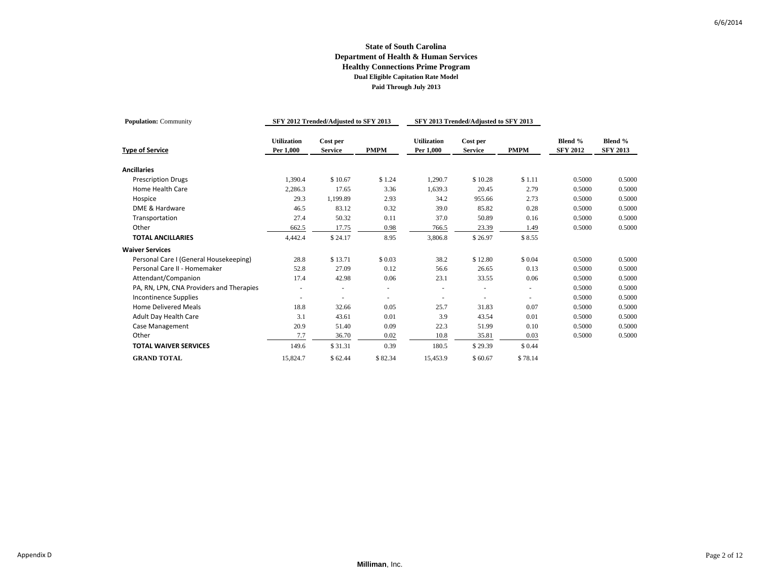**State of South Carolina**
**Department of Health & Human Services**
**Healthy Connections Prime Program**
**Dual Eligible Capitation Rate Model**
**Paid Through July 2013**

| **Population:** Community | SFY 2012 Trended/Adjusted to SFY 2013 | | | SFY 2013 Trended/Adjusted to SFY 2013 | | | | |
|---|---|---|---|---|---|---|---|---|
| **Type of Service** | **Utilization Per 1,000** | **Cost per Service** | **PMPM** | **Utilization Per 1,000** | **Cost per Service** | **PMPM** | **Blend % SFY 2012** | **Blend % SFY 2013** |
| **Ancillaries** | | | | | | | | |
| Prescription Drugs | 1,390.4 | $ 10.67 | $ 1.24 | 1,290.7 | $ 10.28 | $ 1.11 | 0.5000 | 0.5000 |
| Home Health Care | 2,286.3 | 17.65 | 3.36 | 1,639.3 | 20.45 | 2.79 | 0.5000 | 0.5000 |
| Hospice | 29.3 | 1,199.89 | 2.93 | 34.2 | 955.66 | 2.73 | 0.5000 | 0.5000 |
| DME & Hardware | 46.5 | 83.12 | 0.32 | 39.0 | 85.82 | 0.28 | 0.5000 | 0.5000 |
| Transportation | 27.4 | 50.32 | 0.11 | 37.0 | 50.89 | 0.16 | 0.5000 | 0.5000 |
| Other | 662.5 | 17.75 | 0.98 | 766.5 | 23.39 | 1.49 | 0.5000 | 0.5000 |
| **TOTAL ANCILLARIES** | 4,442.4 | $ 24.17 | 8.95 | 3,806.8 | $ 26.97 | $ 8.55 | | |
| **Waiver Services** | | | | | | | | |
| Personal Care I (General Housekeeping) | 28.8 | $ 13.71 | $ 0.03 | 38.2 | $ 12.80 | $ 0.04 | 0.5000 | 0.5000 |
| Personal Care II - Homemaker | 52.8 | 27.09 | 0.12 | 56.6 | 26.65 | 0.13 | 0.5000 | 0.5000 |
| Attendant/Companion | 17.4 | 42.98 | 0.06 | 23.1 | 33.55 | 0.06 | 0.5000 | 0.5000 |
| PA, RN, LPN, CNA Providers and Therapies | - | - | - | - | - | - | 0.5000 | 0.5000 |
| Incontinence Supplies | - | - | - | - | - | - | 0.5000 | 0.5000 |
| Home Delivered Meals | 18.8 | 32.66 | 0.05 | 25.7 | 31.83 | 0.07 | 0.5000 | 0.5000 |
| Adult Day Health Care | 3.1 | 43.61 | 0.01 | 3.9 | 43.54 | 0.01 | 0.5000 | 0.5000 |
| Case Management | 20.9 | 51.40 | 0.09 | 22.3 | 51.99 | 0.10 | 0.5000 | 0.5000 |
| Other | 7.7 | 36.70 | 0.02 | 10.8 | 35.81 | 0.03 | 0.5000 | 0.5000 |
| **TOTAL WAIVER SERVICES** | 149.6 | $ 31.31 | 0.39 | 180.5 | $ 29.39 | $ 0.44 | | |
| **GRAND TOTAL** | 15,824.7 | $ 62.44 | $ 82.34 | 15,453.9 | $ 60.67 | $ 78.14 | | |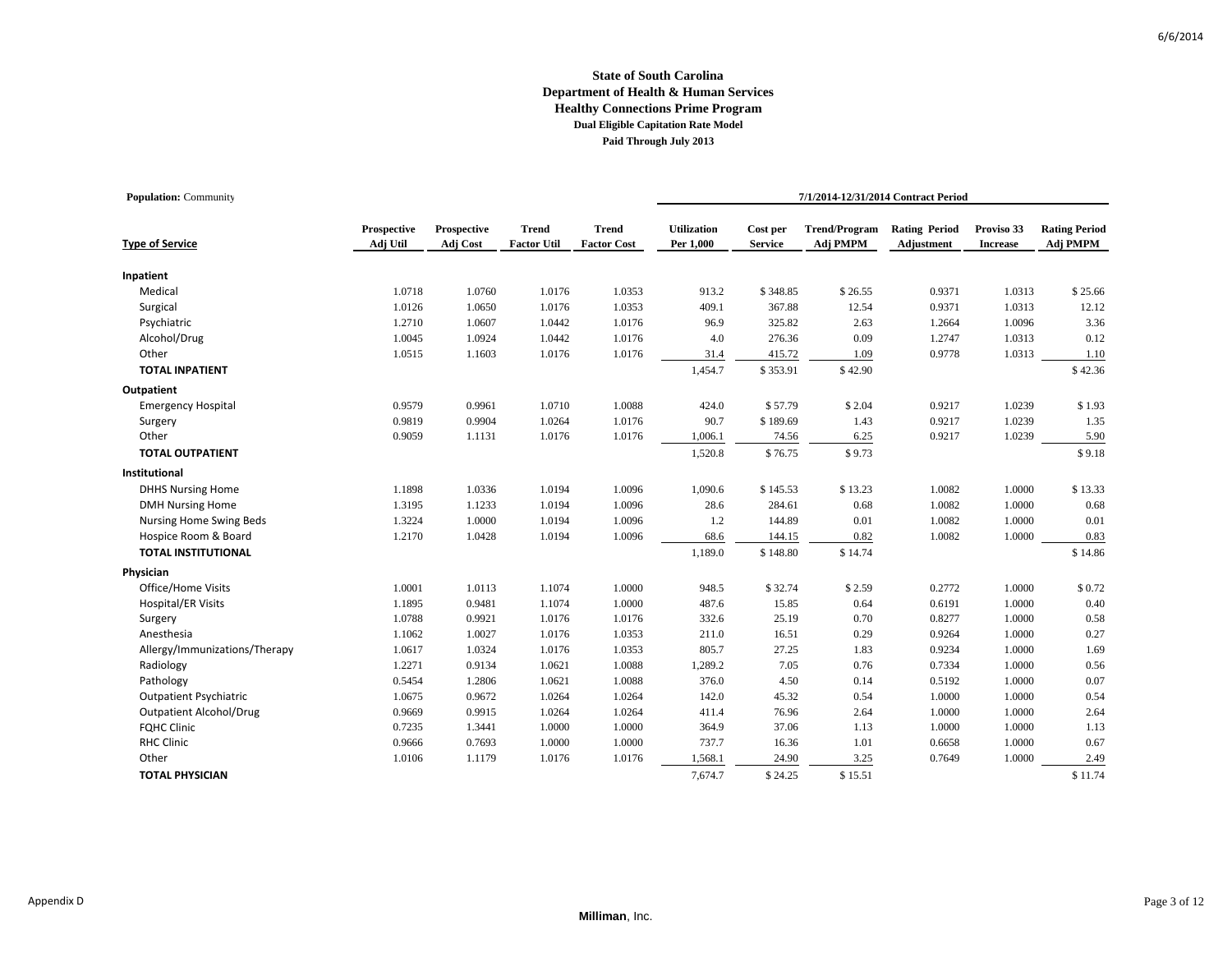# State of South Carolina
## Department of Health & Human Services
## Healthy Connections Prime Program
### Dual Eligible Capitation Rate Model
### Paid Through July 2013

**Population:** Community

| Type of Service | Prospective Adj Util | Prospective Adj Cost | Trend Factor Util | Trend Factor Cost | 7/1/2014-12/31/2014 Contract Period Utilization Per 1,000 | Cost per Service | Trend/Program Adj PMPM | Rating Period Adjustment | Proviso 33 Increase | Rating Period Adj PMPM |
|---|---|---|---|---|---|---|---|---|---|---|
| **Inpatient** | | | | | | | | | | |
| Medical | 1.0718 | 1.0760 | 1.0176 | 1.0353 | 913.2 | $ 348.85 | $ 26.55 | 0.9371 | 1.0313 | $ 25.66 |
| Surgical | 1.0126 | 1.0650 | 1.0176 | 1.0353 | 409.1 | 367.88 | 12.54 | 0.9371 | 1.0313 | 12.12 |
| Psychiatric | 1.2710 | 1.0607 | 1.0442 | 1.0176 | 96.9 | 325.82 | 2.63 | 1.2664 | 1.0096 | 3.36 |
| Alcohol/Drug | 1.0045 | 1.0924 | 1.0442 | 1.0176 | 4.0 | 276.36 | 0.09 | 1.2747 | 1.0313 | 0.12 |
| Other | 1.0515 | 1.1603 | 1.0176 | 1.0176 | 31.4 | 415.72 | 1.09 | 0.9778 | 1.0313 | 1.10 |
| **TOTAL INPATIENT** | | | | | 1,454.7 | $ 353.91 | $ 42.90 | | | $ 42.36 |
| **Outpatient** | | | | | | | | | | |
| Emergency Hospital | 0.9579 | 0.9961 | 1.0710 | 1.0088 | 424.0 | $ 57.79 | $ 2.04 | 0.9217 | 1.0239 | $ 1.93 |
| Surgery | 0.9819 | 0.9904 | 1.0264 | 1.0176 | 90.7 | $ 189.69 | 1.43 | 0.9217 | 1.0239 | 1.35 |
| Other | 0.9059 | 1.1131 | 1.0176 | 1.0176 | 1,006.1 | 74.56 | 6.25 | 0.9217 | 1.0239 | 5.90 |
| **TOTAL OUTPATIENT** | | | | | 1,520.8 | $ 76.75 | $ 9.73 | | | $ 9.18 |
| **Institutional** | | | | | | | | | | |
| DHHS Nursing Home | 1.1898 | 1.0336 | 1.0194 | 1.0096 | 1,090.6 | $ 145.53 | $ 13.23 | 1.0082 | 1.0000 | $ 13.33 |
| DMH Nursing Home | 1.3195 | 1.1233 | 1.0194 | 1.0096 | 28.6 | 284.61 | 0.68 | 1.0082 | 1.0000 | 0.68 |
| Nursing Home Swing Beds | 1.3224 | 1.0000 | 1.0194 | 1.0096 | 1.2 | 144.89 | 0.01 | 1.0082 | 1.0000 | 0.01 |
| Hospice Room & Board | 1.2170 | 1.0428 | 1.0194 | 1.0096 | 68.6 | 144.15 | 0.82 | 1.0082 | 1.0000 | 0.83 |
| **TOTAL INSTITUTIONAL** | | | | | 1,189.0 | $ 148.80 | $ 14.74 | | | $ 14.86 |
| **Physician** | | | | | | | | | | |
| Office/Home Visits | 1.0001 | 1.0113 | 1.1074 | 1.0000 | 948.5 | $ 32.74 | $ 2.59 | 0.2772 | 1.0000 | $ 0.72 |
| Hospital/ER Visits | 1.1895 | 0.9481 | 1.1074 | 1.0000 | 487.6 | 15.85 | 0.64 | 0.6191 | 1.0000 | 0.40 |
| Surgery | 1.0788 | 0.9921 | 1.0176 | 1.0176 | 332.6 | 25.19 | 0.70 | 0.8277 | 1.0000 | 0.58 |
| Anesthesia | 1.1062 | 1.0027 | 1.0176 | 1.0353 | 211.0 | 16.51 | 0.29 | 0.9264 | 1.0000 | 0.27 |
| Allergy/Immunizations/Therapy | 1.0617 | 1.0324 | 1.0176 | 1.0353 | 805.7 | 27.25 | 1.83 | 0.9234 | 1.0000 | 1.69 |
| Radiology | 1.2271 | 0.9134 | 1.0621 | 1.0088 | 1,289.2 | 7.05 | 0.76 | 0.7334 | 1.0000 | 0.56 |
| Pathology | 0.5454 | 1.2806 | 1.0621 | 1.0088 | 376.0 | 4.50 | 0.14 | 0.5192 | 1.0000 | 0.07 |
| Outpatient Psychiatric | 1.0675 | 0.9672 | 1.0264 | 1.0264 | 142.0 | 45.32 | 0.54 | 1.0000 | 1.0000 | 0.54 |
| Outpatient Alcohol/Drug | 0.9669 | 0.9915 | 1.0264 | 1.0264 | 411.4 | 76.96 | 2.64 | 1.0000 | 1.0000 | 2.64 |
| FQHC Clinic | 0.7235 | 1.3441 | 1.0000 | 1.0000 | 364.9 | 37.06 | 1.13 | 1.0000 | 1.0000 | 1.13 |
| RHC Clinic | 0.9666 | 0.7693 | 1.0000 | 1.0000 | 737.7 | 16.36 | 1.01 | 0.6658 | 1.0000 | 0.67 |
| Other | 1.0106 | 1.1179 | 1.0176 | 1.0176 | 1,568.1 | 24.90 | 3.25 | 0.7649 | 1.0000 | 2.49 |
| **TOTAL PHYSICIAN** | | | | | 7,674.7 | $ 24.25 | $ 15.51 | | | $ 11.74 |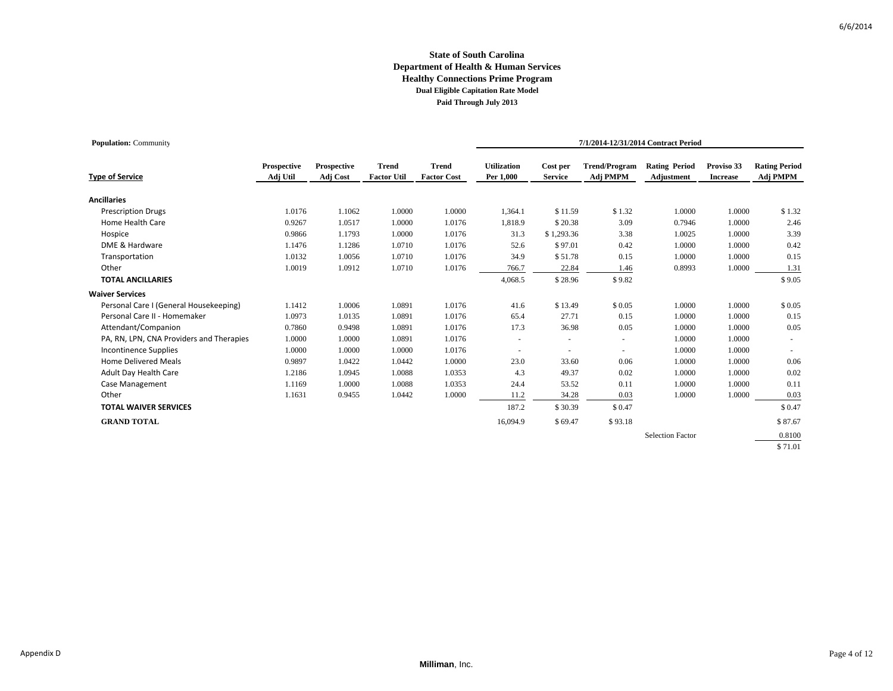**State of South Carolina**
**Department of Health & Human Services**
**Healthy Connections Prime Program**
**Dual Eligible Capitation Rate Model**
**Paid Through July 2013**

**Population:** Community

| Type of Service | Prospective Adj Util | Prospective Adj Cost | Trend Factor Util | Trend Factor Cost | 7/1/2014-12/31/2014 Contract Period Utilization Per 1,000 | Cost per Service | Trend/Program Adj PMPM | Rating Period Adjustment | Proviso 33 Increase | Rating Period Adj PMPM |
|---|---|---|---|---|---|---|---|---|---|---|
| **Ancillaries** | | | | | | | | | | |
| Prescription Drugs | 1.0176 | 1.1062 | 1.0000 | 1.0000 | 1,364.1 | $ 11.59 | $ 1.32 | 1.0000 | 1.0000 | $ 1.32 |
| Home Health Care | 0.9267 | 1.0517 | 1.0000 | 1.0176 | 1,818.9 | $ 20.38 | 3.09 | 0.7946 | 1.0000 | 2.46 |
| Hospice | 0.9866 | 1.1793 | 1.0000 | 1.0176 | 31.3 | $ 1,293.36 | 3.38 | 1.0025 | 1.0000 | 3.39 |
| DME & Hardware | 1.1476 | 1.1286 | 1.0710 | 1.0176 | 52.6 | $ 97.01 | 0.42 | 1.0000 | 1.0000 | 0.42 |
| Transportation | 1.0132 | 1.0056 | 1.0710 | 1.0176 | 34.9 | $ 51.78 | 0.15 | 1.0000 | 1.0000 | 0.15 |
| Other | 1.0019 | 1.0912 | 1.0710 | 1.0176 | 766.7 | 22.84 | 1.46 | 0.8993 | 1.0000 | 1.31 |
| **TOTAL ANCILLARIES** | | | | | 4,068.5 | $ 28.96 | $ 9.82 | | | $ 9.05 |
| **Waiver Services** | | | | | | | | | | |
| Personal Care I (General Housekeeping) | 1.1412 | 1.0006 | 1.0891 | 1.0176 | 41.6 | $ 13.49 | $ 0.05 | 1.0000 | 1.0000 | $ 0.05 |
| Personal Care II - Homemaker | 1.0973 | 1.0135 | 1.0891 | 1.0176 | 65.4 | 27.71 | 0.15 | 1.0000 | 1.0000 | 0.15 |
| Attendant/Companion | 0.7860 | 0.9498 | 1.0891 | 1.0176 | 17.3 | 36.98 | 0.05 | 1.0000 | 1.0000 | 0.05 |
| PA, RN, LPN, CNA Providers and Therapies | 1.0000 | 1.0000 | 1.0891 | 1.0176 | - | - | - | 1.0000 | 1.0000 | - |
| Incontinence Supplies | 1.0000 | 1.0000 | 1.0000 | 1.0176 | - | - | - | 1.0000 | 1.0000 | - |
| Home Delivered Meals | 0.9897 | 1.0422 | 1.0442 | 1.0000 | 23.0 | 33.60 | 0.06 | 1.0000 | 1.0000 | 0.06 |
| Adult Day Health Care | 1.2186 | 1.0945 | 1.0088 | 1.0353 | 4.3 | 49.37 | 0.02 | 1.0000 | 1.0000 | 0.02 |
| Case Management | 1.1169 | 1.0000 | 1.0088 | 1.0353 | 24.4 | 53.52 | 0.11 | 1.0000 | 1.0000 | 0.11 |
| Other | 1.1631 | 0.9455 | 1.0442 | 1.0000 | 11.2 | 34.28 | 0.03 | 1.0000 | 1.0000 | 0.03 |
| **TOTAL WAIVER SERVICES** | | | | | 187.2 | $ 30.39 | $ 0.47 | | | $ 0.47 |
| **GRAND TOTAL** | | | | | 16,094.9 | $ 69.47 | $ 93.18 | | | $ 87.67 |
| | | | | | | | | Selection Factor | | 0.8100 |
| | | | | | | | | | | $ 71.01 |

Appendix D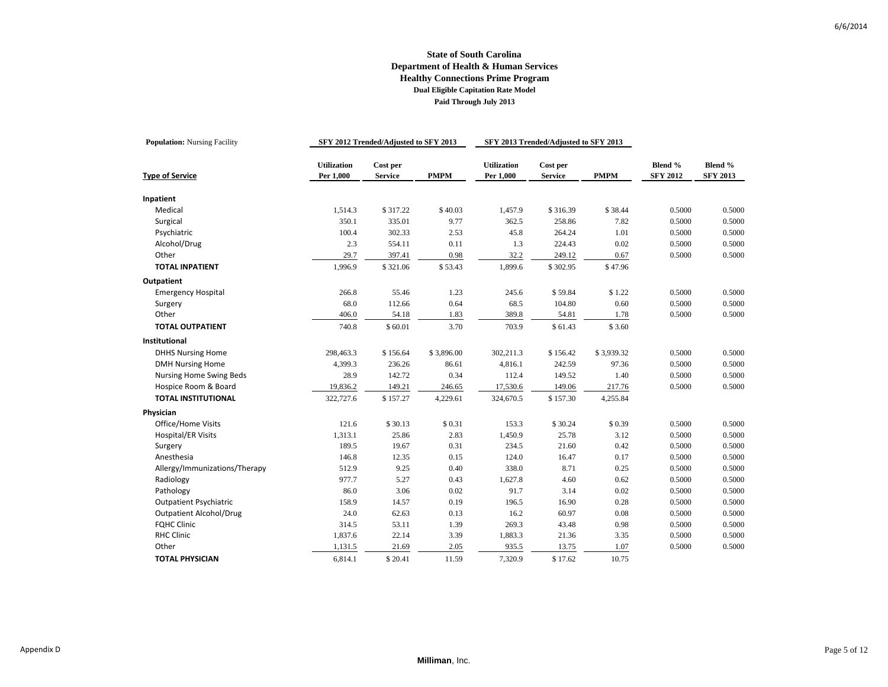**State of South Carolina**
**Department of Health & Human Services**
**Healthy Connections Prime Program**
**Dual Eligible Capitation Rate Model**
**Paid Through July 2013**

| **Population:** Nursing Facility | SFY 2012 Trended/Adjusted to SFY 2013 | | | SFY 2013 Trended/Adjusted to SFY 2013 | | | | |
|---|---|---|---|---|---|---|---|---|
| **Type of Service** | **Utilization Per 1,000** | **Cost per Service** | **PMPM** | **Utilization Per 1,000** | **Cost per Service** | **PMPM** | **Blend % SFY 2012** | **Blend % SFY 2013** |
| **Inpatient** | | | | | | | | |
| Medical | 1,514.3 | $ 317.22 | $ 40.03 | 1,457.9 | $ 316.39 | $ 38.44 | 0.5000 | 0.5000 |
| Surgical | 350.1 | 335.01 | 9.77 | 362.5 | 258.86 | 7.82 | 0.5000 | 0.5000 |
| Psychiatric | 100.4 | 302.33 | 2.53 | 45.8 | 264.24 | 1.01 | 0.5000 | 0.5000 |
| Alcohol/Drug | 2.3 | 554.11 | 0.11 | 1.3 | 224.43 | 0.02 | 0.5000 | 0.5000 |
| Other | 29.7 | 397.41 | 0.98 | 32.2 | 249.12 | 0.67 | 0.5000 | 0.5000 |
| **TOTAL INPATIENT** | 1,996.9 | $ 321.06 | $ 53.43 | 1,899.6 | $ 302.95 | $ 47.96 | | |
| **Outpatient** | | | | | | | | |
| Emergency Hospital | 266.8 | 55.46 | 1.23 | 245.6 | $ 59.84 | $ 1.22 | 0.5000 | 0.5000 |
| Surgery | 68.0 | 112.66 | 0.64 | 68.5 | 104.80 | 0.60 | 0.5000 | 0.5000 |
| Other | 406.0 | 54.18 | 1.83 | 389.8 | 54.81 | 1.78 | 0.5000 | 0.5000 |
| **TOTAL OUTPATIENT** | 740.8 | $ 60.01 | 3.70 | 703.9 | $ 61.43 | $ 3.60 | | |
| **Institutional** | | | | | | | | |
| DHHS Nursing Home | 298,463.3 | $ 156.64 | $ 3,896.00 | 302,211.3 | $ 156.42 | $ 3,939.32 | 0.5000 | 0.5000 |
| DMH Nursing Home | 4,399.3 | 236.26 | 86.61 | 4,816.1 | 242.59 | 97.36 | 0.5000 | 0.5000 |
| Nursing Home Swing Beds | 28.9 | 142.72 | 0.34 | 112.4 | 149.52 | 1.40 | 0.5000 | 0.5000 |
| Hospice Room & Board | 19,836.2 | 149.21 | 246.65 | 17,530.6 | 149.06 | 217.76 | 0.5000 | 0.5000 |
| **TOTAL INSTITUTIONAL** | 322,727.6 | $ 157.27 | 4,229.61 | 324,670.5 | $ 157.30 | 4,255.84 | | |
| **Physician** | | | | | | | | |
| Office/Home Visits | 121.6 | $ 30.13 | $ 0.31 | 153.3 | $ 30.24 | $ 0.39 | 0.5000 | 0.5000 |
| Hospital/ER Visits | 1,313.1 | 25.86 | 2.83 | 1,450.9 | 25.78 | 3.12 | 0.5000 | 0.5000 |
| Surgery | 189.5 | 19.67 | 0.31 | 234.5 | 21.60 | 0.42 | 0.5000 | 0.5000 |
| Anesthesia | 146.8 | 12.35 | 0.15 | 124.0 | 16.47 | 0.17 | 0.5000 | 0.5000 |
| Allergy/Immunizations/Therapy | 512.9 | 9.25 | 0.40 | 338.0 | 8.71 | 0.25 | 0.5000 | 0.5000 |
| Radiology | 977.7 | 5.27 | 0.43 | 1,627.8 | 4.60 | 0.62 | 0.5000 | 0.5000 |
| Pathology | 86.0 | 3.06 | 0.02 | 91.7 | 3.14 | 0.02 | 0.5000 | 0.5000 |
| Outpatient Psychiatric | 158.9 | 14.57 | 0.19 | 196.5 | 16.90 | 0.28 | 0.5000 | 0.5000 |
| Outpatient Alcohol/Drug | 24.0 | 62.63 | 0.13 | 16.2 | 60.97 | 0.08 | 0.5000 | 0.5000 |
| FQHC Clinic | 314.5 | 53.11 | 1.39 | 269.3 | 43.48 | 0.98 | 0.5000 | 0.5000 |
| RHC Clinic | 1,837.6 | 22.14 | 3.39 | 1,883.3 | 21.36 | 3.35 | 0.5000 | 0.5000 |
| Other | 1,131.5 | 21.69 | 2.05 | 935.5 | 13.75 | 1.07 | 0.5000 | 0.5000 |
| **TOTAL PHYSICIAN** | 6,814.1 | $ 20.41 | 11.59 | 7,320.9 | $ 17.62 | 10.75 | | |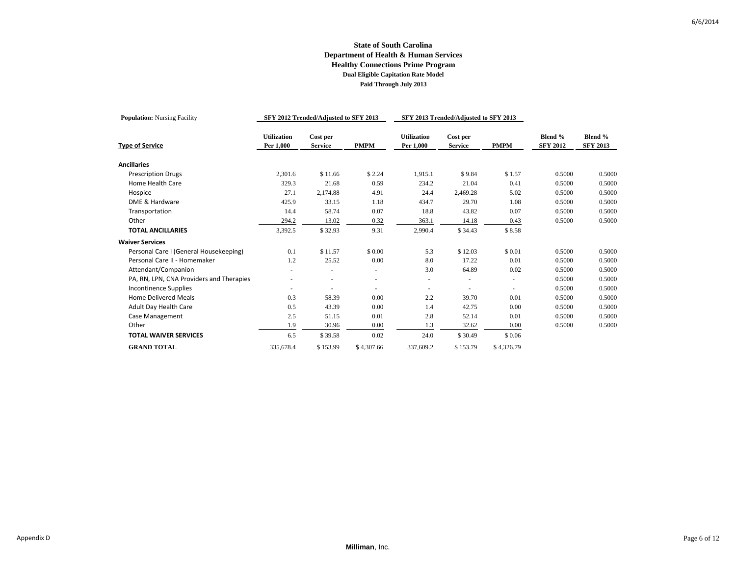# State of South Carolina
## Department of Health & Human Services
## Healthy Connections Prime Program
### Dual Eligible Capitation Rate Model
### Paid Through July 2013

**Population:** Nursing Facility

| | SFY 2012 Trended/Adjusted to SFY 2013 | | | SFY 2013 Trended/Adjusted to SFY 2013 | | | | |
|---|---|---|---|---|---|---|---|---|
| **Type of Service** | **Utilization Per 1,000** | **Cost per Service** | **PMPM** | **Utilization Per 1,000** | **Cost per Service** | **PMPM** | **Blend % SFY 2012** | **Blend % SFY 2013** |
| **Ancillaries** | | | | | | | | |
| Prescription Drugs | 2,301.6 | $ 11.66 | $ 2.24 | 1,915.1 | $ 9.84 | $ 1.57 | 0.5000 | 0.5000 |
| Home Health Care | 329.3 | 21.68 | 0.59 | 234.2 | 21.04 | 0.41 | 0.5000 | 0.5000 |
| Hospice | 27.1 | 2,174.88 | 4.91 | 24.4 | 2,469.28 | 5.02 | 0.5000 | 0.5000 |
| DME & Hardware | 425.9 | 33.15 | 1.18 | 434.7 | 29.70 | 1.08 | 0.5000 | 0.5000 |
| Transportation | 14.4 | 58.74 | 0.07 | 18.8 | 43.82 | 0.07 | 0.5000 | 0.5000 |
| Other | 294.2 | 13.02 | 0.32 | 363.1 | 14.18 | 0.43 | 0.5000 | 0.5000 |
| **TOTAL ANCILLARIES** | 3,392.5 | $ 32.93 | 9.31 | 2,990.4 | $ 34.43 | $ 8.58 | | |
| **Waiver Services** | | | | | | | | |
| Personal Care I (General Housekeeping) | 0.1 | $ 11.57 | $ 0.00 | 5.3 | $ 12.03 | $ 0.01 | 0.5000 | 0.5000 |
| Personal Care II - Homemaker | 1.2 | 25.52 | 0.00 | 8.0 | 17.22 | 0.01 | 0.5000 | 0.5000 |
| Attendant/Companion | - | - | - | 3.0 | 64.89 | 0.02 | 0.5000 | 0.5000 |
| PA, RN, LPN, CNA Providers and Therapies | - | - | - | - | - | - | 0.5000 | 0.5000 |
| Incontinence Supplies | - | - | - | - | - | - | 0.5000 | 0.5000 |
| Home Delivered Meals | 0.3 | 58.39 | 0.00 | 2.2 | 39.70 | 0.01 | 0.5000 | 0.5000 |
| Adult Day Health Care | 0.5 | 43.39 | 0.00 | 1.4 | 42.75 | 0.00 | 0.5000 | 0.5000 |
| Case Management | 2.5 | 51.15 | 0.01 | 2.8 | 52.14 | 0.01 | 0.5000 | 0.5000 |
| Other | 1.9 | 30.96 | 0.00 | 1.3 | 32.62 | 0.00 | 0.5000 | 0.5000 |
| **TOTAL WAIVER SERVICES** | 6.5 | $ 39.58 | 0.02 | 24.0 | $ 30.49 | $ 0.06 | | |
| **GRAND TOTAL** | 335,678.4 | $ 153.99 | $ 4,307.66 | 337,609.2 | $ 153.79 | $ 4,326.79 | | |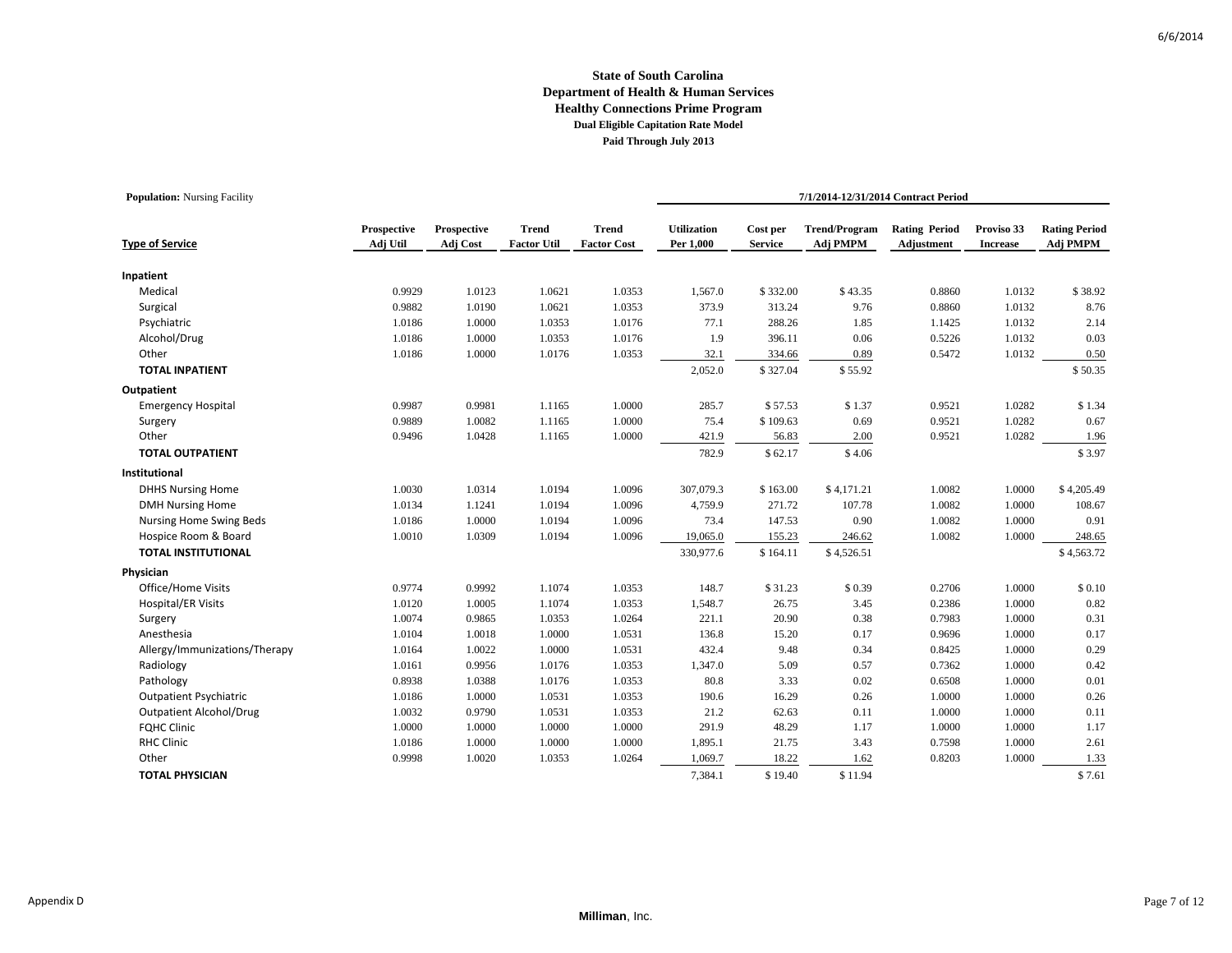**State of South Carolina**
**Department of Health & Human Services**
**Healthy Connections Prime Program**
**Dual Eligible Capitation Rate Model**
**Paid Through July 2013**

**Population:** Nursing Facility

| Type of Service | Prospective Adj Util | Prospective Adj Cost | Trend Factor Util | Trend Factor Cost | 7/1/2014-12/31/2014 Contract Period Utilization Per 1,000 | Cost per Service | Trend/Program Adj PMPM | Rating Period Adjustment | Proviso 33 Increase | Rating Period Adj PMPM |
|---|---|---|---|---|---|---|---|---|---|---|
| **Inpatient** | | | | | | | | | | |
| Medical | 0.9929 | 1.0123 | 1.0621 | 1.0353 | 1,567.0 | $ 332.00 | $ 43.35 | 0.8860 | 1.0132 | $ 38.92 |
| Surgical | 0.9882 | 1.0190 | 1.0621 | 1.0353 | 373.9 | 313.24 | 9.76 | 0.8860 | 1.0132 | 8.76 |
| Psychiatric | 1.0186 | 1.0000 | 1.0353 | 1.0176 | 77.1 | 288.26 | 1.85 | 1.1425 | 1.0132 | 2.14 |
| Alcohol/Drug | 1.0186 | 1.0000 | 1.0353 | 1.0176 | 1.9 | 396.11 | 0.06 | 0.5226 | 1.0132 | 0.03 |
| Other | 1.0186 | 1.0000 | 1.0176 | 1.0353 | 32.1 | 334.66 | 0.89 | 0.5472 | 1.0132 | 0.50 |
| **TOTAL INPATIENT** | | | | | 2,052.0 | $ 327.04 | $ 55.92 | | | $ 50.35 |
| **Outpatient** | | | | | | | | | | |
| Emergency Hospital | 0.9987 | 0.9981 | 1.1165 | 1.0000 | 285.7 | $ 57.53 | $ 1.37 | 0.9521 | 1.0282 | $ 1.34 |
| Surgery | 0.9889 | 1.0082 | 1.1165 | 1.0000 | 75.4 | $ 109.63 | 0.69 | 0.9521 | 1.0282 | 0.67 |
| Other | 0.9496 | 1.0428 | 1.1165 | 1.0000 | 421.9 | 56.83 | 2.00 | 0.9521 | 1.0282 | 1.96 |
| **TOTAL OUTPATIENT** | | | | | 782.9 | $ 62.17 | $ 4.06 | | | $ 3.97 |
| **Institutional** | | | | | | | | | | |
| DHHS Nursing Home | 1.0030 | 1.0314 | 1.0194 | 1.0096 | 307,079.3 | $ 163.00 | $ 4,171.21 | 1.0082 | 1.0000 | $ 4,205.49 |
| DMH Nursing Home | 1.0134 | 1.1241 | 1.0194 | 1.0096 | 4,759.9 | 271.72 | 107.78 | 1.0082 | 1.0000 | 108.67 |
| Nursing Home Swing Beds | 1.0186 | 1.0000 | 1.0194 | 1.0096 | 73.4 | 147.53 | 0.90 | 1.0082 | 1.0000 | 0.91 |
| Hospice Room & Board | 1.0010 | 1.0309 | 1.0194 | 1.0096 | 19,065.0 | 155.23 | 246.62 | 1.0082 | 1.0000 | 248.65 |
| **TOTAL INSTITUTIONAL** | | | | | 330,977.6 | $ 164.11 | $ 4,526.51 | | | $ 4,563.72 |
| **Physician** | | | | | | | | | | |
| Office/Home Visits | 0.9774 | 0.9992 | 1.1074 | 1.0353 | 148.7 | $ 31.23 | $ 0.39 | 0.2706 | 1.0000 | $ 0.10 |
| Hospital/ER Visits | 1.0120 | 1.0005 | 1.1074 | 1.0353 | 1,548.7 | 26.75 | 3.45 | 0.2386 | 1.0000 | 0.82 |
| Surgery | 1.0074 | 0.9865 | 1.0353 | 1.0264 | 221.1 | 20.90 | 0.38 | 0.7983 | 1.0000 | 0.31 |
| Anesthesia | 1.0104 | 1.0018 | 1.0000 | 1.0531 | 136.8 | 15.20 | 0.17 | 0.9696 | 1.0000 | 0.17 |
| Allergy/Immunizations/Therapy | 1.0164 | 1.0022 | 1.0000 | 1.0531 | 432.4 | 9.48 | 0.34 | 0.8425 | 1.0000 | 0.29 |
| Radiology | 1.0161 | 0.9956 | 1.0176 | 1.0353 | 1,347.0 | 5.09 | 0.57 | 0.7362 | 1.0000 | 0.42 |
| Pathology | 0.8938 | 1.0388 | 1.0176 | 1.0353 | 80.8 | 3.33 | 0.02 | 0.6508 | 1.0000 | 0.01 |
| Outpatient Psychiatric | 1.0186 | 1.0000 | 1.0531 | 1.0353 | 190.6 | 16.29 | 0.26 | 1.0000 | 1.0000 | 0.26 |
| Outpatient Alcohol/Drug | 1.0032 | 0.9790 | 1.0531 | 1.0353 | 21.2 | 62.63 | 0.11 | 1.0000 | 1.0000 | 0.11 |
| FQHC Clinic | 1.0000 | 1.0000 | 1.0000 | 1.0000 | 291.9 | 48.29 | 1.17 | 1.0000 | 1.0000 | 1.17 |
| RHC Clinic | 1.0186 | 1.0000 | 1.0000 | 1.0000 | 1,895.1 | 21.75 | 3.43 | 0.7598 | 1.0000 | 2.61 |
| Other | 0.9998 | 1.0020 | 1.0353 | 1.0264 | 1,069.7 | 18.22 | 1.62 | 0.8203 | 1.0000 | 1.33 |
| **TOTAL PHYSICIAN** | | | | | 7,384.1 | $ 19.40 | $ 11.94 | | | $ 7.61 |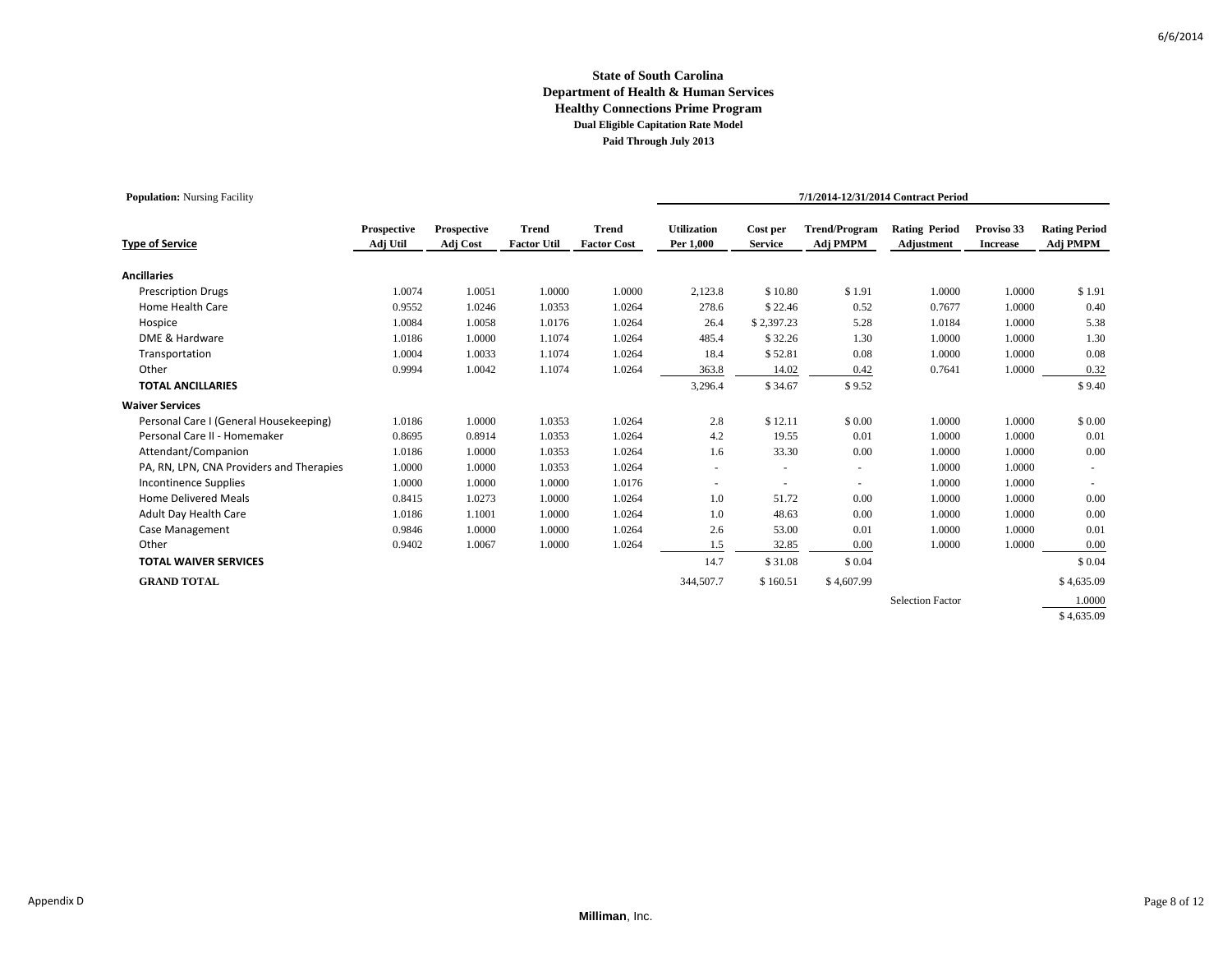**State of South Carolina**
**Department of Health & Human Services**
**Healthy Connections Prime Program**
**Dual Eligible Capitation Rate Model**
**Paid Through July 2013**

**Population:** Nursing Facility

| Type of Service | Prospective Adj Util | Prospective Adj Cost | Trend Factor Util | Trend Factor Cost | 7/1/2014-12/31/2014 Contract Period Utilization Per 1,000 | Cost per Service | Trend/Program Adj PMPM | Rating Period Adjustment | Proviso 33 Increase | Rating Period Adj PMPM |
|---|---|---|---|---|---|---|---|---|---|---|
| **Ancillaries** | | | | | | | | | | |
| Prescription Drugs | 1.0074 | 1.0051 | 1.0000 | 1.0000 | 2,123.8 | $ 10.80 | $ 1.91 | 1.0000 | 1.0000 | $ 1.91 |
| Home Health Care | 0.9552 | 1.0246 | 1.0353 | 1.0264 | 278.6 | $ 22.46 | 0.52 | 0.7677 | 1.0000 | 0.40 |
| Hospice | 1.0084 | 1.0058 | 1.0176 | 1.0264 | 26.4 | $ 2,397.23 | 5.28 | 1.0184 | 1.0000 | 5.38 |
| DME & Hardware | 1.0186 | 1.0000 | 1.1074 | 1.0264 | 485.4 | $ 32.26 | 1.30 | 1.0000 | 1.0000 | 1.30 |
| Transportation | 1.0004 | 1.0033 | 1.1074 | 1.0264 | 18.4 | $ 52.81 | 0.08 | 1.0000 | 1.0000 | 0.08 |
| Other | 0.9994 | 1.0042 | 1.1074 | 1.0264 | 363.8 | 14.02 | 0.42 | 0.7641 | 1.0000 | 0.32 |
| **TOTAL ANCILLARIES** | | | | | 3,296.4 | $ 34.67 | $ 9.52 | | | $ 9.40 |
| **Waiver Services** | | | | | | | | | | |
| Personal Care I (General Housekeeping) | 1.0186 | 1.0000 | 1.0353 | 1.0264 | 2.8 | $ 12.11 | $ 0.00 | 1.0000 | 1.0000 | $ 0.00 |
| Personal Care II - Homemaker | 0.8695 | 0.8914 | 1.0353 | 1.0264 | 4.2 | 19.55 | 0.01 | 1.0000 | 1.0000 | 0.01 |
| Attendant/Companion | 1.0186 | 1.0000 | 1.0353 | 1.0264 | 1.6 | 33.30 | 0.00 | 1.0000 | 1.0000 | 0.00 |
| PA, RN, LPN, CNA Providers and Therapies | 1.0000 | 1.0000 | 1.0353 | 1.0264 | - | - | - | 1.0000 | 1.0000 | - |
| Incontinence Supplies | 1.0000 | 1.0000 | 1.0000 | 1.0176 | - | - | - | 1.0000 | 1.0000 | - |
| Home Delivered Meals | 0.8415 | 1.0273 | 1.0000 | 1.0264 | 1.0 | 51.72 | 0.00 | 1.0000 | 1.0000 | 0.00 |
| Adult Day Health Care | 1.0186 | 1.1001 | 1.0000 | 1.0264 | 1.0 | 48.63 | 0.00 | 1.0000 | 1.0000 | 0.00 |
| Case Management | 0.9846 | 1.0000 | 1.0000 | 1.0264 | 2.6 | 53.00 | 0.01 | 1.0000 | 1.0000 | 0.01 |
| Other | 0.9402 | 1.0067 | 1.0000 | 1.0264 | 1.5 | 32.85 | 0.00 | 1.0000 | 1.0000 | 0.00 |
| **TOTAL WAIVER SERVICES** | | | | | 14.7 | $ 31.08 | $ 0.04 | | | $ 0.04 |
| **GRAND TOTAL** | | | | | 344,507.7 | $ 160.51 | $ 4,607.99 | | | $ 4,635.09 |
| | | | | | | | | Selection Factor | | 1.0000 |
| | | | | | | | | | | $ 4,635.09 |

Appendix D

**Milliman**, Inc.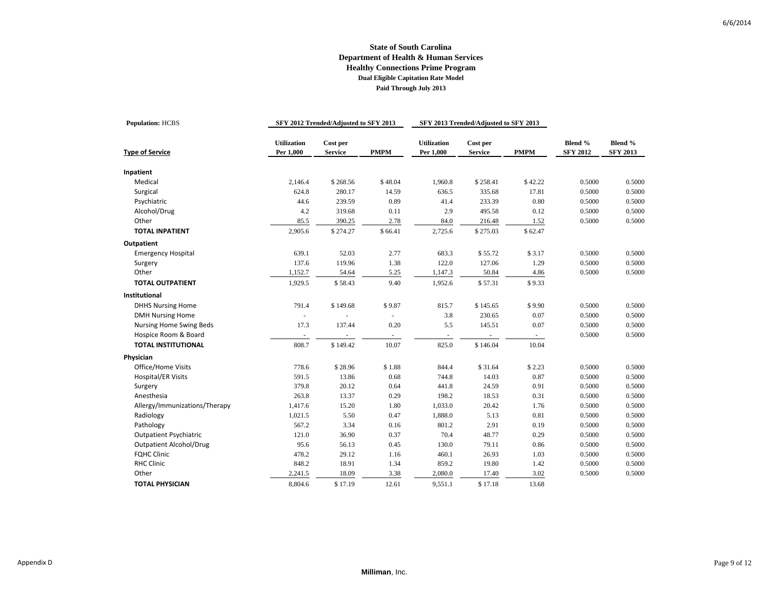# State of South Carolina
## Department of Health & Human Services
## Healthy Connections Prime Program
### Dual Eligible Capitation Rate Model
### Paid Through July 2013

**Population:** HCBS

| | SFY 2012 Trended/Adjusted to SFY 2013 | | | SFY 2013 Trended/Adjusted to SFY 2013 | | | | |
|---|---|---|---|---|---|---|---|---|
| **Type of Service** | **Utilization Per 1,000** | **Cost per Service** | **PMPM** | **Utilization Per 1,000** | **Cost per Service** | **PMPM** | **Blend % SFY 2012** | **Blend % SFY 2013** |
| **Inpatient** | | | | | | | | |
| Medical | 2,146.4 | $ 268.56 | $ 48.04 | 1,960.8 | $ 258.41 | $ 42.22 | 0.5000 | 0.5000 |
| Surgical | 624.8 | 280.17 | 14.59 | 636.5 | 335.68 | 17.81 | 0.5000 | 0.5000 |
| Psychiatric | 44.6 | 239.59 | 0.89 | 41.4 | 233.39 | 0.80 | 0.5000 | 0.5000 |
| Alcohol/Drug | 4.2 | 319.68 | 0.11 | 2.9 | 495.58 | 0.12 | 0.5000 | 0.5000 |
| Other | 85.5 | 390.25 | 2.78 | 84.0 | 216.48 | 1.52 | 0.5000 | 0.5000 |
| **TOTAL INPATIENT** | 2,905.6 | $ 274.27 | $ 66.41 | 2,725.6 | $ 275.03 | $ 62.47 | | |
| **Outpatient** | | | | | | | | |
| Emergency Hospital | 639.1 | 52.03 | 2.77 | 683.3 | $ 55.72 | $ 3.17 | 0.5000 | 0.5000 |
| Surgery | 137.6 | 119.96 | 1.38 | 122.0 | 127.06 | 1.29 | 0.5000 | 0.5000 |
| Other | 1,152.7 | 54.64 | 5.25 | 1,147.3 | 50.84 | 4.86 | 0.5000 | 0.5000 |
| **TOTAL OUTPATIENT** | 1,929.5 | $ 58.43 | 9.40 | 1,952.6 | $ 57.31 | $ 9.33 | | |
| **Institutional** | | | | | | | | |
| DHHS Nursing Home | 791.4 | $ 149.68 | $ 9.87 | 815.7 | $ 145.65 | $ 9.90 | 0.5000 | 0.5000 |
| DMH Nursing Home | - | - | - | 3.8 | 230.65 | 0.07 | 0.5000 | 0.5000 |
| Nursing Home Swing Beds | 17.3 | 137.44 | 0.20 | 5.5 | 145.51 | 0.07 | 0.5000 | 0.5000 |
| Hospice Room & Board | - | - | - | - | - | - | 0.5000 | 0.5000 |
| **TOTAL INSTITUTIONAL** | 808.7 | $ 149.42 | 10.07 | 825.0 | $ 146.04 | 10.04 | | |
| **Physician** | | | | | | | | |
| Office/Home Visits | 778.6 | $ 28.96 | $ 1.88 | 844.4 | $ 31.64 | $ 2.23 | 0.5000 | 0.5000 |
| Hospital/ER Visits | 591.5 | 13.86 | 0.68 | 744.8 | 14.03 | 0.87 | 0.5000 | 0.5000 |
| Surgery | 379.8 | 20.12 | 0.64 | 441.8 | 24.59 | 0.91 | 0.5000 | 0.5000 |
| Anesthesia | 263.8 | 13.37 | 0.29 | 198.2 | 18.53 | 0.31 | 0.5000 | 0.5000 |
| Allergy/Immunizations/Therapy | 1,417.6 | 15.20 | 1.80 | 1,033.0 | 20.42 | 1.76 | 0.5000 | 0.5000 |
| Radiology | 1,021.5 | 5.50 | 0.47 | 1,888.0 | 5.13 | 0.81 | 0.5000 | 0.5000 |
| Pathology | 567.2 | 3.34 | 0.16 | 801.2 | 2.91 | 0.19 | 0.5000 | 0.5000 |
| Outpatient Psychiatric | 121.0 | 36.90 | 0.37 | 70.4 | 48.77 | 0.29 | 0.5000 | 0.5000 |
| Outpatient Alcohol/Drug | 95.6 | 56.13 | 0.45 | 130.0 | 79.11 | 0.86 | 0.5000 | 0.5000 |
| FQHC Clinic | 478.2 | 29.12 | 1.16 | 460.1 | 26.93 | 1.03 | 0.5000 | 0.5000 |
| RHC Clinic | 848.2 | 18.91 | 1.34 | 859.2 | 19.80 | 1.42 | 0.5000 | 0.5000 |
| Other | 2,241.5 | 18.09 | 3.38 | 2,080.0 | 17.40 | 3.02 | 0.5000 | 0.5000 |
| **TOTAL PHYSICIAN** | 8,804.6 | $ 17.19 | 12.61 | 9,551.1 | $ 17.18 | 13.68 | | |

Appendix D

**Milliman**, Inc.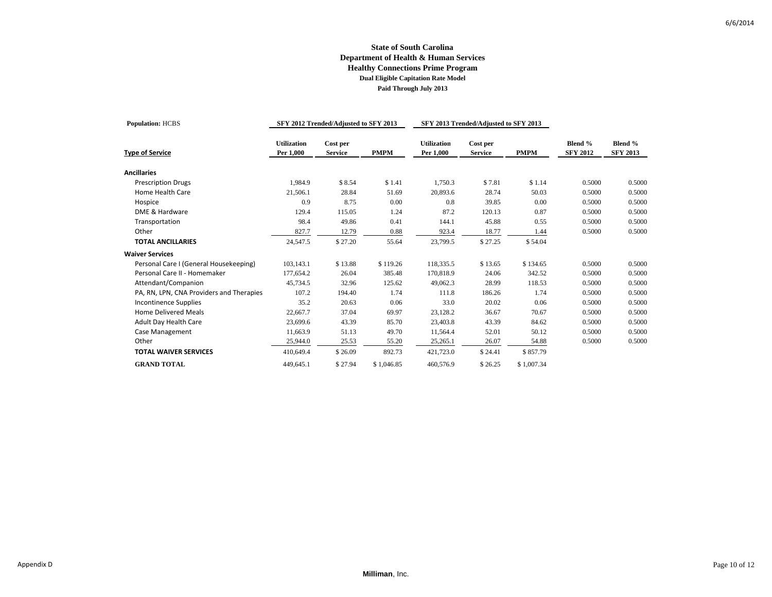**State of South Carolina**
**Department of Health & Human Services**
**Healthy Connections Prime Program**
**Dual Eligible Capitation Rate Model**
**Paid Through July 2013**

| **Population:** HCBS | SFY 2012 Trended/Adjusted to SFY 2013 | | | SFY 2013 Trended/Adjusted to SFY 2013 | | | | |
|---|---|---|---|---|---|---|---|---|
| **Type of Service** | **Utilization Per 1,000** | **Cost per Service** | **PMPM** | **Utilization Per 1,000** | **Cost per Service** | **PMPM** | **Blend % SFY 2012** | **Blend % SFY 2013** |
| **Ancillaries** | | | | | | | | |
| Prescription Drugs | 1,984.9 | $ 8.54 | $ 1.41 | 1,750.3 | $ 7.81 | $ 1.14 | 0.5000 | 0.5000 |
| Home Health Care | 21,506.1 | 28.84 | 51.69 | 20,893.6 | 28.74 | 50.03 | 0.5000 | 0.5000 |
| Hospice | 0.9 | 8.75 | 0.00 | 0.8 | 39.85 | 0.00 | 0.5000 | 0.5000 |
| DME & Hardware | 129.4 | 115.05 | 1.24 | 87.2 | 120.13 | 0.87 | 0.5000 | 0.5000 |
| Transportation | 98.4 | 49.86 | 0.41 | 144.1 | 45.88 | 0.55 | 0.5000 | 0.5000 |
| Other | 827.7 | 12.79 | 0.88 | 923.4 | 18.77 | 1.44 | 0.5000 | 0.5000 |
| **TOTAL ANCILLARIES** | 24,547.5 | $ 27.20 | 55.64 | 23,799.5 | $ 27.25 | $ 54.04 | | |
| **Waiver Services** | | | | | | | | |
| Personal Care I (General Housekeeping) | 103,143.1 | $ 13.88 | $ 119.26 | 118,335.5 | $ 13.65 | $ 134.65 | 0.5000 | 0.5000 |
| Personal Care II - Homemaker | 177,654.2 | 26.04 | 385.48 | 170,818.9 | 24.06 | 342.52 | 0.5000 | 0.5000 |
| Attendant/Companion | 45,734.5 | 32.96 | 125.62 | 49,062.3 | 28.99 | 118.53 | 0.5000 | 0.5000 |
| PA, RN, LPN, CNA Providers and Therapies | 107.2 | 194.40 | 1.74 | 111.8 | 186.26 | 1.74 | 0.5000 | 0.5000 |
| Incontinence Supplies | 35.2 | 20.63 | 0.06 | 33.0 | 20.02 | 0.06 | 0.5000 | 0.5000 |
| Home Delivered Meals | 22,667.7 | 37.04 | 69.97 | 23,128.2 | 36.67 | 70.67 | 0.5000 | 0.5000 |
| Adult Day Health Care | 23,699.6 | 43.39 | 85.70 | 23,403.8 | 43.39 | 84.62 | 0.5000 | 0.5000 |
| Case Management | 11,663.9 | 51.13 | 49.70 | 11,564.4 | 52.01 | 50.12 | 0.5000 | 0.5000 |
| Other | 25,944.0 | 25.53 | 55.20 | 25,265.1 | 26.07 | 54.88 | 0.5000 | 0.5000 |
| **TOTAL WAIVER SERVICES** | 410,649.4 | $ 26.09 | 892.73 | 421,723.0 | $ 24.41 | $ 857.79 | | |
| **GRAND TOTAL** | 449,645.1 | $ 27.94 | $ 1,046.85 | 460,576.9 | $ 26.25 | $ 1,007.34 | | |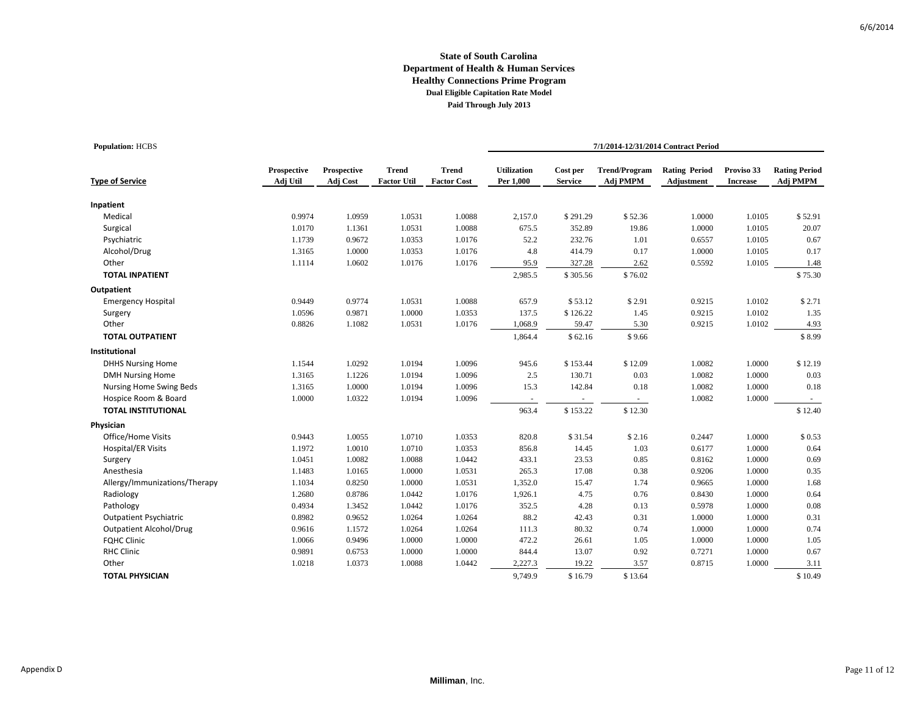**State of South Carolina**
**Department of Health & Human Services**
**Healthy Connections Prime Program**
**Dual Eligible Capitation Rate Model**
**Paid Through July 2013**

**Population:** HCBS

| Type of Service | Prospective Adj Util | Prospective Adj Cost | Trend Factor Util | Trend Factor Cost | 7/1/2014-12/31/2014 Contract Period Utilization Per 1,000 | Cost per Service | Trend/Program Adj PMPM | Rating Period Adjustment | Proviso 33 Increase | Rating Period Adj PMPM |
|---|---|---|---|---|---|---|---|---|---|---|
| **Inpatient** | | | | | | | | | | |
| Medical | 0.9974 | 1.0959 | 1.0531 | 1.0088 | 2,157.0 | $ 291.29 | $ 52.36 | 1.0000 | 1.0105 | $ 52.91 |
| Surgical | 1.0170 | 1.1361 | 1.0531 | 1.0088 | 675.5 | 352.89 | 19.86 | 1.0000 | 1.0105 | 20.07 |
| Psychiatric | 1.1739 | 0.9672 | 1.0353 | 1.0176 | 52.2 | 232.76 | 1.01 | 0.6557 | 1.0105 | 0.67 |
| Alcohol/Drug | 1.3165 | 1.0000 | 1.0353 | 1.0176 | 4.8 | 414.79 | 0.17 | 1.0000 | 1.0105 | 0.17 |
| Other | 1.1114 | 1.0602 | 1.0176 | 1.0176 | 95.9 | 327.28 | 2.62 | 0.5592 | 1.0105 | 1.48 |
| **TOTAL INPATIENT** | | | | | 2,985.5 | $ 305.56 | $ 76.02 | | | $ 75.30 |
| **Outpatient** | | | | | | | | | | |
| Emergency Hospital | 0.9449 | 0.9774 | 1.0531 | 1.0088 | 657.9 | $ 53.12 | $ 2.91 | 0.9215 | 1.0102 | $ 2.71 |
| Surgery | 1.0596 | 0.9871 | 1.0000 | 1.0353 | 137.5 | $ 126.22 | 1.45 | 0.9215 | 1.0102 | 1.35 |
| Other | 0.8826 | 1.1082 | 1.0531 | 1.0176 | 1,068.9 | 59.47 | 5.30 | 0.9215 | 1.0102 | 4.93 |
| **TOTAL OUTPATIENT** | | | | | 1,864.4 | $ 62.16 | $ 9.66 | | | $ 8.99 |
| **Institutional** | | | | | | | | | | |
| DHHS Nursing Home | 1.1544 | 1.0292 | 1.0194 | 1.0096 | 945.6 | $ 153.44 | $ 12.09 | 1.0082 | 1.0000 | $ 12.19 |
| DMH Nursing Home | 1.3165 | 1.1226 | 1.0194 | 1.0096 | 2.5 | 130.71 | 0.03 | 1.0082 | 1.0000 | 0.03 |
| Nursing Home Swing Beds | 1.3165 | 1.0000 | 1.0194 | 1.0096 | 15.3 | 142.84 | 0.18 | 1.0082 | 1.0000 | 0.18 |
| Hospice Room & Board | 1.0000 | 1.0322 | 1.0194 | 1.0096 | - | - | - | 1.0082 | 1.0000 | - |
| **TOTAL INSTITUTIONAL** | | | | | 963.4 | $ 153.22 | $ 12.30 | | | $ 12.40 |
| **Physician** | | | | | | | | | | |
| Office/Home Visits | 0.9443 | 1.0055 | 1.0710 | 1.0353 | 820.8 | $ 31.54 | $ 2.16 | 0.2447 | 1.0000 | $ 0.53 |
| Hospital/ER Visits | 1.1972 | 1.0010 | 1.0710 | 1.0353 | 856.8 | 14.45 | 1.03 | 0.6177 | 1.0000 | 0.64 |
| Surgery | 1.0451 | 1.0082 | 1.0088 | 1.0442 | 433.1 | 23.53 | 0.85 | 0.8162 | 1.0000 | 0.69 |
| Anesthesia | 1.1483 | 1.0165 | 1.0000 | 1.0531 | 265.3 | 17.08 | 0.38 | 0.9206 | 1.0000 | 0.35 |
| Allergy/Immunizations/Therapy | 1.1034 | 0.8250 | 1.0000 | 1.0531 | 1,352.0 | 15.47 | 1.74 | 0.9665 | 1.0000 | 1.68 |
| Radiology | 1.2680 | 0.8786 | 1.0442 | 1.0176 | 1,926.1 | 4.75 | 0.76 | 0.8430 | 1.0000 | 0.64 |
| Pathology | 0.4934 | 1.3452 | 1.0442 | 1.0176 | 352.5 | 4.28 | 0.13 | 0.5978 | 1.0000 | 0.08 |
| Outpatient Psychiatric | 0.8982 | 0.9652 | 1.0264 | 1.0264 | 88.2 | 42.43 | 0.31 | 1.0000 | 1.0000 | 0.31 |
| Outpatient Alcohol/Drug | 0.9616 | 1.1572 | 1.0264 | 1.0264 | 111.3 | 80.32 | 0.74 | 1.0000 | 1.0000 | 0.74 |
| FQHC Clinic | 1.0066 | 0.9496 | 1.0000 | 1.0000 | 472.2 | 26.61 | 1.05 | 1.0000 | 1.0000 | 1.05 |
| RHC Clinic | 0.9891 | 0.6753 | 1.0000 | 1.0000 | 844.4 | 13.07 | 0.92 | 0.7271 | 1.0000 | 0.67 |
| Other | 1.0218 | 1.0373 | 1.0088 | 1.0442 | 2,227.3 | 19.22 | 3.57 | 0.8715 | 1.0000 | 3.11 |
| **TOTAL PHYSICIAN** | | | | | 9,749.9 | $ 16.79 | $ 13.64 | | | $ 10.49 |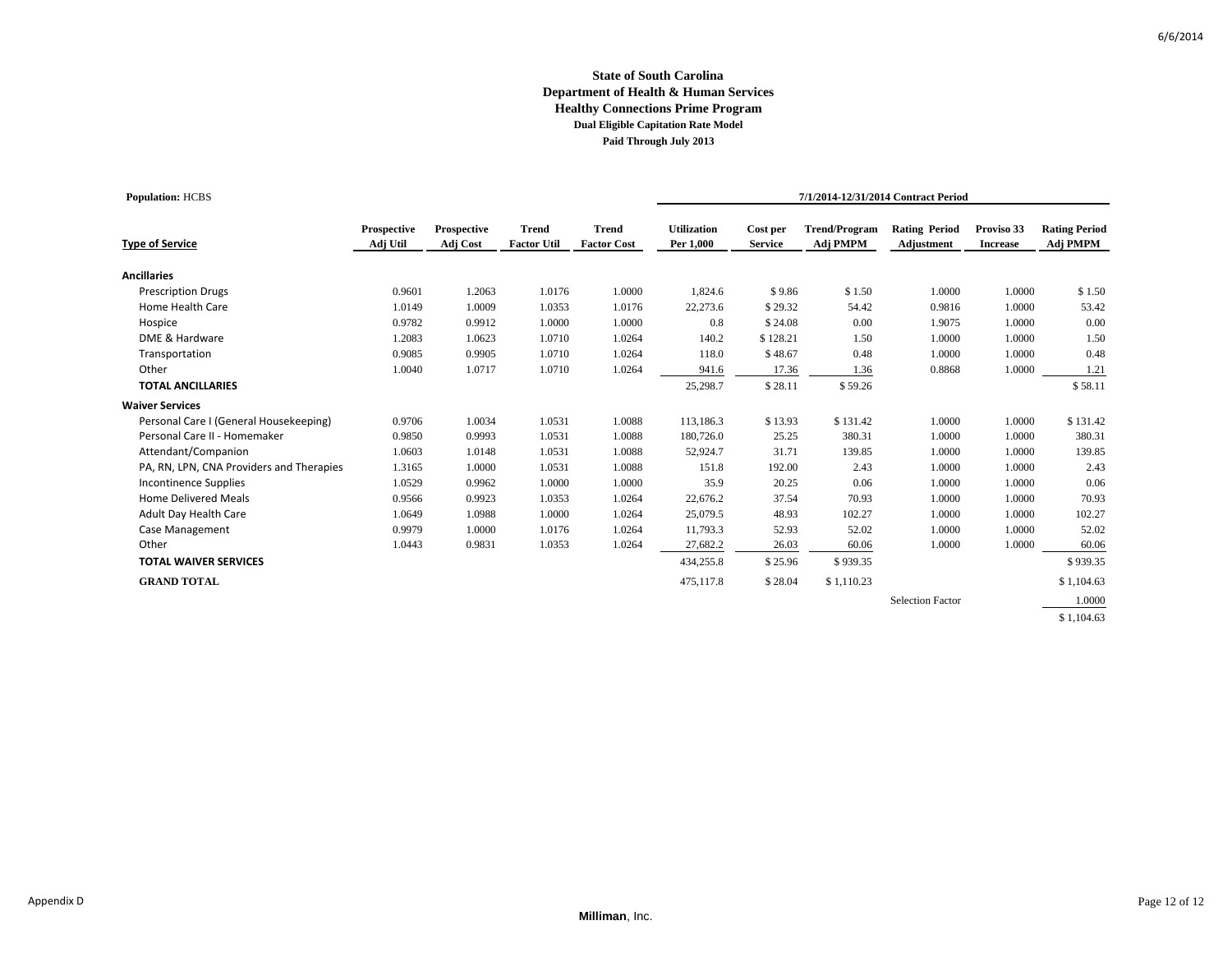**State of South Carolina**
**Department of Health & Human Services**
**Healthy Connections Prime Program**
**Dual Eligible Capitation Rate Model**
**Paid Through July 2013**

**Population:** HCBS

| Type of Service | Prospective Adj Util | Prospective Adj Cost | Trend Factor Util | Trend Factor Cost | 7/1/2014-12/31/2014 Contract Period Utilization Per 1,000 | Cost per Service | Trend/Program Adj PMPM | Rating Period Adjustment | Proviso 33 Increase | Rating Period Adj PMPM |
|---|---|---|---|---|---|---|---|---|---|---|
| **Ancillaries** | | | | | | | | | | |
| Prescription Drugs | 0.9601 | 1.2063 | 1.0176 | 1.0000 | 1,824.6 | $ 9.86 | $ 1.50 | 1.0000 | 1.0000 | $ 1.50 |
| Home Health Care | 1.0149 | 1.0009 | 1.0353 | 1.0176 | 22,273.6 | $ 29.32 | 54.42 | 0.9816 | 1.0000 | 53.42 |
| Hospice | 0.9782 | 0.9912 | 1.0000 | 1.0000 | 0.8 | $ 24.08 | 0.00 | 1.9075 | 1.0000 | 0.00 |
| DME & Hardware | 1.2083 | 1.0623 | 1.0710 | 1.0264 | 140.2 | $ 128.21 | 1.50 | 1.0000 | 1.0000 | 1.50 |
| Transportation | 0.9085 | 0.9905 | 1.0710 | 1.0264 | 118.0 | $ 48.67 | 0.48 | 1.0000 | 1.0000 | 0.48 |
| Other | 1.0040 | 1.0717 | 1.0710 | 1.0264 | 941.6 | 17.36 | 1.36 | 0.8868 | 1.0000 | 1.21 |
| **TOTAL ANCILLARIES** | | | | | 25,298.7 | $ 28.11 | $ 59.26 | | | $ 58.11 |
| **Waiver Services** | | | | | | | | | | |
| Personal Care I (General Housekeeping) | 0.9706 | 1.0034 | 1.0531 | 1.0088 | 113,186.3 | $ 13.93 | $ 131.42 | 1.0000 | 1.0000 | $ 131.42 |
| Personal Care II - Homemaker | 0.9850 | 0.9993 | 1.0531 | 1.0088 | 180,726.0 | 25.25 | 380.31 | 1.0000 | 1.0000 | 380.31 |
| Attendant/Companion | 1.0603 | 1.0148 | 1.0531 | 1.0088 | 52,924.7 | 31.71 | 139.85 | 1.0000 | 1.0000 | 139.85 |
| PA, RN, LPN, CNA Providers and Therapies | 1.3165 | 1.0000 | 1.0531 | 1.0088 | 151.8 | 192.00 | 2.43 | 1.0000 | 1.0000 | 2.43 |
| Incontinence Supplies | 1.0529 | 0.9962 | 1.0000 | 1.0000 | 35.9 | 20.25 | 0.06 | 1.0000 | 1.0000 | 0.06 |
| Home Delivered Meals | 0.9566 | 0.9923 | 1.0353 | 1.0264 | 22,676.2 | 37.54 | 70.93 | 1.0000 | 1.0000 | 70.93 |
| Adult Day Health Care | 1.0649 | 1.0988 | 1.0000 | 1.0264 | 25,079.5 | 48.93 | 102.27 | 1.0000 | 1.0000 | 102.27 |
| Case Management | 0.9979 | 1.0000 | 1.0176 | 1.0264 | 11,793.3 | 52.93 | 52.02 | 1.0000 | 1.0000 | 52.02 |
| Other | 1.0443 | 0.9831 | 1.0353 | 1.0264 | 27,682.2 | 26.03 | 60.06 | 1.0000 | 1.0000 | 60.06 |
| **TOTAL WAIVER SERVICES** | | | | | 434,255.8 | $ 25.96 | $ 939.35 | | | $ 939.35 |
| **GRAND TOTAL** | | | | | 475,117.8 | $ 28.04 | $ 1,110.23 | | | $ 1,104.63 |
| | | | | | | | | Selection Factor | | 1.0000 |
| | | | | | | | | | | $ 1,104.63 |

Appendix D

**Milliman**, Inc.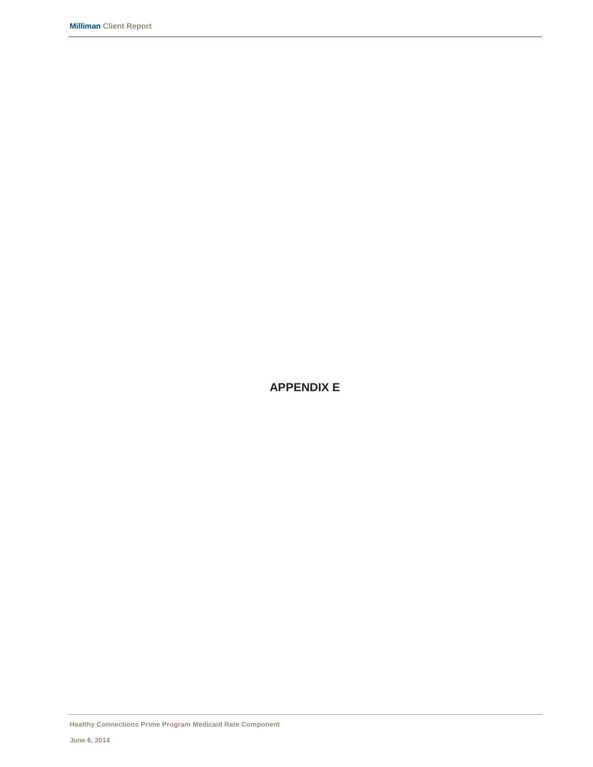# APPENDIX E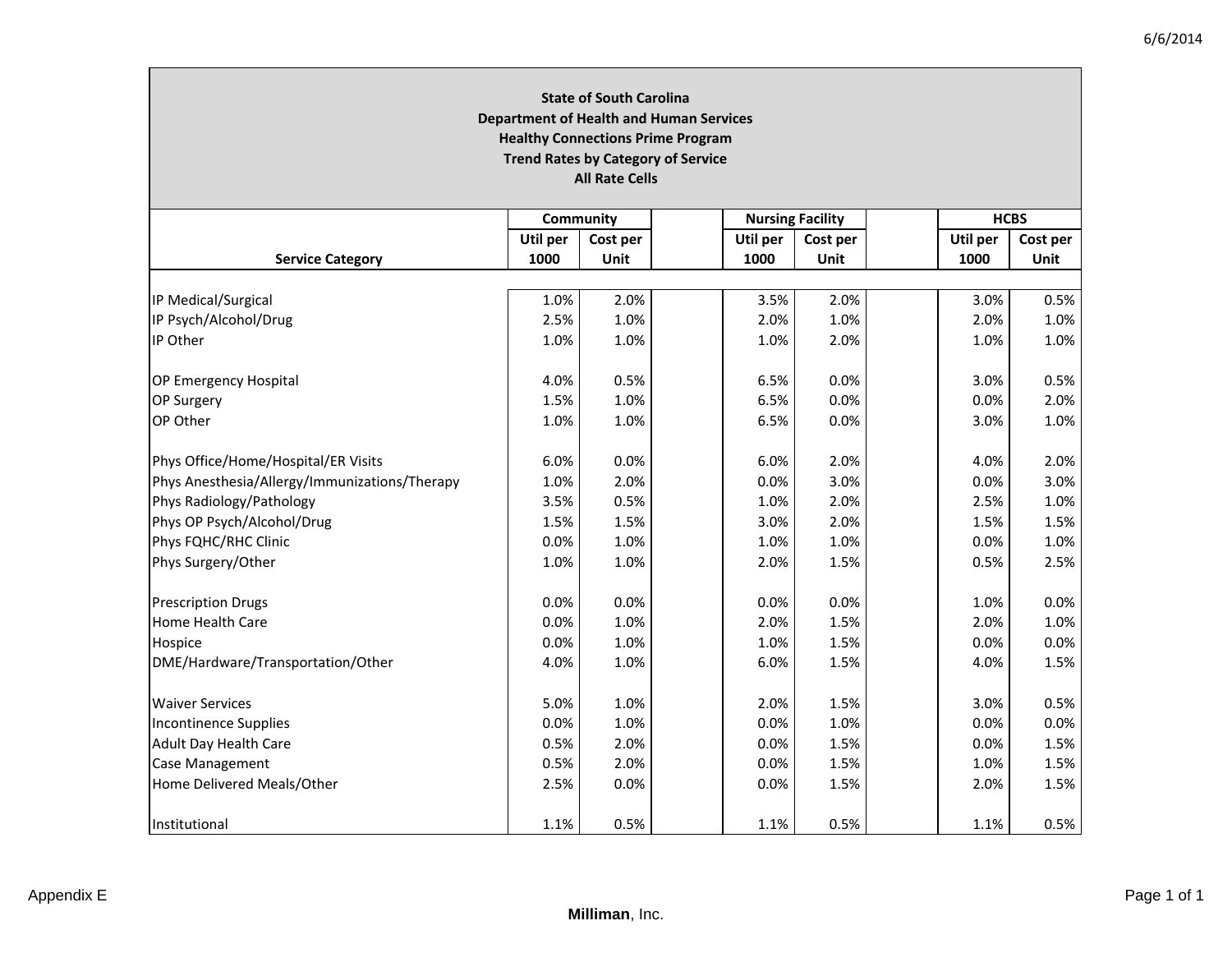**State of South Carolina**
**Department of Health and Human Services**
**Healthy Connections Prime Program**
**Trend Rates by Category of Service**
**All Rate Cells**

| Service Category | Community | | Nursing Facility | | HCBS | |
|---|---|---|---|---|---|---|
| | Util per 1000 | Cost per Unit | Util per 1000 | Cost per Unit | Util per 1000 | Cost per Unit |
| IP Medical/Surgical | 1.0% | 2.0% | 3.5% | 2.0% | 3.0% | 0.5% |
| IP Psych/Alcohol/Drug | 2.5% | 1.0% | 2.0% | 1.0% | 2.0% | 1.0% |
| IP Other | 1.0% | 1.0% | 1.0% | 2.0% | 1.0% | 1.0% |
| OP Emergency Hospital | 4.0% | 0.5% | 6.5% | 0.0% | 3.0% | 0.5% |
| OP Surgery | 1.5% | 1.0% | 6.5% | 0.0% | 0.0% | 2.0% |
| OP Other | 1.0% | 1.0% | 6.5% | 0.0% | 3.0% | 1.0% |
| Phys Office/Home/Hospital/ER Visits | 6.0% | 0.0% | 6.0% | 2.0% | 4.0% | 2.0% |
| Phys Anesthesia/Allergy/Immunizations/Therapy | 1.0% | 2.0% | 0.0% | 3.0% | 0.0% | 3.0% |
| Phys Radiology/Pathology | 3.5% | 0.5% | 1.0% | 2.0% | 2.5% | 1.0% |
| Phys OP Psych/Alcohol/Drug | 1.5% | 1.5% | 3.0% | 2.0% | 1.5% | 1.5% |
| Phys FQHC/RHC Clinic | 0.0% | 1.0% | 1.0% | 1.0% | 0.0% | 1.0% |
| Phys Surgery/Other | 1.0% | 1.0% | 2.0% | 1.5% | 0.5% | 2.5% |
| Prescription Drugs | 0.0% | 0.0% | 0.0% | 0.0% | 1.0% | 0.0% |
| Home Health Care | 0.0% | 1.0% | 2.0% | 1.5% | 2.0% | 1.0% |
| Hospice | 0.0% | 1.0% | 1.0% | 1.5% | 0.0% | 0.0% |
| DME/Hardware/Transportation/Other | 4.0% | 1.0% | 6.0% | 1.5% | 4.0% | 1.5% |
| Waiver Services | 5.0% | 1.0% | 2.0% | 1.5% | 3.0% | 0.5% |
| Incontinence Supplies | 0.0% | 1.0% | 0.0% | 1.0% | 0.0% | 0.0% |
| Adult Day Health Care | 0.5% | 2.0% | 0.0% | 1.5% | 0.0% | 1.5% |
| Case Management | 0.5% | 2.0% | 0.0% | 1.5% | 1.0% | 1.5% |
| Home Delivered Meals/Other | 2.5% | 0.0% | 0.0% | 1.5% | 2.0% | 1.5% |
| Institutional | 1.1% | 0.5% | 1.1% | 0.5% | 1.1% | 0.5% |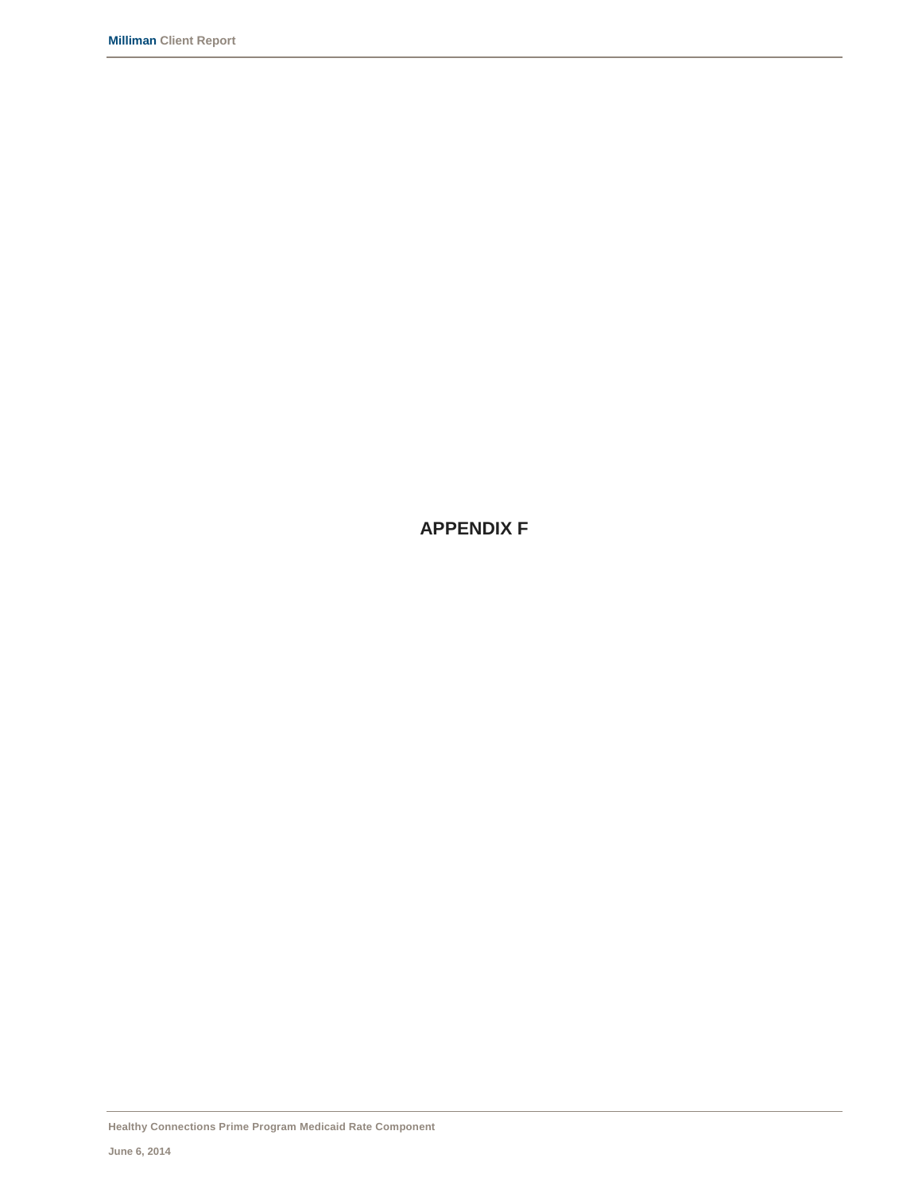# APPENDIX F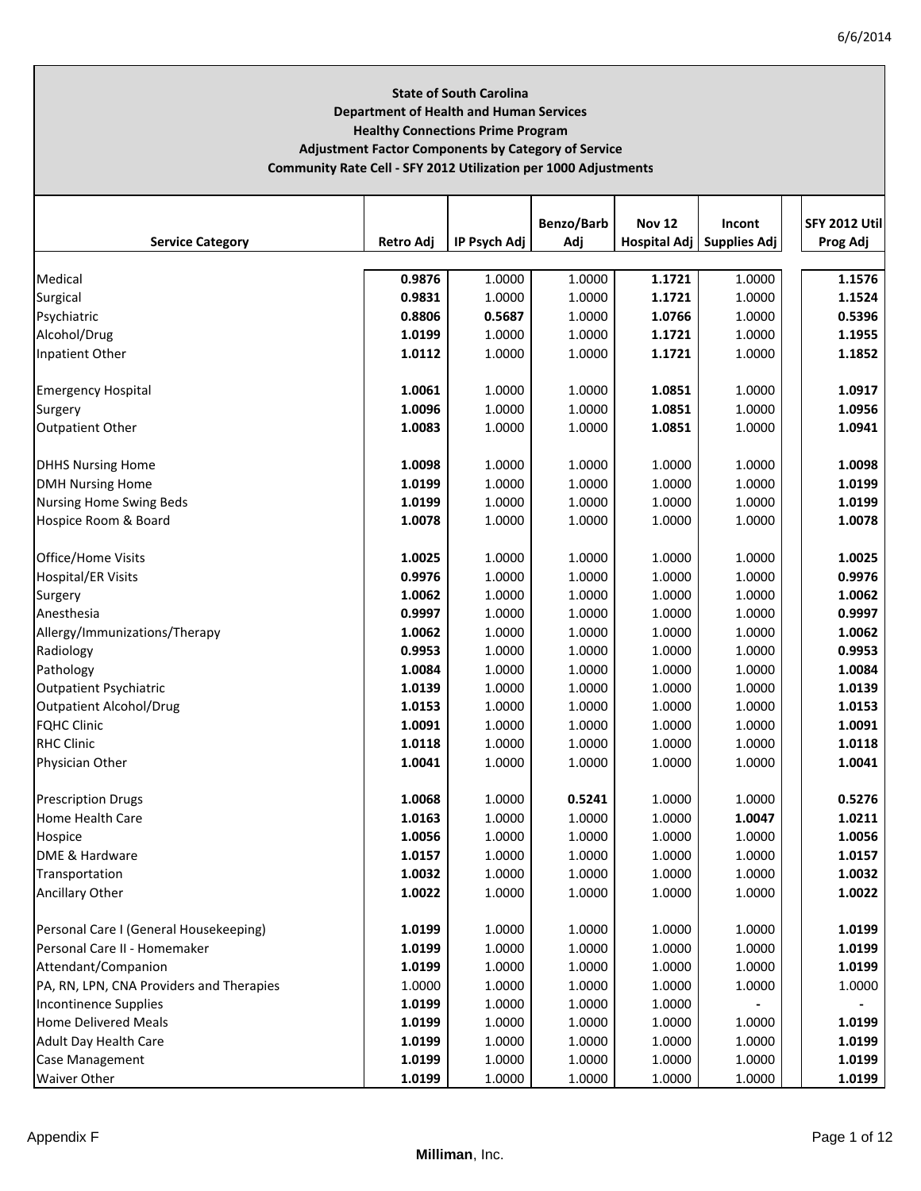**State of South Carolina**
**Department of Health and Human Services**
**Healthy Connections Prime Program**
**Adjustment Factor Components by Category of Service**
**Community Rate Cell - SFY 2012 Utilization per 1000 Adjustments**

| Service Category | Retro Adj | IP Psych Adj | Benzo/Barb Adj | Nov 12 Hospital Adj | Incont Supplies Adj | SFY 2012 Util Prog Adj |
|---|---|---|---|---|---|---|
| Medical | **0.9876** | 1.0000 | 1.0000 | **1.1721** | 1.0000 | **1.1576** |
| Surgical | **0.9831** | 1.0000 | 1.0000 | **1.1721** | 1.0000 | **1.1524** |
| Psychiatric | **0.8806** | **0.5687** | 1.0000 | **1.0766** | 1.0000 | **0.5396** |
| Alcohol/Drug | **1.0199** | 1.0000 | 1.0000 | **1.1721** | 1.0000 | **1.1955** |
| Inpatient Other | **1.0112** | 1.0000 | 1.0000 | **1.1721** | 1.0000 | **1.1852** |
| | | | | | | |
| Emergency Hospital | **1.0061** | 1.0000 | 1.0000 | **1.0851** | 1.0000 | **1.0917** |
| Surgery | **1.0096** | 1.0000 | 1.0000 | **1.0851** | 1.0000 | **1.0956** |
| Outpatient Other | **1.0083** | 1.0000 | 1.0000 | **1.0851** | 1.0000 | **1.0941** |
| | | | | | | |
| DHHS Nursing Home | **1.0098** | 1.0000 | 1.0000 | 1.0000 | 1.0000 | **1.0098** |
| DMH Nursing Home | **1.0199** | 1.0000 | 1.0000 | 1.0000 | 1.0000 | **1.0199** |
| Nursing Home Swing Beds | **1.0199** | 1.0000 | 1.0000 | 1.0000 | 1.0000 | **1.0199** |
| Hospice Room & Board | **1.0078** | 1.0000 | 1.0000 | 1.0000 | 1.0000 | **1.0078** |
| | | | | | | |
| Office/Home Visits | **1.0025** | 1.0000 | 1.0000 | 1.0000 | 1.0000 | **1.0025** |
| Hospital/ER Visits | **0.9976** | 1.0000 | 1.0000 | 1.0000 | 1.0000 | **0.9976** |
| Surgery | **1.0062** | 1.0000 | 1.0000 | 1.0000 | 1.0000 | **1.0062** |
| Anesthesia | **0.9997** | 1.0000 | 1.0000 | 1.0000 | 1.0000 | **0.9997** |
| Allergy/Immunizations/Therapy | **1.0062** | 1.0000 | 1.0000 | 1.0000 | 1.0000 | **1.0062** |
| Radiology | **0.9953** | 1.0000 | 1.0000 | 1.0000 | 1.0000 | **0.9953** |
| Pathology | **1.0084** | 1.0000 | 1.0000 | 1.0000 | 1.0000 | **1.0084** |
| Outpatient Psychiatric | **1.0139** | 1.0000 | 1.0000 | 1.0000 | 1.0000 | **1.0139** |
| Outpatient Alcohol/Drug | **1.0153** | 1.0000 | 1.0000 | 1.0000 | 1.0000 | **1.0153** |
| FQHC Clinic | **1.0091** | 1.0000 | 1.0000 | 1.0000 | 1.0000 | **1.0091** |
| RHC Clinic | **1.0118** | 1.0000 | 1.0000 | 1.0000 | 1.0000 | **1.0118** |
| Physician Other | **1.0041** | 1.0000 | 1.0000 | 1.0000 | 1.0000 | **1.0041** |
| | | | | | | |
| Prescription Drugs | **1.0068** | 1.0000 | **0.5241** | 1.0000 | 1.0000 | **0.5276** |
| Home Health Care | **1.0163** | 1.0000 | 1.0000 | 1.0000 | **1.0047** | **1.0211** |
| Hospice | **1.0056** | 1.0000 | 1.0000 | 1.0000 | 1.0000 | **1.0056** |
| DME & Hardware | **1.0157** | 1.0000 | 1.0000 | 1.0000 | 1.0000 | **1.0157** |
| Transportation | **1.0032** | 1.0000 | 1.0000 | 1.0000 | 1.0000 | **1.0032** |
| Ancillary Other | **1.0022** | 1.0000 | 1.0000 | 1.0000 | 1.0000 | **1.0022** |
| | | | | | | |
| Personal Care I (General Housekeeping) | **1.0199** | 1.0000 | 1.0000 | 1.0000 | 1.0000 | **1.0199** |
| Personal Care II - Homemaker | **1.0199** | 1.0000 | 1.0000 | 1.0000 | 1.0000 | **1.0199** |
| Attendant/Companion | **1.0199** | 1.0000 | 1.0000 | 1.0000 | 1.0000 | **1.0199** |
| PA, RN, LPN, CNA Providers and Therapies | 1.0000 | 1.0000 | 1.0000 | 1.0000 | 1.0000 | 1.0000 |
| Incontinence Supplies | **1.0199** | 1.0000 | 1.0000 | 1.0000 | **-** | **-** |
| Home Delivered Meals | **1.0199** | 1.0000 | 1.0000 | 1.0000 | 1.0000 | **1.0199** |
| Adult Day Health Care | **1.0199** | 1.0000 | 1.0000 | 1.0000 | 1.0000 | **1.0199** |
| Case Management | **1.0199** | 1.0000 | 1.0000 | 1.0000 | 1.0000 | **1.0199** |
| Waiver Other | **1.0199** | 1.0000 | 1.0000 | 1.0000 | 1.0000 | **1.0199** |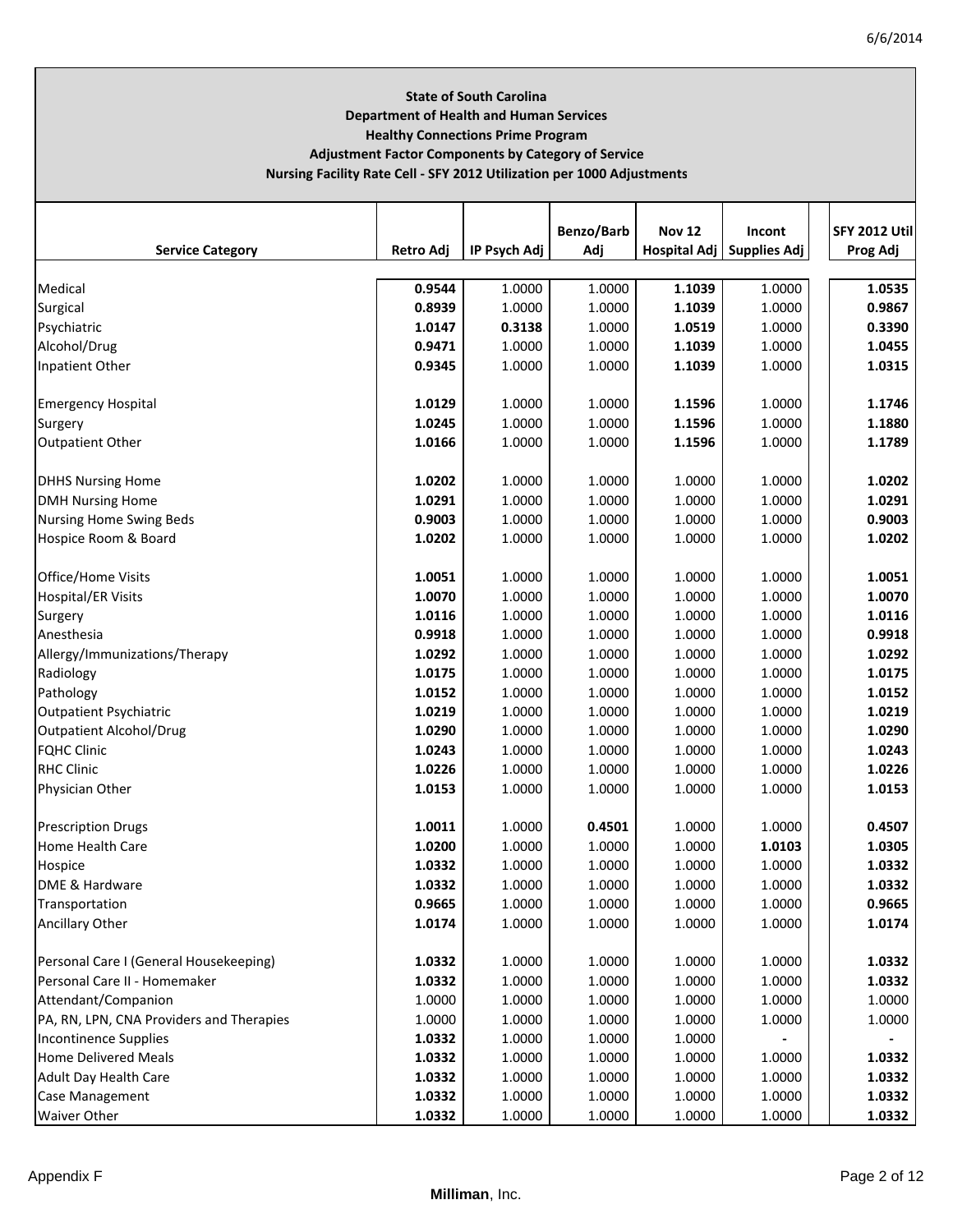**State of South Carolina**
**Department of Health and Human Services**
**Healthy Connections Prime Program**
**Adjustment Factor Components by Category of Service**
**Nursing Facility Rate Cell - SFY 2012 Utilization per 1000 Adjustments**

| Service Category | Retro Adj | IP Psych Adj | Benzo/Barb Adj | Nov 12 Hospital Adj | Incont Supplies Adj | SFY 2012 Util Prog Adj |
|---|---|---|---|---|---|---|
| Medical | **0.9544** | 1.0000 | 1.0000 | **1.1039** | 1.0000 | **1.0535** |
| Surgical | **0.8939** | 1.0000 | 1.0000 | **1.1039** | 1.0000 | **0.9867** |
| Psychiatric | **1.0147** | **0.3138** | 1.0000 | **1.0519** | 1.0000 | **0.3390** |
| Alcohol/Drug | **0.9471** | 1.0000 | 1.0000 | **1.1039** | 1.0000 | **1.0455** |
| Inpatient Other | **0.9345** | 1.0000 | 1.0000 | **1.1039** | 1.0000 | **1.0315** |
| | | | | | | |
| Emergency Hospital | **1.0129** | 1.0000 | 1.0000 | **1.1596** | 1.0000 | **1.1746** |
| Surgery | **1.0245** | 1.0000 | 1.0000 | **1.1596** | 1.0000 | **1.1880** |
| Outpatient Other | **1.0166** | 1.0000 | 1.0000 | **1.1596** | 1.0000 | **1.1789** |
| | | | | | | |
| DHHS Nursing Home | **1.0202** | 1.0000 | 1.0000 | 1.0000 | 1.0000 | **1.0202** |
| DMH Nursing Home | **1.0291** | 1.0000 | 1.0000 | 1.0000 | 1.0000 | **1.0291** |
| Nursing Home Swing Beds | **0.9003** | 1.0000 | 1.0000 | 1.0000 | 1.0000 | **0.9003** |
| Hospice Room & Board | **1.0202** | 1.0000 | 1.0000 | 1.0000 | 1.0000 | **1.0202** |
| | | | | | | |
| Office/Home Visits | **1.0051** | 1.0000 | 1.0000 | 1.0000 | 1.0000 | **1.0051** |
| Hospital/ER Visits | **1.0070** | 1.0000 | 1.0000 | 1.0000 | 1.0000 | **1.0070** |
| Surgery | **1.0116** | 1.0000 | 1.0000 | 1.0000 | 1.0000 | **1.0116** |
| Anesthesia | **0.9918** | 1.0000 | 1.0000 | 1.0000 | 1.0000 | **0.9918** |
| Allergy/Immunizations/Therapy | **1.0292** | 1.0000 | 1.0000 | 1.0000 | 1.0000 | **1.0292** |
| Radiology | **1.0175** | 1.0000 | 1.0000 | 1.0000 | 1.0000 | **1.0175** |
| Pathology | **1.0152** | 1.0000 | 1.0000 | 1.0000 | 1.0000 | **1.0152** |
| Outpatient Psychiatric | **1.0219** | 1.0000 | 1.0000 | 1.0000 | 1.0000 | **1.0219** |
| Outpatient Alcohol/Drug | **1.0290** | 1.0000 | 1.0000 | 1.0000 | 1.0000 | **1.0290** |
| FQHC Clinic | **1.0243** | 1.0000 | 1.0000 | 1.0000 | 1.0000 | **1.0243** |
| RHC Clinic | **1.0226** | 1.0000 | 1.0000 | 1.0000 | 1.0000 | **1.0226** |
| Physician Other | **1.0153** | 1.0000 | 1.0000 | 1.0000 | 1.0000 | **1.0153** |
| | | | | | | |
| Prescription Drugs | **1.0011** | 1.0000 | **0.4501** | 1.0000 | 1.0000 | **0.4507** |
| Home Health Care | **1.0200** | 1.0000 | 1.0000 | 1.0000 | **1.0103** | **1.0305** |
| Hospice | **1.0332** | 1.0000 | 1.0000 | 1.0000 | 1.0000 | **1.0332** |
| DME & Hardware | **1.0332** | 1.0000 | 1.0000 | 1.0000 | 1.0000 | **1.0332** |
| Transportation | **0.9665** | 1.0000 | 1.0000 | 1.0000 | 1.0000 | **0.9665** |
| Ancillary Other | **1.0174** | 1.0000 | 1.0000 | 1.0000 | 1.0000 | **1.0174** |
| | | | | | | |
| Personal Care I (General Housekeeping) | **1.0332** | 1.0000 | 1.0000 | 1.0000 | 1.0000 | **1.0332** |
| Personal Care II - Homemaker | **1.0332** | 1.0000 | 1.0000 | 1.0000 | 1.0000 | **1.0332** |
| Attendant/Companion | 1.0000 | 1.0000 | 1.0000 | 1.0000 | 1.0000 | 1.0000 |
| PA, RN, LPN, CNA Providers and Therapies | 1.0000 | 1.0000 | 1.0000 | 1.0000 | 1.0000 | 1.0000 |
| Incontinence Supplies | **1.0332** | 1.0000 | 1.0000 | 1.0000 | **-** | **-** |
| Home Delivered Meals | **1.0332** | 1.0000 | 1.0000 | 1.0000 | 1.0000 | **1.0332** |
| Adult Day Health Care | **1.0332** | 1.0000 | 1.0000 | 1.0000 | 1.0000 | **1.0332** |
| Case Management | **1.0332** | 1.0000 | 1.0000 | 1.0000 | 1.0000 | **1.0332** |
| Waiver Other | **1.0332** | 1.0000 | 1.0000 | 1.0000 | 1.0000 | **1.0332** |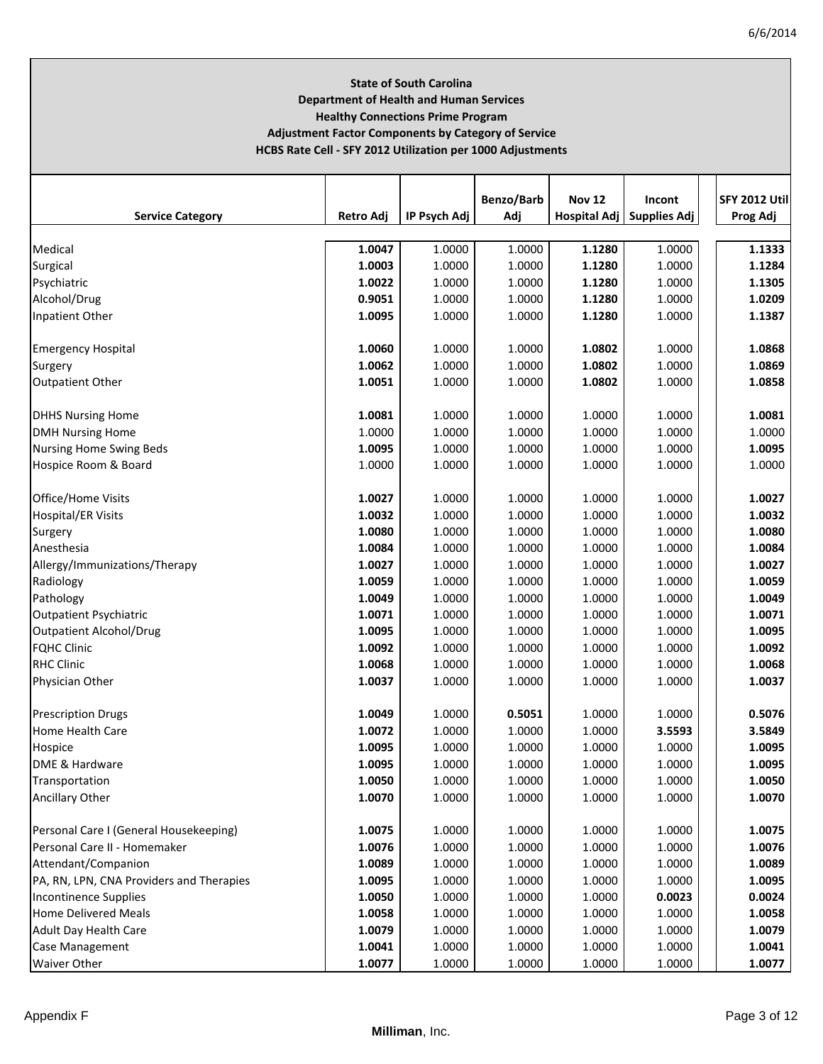**State of South Carolina**
**Department of Health and Human Services**
**Healthy Connections Prime Program**
**Adjustment Factor Components by Category of Service**
**HCBS Rate Cell - SFY 2012 Utilization per 1000 Adjustments**

| Service Category | Retro Adj | IP Psych Adj | Benzo/Barb Adj | Nov 12 Hospital Adj | Incont Supplies Adj | SFY 2012 Util Prog Adj |
|---|---|---|---|---|---|---|
| Medical | **1.0047** | 1.0000 | 1.0000 | **1.1280** | 1.0000 | **1.1333** |
| Surgical | **1.0003** | 1.0000 | 1.0000 | **1.1280** | 1.0000 | **1.1284** |
| Psychiatric | **1.0022** | 1.0000 | 1.0000 | **1.1280** | 1.0000 | **1.1305** |
| Alcohol/Drug | **0.9051** | 1.0000 | 1.0000 | **1.1280** | 1.0000 | **1.0209** |
| Inpatient Other | **1.0095** | 1.0000 | 1.0000 | **1.1280** | 1.0000 | **1.1387** |
| Emergency Hospital | **1.0060** | 1.0000 | 1.0000 | **1.0802** | 1.0000 | **1.0868** |
| Surgery | **1.0062** | 1.0000 | 1.0000 | **1.0802** | 1.0000 | **1.0869** |
| Outpatient Other | **1.0051** | 1.0000 | 1.0000 | **1.0802** | 1.0000 | **1.0858** |
| DHHS Nursing Home | **1.0081** | 1.0000 | 1.0000 | 1.0000 | 1.0000 | **1.0081** |
| DMH Nursing Home | 1.0000 | 1.0000 | 1.0000 | 1.0000 | 1.0000 | 1.0000 |
| Nursing Home Swing Beds | **1.0095** | 1.0000 | 1.0000 | 1.0000 | 1.0000 | **1.0095** |
| Hospice Room & Board | 1.0000 | 1.0000 | 1.0000 | 1.0000 | 1.0000 | 1.0000 |
| Office/Home Visits | **1.0027** | 1.0000 | 1.0000 | 1.0000 | 1.0000 | **1.0027** |
| Hospital/ER Visits | **1.0032** | 1.0000 | 1.0000 | 1.0000 | 1.0000 | **1.0032** |
| Surgery | **1.0080** | 1.0000 | 1.0000 | 1.0000 | 1.0000 | **1.0080** |
| Anesthesia | **1.0084** | 1.0000 | 1.0000 | 1.0000 | 1.0000 | **1.0084** |
| Allergy/Immunizations/Therapy | **1.0027** | 1.0000 | 1.0000 | 1.0000 | 1.0000 | **1.0027** |
| Radiology | **1.0059** | 1.0000 | 1.0000 | 1.0000 | 1.0000 | **1.0059** |
| Pathology | **1.0049** | 1.0000 | 1.0000 | 1.0000 | 1.0000 | **1.0049** |
| Outpatient Psychiatric | **1.0071** | 1.0000 | 1.0000 | 1.0000 | 1.0000 | **1.0071** |
| Outpatient Alcohol/Drug | **1.0095** | 1.0000 | 1.0000 | 1.0000 | 1.0000 | **1.0095** |
| FQHC Clinic | **1.0092** | 1.0000 | 1.0000 | 1.0000 | 1.0000 | **1.0092** |
| RHC Clinic | **1.0068** | 1.0000 | 1.0000 | 1.0000 | 1.0000 | **1.0068** |
| Physician Other | **1.0037** | 1.0000 | 1.0000 | 1.0000 | 1.0000 | **1.0037** |
| Prescription Drugs | **1.0049** | 1.0000 | **0.5051** | 1.0000 | 1.0000 | **0.5076** |
| Home Health Care | **1.0072** | 1.0000 | 1.0000 | 1.0000 | **3.5593** | **3.5849** |
| Hospice | **1.0095** | 1.0000 | 1.0000 | 1.0000 | 1.0000 | **1.0095** |
| DME & Hardware | **1.0095** | 1.0000 | 1.0000 | 1.0000 | 1.0000 | **1.0095** |
| Transportation | **1.0050** | 1.0000 | 1.0000 | 1.0000 | 1.0000 | **1.0050** |
| Ancillary Other | **1.0070** | 1.0000 | 1.0000 | 1.0000 | 1.0000 | **1.0070** |
| Personal Care I (General Housekeeping) | **1.0075** | 1.0000 | 1.0000 | 1.0000 | 1.0000 | **1.0075** |
| Personal Care II - Homemaker | **1.0076** | 1.0000 | 1.0000 | 1.0000 | 1.0000 | **1.0076** |
| Attendant/Companion | **1.0089** | 1.0000 | 1.0000 | 1.0000 | 1.0000 | **1.0089** |
| PA, RN, LPN, CNA Providers and Therapies | **1.0095** | 1.0000 | 1.0000 | 1.0000 | 1.0000 | **1.0095** |
| Incontinence Supplies | **1.0050** | 1.0000 | 1.0000 | 1.0000 | **0.0023** | **0.0024** |
| Home Delivered Meals | **1.0058** | 1.0000 | 1.0000 | 1.0000 | 1.0000 | **1.0058** |
| Adult Day Health Care | **1.0079** | 1.0000 | 1.0000 | 1.0000 | 1.0000 | **1.0079** |
| Case Management | **1.0041** | 1.0000 | 1.0000 | 1.0000 | 1.0000 | **1.0041** |
| Waiver Other | **1.0077** | 1.0000 | 1.0000 | 1.0000 | 1.0000 | **1.0077** |

Appendix F

**Milliman**, Inc.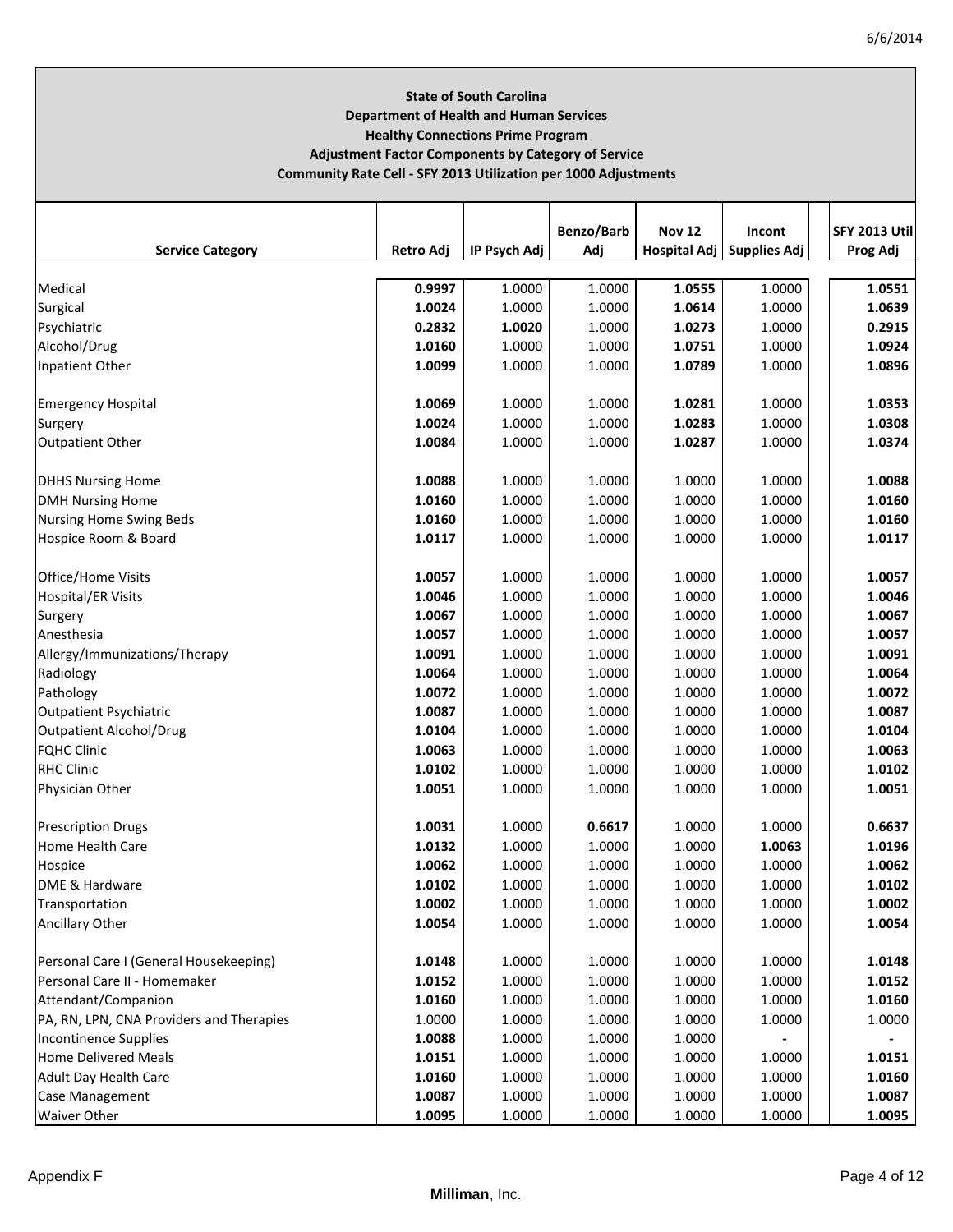**State of South Carolina**
**Department of Health and Human Services**
**Healthy Connections Prime Program**
**Adjustment Factor Components by Category of Service**
**Community Rate Cell - SFY 2013 Utilization per 1000 Adjustments**

| Service Category | Retro Adj | IP Psych Adj | Benzo/Barb Adj | Nov 12 Hospital Adj | Incont Supplies Adj | SFY 2013 Util Prog Adj |
|---|---|---|---|---|---|---|
| Medical | **0.9997** | 1.0000 | 1.0000 | **1.0555** | 1.0000 | **1.0551** |
| Surgical | **1.0024** | 1.0000 | 1.0000 | **1.0614** | 1.0000 | **1.0639** |
| Psychiatric | **0.2832** | **1.0020** | 1.0000 | **1.0273** | 1.0000 | **0.2915** |
| Alcohol/Drug | **1.0160** | 1.0000 | 1.0000 | **1.0751** | 1.0000 | **1.0924** |
| Inpatient Other | **1.0099** | 1.0000 | 1.0000 | **1.0789** | 1.0000 | **1.0896** |
| | | | | | | |
| Emergency Hospital | **1.0069** | 1.0000 | 1.0000 | **1.0281** | 1.0000 | **1.0353** |
| Surgery | **1.0024** | 1.0000 | 1.0000 | **1.0283** | 1.0000 | **1.0308** |
| Outpatient Other | **1.0084** | 1.0000 | 1.0000 | **1.0287** | 1.0000 | **1.0374** |
| | | | | | | |
| DHHS Nursing Home | **1.0088** | 1.0000 | 1.0000 | 1.0000 | 1.0000 | **1.0088** |
| DMH Nursing Home | **1.0160** | 1.0000 | 1.0000 | 1.0000 | 1.0000 | **1.0160** |
| Nursing Home Swing Beds | **1.0160** | 1.0000 | 1.0000 | 1.0000 | 1.0000 | **1.0160** |
| Hospice Room & Board | **1.0117** | 1.0000 | 1.0000 | 1.0000 | 1.0000 | **1.0117** |
| | | | | | | |
| Office/Home Visits | **1.0057** | 1.0000 | 1.0000 | 1.0000 | 1.0000 | **1.0057** |
| Hospital/ER Visits | **1.0046** | 1.0000 | 1.0000 | 1.0000 | 1.0000 | **1.0046** |
| Surgery | **1.0067** | 1.0000 | 1.0000 | 1.0000 | 1.0000 | **1.0067** |
| Anesthesia | **1.0057** | 1.0000 | 1.0000 | 1.0000 | 1.0000 | **1.0057** |
| Allergy/Immunizations/Therapy | **1.0091** | 1.0000 | 1.0000 | 1.0000 | 1.0000 | **1.0091** |
| Radiology | **1.0064** | 1.0000 | 1.0000 | 1.0000 | 1.0000 | **1.0064** |
| Pathology | **1.0072** | 1.0000 | 1.0000 | 1.0000 | 1.0000 | **1.0072** |
| Outpatient Psychiatric | **1.0087** | 1.0000 | 1.0000 | 1.0000 | 1.0000 | **1.0087** |
| Outpatient Alcohol/Drug | **1.0104** | 1.0000 | 1.0000 | 1.0000 | 1.0000 | **1.0104** |
| FQHC Clinic | **1.0063** | 1.0000 | 1.0000 | 1.0000 | 1.0000 | **1.0063** |
| RHC Clinic | **1.0102** | 1.0000 | 1.0000 | 1.0000 | 1.0000 | **1.0102** |
| Physician Other | **1.0051** | 1.0000 | 1.0000 | 1.0000 | 1.0000 | **1.0051** |
| | | | | | | |
| Prescription Drugs | **1.0031** | 1.0000 | **0.6617** | 1.0000 | 1.0000 | **0.6637** |
| Home Health Care | **1.0132** | 1.0000 | 1.0000 | 1.0000 | **1.0063** | **1.0196** |
| Hospice | **1.0062** | 1.0000 | 1.0000 | 1.0000 | 1.0000 | **1.0062** |
| DME & Hardware | **1.0102** | 1.0000 | 1.0000 | 1.0000 | 1.0000 | **1.0102** |
| Transportation | **1.0002** | 1.0000 | 1.0000 | 1.0000 | 1.0000 | **1.0002** |
| Ancillary Other | **1.0054** | 1.0000 | 1.0000 | 1.0000 | 1.0000 | **1.0054** |
| | | | | | | |
| Personal Care I (General Housekeeping) | **1.0148** | 1.0000 | 1.0000 | 1.0000 | 1.0000 | **1.0148** |
| Personal Care II - Homemaker | **1.0152** | 1.0000 | 1.0000 | 1.0000 | 1.0000 | **1.0152** |
| Attendant/Companion | **1.0160** | 1.0000 | 1.0000 | 1.0000 | 1.0000 | **1.0160** |
| PA, RN, LPN, CNA Providers and Therapies | 1.0000 | 1.0000 | 1.0000 | 1.0000 | 1.0000 | 1.0000 |
| Incontinence Supplies | **1.0088** | 1.0000 | 1.0000 | 1.0000 | - | - |
| Home Delivered Meals | **1.0151** | 1.0000 | 1.0000 | 1.0000 | 1.0000 | **1.0151** |
| Adult Day Health Care | **1.0160** | 1.0000 | 1.0000 | 1.0000 | 1.0000 | **1.0160** |
| Case Management | **1.0087** | 1.0000 | 1.0000 | 1.0000 | 1.0000 | **1.0087** |
| Waiver Other | **1.0095** | 1.0000 | 1.0000 | 1.0000 | 1.0000 | **1.0095** |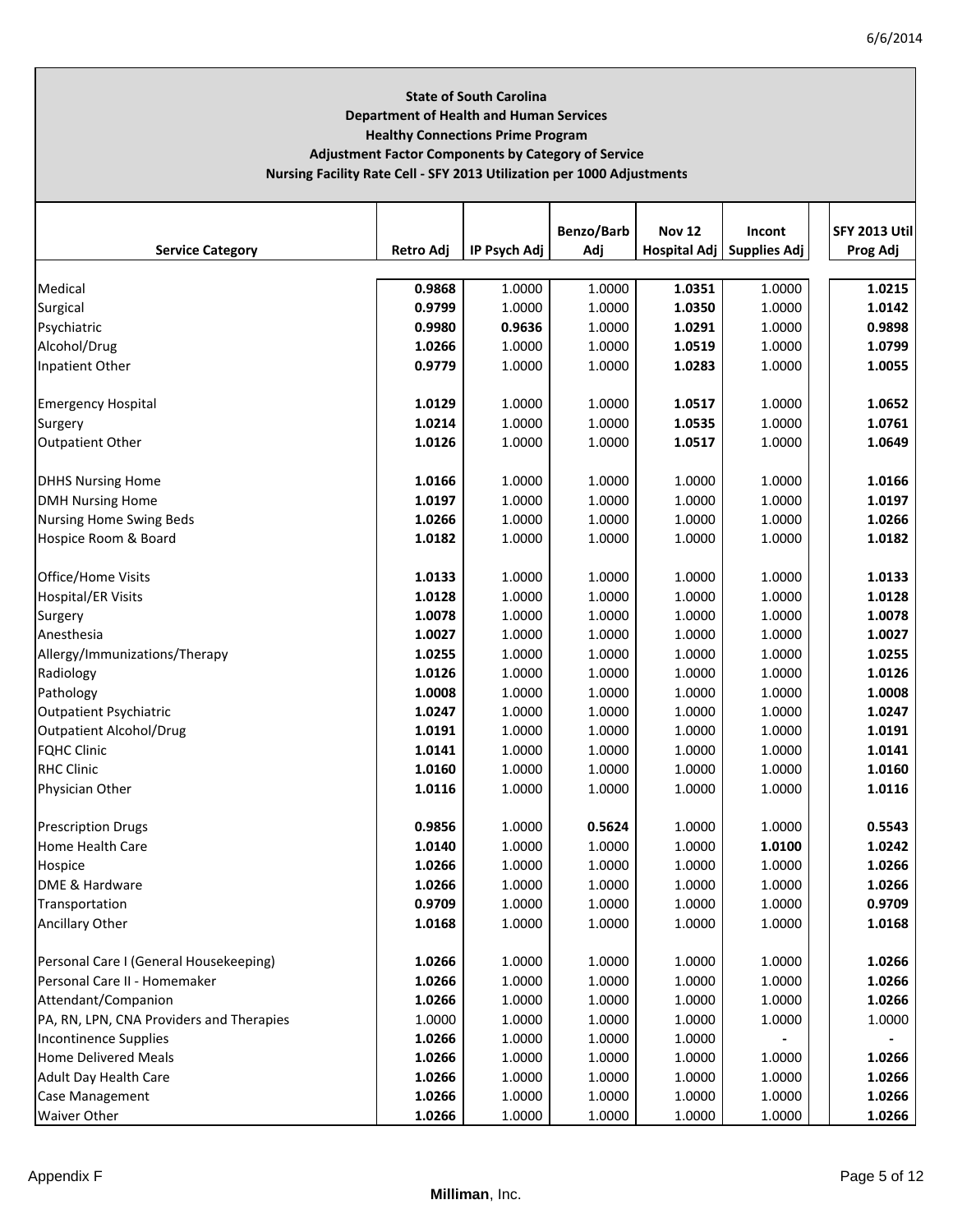**State of South Carolina**
**Department of Health and Human Services**
**Healthy Connections Prime Program**
**Adjustment Factor Components by Category of Service**
**Nursing Facility Rate Cell - SFY 2013 Utilization per 1000 Adjustments**

| Service Category | Retro Adj | IP Psych Adj | Benzo/Barb Adj | Nov 12 Hospital Adj | Incont Supplies Adj | SFY 2013 Util Prog Adj |
|---|---|---|---|---|---|---|
| Medical | **0.9868** | 1.0000 | 1.0000 | **1.0351** | 1.0000 | **1.0215** |
| Surgical | **0.9799** | 1.0000 | 1.0000 | **1.0350** | 1.0000 | **1.0142** |
| Psychiatric | **0.9980** | **0.9636** | 1.0000 | **1.0291** | 1.0000 | **0.9898** |
| Alcohol/Drug | **1.0266** | 1.0000 | 1.0000 | **1.0519** | 1.0000 | **1.0799** |
| Inpatient Other | **0.9779** | 1.0000 | 1.0000 | **1.0283** | 1.0000 | **1.0055** |
| | | | | | | |
| Emergency Hospital | **1.0129** | 1.0000 | 1.0000 | **1.0517** | 1.0000 | **1.0652** |
| Surgery | **1.0214** | 1.0000 | 1.0000 | **1.0535** | 1.0000 | **1.0761** |
| Outpatient Other | **1.0126** | 1.0000 | 1.0000 | **1.0517** | 1.0000 | **1.0649** |
| | | | | | | |
| DHHS Nursing Home | **1.0166** | 1.0000 | 1.0000 | 1.0000 | 1.0000 | **1.0166** |
| DMH Nursing Home | **1.0197** | 1.0000 | 1.0000 | 1.0000 | 1.0000 | **1.0197** |
| Nursing Home Swing Beds | **1.0266** | 1.0000 | 1.0000 | 1.0000 | 1.0000 | **1.0266** |
| Hospice Room & Board | **1.0182** | 1.0000 | 1.0000 | 1.0000 | 1.0000 | **1.0182** |
| | | | | | | |
| Office/Home Visits | **1.0133** | 1.0000 | 1.0000 | 1.0000 | 1.0000 | **1.0133** |
| Hospital/ER Visits | **1.0128** | 1.0000 | 1.0000 | 1.0000 | 1.0000 | **1.0128** |
| Surgery | **1.0078** | 1.0000 | 1.0000 | 1.0000 | 1.0000 | **1.0078** |
| Anesthesia | **1.0027** | 1.0000 | 1.0000 | 1.0000 | 1.0000 | **1.0027** |
| Allergy/Immunizations/Therapy | **1.0255** | 1.0000 | 1.0000 | 1.0000 | 1.0000 | **1.0255** |
| Radiology | **1.0126** | 1.0000 | 1.0000 | 1.0000 | 1.0000 | **1.0126** |
| Pathology | **1.0008** | 1.0000 | 1.0000 | 1.0000 | 1.0000 | **1.0008** |
| Outpatient Psychiatric | **1.0247** | 1.0000 | 1.0000 | 1.0000 | 1.0000 | **1.0247** |
| Outpatient Alcohol/Drug | **1.0191** | 1.0000 | 1.0000 | 1.0000 | 1.0000 | **1.0191** |
| FQHC Clinic | **1.0141** | 1.0000 | 1.0000 | 1.0000 | 1.0000 | **1.0141** |
| RHC Clinic | **1.0160** | 1.0000 | 1.0000 | 1.0000 | 1.0000 | **1.0160** |
| Physician Other | **1.0116** | 1.0000 | 1.0000 | 1.0000 | 1.0000 | **1.0116** |
| | | | | | | |
| Prescription Drugs | **0.9856** | 1.0000 | **0.5624** | 1.0000 | 1.0000 | **0.5543** |
| Home Health Care | **1.0140** | 1.0000 | 1.0000 | 1.0000 | **1.0100** | **1.0242** |
| Hospice | **1.0266** | 1.0000 | 1.0000 | 1.0000 | 1.0000 | **1.0266** |
| DME & Hardware | **1.0266** | 1.0000 | 1.0000 | 1.0000 | 1.0000 | **1.0266** |
| Transportation | **0.9709** | 1.0000 | 1.0000 | 1.0000 | 1.0000 | **0.9709** |
| Ancillary Other | **1.0168** | 1.0000 | 1.0000 | 1.0000 | 1.0000 | **1.0168** |
| | | | | | | |
| Personal Care I (General Housekeeping) | **1.0266** | 1.0000 | 1.0000 | 1.0000 | 1.0000 | **1.0266** |
| Personal Care II - Homemaker | **1.0266** | 1.0000 | 1.0000 | 1.0000 | 1.0000 | **1.0266** |
| Attendant/Companion | **1.0266** | 1.0000 | 1.0000 | 1.0000 | 1.0000 | **1.0266** |
| PA, RN, LPN, CNA Providers and Therapies | 1.0000 | 1.0000 | 1.0000 | 1.0000 | 1.0000 | 1.0000 |
| Incontinence Supplies | **1.0266** | 1.0000 | 1.0000 | 1.0000 | - | - |
| Home Delivered Meals | **1.0266** | 1.0000 | 1.0000 | 1.0000 | 1.0000 | **1.0266** |
| Adult Day Health Care | **1.0266** | 1.0000 | 1.0000 | 1.0000 | 1.0000 | **1.0266** |
| Case Management | **1.0266** | 1.0000 | 1.0000 | 1.0000 | 1.0000 | **1.0266** |
| Waiver Other | **1.0266** | 1.0000 | 1.0000 | 1.0000 | 1.0000 | **1.0266** |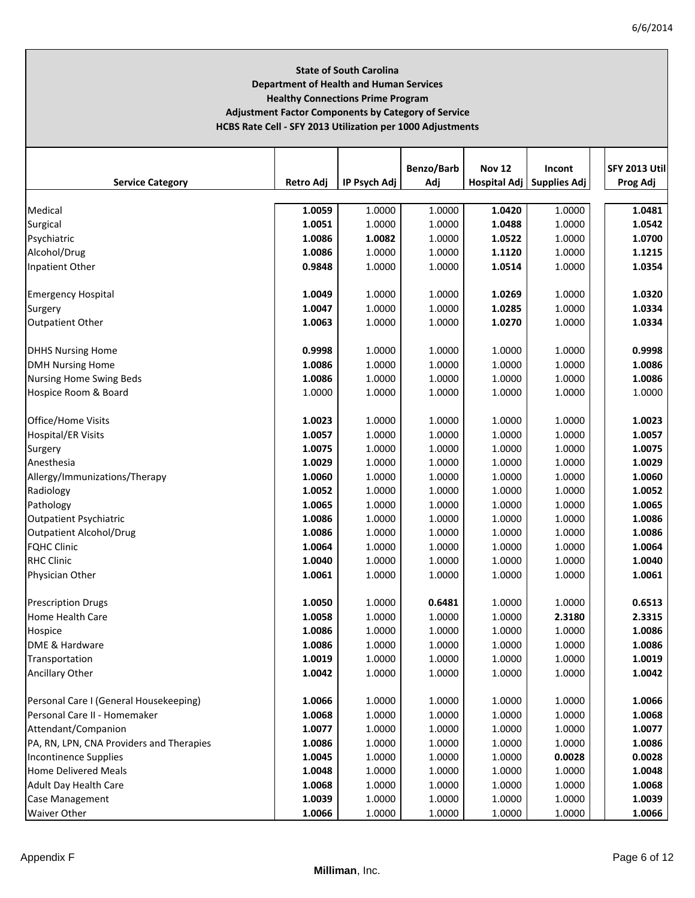**State of South Carolina**
**Department of Health and Human Services**
**Healthy Connections Prime Program**
**Adjustment Factor Components by Category of Service**
**HCBS Rate Cell - SFY 2013 Utilization per 1000 Adjustments**

| Service Category | Retro Adj | IP Psych Adj | Benzo/Barb Adj | Nov 12 Hospital Adj | Incont Supplies Adj | SFY 2013 Util Prog Adj |
|---|---|---|---|---|---|---|
| Medical | **1.0059** | 1.0000 | 1.0000 | **1.0420** | 1.0000 | **1.0481** |
| Surgical | **1.0051** | 1.0000 | 1.0000 | **1.0488** | 1.0000 | **1.0542** |
| Psychiatric | **1.0086** | **1.0082** | 1.0000 | **1.0522** | 1.0000 | **1.0700** |
| Alcohol/Drug | **1.0086** | 1.0000 | 1.0000 | **1.1120** | 1.0000 | **1.1215** |
| Inpatient Other | **0.9848** | 1.0000 | 1.0000 | **1.0514** | 1.0000 | **1.0354** |
| | | | | | | |
| Emergency Hospital | **1.0049** | 1.0000 | 1.0000 | **1.0269** | 1.0000 | **1.0320** |
| Surgery | **1.0047** | 1.0000 | 1.0000 | **1.0285** | 1.0000 | **1.0334** |
| Outpatient Other | **1.0063** | 1.0000 | 1.0000 | **1.0270** | 1.0000 | **1.0334** |
| | | | | | | |
| DHHS Nursing Home | **0.9998** | 1.0000 | 1.0000 | 1.0000 | 1.0000 | **0.9998** |
| DMH Nursing Home | **1.0086** | 1.0000 | 1.0000 | 1.0000 | 1.0000 | **1.0086** |
| Nursing Home Swing Beds | **1.0086** | 1.0000 | 1.0000 | 1.0000 | 1.0000 | **1.0086** |
| Hospice Room & Board | 1.0000 | 1.0000 | 1.0000 | 1.0000 | 1.0000 | 1.0000 |
| | | | | | | |
| Office/Home Visits | **1.0023** | 1.0000 | 1.0000 | 1.0000 | 1.0000 | **1.0023** |
| Hospital/ER Visits | **1.0057** | 1.0000 | 1.0000 | 1.0000 | 1.0000 | **1.0057** |
| Surgery | **1.0075** | 1.0000 | 1.0000 | 1.0000 | 1.0000 | **1.0075** |
| Anesthesia | **1.0029** | 1.0000 | 1.0000 | 1.0000 | 1.0000 | **1.0029** |
| Allergy/Immunizations/Therapy | **1.0060** | 1.0000 | 1.0000 | 1.0000 | 1.0000 | **1.0060** |
| Radiology | **1.0052** | 1.0000 | 1.0000 | 1.0000 | 1.0000 | **1.0052** |
| Pathology | **1.0065** | 1.0000 | 1.0000 | 1.0000 | 1.0000 | **1.0065** |
| Outpatient Psychiatric | **1.0086** | 1.0000 | 1.0000 | 1.0000 | 1.0000 | **1.0086** |
| Outpatient Alcohol/Drug | **1.0086** | 1.0000 | 1.0000 | 1.0000 | 1.0000 | **1.0086** |
| FQHC Clinic | **1.0064** | 1.0000 | 1.0000 | 1.0000 | 1.0000 | **1.0064** |
| RHC Clinic | **1.0040** | 1.0000 | 1.0000 | 1.0000 | 1.0000 | **1.0040** |
| Physician Other | **1.0061** | 1.0000 | 1.0000 | 1.0000 | 1.0000 | **1.0061** |
| | | | | | | |
| Prescription Drugs | **1.0050** | 1.0000 | **0.6481** | 1.0000 | 1.0000 | **0.6513** |
| Home Health Care | **1.0058** | 1.0000 | 1.0000 | 1.0000 | **2.3180** | **2.3315** |
| Hospice | **1.0086** | 1.0000 | 1.0000 | 1.0000 | 1.0000 | **1.0086** |
| DME & Hardware | **1.0086** | 1.0000 | 1.0000 | 1.0000 | 1.0000 | **1.0086** |
| Transportation | **1.0019** | 1.0000 | 1.0000 | 1.0000 | 1.0000 | **1.0019** |
| Ancillary Other | **1.0042** | 1.0000 | 1.0000 | 1.0000 | 1.0000 | **1.0042** |
| | | | | | | |
| Personal Care I (General Housekeeping) | **1.0066** | 1.0000 | 1.0000 | 1.0000 | 1.0000 | **1.0066** |
| Personal Care II - Homemaker | **1.0068** | 1.0000 | 1.0000 | 1.0000 | 1.0000 | **1.0068** |
| Attendant/Companion | **1.0077** | 1.0000 | 1.0000 | 1.0000 | 1.0000 | **1.0077** |
| PA, RN, LPN, CNA Providers and Therapies | **1.0086** | 1.0000 | 1.0000 | 1.0000 | 1.0000 | **1.0086** |
| Incontinence Supplies | **1.0045** | 1.0000 | 1.0000 | 1.0000 | **0.0028** | **0.0028** |
| Home Delivered Meals | **1.0048** | 1.0000 | 1.0000 | 1.0000 | 1.0000 | **1.0048** |
| Adult Day Health Care | **1.0068** | 1.0000 | 1.0000 | 1.0000 | 1.0000 | **1.0068** |
| Case Management | **1.0039** | 1.0000 | 1.0000 | 1.0000 | 1.0000 | **1.0039** |
| Waiver Other | **1.0066** | 1.0000 | 1.0000 | 1.0000 | 1.0000 | **1.0066** |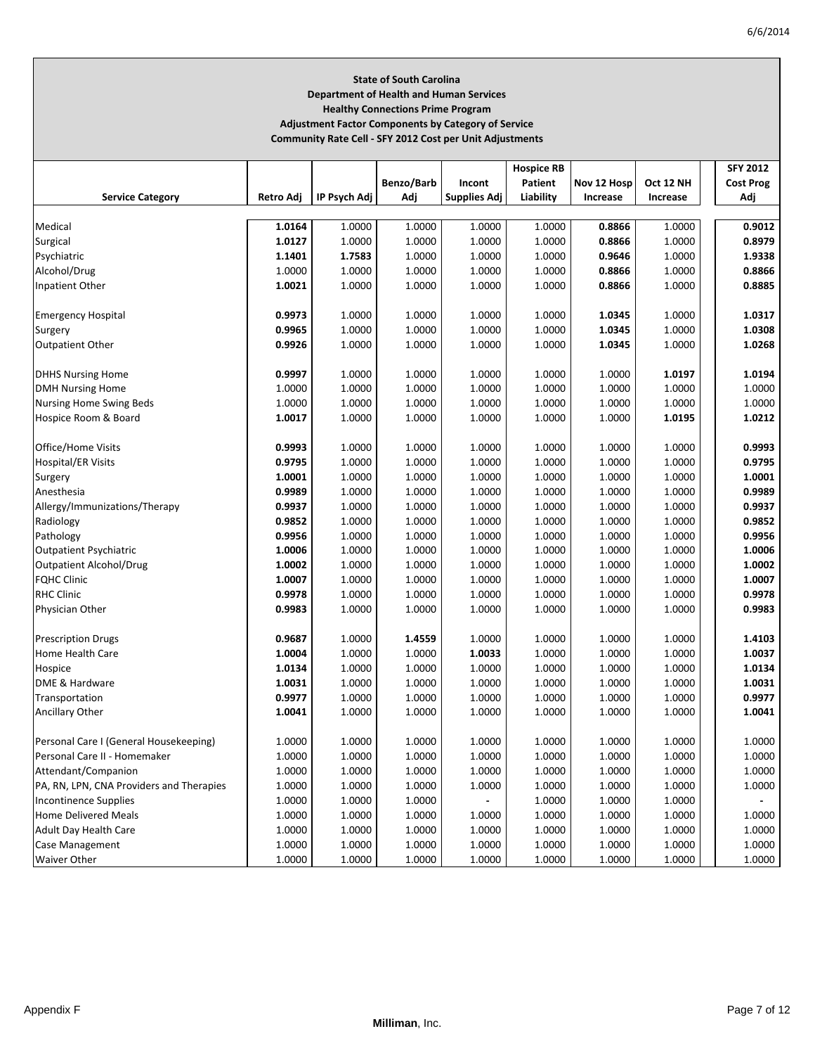**State of South Carolina**
**Department of Health and Human Services**
**Healthy Connections Prime Program**
**Adjustment Factor Components by Category of Service**
**Community Rate Cell - SFY 2012 Cost per Unit Adjustments**

| Service Category | Retro Adj | IP Psych Adj | Benzo/Barb Adj | Incont Supplies Adj | Hospice RB Patient Liability | Nov 12 Hosp Increase | Oct 12 NH Increase | SFY 2012 Cost Prog Adj |
|---|---|---|---|---|---|---|---|---|
| Medical | **1.0164** | 1.0000 | 1.0000 | 1.0000 | 1.0000 | **0.8866** | 1.0000 | **0.9012** |
| Surgical | **1.0127** | 1.0000 | 1.0000 | 1.0000 | 1.0000 | **0.8866** | 1.0000 | **0.8979** |
| Psychiatric | **1.1401** | **1.7583** | 1.0000 | 1.0000 | 1.0000 | **0.9646** | 1.0000 | **1.9338** |
| Alcohol/Drug | 1.0000 | 1.0000 | 1.0000 | 1.0000 | 1.0000 | **0.8866** | 1.0000 | **0.8866** |
| Inpatient Other | **1.0021** | 1.0000 | 1.0000 | 1.0000 | 1.0000 | **0.8866** | 1.0000 | **0.8885** |
| | | | | | | | | |
| Emergency Hospital | **0.9973** | 1.0000 | 1.0000 | 1.0000 | 1.0000 | **1.0345** | 1.0000 | **1.0317** |
| Surgery | **0.9965** | 1.0000 | 1.0000 | 1.0000 | 1.0000 | **1.0345** | 1.0000 | **1.0308** |
| Outpatient Other | **0.9926** | 1.0000 | 1.0000 | 1.0000 | 1.0000 | **1.0345** | 1.0000 | **1.0268** |
| | | | | | | | | |
| DHHS Nursing Home | **0.9997** | 1.0000 | 1.0000 | 1.0000 | 1.0000 | 1.0000 | **1.0197** | **1.0194** |
| DMH Nursing Home | 1.0000 | 1.0000 | 1.0000 | 1.0000 | 1.0000 | 1.0000 | 1.0000 | 1.0000 |
| Nursing Home Swing Beds | 1.0000 | 1.0000 | 1.0000 | 1.0000 | 1.0000 | 1.0000 | 1.0000 | 1.0000 |
| Hospice Room & Board | **1.0017** | 1.0000 | 1.0000 | 1.0000 | 1.0000 | 1.0000 | **1.0195** | **1.0212** |
| | | | | | | | | |
| Office/Home Visits | **0.9993** | 1.0000 | 1.0000 | 1.0000 | 1.0000 | 1.0000 | 1.0000 | **0.9993** |
| Hospital/ER Visits | **0.9795** | 1.0000 | 1.0000 | 1.0000 | 1.0000 | 1.0000 | 1.0000 | **0.9795** |
| Surgery | **1.0001** | 1.0000 | 1.0000 | 1.0000 | 1.0000 | 1.0000 | 1.0000 | **1.0001** |
| Anesthesia | **0.9989** | 1.0000 | 1.0000 | 1.0000 | 1.0000 | 1.0000 | 1.0000 | **0.9989** |
| Allergy/Immunizations/Therapy | **0.9937** | 1.0000 | 1.0000 | 1.0000 | 1.0000 | 1.0000 | 1.0000 | **0.9937** |
| Radiology | **0.9852** | 1.0000 | 1.0000 | 1.0000 | 1.0000 | 1.0000 | 1.0000 | **0.9852** |
| Pathology | **0.9956** | 1.0000 | 1.0000 | 1.0000 | 1.0000 | 1.0000 | 1.0000 | **0.9956** |
| Outpatient Psychiatric | **1.0006** | 1.0000 | 1.0000 | 1.0000 | 1.0000 | 1.0000 | 1.0000 | **1.0006** |
| Outpatient Alcohol/Drug | **1.0002** | 1.0000 | 1.0000 | 1.0000 | 1.0000 | 1.0000 | 1.0000 | **1.0002** |
| FQHC Clinic | **1.0007** | 1.0000 | 1.0000 | 1.0000 | 1.0000 | 1.0000 | 1.0000 | **1.0007** |
| RHC Clinic | **0.9978** | 1.0000 | 1.0000 | 1.0000 | 1.0000 | 1.0000 | 1.0000 | **0.9978** |
| Physician Other | **0.9983** | 1.0000 | 1.0000 | 1.0000 | 1.0000 | 1.0000 | 1.0000 | **0.9983** |
| | | | | | | | | |
| Prescription Drugs | **0.9687** | 1.0000 | **1.4559** | 1.0000 | 1.0000 | 1.0000 | 1.0000 | **1.4103** |
| Home Health Care | **1.0004** | 1.0000 | 1.0000 | **1.0033** | 1.0000 | 1.0000 | 1.0000 | **1.0037** |
| Hospice | **1.0134** | 1.0000 | 1.0000 | 1.0000 | 1.0000 | 1.0000 | 1.0000 | **1.0134** |
| DME & Hardware | **1.0031** | 1.0000 | 1.0000 | 1.0000 | 1.0000 | 1.0000 | 1.0000 | **1.0031** |
| Transportation | **0.9977** | 1.0000 | 1.0000 | 1.0000 | 1.0000 | 1.0000 | 1.0000 | **0.9977** |
| Ancillary Other | **1.0041** | 1.0000 | 1.0000 | 1.0000 | 1.0000 | 1.0000 | 1.0000 | **1.0041** |
| | | | | | | | | |
| Personal Care I (General Housekeeping) | 1.0000 | 1.0000 | 1.0000 | 1.0000 | 1.0000 | 1.0000 | 1.0000 | 1.0000 |
| Personal Care II - Homemaker | 1.0000 | 1.0000 | 1.0000 | 1.0000 | 1.0000 | 1.0000 | 1.0000 | 1.0000 |
| Attendant/Companion | 1.0000 | 1.0000 | 1.0000 | 1.0000 | 1.0000 | 1.0000 | 1.0000 | 1.0000 |
| PA, RN, LPN, CNA Providers and Therapies | 1.0000 | 1.0000 | 1.0000 | 1.0000 | 1.0000 | 1.0000 | 1.0000 | 1.0000 |
| Incontinence Supplies | 1.0000 | 1.0000 | 1.0000 | - | 1.0000 | 1.0000 | 1.0000 | - |
| Home Delivered Meals | 1.0000 | 1.0000 | 1.0000 | 1.0000 | 1.0000 | 1.0000 | 1.0000 | 1.0000 |
| Adult Day Health Care | 1.0000 | 1.0000 | 1.0000 | 1.0000 | 1.0000 | 1.0000 | 1.0000 | 1.0000 |
| Case Management | 1.0000 | 1.0000 | 1.0000 | 1.0000 | 1.0000 | 1.0000 | 1.0000 | 1.0000 |
| Waiver Other | 1.0000 | 1.0000 | 1.0000 | 1.0000 | 1.0000 | 1.0000 | 1.0000 | 1.0000 |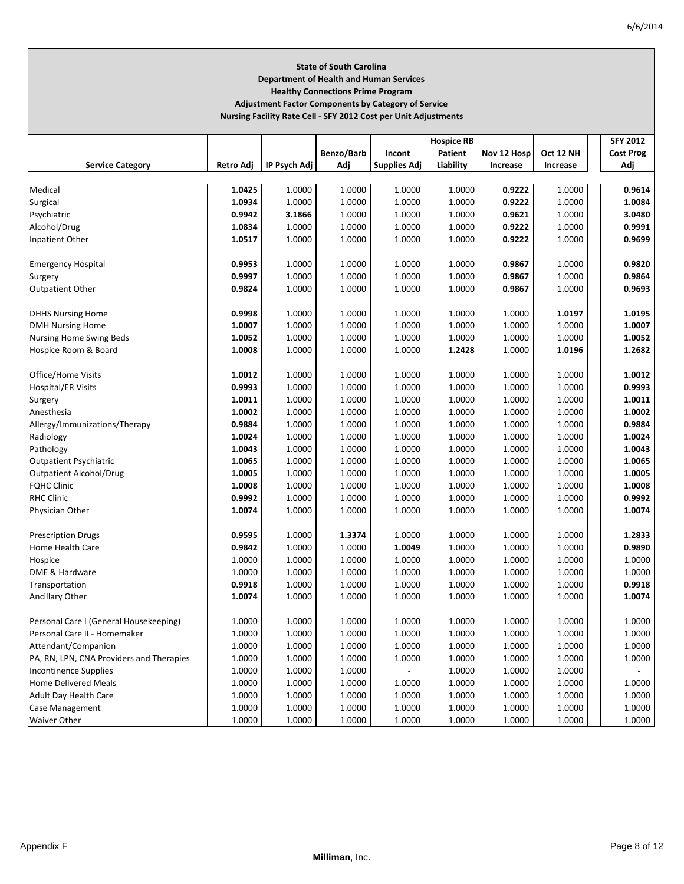**State of South Carolina**
**Department of Health and Human Services**
**Healthy Connections Prime Program**
**Adjustment Factor Components by Category of Service**
**Nursing Facility Rate Cell - SFY 2012 Cost per Unit Adjustments**

| Service Category | Retro Adj | IP Psych Adj | Benzo/Barb Adj | Incont Supplies Adj | Hospice RB Patient Liability | Nov 12 Hosp Increase | Oct 12 NH Increase | SFY 2012 Cost Prog Adj |
|---|---|---|---|---|---|---|---|---|
| Medical | **1.0425** | 1.0000 | 1.0000 | 1.0000 | 1.0000 | **0.9222** | 1.0000 | **0.9614** |
| Surgical | **1.0934** | 1.0000 | 1.0000 | 1.0000 | 1.0000 | **0.9222** | 1.0000 | **1.0084** |
| Psychiatric | **0.9942** | **3.1866** | 1.0000 | 1.0000 | 1.0000 | **0.9621** | 1.0000 | **3.0480** |
| Alcohol/Drug | **1.0834** | 1.0000 | 1.0000 | 1.0000 | 1.0000 | **0.9222** | 1.0000 | **0.9991** |
| Inpatient Other | **1.0517** | 1.0000 | 1.0000 | 1.0000 | 1.0000 | **0.9222** | 1.0000 | **0.9699** |
| Emergency Hospital | **0.9953** | 1.0000 | 1.0000 | 1.0000 | 1.0000 | **0.9867** | 1.0000 | **0.9820** |
| Surgery | **0.9997** | 1.0000 | 1.0000 | 1.0000 | 1.0000 | **0.9867** | 1.0000 | **0.9864** |
| Outpatient Other | **0.9824** | 1.0000 | 1.0000 | 1.0000 | 1.0000 | **0.9867** | 1.0000 | **0.9693** |
| DHHS Nursing Home | **0.9998** | 1.0000 | 1.0000 | 1.0000 | 1.0000 | 1.0000 | **1.0197** | **1.0195** |
| DMH Nursing Home | **1.0007** | 1.0000 | 1.0000 | 1.0000 | 1.0000 | 1.0000 | 1.0000 | **1.0007** |
| Nursing Home Swing Beds | **1.0052** | 1.0000 | 1.0000 | 1.0000 | 1.0000 | 1.0000 | 1.0000 | **1.0052** |
| Hospice Room & Board | **1.0008** | 1.0000 | 1.0000 | 1.0000 | **1.2428** | 1.0000 | **1.0196** | **1.2682** |
| Office/Home Visits | **1.0012** | 1.0000 | 1.0000 | 1.0000 | 1.0000 | 1.0000 | 1.0000 | **1.0012** |
| Hospital/ER Visits | **0.9993** | 1.0000 | 1.0000 | 1.0000 | 1.0000 | 1.0000 | 1.0000 | **0.9993** |
| Surgery | **1.0011** | 1.0000 | 1.0000 | 1.0000 | 1.0000 | 1.0000 | 1.0000 | **1.0011** |
| Anesthesia | **1.0002** | 1.0000 | 1.0000 | 1.0000 | 1.0000 | 1.0000 | 1.0000 | **1.0002** |
| Allergy/Immunizations/Therapy | **0.9884** | 1.0000 | 1.0000 | 1.0000 | 1.0000 | 1.0000 | 1.0000 | **0.9884** |
| Radiology | **1.0024** | 1.0000 | 1.0000 | 1.0000 | 1.0000 | 1.0000 | 1.0000 | **1.0024** |
| Pathology | **1.0043** | 1.0000 | 1.0000 | 1.0000 | 1.0000 | 1.0000 | 1.0000 | **1.0043** |
| Outpatient Psychiatric | **1.0065** | 1.0000 | 1.0000 | 1.0000 | 1.0000 | 1.0000 | 1.0000 | **1.0065** |
| Outpatient Alcohol/Drug | **1.0005** | 1.0000 | 1.0000 | 1.0000 | 1.0000 | 1.0000 | 1.0000 | **1.0005** |
| FQHC Clinic | **1.0008** | 1.0000 | 1.0000 | 1.0000 | 1.0000 | 1.0000 | 1.0000 | **1.0008** |
| RHC Clinic | **0.9992** | 1.0000 | 1.0000 | 1.0000 | 1.0000 | 1.0000 | 1.0000 | **0.9992** |
| Physician Other | **1.0074** | 1.0000 | 1.0000 | 1.0000 | 1.0000 | 1.0000 | 1.0000 | **1.0074** |
| Prescription Drugs | **0.9595** | 1.0000 | **1.3374** | 1.0000 | 1.0000 | 1.0000 | 1.0000 | **1.2833** |
| Home Health Care | **0.9842** | 1.0000 | 1.0000 | **1.0049** | 1.0000 | 1.0000 | 1.0000 | **0.9890** |
| Hospice | 1.0000 | 1.0000 | 1.0000 | 1.0000 | 1.0000 | 1.0000 | 1.0000 | 1.0000 |
| DME & Hardware | 1.0000 | 1.0000 | 1.0000 | 1.0000 | 1.0000 | 1.0000 | 1.0000 | 1.0000 |
| Transportation | **0.9918** | 1.0000 | 1.0000 | 1.0000 | 1.0000 | 1.0000 | 1.0000 | **0.9918** |
| Ancillary Other | **1.0074** | 1.0000 | 1.0000 | 1.0000 | 1.0000 | 1.0000 | 1.0000 | **1.0074** |
| Personal Care I (General Housekeeping) | 1.0000 | 1.0000 | 1.0000 | 1.0000 | 1.0000 | 1.0000 | 1.0000 | 1.0000 |
| Personal Care II - Homemaker | 1.0000 | 1.0000 | 1.0000 | 1.0000 | 1.0000 | 1.0000 | 1.0000 | 1.0000 |
| Attendant/Companion | 1.0000 | 1.0000 | 1.0000 | 1.0000 | 1.0000 | 1.0000 | 1.0000 | 1.0000 |
| PA, RN, LPN, CNA Providers and Therapies | 1.0000 | 1.0000 | 1.0000 | 1.0000 | 1.0000 | 1.0000 | 1.0000 | 1.0000 |
| Incontinence Supplies | 1.0000 | 1.0000 | 1.0000 | - | 1.0000 | 1.0000 | 1.0000 | - |
| Home Delivered Meals | 1.0000 | 1.0000 | 1.0000 | 1.0000 | 1.0000 | 1.0000 | 1.0000 | 1.0000 |
| Adult Day Health Care | 1.0000 | 1.0000 | 1.0000 | 1.0000 | 1.0000 | 1.0000 | 1.0000 | 1.0000 |
| Case Management | 1.0000 | 1.0000 | 1.0000 | 1.0000 | 1.0000 | 1.0000 | 1.0000 | 1.0000 |
| Waiver Other | 1.0000 | 1.0000 | 1.0000 | 1.0000 | 1.0000 | 1.0000 | 1.0000 | 1.0000 |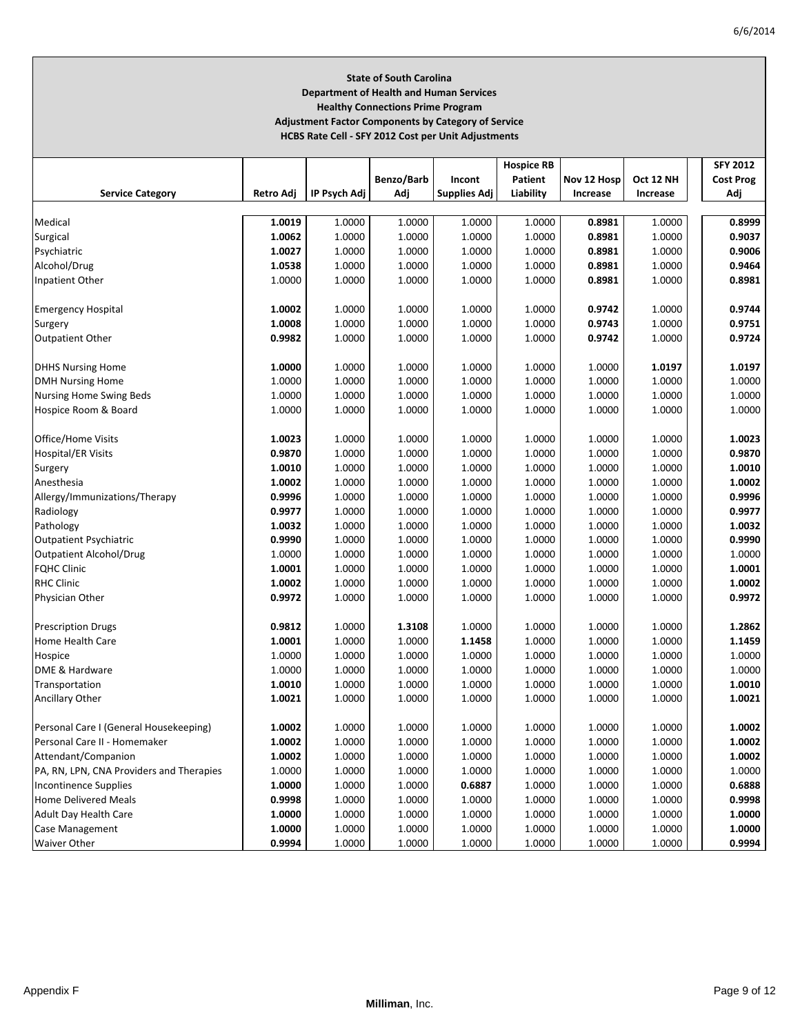**State of South Carolina**
**Department of Health and Human Services**
**Healthy Connections Prime Program**
**Adjustment Factor Components by Category of Service**
**HCBS Rate Cell - SFY 2012 Cost per Unit Adjustments**

| Service Category | Retro Adj | IP Psych Adj | Benzo/Barb Adj | Incont Supplies Adj | Hospice RB Patient Liability | Nov 12 Hosp Increase | Oct 12 NH Increase | SFY 2012 Cost Prog Adj |
|---|---|---|---|---|---|---|---|---|
| Medical | **1.0019** | 1.0000 | 1.0000 | 1.0000 | 1.0000 | **0.8981** | 1.0000 | **0.8999** |
| Surgical | **1.0062** | 1.0000 | 1.0000 | 1.0000 | 1.0000 | **0.8981** | 1.0000 | **0.9037** |
| Psychiatric | **1.0027** | 1.0000 | 1.0000 | 1.0000 | 1.0000 | **0.8981** | 1.0000 | **0.9006** |
| Alcohol/Drug | **1.0538** | 1.0000 | 1.0000 | 1.0000 | 1.0000 | **0.8981** | 1.0000 | **0.9464** |
| Inpatient Other | 1.0000 | 1.0000 | 1.0000 | 1.0000 | 1.0000 | **0.8981** | 1.0000 | **0.8981** |
| | | | | | | | | |
| Emergency Hospital | **1.0002** | 1.0000 | 1.0000 | 1.0000 | 1.0000 | **0.9742** | 1.0000 | **0.9744** |
| Surgery | **1.0008** | 1.0000 | 1.0000 | 1.0000 | 1.0000 | **0.9743** | 1.0000 | **0.9751** |
| Outpatient Other | **0.9982** | 1.0000 | 1.0000 | 1.0000 | 1.0000 | **0.9742** | 1.0000 | **0.9724** |
| | | | | | | | | |
| DHHS Nursing Home | **1.0000** | 1.0000 | 1.0000 | 1.0000 | 1.0000 | 1.0000 | **1.0197** | **1.0197** |
| DMH Nursing Home | 1.0000 | 1.0000 | 1.0000 | 1.0000 | 1.0000 | 1.0000 | 1.0000 | 1.0000 |
| Nursing Home Swing Beds | 1.0000 | 1.0000 | 1.0000 | 1.0000 | 1.0000 | 1.0000 | 1.0000 | 1.0000 |
| Hospice Room & Board | 1.0000 | 1.0000 | 1.0000 | 1.0000 | 1.0000 | 1.0000 | 1.0000 | 1.0000 |
| | | | | | | | | |
| Office/Home Visits | **1.0023** | 1.0000 | 1.0000 | 1.0000 | 1.0000 | 1.0000 | 1.0000 | **1.0023** |
| Hospital/ER Visits | **0.9870** | 1.0000 | 1.0000 | 1.0000 | 1.0000 | 1.0000 | 1.0000 | **0.9870** |
| Surgery | **1.0010** | 1.0000 | 1.0000 | 1.0000 | 1.0000 | 1.0000 | 1.0000 | **1.0010** |
| Anesthesia | **1.0002** | 1.0000 | 1.0000 | 1.0000 | 1.0000 | 1.0000 | 1.0000 | **1.0002** |
| Allergy/Immunizations/Therapy | **0.9996** | 1.0000 | 1.0000 | 1.0000 | 1.0000 | 1.0000 | 1.0000 | **0.9996** |
| Radiology | **0.9977** | 1.0000 | 1.0000 | 1.0000 | 1.0000 | 1.0000 | 1.0000 | **0.9977** |
| Pathology | **1.0032** | 1.0000 | 1.0000 | 1.0000 | 1.0000 | 1.0000 | 1.0000 | **1.0032** |
| Outpatient Psychiatric | **0.9990** | 1.0000 | 1.0000 | 1.0000 | 1.0000 | 1.0000 | 1.0000 | **0.9990** |
| Outpatient Alcohol/Drug | 1.0000 | 1.0000 | 1.0000 | 1.0000 | 1.0000 | 1.0000 | 1.0000 | 1.0000 |
| FQHC Clinic | **1.0001** | 1.0000 | 1.0000 | 1.0000 | 1.0000 | 1.0000 | 1.0000 | **1.0001** |
| RHC Clinic | **1.0002** | 1.0000 | 1.0000 | 1.0000 | 1.0000 | 1.0000 | 1.0000 | **1.0002** |
| Physician Other | **0.9972** | 1.0000 | 1.0000 | 1.0000 | 1.0000 | 1.0000 | 1.0000 | **0.9972** |
| | | | | | | | | |
| Prescription Drugs | **0.9812** | 1.0000 | **1.3108** | 1.0000 | 1.0000 | 1.0000 | 1.0000 | **1.2862** |
| Home Health Care | **1.0001** | 1.0000 | 1.0000 | **1.1458** | 1.0000 | 1.0000 | 1.0000 | **1.1459** |
| Hospice | 1.0000 | 1.0000 | 1.0000 | 1.0000 | 1.0000 | 1.0000 | 1.0000 | 1.0000 |
| DME & Hardware | 1.0000 | 1.0000 | 1.0000 | 1.0000 | 1.0000 | 1.0000 | 1.0000 | 1.0000 |
| Transportation | **1.0010** | 1.0000 | 1.0000 | 1.0000 | 1.0000 | 1.0000 | 1.0000 | **1.0010** |
| Ancillary Other | **1.0021** | 1.0000 | 1.0000 | 1.0000 | 1.0000 | 1.0000 | 1.0000 | **1.0021** |
| | | | | | | | | |
| Personal Care I (General Housekeeping) | **1.0002** | 1.0000 | 1.0000 | 1.0000 | 1.0000 | 1.0000 | 1.0000 | **1.0002** |
| Personal Care II - Homemaker | **1.0002** | 1.0000 | 1.0000 | 1.0000 | 1.0000 | 1.0000 | 1.0000 | **1.0002** |
| Attendant/Companion | **1.0002** | 1.0000 | 1.0000 | 1.0000 | 1.0000 | 1.0000 | 1.0000 | **1.0002** |
| PA, RN, LPN, CNA Providers and Therapies | 1.0000 | 1.0000 | 1.0000 | 1.0000 | 1.0000 | 1.0000 | 1.0000 | 1.0000 |
| Incontinence Supplies | **1.0000** | 1.0000 | 1.0000 | **0.6887** | 1.0000 | 1.0000 | 1.0000 | **0.6888** |
| Home Delivered Meals | **0.9998** | 1.0000 | 1.0000 | 1.0000 | 1.0000 | 1.0000 | 1.0000 | **0.9998** |
| Adult Day Health Care | **1.0000** | 1.0000 | 1.0000 | 1.0000 | 1.0000 | 1.0000 | 1.0000 | **1.0000** |
| Case Management | **1.0000** | 1.0000 | 1.0000 | 1.0000 | 1.0000 | 1.0000 | 1.0000 | **1.0000** |
| Waiver Other | **0.9994** | 1.0000 | 1.0000 | 1.0000 | 1.0000 | 1.0000 | 1.0000 | **0.9994** |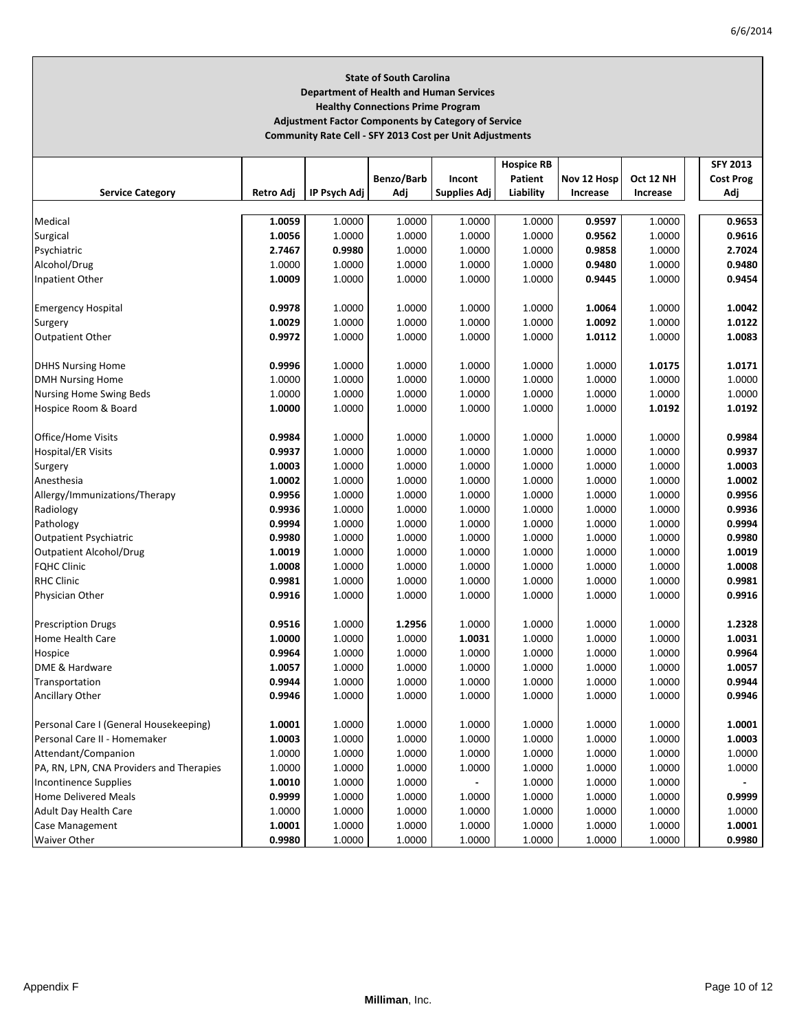**State of South Carolina**
**Department of Health and Human Services**
**Healthy Connections Prime Program**
**Adjustment Factor Components by Category of Service**
**Community Rate Cell - SFY 2013 Cost per Unit Adjustments**

| Service Category | Retro Adj | IP Psych Adj | Benzo/Barb Adj | Incont Supplies Adj | Hospice RB Patient Liability | Nov 12 Hosp Increase | Oct 12 NH Increase | SFY 2013 Cost Prog Adj |
|---|---|---|---|---|---|---|---|---|
| Medical | 1.0059 | 1.0000 | 1.0000 | 1.0000 | 1.0000 | 0.9597 | 1.0000 | 0.9653 |
| Surgical | 1.0056 | 1.0000 | 1.0000 | 1.0000 | 1.0000 | 0.9562 | 1.0000 | 0.9616 |
| Psychiatric | 2.7467 | 0.9980 | 1.0000 | 1.0000 | 1.0000 | 0.9858 | 1.0000 | 2.7024 |
| Alcohol/Drug | 1.0000 | 1.0000 | 1.0000 | 1.0000 | 1.0000 | 0.9480 | 1.0000 | 0.9480 |
| Inpatient Other | 1.0009 | 1.0000 | 1.0000 | 1.0000 | 1.0000 | 0.9445 | 1.0000 | 0.9454 |
| | | | | | | | | |
| Emergency Hospital | 0.9978 | 1.0000 | 1.0000 | 1.0000 | 1.0000 | 1.0064 | 1.0000 | 1.0042 |
| Surgery | 1.0029 | 1.0000 | 1.0000 | 1.0000 | 1.0000 | 1.0092 | 1.0000 | 1.0122 |
| Outpatient Other | 0.9972 | 1.0000 | 1.0000 | 1.0000 | 1.0000 | 1.0112 | 1.0000 | 1.0083 |
| | | | | | | | | |
| DHHS Nursing Home | 0.9996 | 1.0000 | 1.0000 | 1.0000 | 1.0000 | 1.0000 | 1.0175 | 1.0171 |
| DMH Nursing Home | 1.0000 | 1.0000 | 1.0000 | 1.0000 | 1.0000 | 1.0000 | 1.0000 | 1.0000 |
| Nursing Home Swing Beds | 1.0000 | 1.0000 | 1.0000 | 1.0000 | 1.0000 | 1.0000 | 1.0000 | 1.0000 |
| Hospice Room & Board | 1.0000 | 1.0000 | 1.0000 | 1.0000 | 1.0000 | 1.0000 | 1.0192 | 1.0192 |
| | | | | | | | | |
| Office/Home Visits | 0.9984 | 1.0000 | 1.0000 | 1.0000 | 1.0000 | 1.0000 | 1.0000 | 0.9984 |
| Hospital/ER Visits | 0.9937 | 1.0000 | 1.0000 | 1.0000 | 1.0000 | 1.0000 | 1.0000 | 0.9937 |
| Surgery | 1.0003 | 1.0000 | 1.0000 | 1.0000 | 1.0000 | 1.0000 | 1.0000 | 1.0003 |
| Anesthesia | 1.0002 | 1.0000 | 1.0000 | 1.0000 | 1.0000 | 1.0000 | 1.0000 | 1.0002 |
| Allergy/Immunizations/Therapy | 0.9956 | 1.0000 | 1.0000 | 1.0000 | 1.0000 | 1.0000 | 1.0000 | 0.9956 |
| Radiology | 0.9936 | 1.0000 | 1.0000 | 1.0000 | 1.0000 | 1.0000 | 1.0000 | 0.9936 |
| Pathology | 0.9994 | 1.0000 | 1.0000 | 1.0000 | 1.0000 | 1.0000 | 1.0000 | 0.9994 |
| Outpatient Psychiatric | 0.9980 | 1.0000 | 1.0000 | 1.0000 | 1.0000 | 1.0000 | 1.0000 | 0.9980 |
| Outpatient Alcohol/Drug | 1.0019 | 1.0000 | 1.0000 | 1.0000 | 1.0000 | 1.0000 | 1.0000 | 1.0019 |
| FQHC Clinic | 1.0008 | 1.0000 | 1.0000 | 1.0000 | 1.0000 | 1.0000 | 1.0000 | 1.0008 |
| RHC Clinic | 0.9981 | 1.0000 | 1.0000 | 1.0000 | 1.0000 | 1.0000 | 1.0000 | 0.9981 |
| Physician Other | 0.9916 | 1.0000 | 1.0000 | 1.0000 | 1.0000 | 1.0000 | 1.0000 | 0.9916 |
| | | | | | | | | |
| Prescription Drugs | 0.9516 | 1.0000 | 1.2956 | 1.0000 | 1.0000 | 1.0000 | 1.0000 | 1.2328 |
| Home Health Care | 1.0000 | 1.0000 | 1.0000 | 1.0031 | 1.0000 | 1.0000 | 1.0000 | 1.0031 |
| Hospice | 0.9964 | 1.0000 | 1.0000 | 1.0000 | 1.0000 | 1.0000 | 1.0000 | 0.9964 |
| DME & Hardware | 1.0057 | 1.0000 | 1.0000 | 1.0000 | 1.0000 | 1.0000 | 1.0000 | 1.0057 |
| Transportation | 0.9944 | 1.0000 | 1.0000 | 1.0000 | 1.0000 | 1.0000 | 1.0000 | 0.9944 |
| Ancillary Other | 0.9946 | 1.0000 | 1.0000 | 1.0000 | 1.0000 | 1.0000 | 1.0000 | 0.9946 |
| | | | | | | | | |
| Personal Care I (General Housekeeping) | 1.0001 | 1.0000 | 1.0000 | 1.0000 | 1.0000 | 1.0000 | 1.0000 | 1.0001 |
| Personal Care II - Homemaker | 1.0003 | 1.0000 | 1.0000 | 1.0000 | 1.0000 | 1.0000 | 1.0000 | 1.0003 |
| Attendant/Companion | 1.0000 | 1.0000 | 1.0000 | 1.0000 | 1.0000 | 1.0000 | 1.0000 | 1.0000 |
| PA, RN, LPN, CNA Providers and Therapies | 1.0000 | 1.0000 | 1.0000 | 1.0000 | 1.0000 | 1.0000 | 1.0000 | 1.0000 |
| Incontinence Supplies | 1.0010 | 1.0000 | 1.0000 | - | 1.0000 | 1.0000 | 1.0000 | - |
| Home Delivered Meals | 0.9999 | 1.0000 | 1.0000 | 1.0000 | 1.0000 | 1.0000 | 1.0000 | 0.9999 |
| Adult Day Health Care | 1.0000 | 1.0000 | 1.0000 | 1.0000 | 1.0000 | 1.0000 | 1.0000 | 1.0000 |
| Case Management | 1.0001 | 1.0000 | 1.0000 | 1.0000 | 1.0000 | 1.0000 | 1.0000 | 1.0001 |
| Waiver Other | 0.9980 | 1.0000 | 1.0000 | 1.0000 | 1.0000 | 1.0000 | 1.0000 | 0.9980 |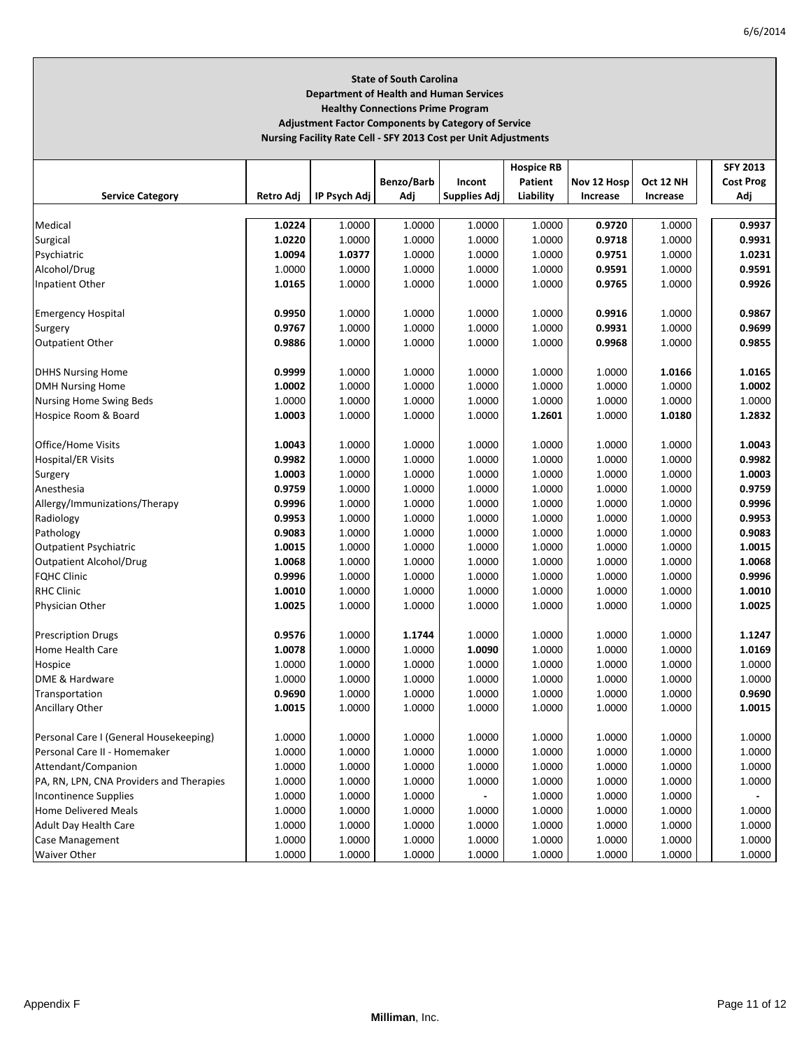**State of South Carolina**
**Department of Health and Human Services**
**Healthy Connections Prime Program**
**Adjustment Factor Components by Category of Service**
**Nursing Facility Rate Cell - SFY 2013 Cost per Unit Adjustments**

| Service Category | Retro Adj | IP Psych Adj | Benzo/Barb Adj | Incont Supplies Adj | Hospice RB Patient Liability | Nov 12 Hosp Increase | Oct 12 NH Increase | SFY 2013 Cost Prog Adj |
|---|---|---|---|---|---|---|---|---|
| Medical | **1.0224** | 1.0000 | 1.0000 | 1.0000 | 1.0000 | **0.9720** | 1.0000 | **0.9937** |
| Surgical | **1.0220** | 1.0000 | 1.0000 | 1.0000 | 1.0000 | **0.9718** | 1.0000 | **0.9931** |
| Psychiatric | **1.0094** | **1.0377** | 1.0000 | 1.0000 | 1.0000 | **0.9751** | 1.0000 | **1.0231** |
| Alcohol/Drug | 1.0000 | 1.0000 | 1.0000 | 1.0000 | 1.0000 | **0.9591** | 1.0000 | **0.9591** |
| Inpatient Other | **1.0165** | 1.0000 | 1.0000 | 1.0000 | 1.0000 | **0.9765** | 1.0000 | **0.9926** |
| | | | | | | | | |
| Emergency Hospital | **0.9950** | 1.0000 | 1.0000 | 1.0000 | 1.0000 | **0.9916** | 1.0000 | **0.9867** |
| Surgery | **0.9767** | 1.0000 | 1.0000 | 1.0000 | 1.0000 | **0.9931** | 1.0000 | **0.9699** |
| Outpatient Other | **0.9886** | 1.0000 | 1.0000 | 1.0000 | 1.0000 | **0.9968** | 1.0000 | **0.9855** |
| | | | | | | | | |
| DHHS Nursing Home | **0.9999** | 1.0000 | 1.0000 | 1.0000 | 1.0000 | 1.0000 | **1.0166** | **1.0165** |
| DMH Nursing Home | **1.0002** | 1.0000 | 1.0000 | 1.0000 | 1.0000 | 1.0000 | 1.0000 | **1.0002** |
| Nursing Home Swing Beds | 1.0000 | 1.0000 | 1.0000 | 1.0000 | 1.0000 | 1.0000 | 1.0000 | 1.0000 |
| Hospice Room & Board | **1.0003** | 1.0000 | 1.0000 | 1.0000 | **1.2601** | 1.0000 | **1.0180** | **1.2832** |
| | | | | | | | | |
| Office/Home Visits | **1.0043** | 1.0000 | 1.0000 | 1.0000 | 1.0000 | 1.0000 | 1.0000 | **1.0043** |
| Hospital/ER Visits | **0.9982** | 1.0000 | 1.0000 | 1.0000 | 1.0000 | 1.0000 | 1.0000 | **0.9982** |
| Surgery | **1.0003** | 1.0000 | 1.0000 | 1.0000 | 1.0000 | 1.0000 | 1.0000 | **1.0003** |
| Anesthesia | **0.9759** | 1.0000 | 1.0000 | 1.0000 | 1.0000 | 1.0000 | 1.0000 | **0.9759** |
| Allergy/Immunizations/Therapy | **0.9996** | 1.0000 | 1.0000 | 1.0000 | 1.0000 | 1.0000 | 1.0000 | **0.9996** |
| Radiology | **0.9953** | 1.0000 | 1.0000 | 1.0000 | 1.0000 | 1.0000 | 1.0000 | **0.9953** |
| Pathology | **0.9083** | 1.0000 | 1.0000 | 1.0000 | 1.0000 | 1.0000 | 1.0000 | **0.9083** |
| Outpatient Psychiatric | **1.0015** | 1.0000 | 1.0000 | 1.0000 | 1.0000 | 1.0000 | 1.0000 | **1.0015** |
| Outpatient Alcohol/Drug | **1.0068** | 1.0000 | 1.0000 | 1.0000 | 1.0000 | 1.0000 | 1.0000 | **1.0068** |
| FQHC Clinic | **0.9996** | 1.0000 | 1.0000 | 1.0000 | 1.0000 | 1.0000 | 1.0000 | **0.9996** |
| RHC Clinic | **1.0010** | 1.0000 | 1.0000 | 1.0000 | 1.0000 | 1.0000 | 1.0000 | **1.0010** |
| Physician Other | **1.0025** | 1.0000 | 1.0000 | 1.0000 | 1.0000 | 1.0000 | 1.0000 | **1.0025** |
| | | | | | | | | |
| Prescription Drugs | **0.9576** | 1.0000 | **1.1744** | 1.0000 | 1.0000 | 1.0000 | 1.0000 | **1.1247** |
| Home Health Care | **1.0078** | 1.0000 | 1.0000 | **1.0090** | 1.0000 | 1.0000 | 1.0000 | **1.0169** |
| Hospice | 1.0000 | 1.0000 | 1.0000 | 1.0000 | 1.0000 | 1.0000 | 1.0000 | 1.0000 |
| DME & Hardware | 1.0000 | 1.0000 | 1.0000 | 1.0000 | 1.0000 | 1.0000 | 1.0000 | 1.0000 |
| Transportation | **0.9690** | 1.0000 | 1.0000 | 1.0000 | 1.0000 | 1.0000 | 1.0000 | **0.9690** |
| Ancillary Other | **1.0015** | 1.0000 | 1.0000 | 1.0000 | 1.0000 | 1.0000 | 1.0000 | **1.0015** |
| | | | | | | | | |
| Personal Care I (General Housekeeping) | 1.0000 | 1.0000 | 1.0000 | 1.0000 | 1.0000 | 1.0000 | 1.0000 | 1.0000 |
| Personal Care II - Homemaker | 1.0000 | 1.0000 | 1.0000 | 1.0000 | 1.0000 | 1.0000 | 1.0000 | 1.0000 |
| Attendant/Companion | 1.0000 | 1.0000 | 1.0000 | 1.0000 | 1.0000 | 1.0000 | 1.0000 | 1.0000 |
| PA, RN, LPN, CNA Providers and Therapies | 1.0000 | 1.0000 | 1.0000 | 1.0000 | 1.0000 | 1.0000 | 1.0000 | 1.0000 |
| Incontinence Supplies | 1.0000 | 1.0000 | 1.0000 | - | 1.0000 | 1.0000 | 1.0000 | - |
| Home Delivered Meals | 1.0000 | 1.0000 | 1.0000 | 1.0000 | 1.0000 | 1.0000 | 1.0000 | 1.0000 |
| Adult Day Health Care | 1.0000 | 1.0000 | 1.0000 | 1.0000 | 1.0000 | 1.0000 | 1.0000 | 1.0000 |
| Case Management | 1.0000 | 1.0000 | 1.0000 | 1.0000 | 1.0000 | 1.0000 | 1.0000 | 1.0000 |
| Waiver Other | 1.0000 | 1.0000 | 1.0000 | 1.0000 | 1.0000 | 1.0000 | 1.0000 | 1.0000 |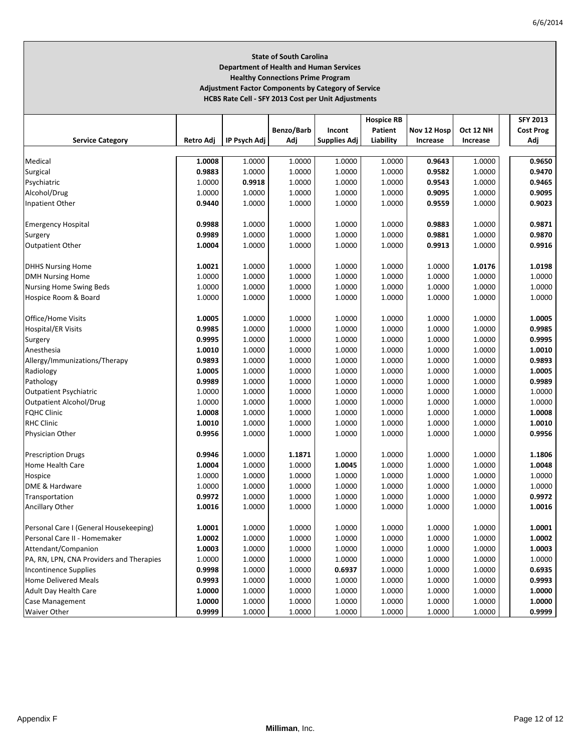**State of South Carolina**
**Department of Health and Human Services**
**Healthy Connections Prime Program**
**Adjustment Factor Components by Category of Service**
**HCBS Rate Cell - SFY 2013 Cost per Unit Adjustments**

| Service Category | Retro Adj | IP Psych Adj | Benzo/Barb Adj | Incont Supplies Adj | Hospice RB Patient Liability | Nov 12 Hosp Increase | Oct 12 NH Increase | SFY 2013 Cost Prog Adj |
|---|---|---|---|---|---|---|---|---|
| Medical | **1.0008** | 1.0000 | 1.0000 | 1.0000 | 1.0000 | **0.9643** | 1.0000 | **0.9650** |
| Surgical | **0.9883** | 1.0000 | 1.0000 | 1.0000 | 1.0000 | **0.9582** | 1.0000 | **0.9470** |
| Psychiatric | 1.0000 | **0.9918** | 1.0000 | 1.0000 | 1.0000 | **0.9543** | 1.0000 | **0.9465** |
| Alcohol/Drug | 1.0000 | 1.0000 | 1.0000 | 1.0000 | 1.0000 | **0.9095** | 1.0000 | **0.9095** |
| Inpatient Other | **0.9440** | 1.0000 | 1.0000 | 1.0000 | 1.0000 | **0.9559** | 1.0000 | **0.9023** |
| | | | | | | | | |
| Emergency Hospital | **0.9988** | 1.0000 | 1.0000 | 1.0000 | 1.0000 | **0.9883** | 1.0000 | **0.9871** |
| Surgery | **0.9989** | 1.0000 | 1.0000 | 1.0000 | 1.0000 | **0.9881** | 1.0000 | **0.9870** |
| Outpatient Other | **1.0004** | 1.0000 | 1.0000 | 1.0000 | 1.0000 | **0.9913** | 1.0000 | **0.9916** |
| | | | | | | | | |
| DHHS Nursing Home | **1.0021** | 1.0000 | 1.0000 | 1.0000 | 1.0000 | 1.0000 | **1.0176** | **1.0198** |
| DMH Nursing Home | 1.0000 | 1.0000 | 1.0000 | 1.0000 | 1.0000 | 1.0000 | 1.0000 | 1.0000 |
| Nursing Home Swing Beds | 1.0000 | 1.0000 | 1.0000 | 1.0000 | 1.0000 | 1.0000 | 1.0000 | 1.0000 |
| Hospice Room & Board | 1.0000 | 1.0000 | 1.0000 | 1.0000 | 1.0000 | 1.0000 | 1.0000 | 1.0000 |
| | | | | | | | | |
| Office/Home Visits | **1.0005** | 1.0000 | 1.0000 | 1.0000 | 1.0000 | 1.0000 | 1.0000 | **1.0005** |
| Hospital/ER Visits | **0.9985** | 1.0000 | 1.0000 | 1.0000 | 1.0000 | 1.0000 | 1.0000 | **0.9985** |
| Surgery | **0.9995** | 1.0000 | 1.0000 | 1.0000 | 1.0000 | 1.0000 | 1.0000 | **0.9995** |
| Anesthesia | **1.0010** | 1.0000 | 1.0000 | 1.0000 | 1.0000 | 1.0000 | 1.0000 | **1.0010** |
| Allergy/Immunizations/Therapy | **0.9893** | 1.0000 | 1.0000 | 1.0000 | 1.0000 | 1.0000 | 1.0000 | **0.9893** |
| Radiology | **1.0005** | 1.0000 | 1.0000 | 1.0000 | 1.0000 | 1.0000 | 1.0000 | **1.0005** |
| Pathology | **0.9989** | 1.0000 | 1.0000 | 1.0000 | 1.0000 | 1.0000 | 1.0000 | **0.9989** |
| Outpatient Psychiatric | 1.0000 | 1.0000 | 1.0000 | 1.0000 | 1.0000 | 1.0000 | 1.0000 | 1.0000 |
| Outpatient Alcohol/Drug | 1.0000 | 1.0000 | 1.0000 | 1.0000 | 1.0000 | 1.0000 | 1.0000 | 1.0000 |
| FQHC Clinic | **1.0008** | 1.0000 | 1.0000 | 1.0000 | 1.0000 | 1.0000 | 1.0000 | **1.0008** |
| RHC Clinic | **1.0010** | 1.0000 | 1.0000 | 1.0000 | 1.0000 | 1.0000 | 1.0000 | **1.0010** |
| Physician Other | **0.9956** | 1.0000 | 1.0000 | 1.0000 | 1.0000 | 1.0000 | 1.0000 | **0.9956** |
| | | | | | | | | |
| Prescription Drugs | **0.9946** | 1.0000 | **1.1871** | 1.0000 | 1.0000 | 1.0000 | 1.0000 | **1.1806** |
| Home Health Care | **1.0004** | 1.0000 | 1.0000 | **1.0045** | 1.0000 | 1.0000 | 1.0000 | **1.0048** |
| Hospice | 1.0000 | 1.0000 | 1.0000 | 1.0000 | 1.0000 | 1.0000 | 1.0000 | 1.0000 |
| DME & Hardware | 1.0000 | 1.0000 | 1.0000 | 1.0000 | 1.0000 | 1.0000 | 1.0000 | 1.0000 |
| Transportation | **0.9972** | 1.0000 | 1.0000 | 1.0000 | 1.0000 | 1.0000 | 1.0000 | **0.9972** |
| Ancillary Other | **1.0016** | 1.0000 | 1.0000 | 1.0000 | 1.0000 | 1.0000 | 1.0000 | **1.0016** |
| | | | | | | | | |
| Personal Care I (General Housekeeping) | **1.0001** | 1.0000 | 1.0000 | 1.0000 | 1.0000 | 1.0000 | 1.0000 | **1.0001** |
| Personal Care II - Homemaker | **1.0002** | 1.0000 | 1.0000 | 1.0000 | 1.0000 | 1.0000 | 1.0000 | **1.0002** |
| Attendant/Companion | **1.0003** | 1.0000 | 1.0000 | 1.0000 | 1.0000 | 1.0000 | 1.0000 | **1.0003** |
| PA, RN, LPN, CNA Providers and Therapies | 1.0000 | 1.0000 | 1.0000 | 1.0000 | 1.0000 | 1.0000 | 1.0000 | 1.0000 |
| Incontinence Supplies | **0.9998** | 1.0000 | 1.0000 | **0.6937** | 1.0000 | 1.0000 | 1.0000 | **0.6935** |
| Home Delivered Meals | **0.9993** | 1.0000 | 1.0000 | 1.0000 | 1.0000 | 1.0000 | 1.0000 | **0.9993** |
| Adult Day Health Care | **1.0000** | 1.0000 | 1.0000 | 1.0000 | 1.0000 | 1.0000 | 1.0000 | **1.0000** |
| Case Management | **1.0000** | 1.0000 | 1.0000 | 1.0000 | 1.0000 | 1.0000 | 1.0000 | **1.0000** |
| Waiver Other | **0.9999** | 1.0000 | 1.0000 | 1.0000 | 1.0000 | 1.0000 | 1.0000 | **0.9999** |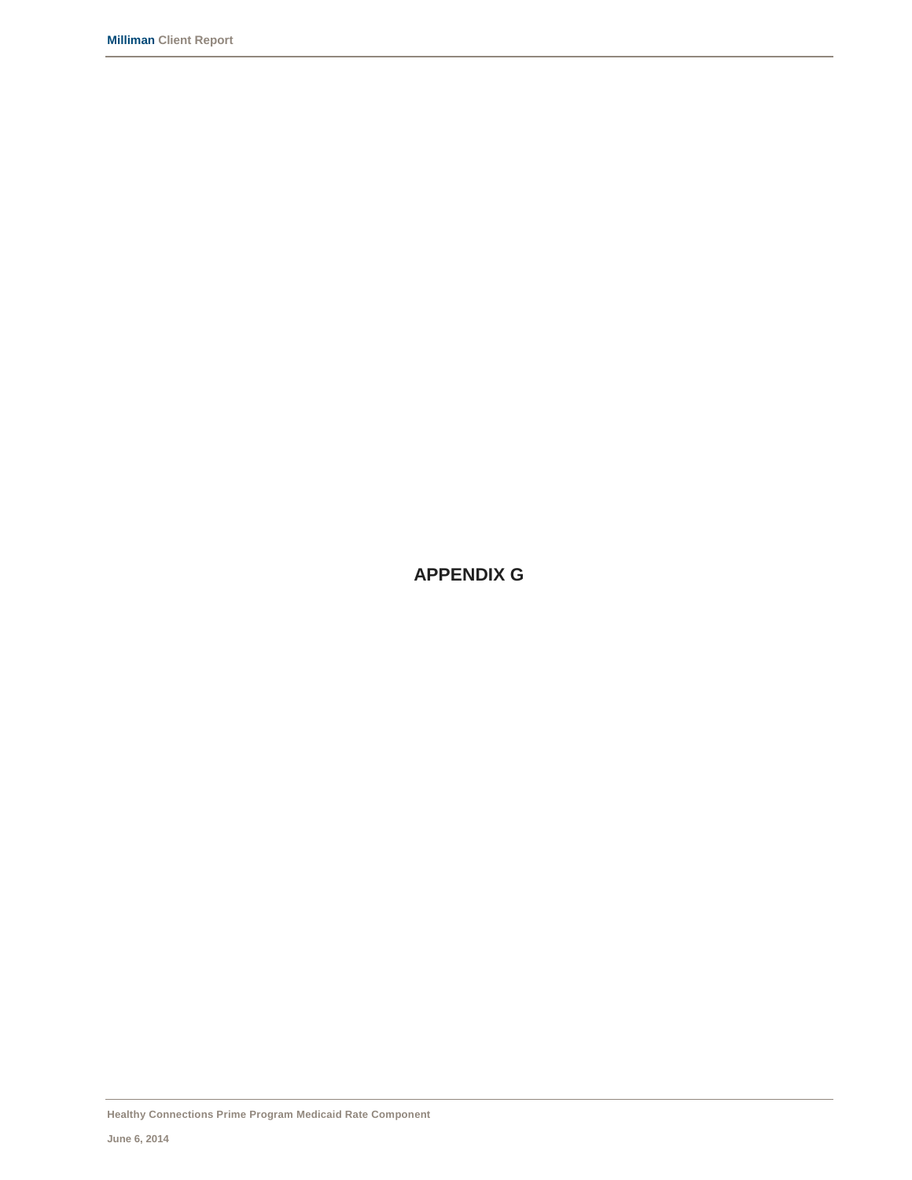# APPENDIX G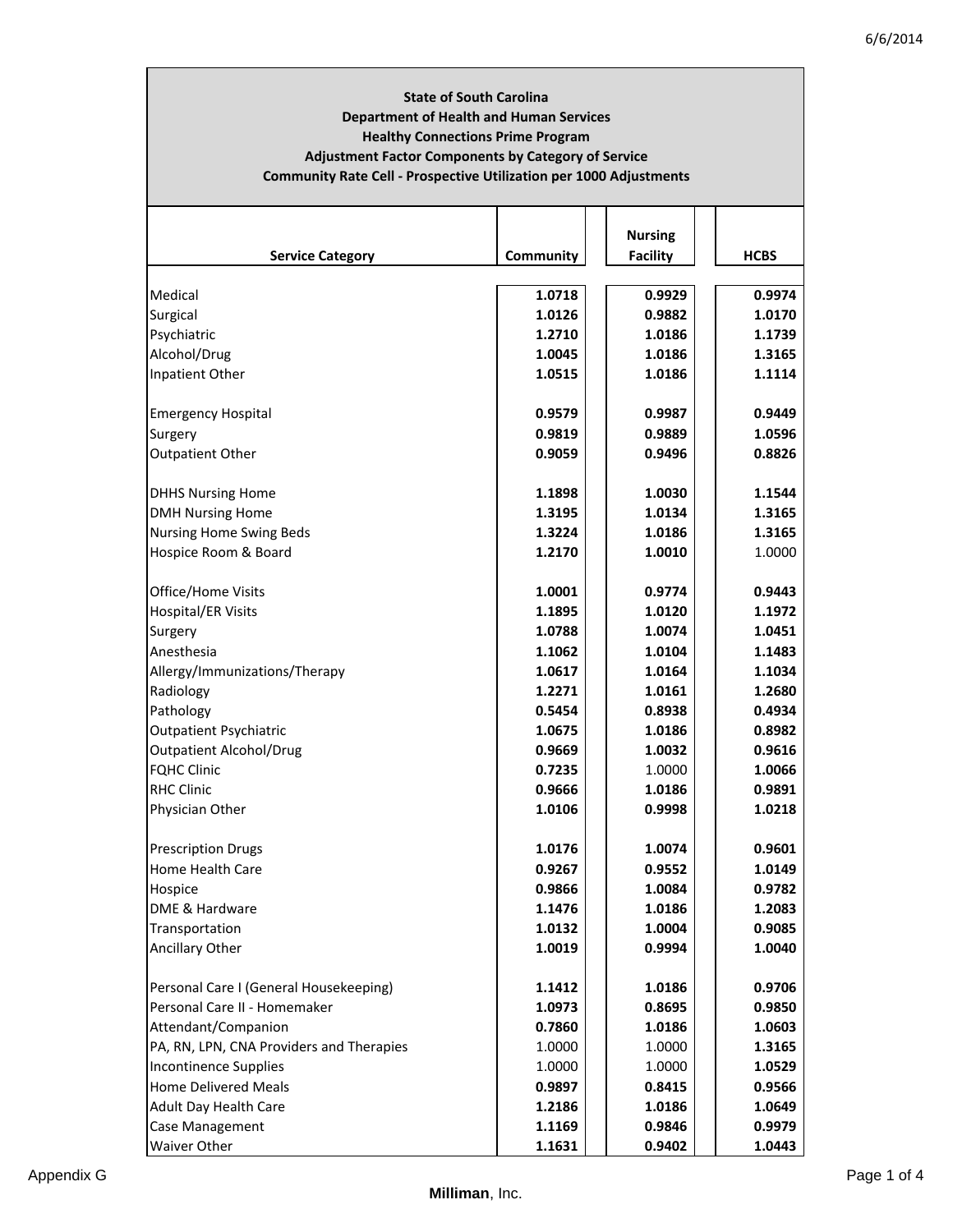**State of South Carolina**
**Department of Health and Human Services**
**Healthy Connections Prime Program**
**Adjustment Factor Components by Category of Service**
**Community Rate Cell - Prospective Utilization per 1000 Adjustments**

| Service Category | Community | Nursing Facility | HCBS |
|---|---|---|---|
| Medical | 1.0718 | 0.9929 | 0.9974 |
| Surgical | 1.0126 | 0.9882 | 1.0170 |
| Psychiatric | 1.2710 | 1.0186 | 1.1739 |
| Alcohol/Drug | 1.0045 | 1.0186 | 1.3165 |
| Inpatient Other | 1.0515 | 1.0186 | 1.1114 |
| | | | |
| Emergency Hospital | 0.9579 | 0.9987 | 0.9449 |
| Surgery | 0.9819 | 0.9889 | 1.0596 |
| Outpatient Other | 0.9059 | 0.9496 | 0.8826 |
| | | | |
| DHHS Nursing Home | 1.1898 | 1.0030 | 1.1544 |
| DMH Nursing Home | 1.3195 | 1.0134 | 1.3165 |
| Nursing Home Swing Beds | 1.3224 | 1.0186 | 1.3165 |
| Hospice Room & Board | 1.2170 | 1.0010 | 1.0000 |
| | | | |
| Office/Home Visits | 1.0001 | 0.9774 | 0.9443 |
| Hospital/ER Visits | 1.1895 | 1.0120 | 1.1972 |
| Surgery | 1.0788 | 1.0074 | 1.0451 |
| Anesthesia | 1.1062 | 1.0104 | 1.1483 |
| Allergy/Immunizations/Therapy | 1.0617 | 1.0164 | 1.1034 |
| Radiology | 1.2271 | 1.0161 | 1.2680 |
| Pathology | 0.5454 | 0.8938 | 0.4934 |
| Outpatient Psychiatric | 1.0675 | 1.0186 | 0.8982 |
| Outpatient Alcohol/Drug | 0.9669 | 1.0032 | 0.9616 |
| FQHC Clinic | 0.7235 | 1.0000 | 1.0066 |
| RHC Clinic | 0.9666 | 1.0186 | 0.9891 |
| Physician Other | 1.0106 | 0.9998 | 1.0218 |
| | | | |
| Prescription Drugs | 1.0176 | 1.0074 | 0.9601 |
| Home Health Care | 0.9267 | 0.9552 | 1.0149 |
| Hospice | 0.9866 | 1.0084 | 0.9782 |
| DME & Hardware | 1.1476 | 1.0186 | 1.2083 |
| Transportation | 1.0132 | 1.0004 | 0.9085 |
| Ancillary Other | 1.0019 | 0.9994 | 1.0040 |
| | | | |
| Personal Care I (General Housekeeping) | 1.1412 | 1.0186 | 0.9706 |
| Personal Care II - Homemaker | 1.0973 | 0.8695 | 0.9850 |
| Attendant/Companion | 0.7860 | 1.0186 | 1.0603 |
| PA, RN, LPN, CNA Providers and Therapies | 1.0000 | 1.0000 | 1.3165 |
| Incontinence Supplies | 1.0000 | 1.0000 | 1.0529 |
| Home Delivered Meals | 0.9897 | 0.8415 | 0.9566 |
| Adult Day Health Care | 1.2186 | 1.0186 | 1.0649 |
| Case Management | 1.1169 | 0.9846 | 0.9979 |
| Waiver Other | 1.1631 | 0.9402 | 1.0443 |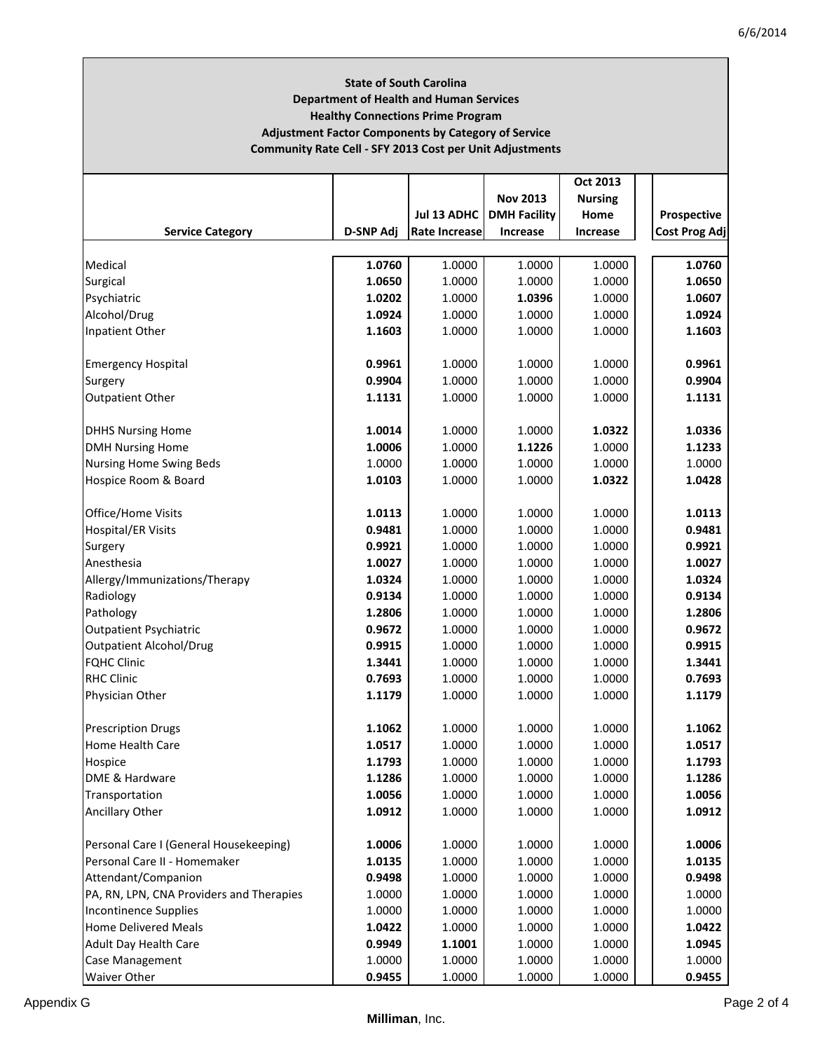**State of South Carolina**
**Department of Health and Human Services**
**Healthy Connections Prime Program**
**Adjustment Factor Components by Category of Service**
**Community Rate Cell - SFY 2013 Cost per Unit Adjustments**

| Service Category | D-SNP Adj | Jul 13 ADHC Rate Increase | Nov 2013 DMH Facility Increase | Oct 2013 Nursing Home Increase | Prospective Cost Prog Adj |
|---|---|---|---|---|---|
| Medical | **1.0760** | 1.0000 | 1.0000 | 1.0000 | **1.0760** |
| Surgical | **1.0650** | 1.0000 | 1.0000 | 1.0000 | **1.0650** |
| Psychiatric | **1.0202** | 1.0000 | **1.0396** | 1.0000 | **1.0607** |
| Alcohol/Drug | **1.0924** | 1.0000 | 1.0000 | 1.0000 | **1.0924** |
| Inpatient Other | **1.1603** | 1.0000 | 1.0000 | 1.0000 | **1.1603** |
| | | | | | |
| Emergency Hospital | **0.9961** | 1.0000 | 1.0000 | 1.0000 | **0.9961** |
| Surgery | **0.9904** | 1.0000 | 1.0000 | 1.0000 | **0.9904** |
| Outpatient Other | **1.1131** | 1.0000 | 1.0000 | 1.0000 | **1.1131** |
| | | | | | |
| DHHS Nursing Home | **1.0014** | 1.0000 | 1.0000 | **1.0322** | **1.0336** |
| DMH Nursing Home | **1.0006** | 1.0000 | **1.1226** | 1.0000 | **1.1233** |
| Nursing Home Swing Beds | 1.0000 | 1.0000 | 1.0000 | 1.0000 | 1.0000 |
| Hospice Room & Board | **1.0103** | 1.0000 | 1.0000 | **1.0322** | **1.0428** |
| | | | | | |
| Office/Home Visits | **1.0113** | 1.0000 | 1.0000 | 1.0000 | **1.0113** |
| Hospital/ER Visits | **0.9481** | 1.0000 | 1.0000 | 1.0000 | **0.9481** |
| Surgery | **0.9921** | 1.0000 | 1.0000 | 1.0000 | **0.9921** |
| Anesthesia | **1.0027** | 1.0000 | 1.0000 | 1.0000 | **1.0027** |
| Allergy/Immunizations/Therapy | **1.0324** | 1.0000 | 1.0000 | 1.0000 | **1.0324** |
| Radiology | **0.9134** | 1.0000 | 1.0000 | 1.0000 | **0.9134** |
| Pathology | **1.2806** | 1.0000 | 1.0000 | 1.0000 | **1.2806** |
| Outpatient Psychiatric | **0.9672** | 1.0000 | 1.0000 | 1.0000 | **0.9672** |
| Outpatient Alcohol/Drug | **0.9915** | 1.0000 | 1.0000 | 1.0000 | **0.9915** |
| FQHC Clinic | **1.3441** | 1.0000 | 1.0000 | 1.0000 | **1.3441** |
| RHC Clinic | **0.7693** | 1.0000 | 1.0000 | 1.0000 | **0.7693** |
| Physician Other | **1.1179** | 1.0000 | 1.0000 | 1.0000 | **1.1179** |
| | | | | | |
| Prescription Drugs | **1.1062** | 1.0000 | 1.0000 | 1.0000 | **1.1062** |
| Home Health Care | **1.0517** | 1.0000 | 1.0000 | 1.0000 | **1.0517** |
| Hospice | **1.1793** | 1.0000 | 1.0000 | 1.0000 | **1.1793** |
| DME & Hardware | **1.1286** | 1.0000 | 1.0000 | 1.0000 | **1.1286** |
| Transportation | **1.0056** | 1.0000 | 1.0000 | 1.0000 | **1.0056** |
| Ancillary Other | **1.0912** | 1.0000 | 1.0000 | 1.0000 | **1.0912** |
| | | | | | |
| Personal Care I (General Housekeeping) | **1.0006** | 1.0000 | 1.0000 | 1.0000 | **1.0006** |
| Personal Care II - Homemaker | **1.0135** | 1.0000 | 1.0000 | 1.0000 | **1.0135** |
| Attendant/Companion | **0.9498** | 1.0000 | 1.0000 | 1.0000 | **0.9498** |
| PA, RN, LPN, CNA Providers and Therapies | 1.0000 | 1.0000 | 1.0000 | 1.0000 | 1.0000 |
| Incontinence Supplies | 1.0000 | 1.0000 | 1.0000 | 1.0000 | 1.0000 |
| Home Delivered Meals | **1.0422** | 1.0000 | 1.0000 | 1.0000 | **1.0422** |
| Adult Day Health Care | **0.9949** | **1.1001** | 1.0000 | 1.0000 | **1.0945** |
| Case Management | 1.0000 | 1.0000 | 1.0000 | 1.0000 | 1.0000 |
| Waiver Other | **0.9455** | 1.0000 | 1.0000 | 1.0000 | **0.9455** |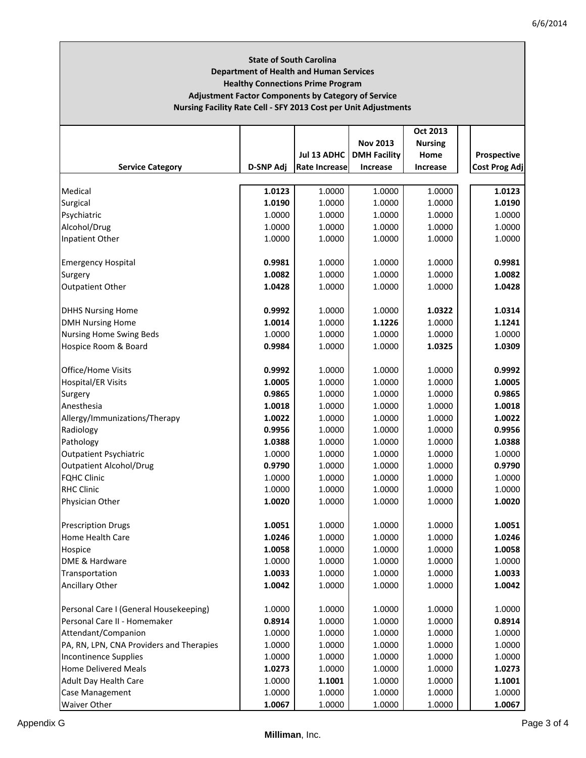**State of South Carolina**
**Department of Health and Human Services**
**Healthy Connections Prime Program**
**Adjustment Factor Components by Category of Service**
**Nursing Facility Rate Cell - SFY 2013 Cost per Unit Adjustments**

| Service Category | D-SNP Adj | Jul 13 ADHC Rate Increase | Nov 2013 DMH Facility Increase | Oct 2013 Nursing Home Increase | Prospective Cost Prog Adj |
|---|---|---|---|---|---|
| Medical | **1.0123** | 1.0000 | 1.0000 | 1.0000 | **1.0123** |
| Surgical | **1.0190** | 1.0000 | 1.0000 | 1.0000 | **1.0190** |
| Psychiatric | 1.0000 | 1.0000 | 1.0000 | 1.0000 | 1.0000 |
| Alcohol/Drug | 1.0000 | 1.0000 | 1.0000 | 1.0000 | 1.0000 |
| Inpatient Other | 1.0000 | 1.0000 | 1.0000 | 1.0000 | 1.0000 |
| | | | | | |
| Emergency Hospital | **0.9981** | 1.0000 | 1.0000 | 1.0000 | **0.9981** |
| Surgery | **1.0082** | 1.0000 | 1.0000 | 1.0000 | **1.0082** |
| Outpatient Other | **1.0428** | 1.0000 | 1.0000 | 1.0000 | **1.0428** |
| | | | | | |
| DHHS Nursing Home | **0.9992** | 1.0000 | 1.0000 | **1.0322** | **1.0314** |
| DMH Nursing Home | **1.0014** | 1.0000 | **1.1226** | 1.0000 | **1.1241** |
| Nursing Home Swing Beds | 1.0000 | 1.0000 | 1.0000 | 1.0000 | 1.0000 |
| Hospice Room & Board | **0.9984** | 1.0000 | 1.0000 | **1.0325** | **1.0309** |
| | | | | | |
| Office/Home Visits | **0.9992** | 1.0000 | 1.0000 | 1.0000 | **0.9992** |
| Hospital/ER Visits | **1.0005** | 1.0000 | 1.0000 | 1.0000 | **1.0005** |
| Surgery | **0.9865** | 1.0000 | 1.0000 | 1.0000 | **0.9865** |
| Anesthesia | **1.0018** | 1.0000 | 1.0000 | 1.0000 | **1.0018** |
| Allergy/Immunizations/Therapy | **1.0022** | 1.0000 | 1.0000 | 1.0000 | **1.0022** |
| Radiology | **0.9956** | 1.0000 | 1.0000 | 1.0000 | **0.9956** |
| Pathology | **1.0388** | 1.0000 | 1.0000 | 1.0000 | **1.0388** |
| Outpatient Psychiatric | 1.0000 | 1.0000 | 1.0000 | 1.0000 | 1.0000 |
| Outpatient Alcohol/Drug | **0.9790** | 1.0000 | 1.0000 | 1.0000 | **0.9790** |
| FQHC Clinic | 1.0000 | 1.0000 | 1.0000 | 1.0000 | 1.0000 |
| RHC Clinic | 1.0000 | 1.0000 | 1.0000 | 1.0000 | 1.0000 |
| Physician Other | **1.0020** | 1.0000 | 1.0000 | 1.0000 | **1.0020** |
| | | | | | |
| Prescription Drugs | **1.0051** | 1.0000 | 1.0000 | 1.0000 | **1.0051** |
| Home Health Care | **1.0246** | 1.0000 | 1.0000 | 1.0000 | **1.0246** |
| Hospice | **1.0058** | 1.0000 | 1.0000 | 1.0000 | **1.0058** |
| DME & Hardware | 1.0000 | 1.0000 | 1.0000 | 1.0000 | 1.0000 |
| Transportation | **1.0033** | 1.0000 | 1.0000 | 1.0000 | **1.0033** |
| Ancillary Other | **1.0042** | 1.0000 | 1.0000 | 1.0000 | **1.0042** |
| | | | | | |
| Personal Care I (General Housekeeping) | 1.0000 | 1.0000 | 1.0000 | 1.0000 | 1.0000 |
| Personal Care II - Homemaker | **0.8914** | 1.0000 | 1.0000 | 1.0000 | **0.8914** |
| Attendant/Companion | 1.0000 | 1.0000 | 1.0000 | 1.0000 | 1.0000 |
| PA, RN, LPN, CNA Providers and Therapies | 1.0000 | 1.0000 | 1.0000 | 1.0000 | 1.0000 |
| Incontinence Supplies | 1.0000 | 1.0000 | 1.0000 | 1.0000 | 1.0000 |
| Home Delivered Meals | **1.0273** | 1.0000 | 1.0000 | 1.0000 | **1.0273** |
| Adult Day Health Care | 1.0000 | **1.1001** | 1.0000 | 1.0000 | **1.1001** |
| Case Management | 1.0000 | 1.0000 | 1.0000 | 1.0000 | 1.0000 |
| Waiver Other | **1.0067** | 1.0000 | 1.0000 | 1.0000 | **1.0067** |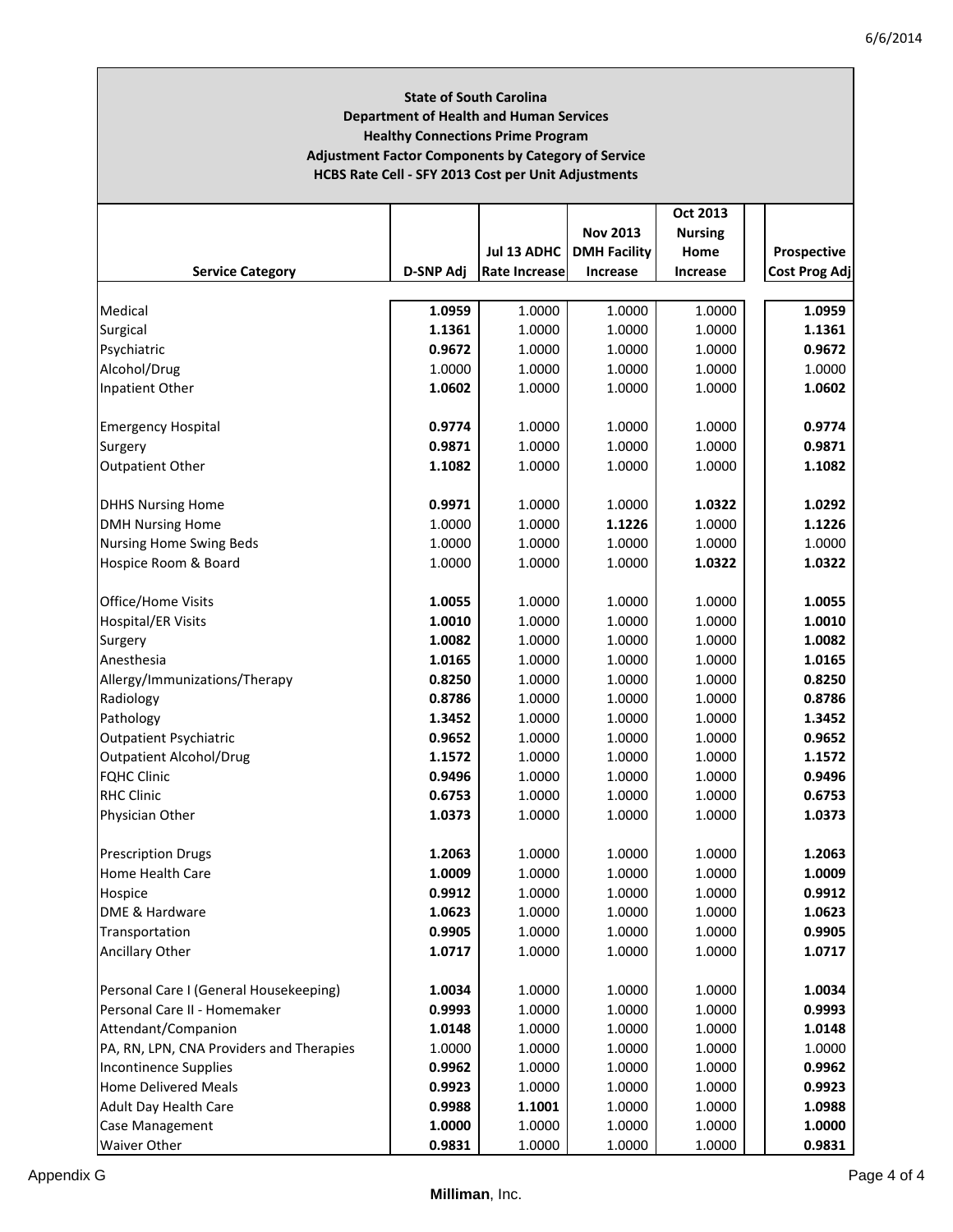**State of South Carolina**
**Department of Health and Human Services**
**Healthy Connections Prime Program**
**Adjustment Factor Components by Category of Service**
**HCBS Rate Cell - SFY 2013 Cost per Unit Adjustments**

| Service Category | D-SNP Adj | Jul 13 ADHC Rate Increase | Nov 2013 DMH Facility Increase | Oct 2013 Nursing Home Increase | Prospective Cost Prog Adj |
|---|---|---|---|---|---|
| Medical | **1.0959** | 1.0000 | 1.0000 | 1.0000 | **1.0959** |
| Surgical | **1.1361** | 1.0000 | 1.0000 | 1.0000 | **1.1361** |
| Psychiatric | **0.9672** | 1.0000 | 1.0000 | 1.0000 | **0.9672** |
| Alcohol/Drug | 1.0000 | 1.0000 | 1.0000 | 1.0000 | 1.0000 |
| Inpatient Other | **1.0602** | 1.0000 | 1.0000 | 1.0000 | **1.0602** |
| | | | | | |
| Emergency Hospital | **0.9774** | 1.0000 | 1.0000 | 1.0000 | **0.9774** |
| Surgery | **0.9871** | 1.0000 | 1.0000 | 1.0000 | **0.9871** |
| Outpatient Other | **1.1082** | 1.0000 | 1.0000 | 1.0000 | **1.1082** |
| | | | | | |
| DHHS Nursing Home | **0.9971** | 1.0000 | 1.0000 | **1.0322** | **1.0292** |
| DMH Nursing Home | 1.0000 | 1.0000 | **1.1226** | 1.0000 | **1.1226** |
| Nursing Home Swing Beds | 1.0000 | 1.0000 | 1.0000 | 1.0000 | 1.0000 |
| Hospice Room & Board | 1.0000 | 1.0000 | 1.0000 | **1.0322** | **1.0322** |
| | | | | | |
| Office/Home Visits | **1.0055** | 1.0000 | 1.0000 | 1.0000 | **1.0055** |
| Hospital/ER Visits | **1.0010** | 1.0000 | 1.0000 | 1.0000 | **1.0010** |
| Surgery | **1.0082** | 1.0000 | 1.0000 | 1.0000 | **1.0082** |
| Anesthesia | **1.0165** | 1.0000 | 1.0000 | 1.0000 | **1.0165** |
| Allergy/Immunizations/Therapy | **0.8250** | 1.0000 | 1.0000 | 1.0000 | **0.8250** |
| Radiology | **0.8786** | 1.0000 | 1.0000 | 1.0000 | **0.8786** |
| Pathology | **1.3452** | 1.0000 | 1.0000 | 1.0000 | **1.3452** |
| Outpatient Psychiatric | **0.9652** | 1.0000 | 1.0000 | 1.0000 | **0.9652** |
| Outpatient Alcohol/Drug | **1.1572** | 1.0000 | 1.0000 | 1.0000 | **1.1572** |
| FQHC Clinic | **0.9496** | 1.0000 | 1.0000 | 1.0000 | **0.9496** |
| RHC Clinic | **0.6753** | 1.0000 | 1.0000 | 1.0000 | **0.6753** |
| Physician Other | **1.0373** | 1.0000 | 1.0000 | 1.0000 | **1.0373** |
| | | | | | |
| Prescription Drugs | **1.2063** | 1.0000 | 1.0000 | 1.0000 | **1.2063** |
| Home Health Care | **1.0009** | 1.0000 | 1.0000 | 1.0000 | **1.0009** |
| Hospice | **0.9912** | 1.0000 | 1.0000 | 1.0000 | **0.9912** |
| DME & Hardware | **1.0623** | 1.0000 | 1.0000 | 1.0000 | **1.0623** |
| Transportation | **0.9905** | 1.0000 | 1.0000 | 1.0000 | **0.9905** |
| Ancillary Other | **1.0717** | 1.0000 | 1.0000 | 1.0000 | **1.0717** |
| | | | | | |
| Personal Care I (General Housekeeping) | **1.0034** | 1.0000 | 1.0000 | 1.0000 | **1.0034** |
| Personal Care II - Homemaker | **0.9993** | 1.0000 | 1.0000 | 1.0000 | **0.9993** |
| Attendant/Companion | **1.0148** | 1.0000 | 1.0000 | 1.0000 | **1.0148** |
| PA, RN, LPN, CNA Providers and Therapies | 1.0000 | 1.0000 | 1.0000 | 1.0000 | 1.0000 |
| Incontinence Supplies | **0.9962** | 1.0000 | 1.0000 | 1.0000 | **0.9962** |
| Home Delivered Meals | **0.9923** | 1.0000 | 1.0000 | 1.0000 | **0.9923** |
| Adult Day Health Care | **0.9988** | **1.1001** | 1.0000 | 1.0000 | **1.0988** |
| Case Management | **1.0000** | 1.0000 | 1.0000 | 1.0000 | **1.0000** |
| Waiver Other | **0.9831** | 1.0000 | 1.0000 | 1.0000 | **0.9831** |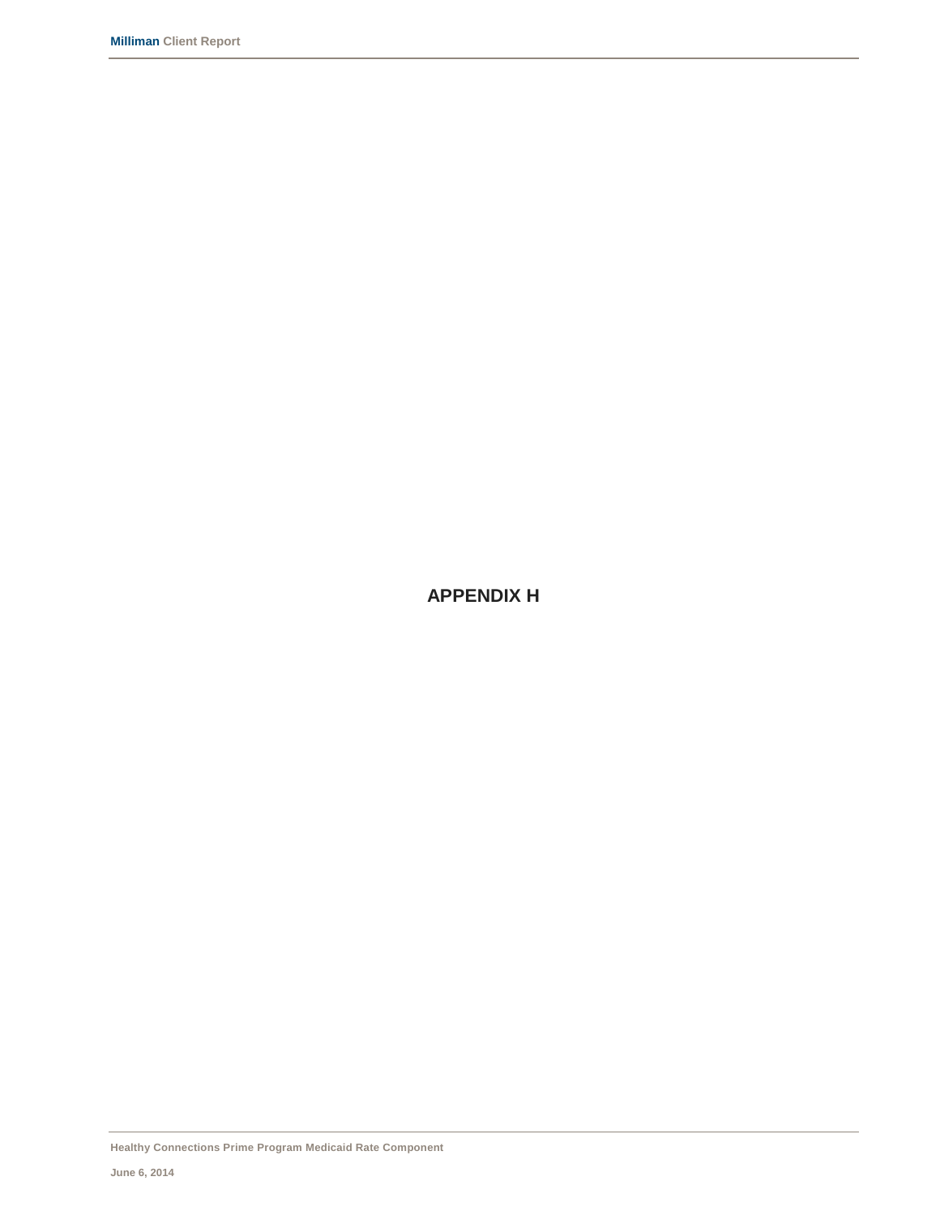# APPENDIX H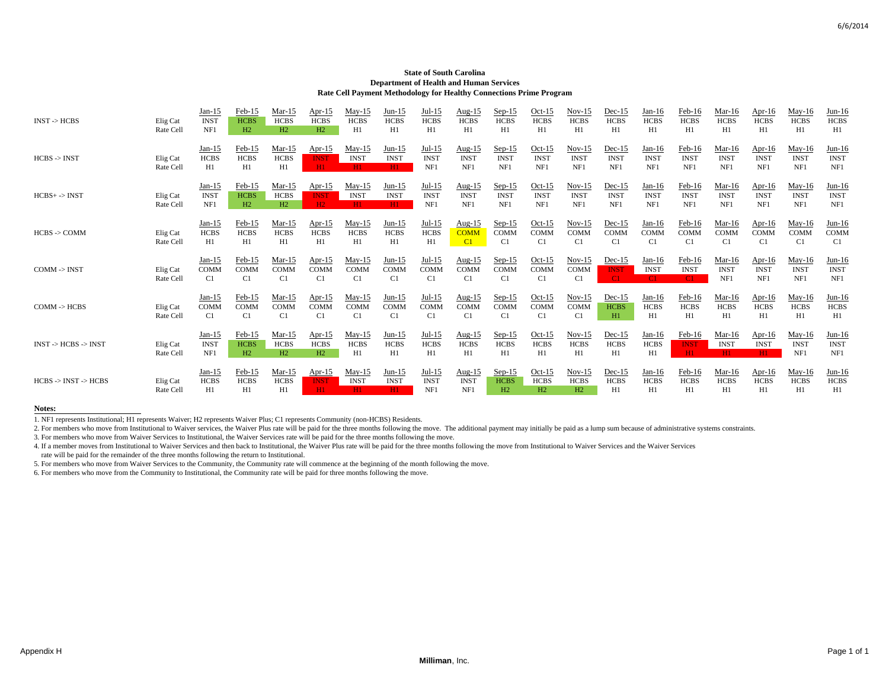**State of South Carolina**
**Department of Health and Human Services**
**Rate Cell Payment Methodology for Healthy Connections Prime Program**

| Scenario | | Jan-15 | Feb-15 | Mar-15 | Apr-15 | May-15 | Jun-15 | Jul-15 | Aug-15 | Sep-15 | Oct-15 | Nov-15 | Dec-15 | Jan-16 | Feb-16 | Mar-16 | Apr-16 | May-16 | Jun-16 |
|---|---|---|---|---|---|---|---|---|---|---|---|---|---|---|---|---|---|---|---|
| INST -> HCBS | Elig Cat | INST | HCBS | HCBS | HCBS | HCBS | HCBS | HCBS | HCBS | HCBS | HCBS | HCBS | HCBS | HCBS | HCBS | HCBS | HCBS | HCBS | HCBS |
| | Rate Cell | NF1 | H2 | H2 | H2 | H1 | H1 | H1 | H1 | H1 | H1 | H1 | H1 | H1 | H1 | H1 | H1 | H1 | H1 |
| HCBS -> INST | Elig Cat | HCBS | HCBS | HCBS | INST | INST | INST | INST | INST | INST | INST | INST | INST | INST | INST | INST | INST | INST | INST |
| | Rate Cell | H1 | H1 | H1 | H1 | H1 | H1 | NF1 | NF1 | NF1 | NF1 | NF1 | NF1 | NF1 | NF1 | NF1 | NF1 | NF1 | NF1 |
| HCBS+ -> INST | Elig Cat | INST | HCBS | HCBS | INST | INST | INST | INST | INST | INST | INST | INST | INST | INST | INST | INST | INST | INST | INST |
| | Rate Cell | NF1 | H2 | H2 | H2 | H1 | H1 | NF1 | NF1 | NF1 | NF1 | NF1 | NF1 | NF1 | NF1 | NF1 | NF1 | NF1 | NF1 |
| HCBS -> COMM | Elig Cat | HCBS | HCBS | HCBS | HCBS | HCBS | HCBS | HCBS | COMM | COMM | COMM | COMM | COMM | COMM | COMM | COMM | COMM | COMM | COMM |
| | Rate Cell | H1 | H1 | H1 | H1 | H1 | H1 | H1 | C1 | C1 | C1 | C1 | C1 | C1 | C1 | C1 | C1 | C1 | C1 |
| COMM -> INST | Elig Cat | COMM | COMM | COMM | COMM | COMM | COMM | COMM | COMM | COMM | COMM | COMM | INST | INST | INST | INST | INST | INST | INST |
| | Rate Cell | C1 | C1 | C1 | C1 | C1 | C1 | C1 | C1 | C1 | C1 | C1 | C1 | C1 | C1 | NF1 | NF1 | NF1 | NF1 |
| COMM -> HCBS | Elig Cat | COMM | COMM | COMM | COMM | COMM | COMM | COMM | COMM | COMM | COMM | COMM | HCBS | HCBS | HCBS | HCBS | HCBS | HCBS | HCBS |
| | Rate Cell | C1 | C1 | C1 | C1 | C1 | C1 | C1 | C1 | C1 | C1 | C1 | H1 | H1 | H1 | H1 | H1 | H1 | H1 |
| INST -> HCBS -> INST | Elig Cat | INST | HCBS | HCBS | HCBS | HCBS | HCBS | HCBS | HCBS | HCBS | HCBS | HCBS | HCBS | HCBS | INST | INST | INST | INST | INST |
| | Rate Cell | NF1 | H2 | H2 | H2 | H1 | H1 | H1 | H1 | H1 | H1 | H1 | H1 | H1 | H1 | H1 | H1 | NF1 | NF1 |
| HCBS -> INST -> HCBS | Elig Cat | HCBS | HCBS | HCBS | INST | INST | INST | INST | INST | HCBS | HCBS | HCBS | HCBS | HCBS | HCBS | HCBS | HCBS | HCBS | HCBS |
| | Rate Cell | H1 | H1 | H1 | H1 | H1 | H1 | NF1 | NF1 | H2 | H2 | H2 | H1 | H1 | H1 | H1 | H1 | H1 | H1 |

**Notes:**

1. NF1 represents Institutional; H1 represents Waiver; H2 represents Waiver Plus; C1 represents Community (non-HCBS) Residents.
2. For members who move from Institutional to Waiver services, the Waiver Plus rate will be paid for the three months following the move. The additional payment may initially be paid as a lump sum because of administrative systems constraints.
3. For members who move from Waiver Services to Institutional, the Waiver Services rate will be paid for the three months following the move.
4. If a member moves from Institutional to Waiver Services and then back to Institutional, the Waiver Plus rate will be paid for the three months following the move from Institutional to Waiver Services and the Waiver Services rate will be paid for the remainder of the three months following the return to Institutional.
5. For members who move from Waiver Services to the Community, the Community rate will commence at the beginning of the month following the move.
6. For members who move from the Community to Institutional, the Community rate will be paid for three months following the move.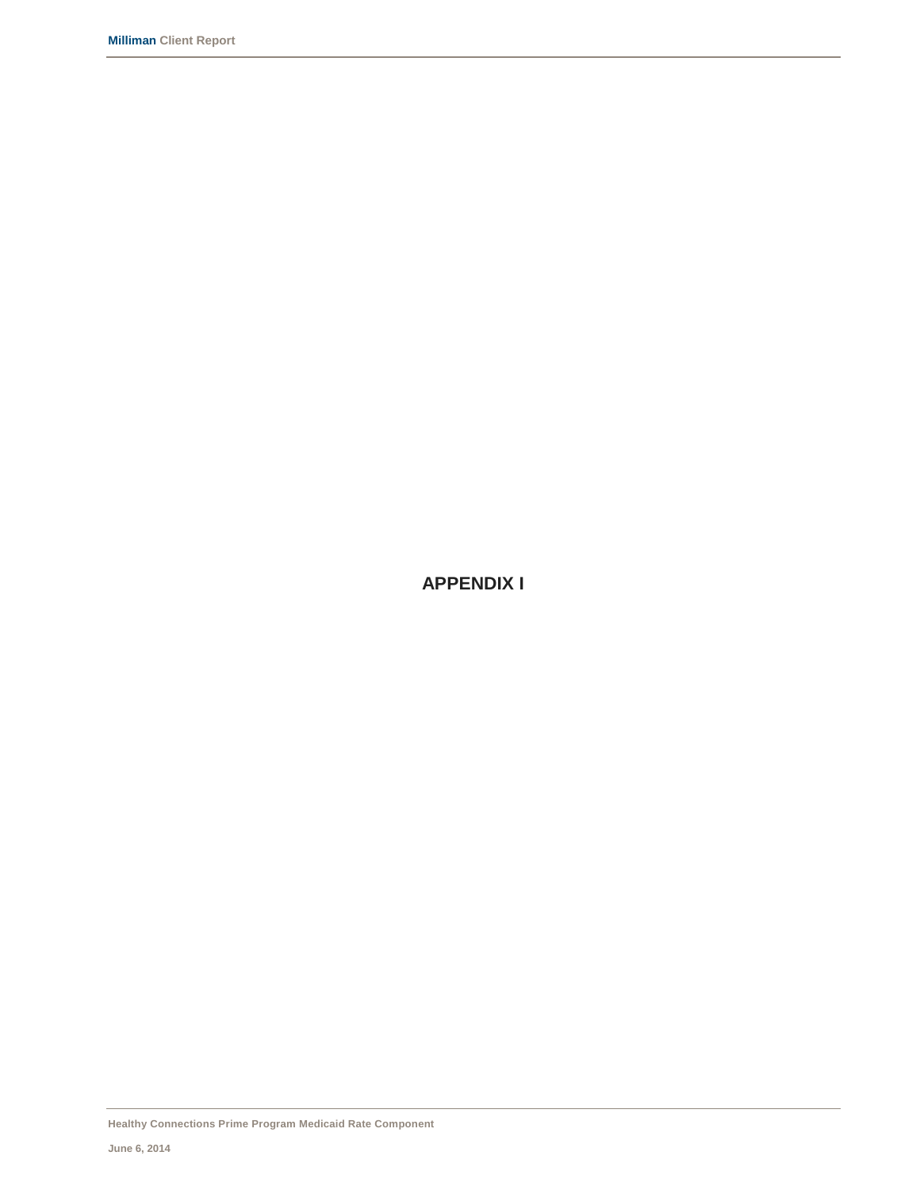# APPENDIX I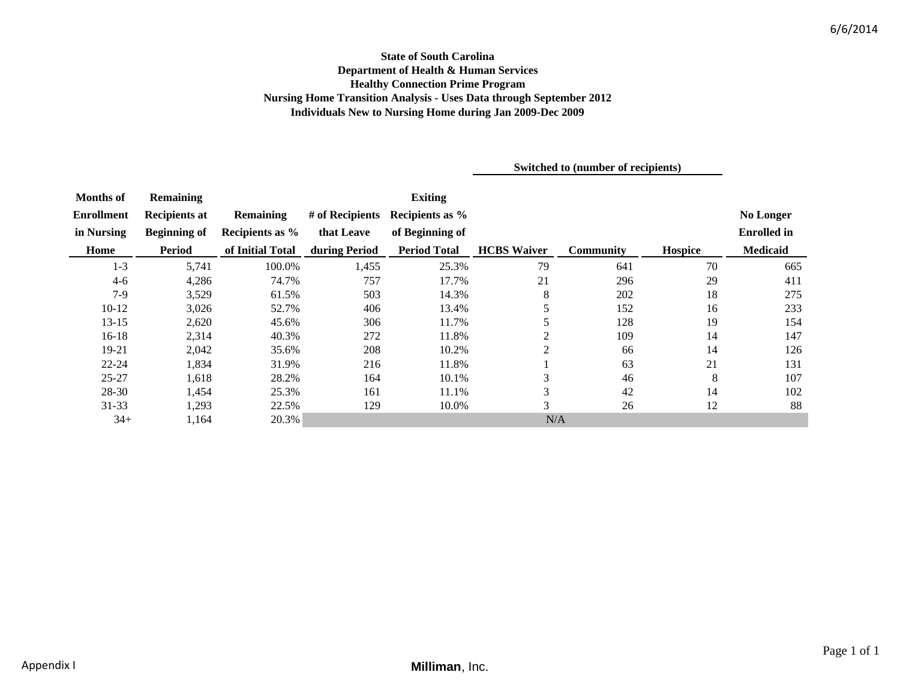**State of South Carolina**
**Department of Health & Human Services**
**Healthy Connection Prime Program**
**Nursing Home Transition Analysis - Uses Data through September 2012**
**Individuals New to Nursing Home during Jan 2009-Dec 2009**

| | | | | | Switched to (number of recipients) | | | |
|---|---|---|---|---|---|---|---|---|
| **Months of Enrollment in Nursing Home** | **Remaining Recipients at Beginning of Period** | **Remaining Recipients as % of Initial Total** | **# of Recipients that Leave during Period** | **Exiting Recipients as % of Beginning of Period Total** | **HCBS Waiver** | **Community** | **Hospice** | **No Longer Enrolled in Medicaid** |
| 1-3 | 5,741 | 100.0% | 1,455 | 25.3% | 79 | 641 | 70 | 665 |
| 4-6 | 4,286 | 74.7% | 757 | 17.7% | 21 | 296 | 29 | 411 |
| 7-9 | 3,529 | 61.5% | 503 | 14.3% | 8 | 202 | 18 | 275 |
| 10-12 | 3,026 | 52.7% | 406 | 13.4% | 5 | 152 | 16 | 233 |
| 13-15 | 2,620 | 45.6% | 306 | 11.7% | 5 | 128 | 19 | 154 |
| 16-18 | 2,314 | 40.3% | 272 | 11.8% | 2 | 109 | 14 | 147 |
| 19-21 | 2,042 | 35.6% | 208 | 10.2% | 2 | 66 | 14 | 126 |
| 22-24 | 1,834 | 31.9% | 216 | 11.8% | 1 | 63 | 21 | 131 |
| 25-27 | 1,618 | 28.2% | 164 | 10.1% | 3 | 46 | 8 | 107 |
| 28-30 | 1,454 | 25.3% | 161 | 11.1% | 3 | 42 | 14 | 102 |
| 31-33 | 1,293 | 22.5% | 129 | 10.0% | 3 | 26 | 12 | 88 |
| 34+ | 1,164 | 20.3% | N/A | | | | | |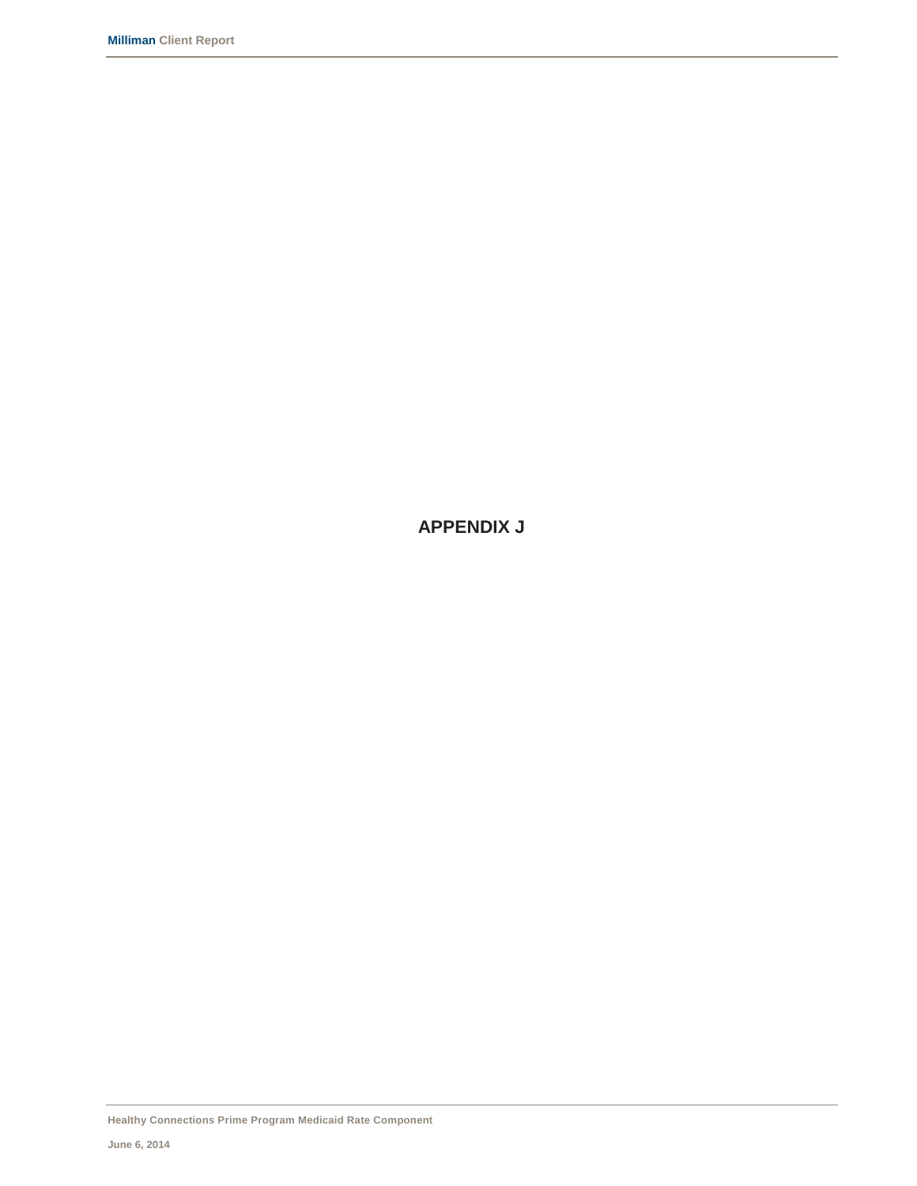# APPENDIX J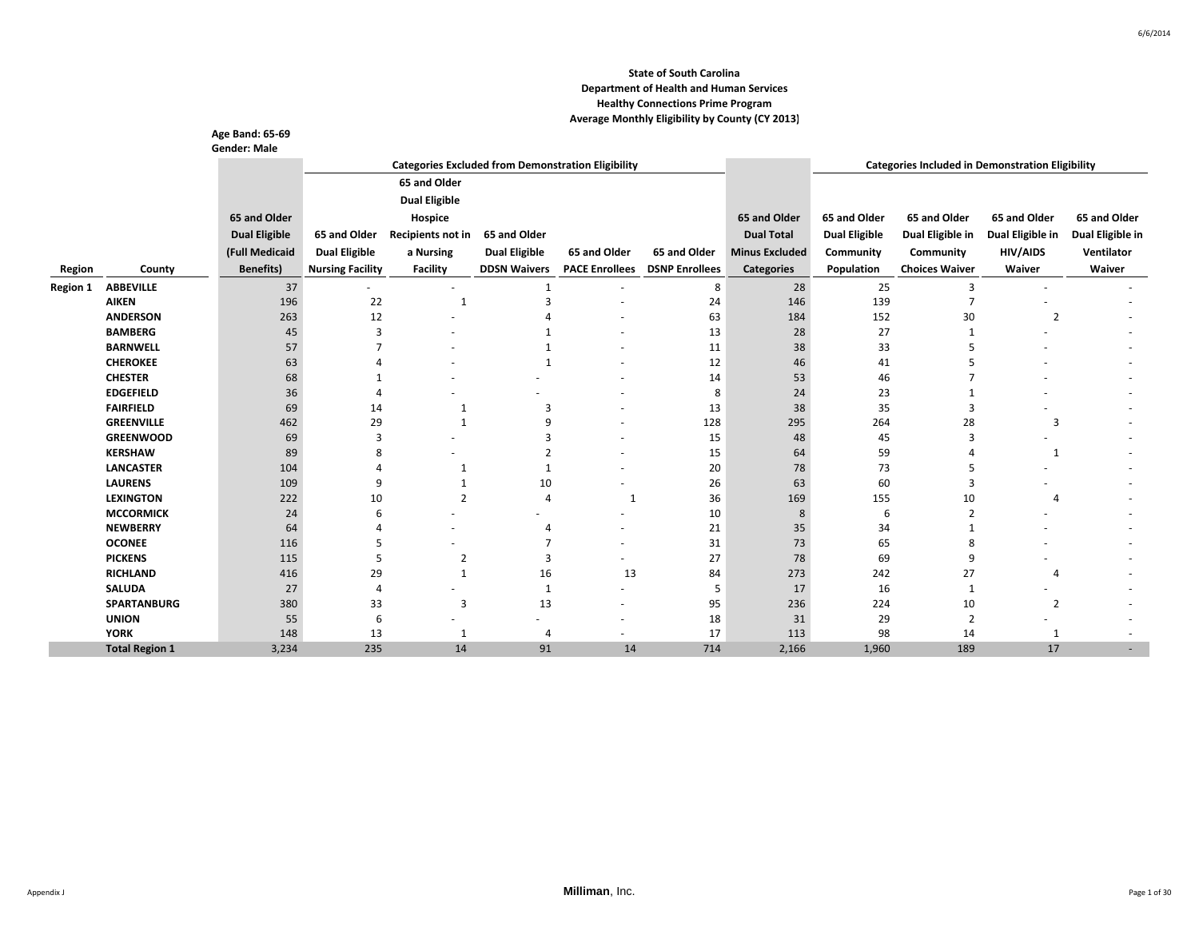**State of South Carolina**
**Department of Health and Human Services**
**Healthy Connections Prime Program**
**Average Monthly Eligibility by County (CY 2013)**

**Age Band: 65-69**
**Gender: Male**

| | | | Categories Excluded from Demonstration Eligibility | | | | | | Categories Included in Demonstration Eligibility | | | |
|---|---|---|---|---|---|---|---|---|---|---|---|---|
| **Region** | **County** | **65 and Older Dual Eligible (Full Medicaid Benefits)** | **65 and Older Dual Eligible Nursing Facility** | **65 and Older Dual Eligible Hospice Recipients not in a Nursing Facility** | **65 and Older Dual Eligible DDSN Waivers** | **65 and Older PACE Enrollees** | **65 and Older DSNP Enrollees** | **65 and Older Dual Total Minus Excluded Categories** | **65 and Older Dual Eligible Community Population** | **65 and Older Dual Eligible in Community Choices Waiver** | **65 and Older Dual Eligible in HIV/AIDS Waiver** | **65 and Older Dual Eligible in Ventilator Waiver** |
| **Region 1** | **ABBEVILLE** | 37 | - | - | 1 | - | 8 | 28 | 25 | 3 | - | - |
| | **AIKEN** | 196 | 22 | 1 | 3 | - | 24 | 146 | 139 | 7 | - | - |
| | **ANDERSON** | 263 | 12 | - | 4 | - | 63 | 184 | 152 | 30 | 2 | - |
| | **BAMBERG** | 45 | 3 | - | 1 | - | 13 | 28 | 27 | 1 | - | - |
| | **BARNWELL** | 57 | 7 | - | 1 | - | 11 | 38 | 33 | 5 | - | - |
| | **CHEROKEE** | 63 | 4 | - | 1 | - | 12 | 46 | 41 | 5 | - | - |
| | **CHESTER** | 68 | 1 | - | - | - | 14 | 53 | 46 | 7 | - | - |
| | **EDGEFIELD** | 36 | 4 | - | - | - | 8 | 24 | 23 | 1 | - | - |
| | **FAIRFIELD** | 69 | 14 | 1 | 3 | - | 13 | 38 | 35 | 3 | - | - |
| | **GREENVILLE** | 462 | 29 | 1 | 9 | - | 128 | 295 | 264 | 28 | 3 | - |
| | **GREENWOOD** | 69 | 3 | - | 3 | - | 15 | 48 | 45 | 3 | - | - |
| | **KERSHAW** | 89 | 8 | - | 2 | - | 15 | 64 | 59 | 4 | 1 | - |
| | **LANCASTER** | 104 | 4 | 1 | 1 | - | 20 | 78 | 73 | 5 | - | - |
| | **LAURENS** | 109 | 9 | 1 | 10 | - | 26 | 63 | 60 | 3 | - | - |
| | **LEXINGTON** | 222 | 10 | 2 | 4 | 1 | 36 | 169 | 155 | 10 | 4 | - |
| | **MCCORMICK** | 24 | 6 | - | - | - | 10 | 8 | 6 | 2 | - | - |
| | **NEWBERRY** | 64 | 4 | - | 4 | - | 21 | 35 | 34 | 1 | - | - |
| | **OCONEE** | 116 | 5 | - | 7 | - | 31 | 73 | 65 | 8 | - | - |
| | **PICKENS** | 115 | 5 | 2 | 3 | - | 27 | 78 | 69 | 9 | - | - |
| | **RICHLAND** | 416 | 29 | 1 | 16 | 13 | 84 | 273 | 242 | 27 | 4 | - |
| | **SALUDA** | 27 | 4 | - | 1 | - | 5 | 17 | 16 | 1 | - | - |
| | **SPARTANBURG** | 380 | 33 | 3 | 13 | - | 95 | 236 | 224 | 10 | 2 | - |
| | **UNION** | 55 | 6 | - | - | - | 18 | 31 | 29 | 2 | - | - |
| | **YORK** | 148 | 13 | 1 | 4 | - | 17 | 113 | 98 | 14 | 1 | - |
| | **Total Region 1** | 3,234 | 235 | 14 | 91 | 14 | 714 | 2,166 | 1,960 | 189 | 17 | - |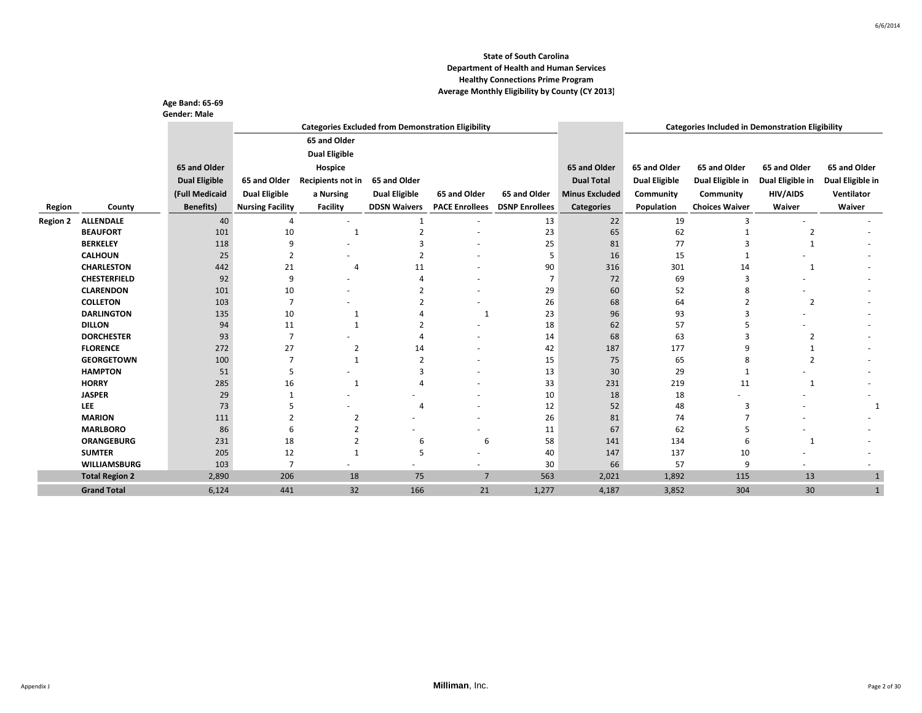**State of South Carolina**
**Department of Health and Human Services**
**Healthy Connections Prime Program**
**Average Monthly Eligibility by County (CY 2013)**

**Age Band: 65-69**
**Gender: Male**

| | | | Categories Excluded from Demonstration Eligibility | | | | | | Categories Included in Demonstration Eligibility | | | |
|---|---|---|---|---|---|---|---|---|---|---|---|---|
| Region | County | 65 and Older Dual Eligible (Full Medicaid Benefits) | 65 and Older Dual Eligible Nursing Facility | 65 and Older Dual Eligible Hospice Recipients not in a Nursing Facility | 65 and Older Dual Eligible DDSN Waivers | 65 and Older PACE Enrollees | 65 and Older DSNP Enrollees | 65 and Older Dual Total Minus Excluded Categories | 65 and Older Dual Eligible Community Population | 65 and Older Dual Eligible in Community Choices Waiver | 65 and Older Dual Eligible in HIV/AIDS Waiver | 65 and Older Dual Eligible in Ventilator Waiver |
| Region 2 | ALLENDALE | 40 | 4 | - | 1 | - | 13 | 22 | 19 | 3 | - | - |
| | BEAUFORT | 101 | 10 | 1 | 2 | - | 23 | 65 | 62 | 1 | 2 | - |
| | BERKELEY | 118 | 9 | - | 3 | - | 25 | 81 | 77 | 3 | 1 | - |
| | CALHOUN | 25 | 2 | - | 2 | - | 5 | 16 | 15 | 1 | - | - |
| | CHARLESTON | 442 | 21 | 4 | 11 | - | 90 | 316 | 301 | 14 | 1 | - |
| | CHESTERFIELD | 92 | 9 | - | 4 | - | 7 | 72 | 69 | 3 | - | - |
| | CLARENDON | 101 | 10 | - | 2 | - | 29 | 60 | 52 | 8 | - | - |
| | COLLETON | 103 | 7 | - | 2 | - | 26 | 68 | 64 | 2 | 2 | - |
| | DARLINGTON | 135 | 10 | 1 | 4 | 1 | 23 | 96 | 93 | 3 | - | - |
| | DILLON | 94 | 11 | 1 | 2 | - | 18 | 62 | 57 | 5 | - | - |
| | DORCHESTER | 93 | 7 | - | 4 | - | 14 | 68 | 63 | 3 | 2 | - |
| | FLORENCE | 272 | 27 | 2 | 14 | - | 42 | 187 | 177 | 9 | 1 | - |
| | GEORGETOWN | 100 | 7 | 1 | 2 | - | 15 | 75 | 65 | 8 | 2 | - |
| | HAMPTON | 51 | 5 | - | 3 | - | 13 | 30 | 29 | 1 | - | - |
| | HORRY | 285 | 16 | 1 | 4 | - | 33 | 231 | 219 | 11 | 1 | - |
| | JASPER | 29 | 1 | - | - | - | 10 | 18 | 18 | - | - | - |
| | LEE | 73 | 5 | - | 4 | - | 12 | 52 | 48 | 3 | - | 1 |
| | MARION | 111 | 2 | 2 | - | - | 26 | 81 | 74 | 7 | - | - |
| | MARLBORO | 86 | 6 | 2 | - | - | 11 | 67 | 62 | 5 | - | - |
| | ORANGEBURG | 231 | 18 | 2 | 6 | 6 | 58 | 141 | 134 | 6 | 1 | - |
| | SUMTER | 205 | 12 | 1 | 5 | - | 40 | 147 | 137 | 10 | - | - |
| | WILLIAMSBURG | 103 | 7 | - | - | - | 30 | 66 | 57 | 9 | - | - |
| | **Total Region 2** | 2,890 | 206 | 18 | 75 | 7 | 563 | 2,021 | 1,892 | 115 | 13 | 1 |
| | **Grand Total** | 6,124 | 441 | 32 | 166 | 21 | 1,277 | 4,187 | 3,852 | 304 | 30 | 1 |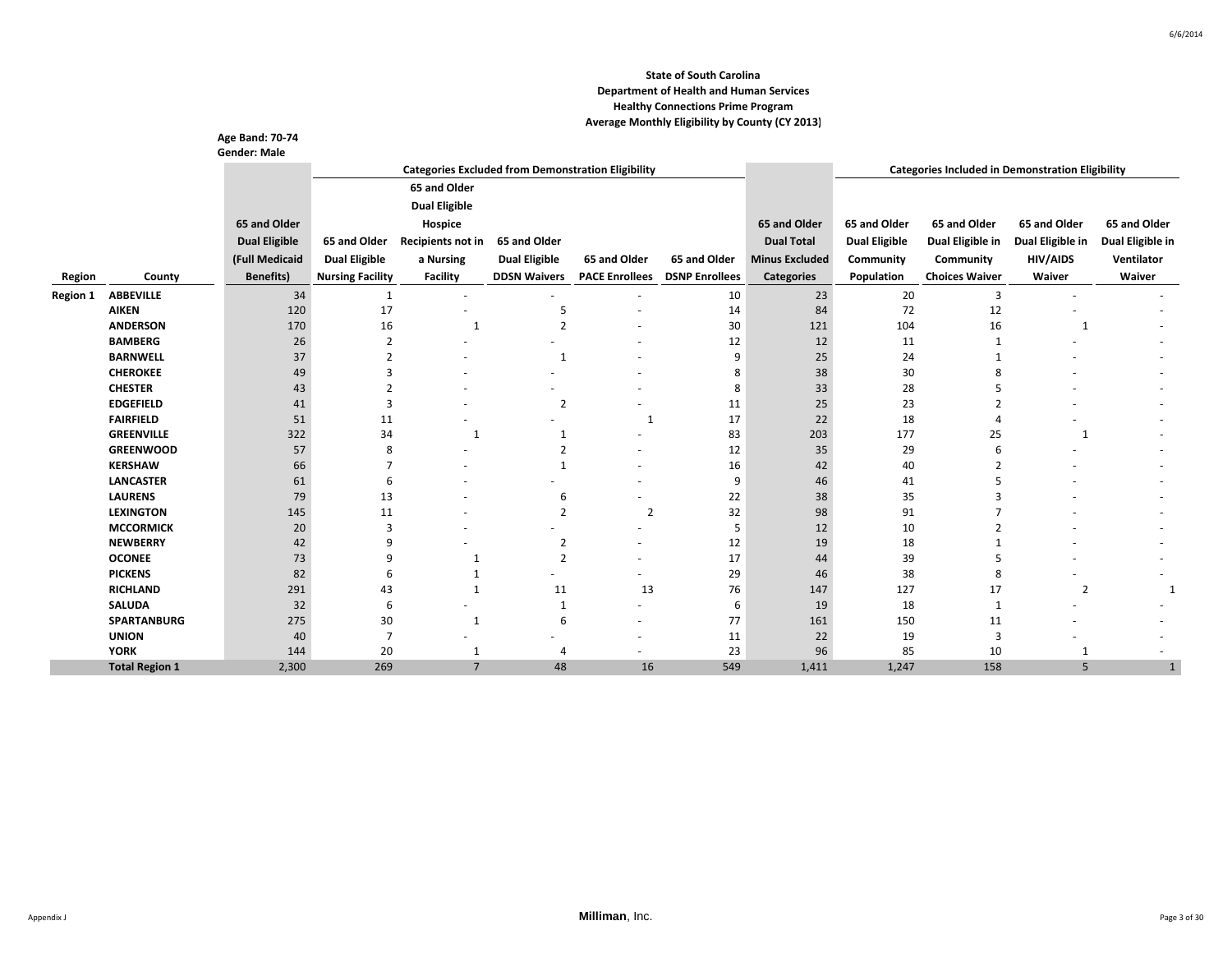**State of South Carolina**
**Department of Health and Human Services**
**Healthy Connections Prime Program**
**Average Monthly Eligibility by County (CY 2013)**

**Age Band: 70-74**
**Gender: Male**

| Region | County | 65 and Older Dual Eligible (Full Medicaid Benefits) | Categories Excluded from Demonstration Eligibility: 65 and Older Dual Eligible Nursing Facility | 65 and Older Dual Eligible Hospice Recipients not in a Nursing Facility | 65 and Older Dual Eligible DDSN Waivers | 65 and Older PACE Enrollees | 65 and Older DSNP Enrollees | 65 and Older Dual Total Minus Excluded Categories | Categories Included in Demonstration Eligibility: 65 and Older Dual Eligible Community Population | 65 and Older Dual Eligible in Community Choices Waiver | 65 and Older Dual Eligible in HIV/AIDS Waiver | 65 and Older Dual Eligible in Ventilator Waiver |
|---|---|---|---|---|---|---|---|---|---|---|---|---|
| Region 1 | ABBEVILLE | 34 | 1 | - | - | - | 10 | 23 | 20 | 3 | - | - |
| | AIKEN | 120 | 17 | - | 5 | - | 14 | 84 | 72 | 12 | - | - |
| | ANDERSON | 170 | 16 | 1 | 2 | - | 30 | 121 | 104 | 16 | 1 | - |
| | BAMBERG | 26 | 2 | - | - | - | 12 | 12 | 11 | 1 | - | - |
| | BARNWELL | 37 | 2 | - | 1 | - | 9 | 25 | 24 | 1 | - | - |
| | CHEROKEE | 49 | 3 | - | - | - | 8 | 38 | 30 | 8 | - | - |
| | CHESTER | 43 | 2 | - | - | - | 8 | 33 | 28 | 5 | - | - |
| | EDGEFIELD | 41 | 3 | - | 2 | - | 11 | 25 | 23 | 2 | - | - |
| | FAIRFIELD | 51 | 11 | - | - | 1 | 17 | 22 | 18 | 4 | - | - |
| | GREENVILLE | 322 | 34 | 1 | 1 | - | 83 | 203 | 177 | 25 | 1 | - |
| | GREENWOOD | 57 | 8 | - | 2 | - | 12 | 35 | 29 | 6 | - | - |
| | KERSHAW | 66 | 7 | - | 1 | - | 16 | 42 | 40 | 2 | - | - |
| | LANCASTER | 61 | 6 | - | - | - | 9 | 46 | 41 | 5 | - | - |
| | LAURENS | 79 | 13 | - | 6 | - | 22 | 38 | 35 | 3 | - | - |
| | LEXINGTON | 145 | 11 | - | 2 | 2 | 32 | 98 | 91 | 7 | - | - |
| | MCCORMICK | 20 | 3 | - | - | - | 5 | 12 | 10 | 2 | - | - |
| | NEWBERRY | 42 | 9 | - | 2 | - | 12 | 19 | 18 | 1 | - | - |
| | OCONEE | 73 | 9 | 1 | 2 | - | 17 | 44 | 39 | 5 | - | - |
| | PICKENS | 82 | 6 | 1 | - | - | 29 | 46 | 38 | 8 | - | - |
| | RICHLAND | 291 | 43 | 1 | 11 | 13 | 76 | 147 | 127 | 17 | 2 | 1 |
| | SALUDA | 32 | 6 | - | 1 | - | 6 | 19 | 18 | 1 | - | - |
| | SPARTANBURG | 275 | 30 | 1 | 6 | - | 77 | 161 | 150 | 11 | - | - |
| | UNION | 40 | 7 | - | - | - | 11 | 22 | 19 | 3 | - | - |
| | YORK | 144 | 20 | 1 | 4 | - | 23 | 96 | 85 | 10 | 1 | - |
| | Total Region 1 | 2,300 | 269 | 7 | 48 | 16 | 549 | 1,411 | 1,247 | 158 | 5 | 1 |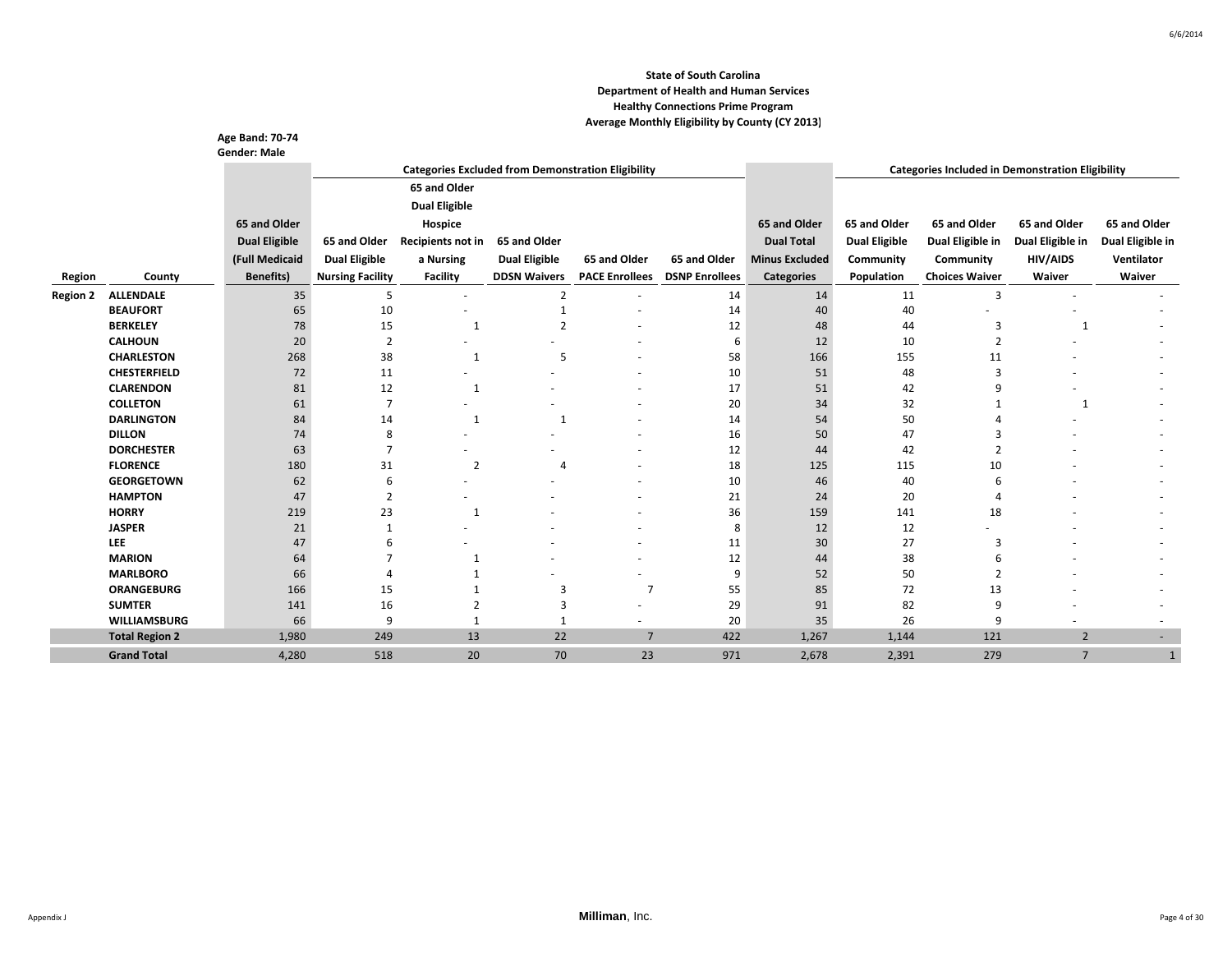**State of South Carolina**
**Department of Health and Human Services**
**Healthy Connections Prime Program**
**Average Monthly Eligibility by County (CY 2013)**

**Age Band: 70-74**
**Gender: Male**

| | | | Categories Excluded from Demonstration Eligibility | | | | | | Categories Included in Demonstration Eligibility | | | |
|---|---|---|---|---|---|---|---|---|---|---|---|---|
| Region | County | 65 and Older Dual Eligible (Full Medicaid Benefits) | 65 and Older Dual Eligible Nursing Facility | 65 and Older Dual Eligible Hospice Recipients not in a Nursing Facility | 65 and Older Dual Eligible DDSN Waivers | 65 and Older PACE Enrollees | 65 and Older DSNP Enrollees | 65 and Older Dual Total Minus Excluded Categories | 65 and Older Dual Eligible Community Population | 65 and Older Dual Eligible in Community Choices Waiver | 65 and Older Dual Eligible in HIV/AIDS Waiver | 65 and Older Dual Eligible in Ventilator Waiver |
| Region 2 | ALLENDALE | 35 | 5 | - | 2 | - | 14 | 14 | 11 | 3 | - | - |
| | BEAUFORT | 65 | 10 | - | 1 | - | 14 | 40 | 40 | - | - | - |
| | BERKELEY | 78 | 15 | 1 | 2 | - | 12 | 48 | 44 | 3 | 1 | - |
| | CALHOUN | 20 | 2 | - | - | - | 6 | 12 | 10 | 2 | - | - |
| | CHARLESTON | 268 | 38 | 1 | 5 | - | 58 | 166 | 155 | 11 | - | - |
| | CHESTERFIELD | 72 | 11 | - | - | - | 10 | 51 | 48 | 3 | - | - |
| | CLARENDON | 81 | 12 | 1 | - | - | 17 | 51 | 42 | 9 | - | - |
| | COLLETON | 61 | 7 | - | - | - | 20 | 34 | 32 | 1 | 1 | - |
| | DARLINGTON | 84 | 14 | 1 | 1 | - | 14 | 54 | 50 | 4 | - | - |
| | DILLON | 74 | 8 | - | - | - | 16 | 50 | 47 | 3 | - | - |
| | DORCHESTER | 63 | 7 | - | - | - | 12 | 44 | 42 | 2 | - | - |
| | FLORENCE | 180 | 31 | 2 | 4 | - | 18 | 125 | 115 | 10 | - | - |
| | GEORGETOWN | 62 | 6 | - | - | - | 10 | 46 | 40 | 6 | - | - |
| | HAMPTON | 47 | 2 | - | - | - | 21 | 24 | 20 | 4 | - | - |
| | HORRY | 219 | 23 | 1 | - | - | 36 | 159 | 141 | 18 | - | - |
| | JASPER | 21 | 1 | - | - | - | 8 | 12 | 12 | - | - | - |
| | LEE | 47 | 6 | - | - | - | 11 | 30 | 27 | 3 | - | - |
| | MARION | 64 | 7 | 1 | - | - | 12 | 44 | 38 | 6 | - | - |
| | MARLBORO | 66 | 4 | 1 | - | - | 9 | 52 | 50 | 2 | - | - |
| | ORANGEBURG | 166 | 15 | 1 | 3 | 7 | 55 | 85 | 72 | 13 | - | - |
| | SUMTER | 141 | 16 | 2 | 3 | - | 29 | 91 | 82 | 9 | - | - |
| | WILLIAMSBURG | 66 | 9 | 1 | 1 | - | 20 | 35 | 26 | 9 | - | - |
| | **Total Region 2** | 1,980 | 249 | 13 | 22 | 7 | 422 | 1,267 | 1,144 | 121 | 2 | - |
| | **Grand Total** | 4,280 | 518 | 20 | 70 | 23 | 971 | 2,678 | 2,391 | 279 | 7 | 1 |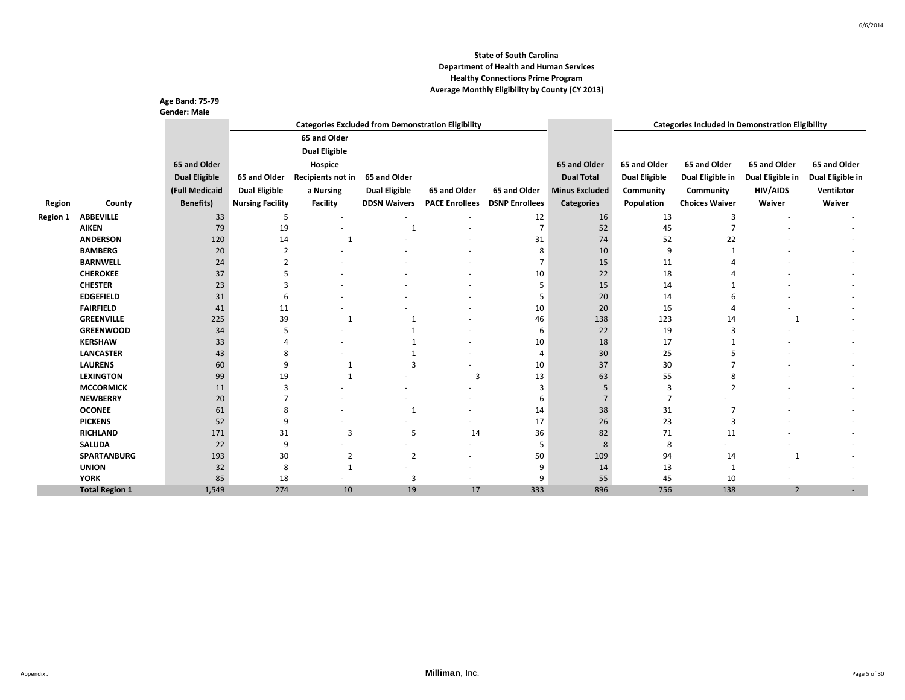**State of South Carolina**
**Department of Health and Human Services**
**Healthy Connections Prime Program**
**Average Monthly Eligibility by County (CY 2013)**

**Age Band: 75-79**
**Gender: Male**

| Region | County | 65 and Older Dual Eligible (Full Medicaid Benefits) | Categories Excluded from Demonstration Eligibility | | | | | 65 and Older Dual Total Minus Excluded Categories | Categories Included in Demonstration Eligibility | | | |
|---|---|---|---|---|---|---|---|---|---|---|---|---|
| | | | 65 and Older Dual Eligible Nursing Facility | 65 and Older Dual Eligible Hospice Recipients not in a Nursing Facility | 65 and Older Dual Eligible DDSN Waivers | 65 and Older PACE Enrollees | 65 and Older DSNP Enrollees | | 65 and Older Dual Eligible Community Population | 65 and Older Dual Eligible in Community Choices Waiver | 65 and Older Dual Eligible in HIV/AIDS Waiver | 65 and Older Dual Eligible in Ventilator Waiver |
| **Region 1** | **ABBEVILLE** | 33 | 5 | - | - | - | 12 | 16 | 13 | 3 | - | - |
| | **AIKEN** | 79 | 19 | - | 1 | - | 7 | 52 | 45 | 7 | - | - |
| | **ANDERSON** | 120 | 14 | 1 | - | - | 31 | 74 | 52 | 22 | - | - |
| | **BAMBERG** | 20 | 2 | - | - | - | 8 | 10 | 9 | 1 | - | - |
| | **BARNWELL** | 24 | 2 | - | - | - | 7 | 15 | 11 | 4 | - | - |
| | **CHEROKEE** | 37 | 5 | - | - | - | 10 | 22 | 18 | 4 | - | - |
| | **CHESTER** | 23 | 3 | - | - | - | 5 | 15 | 14 | 1 | - | - |
| | **EDGEFIELD** | 31 | 6 | - | - | - | 5 | 20 | 14 | 6 | - | - |
| | **FAIRFIELD** | 41 | 11 | - | - | - | 10 | 20 | 16 | 4 | - | - |
| | **GREENVILLE** | 225 | 39 | 1 | 1 | - | 46 | 138 | 123 | 14 | 1 | - |
| | **GREENWOOD** | 34 | 5 | - | 1 | - | 6 | 22 | 19 | 3 | - | - |
| | **KERSHAW** | 33 | 4 | - | 1 | - | 10 | 18 | 17 | 1 | - | - |
| | **LANCASTER** | 43 | 8 | - | 1 | - | 4 | 30 | 25 | 5 | - | - |
| | **LAURENS** | 60 | 9 | 1 | 3 | - | 10 | 37 | 30 | 7 | - | - |
| | **LEXINGTON** | 99 | 19 | 1 | - | 3 | 13 | 63 | 55 | 8 | - | - |
| | **MCCORMICK** | 11 | 3 | - | - | - | 3 | 5 | 3 | 2 | - | - |
| | **NEWBERRY** | 20 | 7 | - | - | - | 6 | 7 | 7 | - | - | - |
| | **OCONEE** | 61 | 8 | - | 1 | - | 14 | 38 | 31 | 7 | - | - |
| | **PICKENS** | 52 | 9 | - | - | - | 17 | 26 | 23 | 3 | - | - |
| | **RICHLAND** | 171 | 31 | 3 | 5 | 14 | 36 | 82 | 71 | 11 | - | - |
| | **SALUDA** | 22 | 9 | - | - | - | 5 | 8 | 8 | - | - | - |
| | **SPARTANBURG** | 193 | 30 | 2 | 2 | - | 50 | 109 | 94 | 14 | 1 | - |
| | **UNION** | 32 | 8 | 1 | - | - | 9 | 14 | 13 | 1 | - | - |
| | **YORK** | 85 | 18 | - | 3 | - | 9 | 55 | 45 | 10 | - | - |
| | **Total Region 1** | 1,549 | 274 | 10 | 19 | 17 | 333 | 896 | 756 | 138 | 2 | - |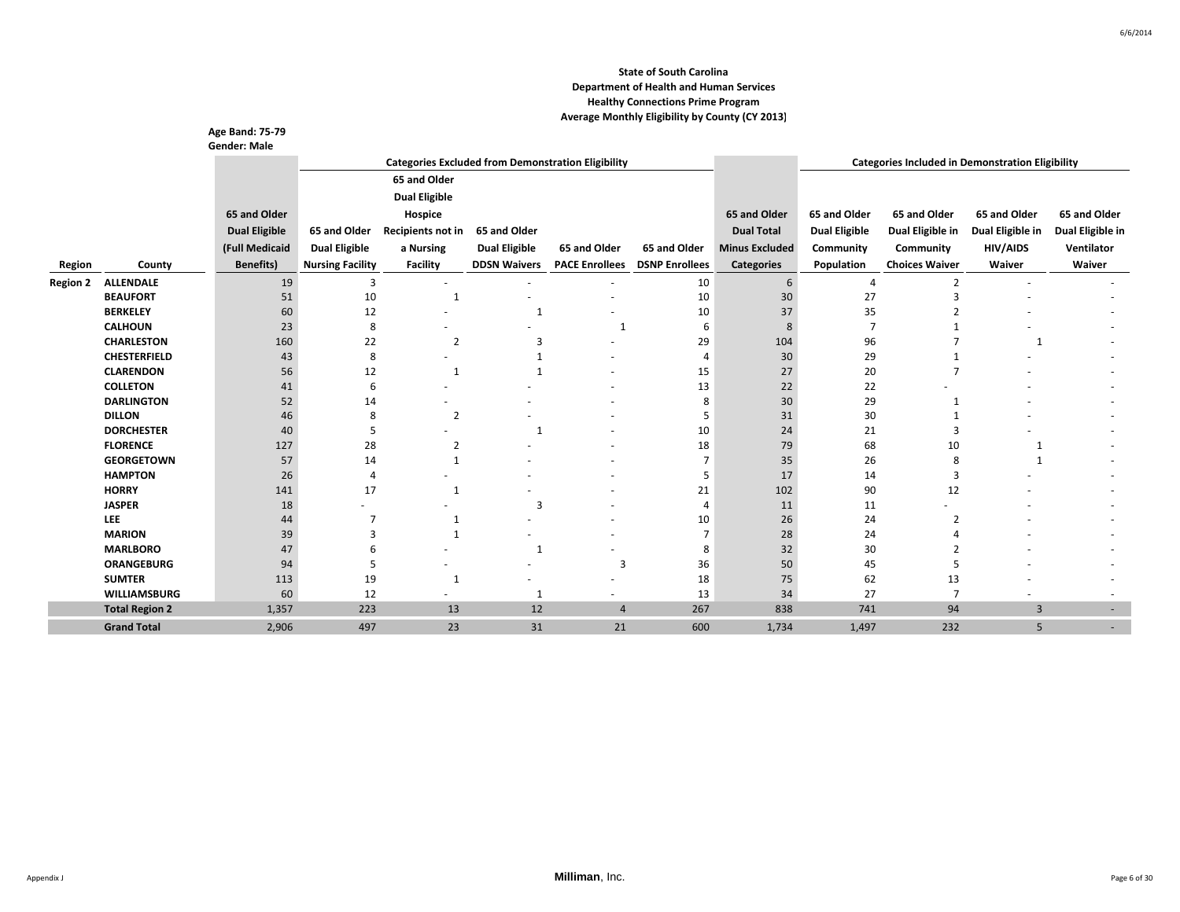**State of South Carolina**
**Department of Health and Human Services**
**Healthy Connections Prime Program**
**Average Monthly Eligibility by County (CY 2013)**

**Age Band: 75-79**
**Gender: Male**

| | | | Categories Excluded from Demonstration Eligibility | | | | | | Categories Included in Demonstration Eligibility | | | |
|---|---|---|---|---|---|---|---|---|---|---|---|---|
| Region | County | 65 and Older Dual Eligible (Full Medicaid Benefits) | 65 and Older Dual Eligible Nursing Facility | 65 and Older Dual Eligible Hospice Recipients not in a Nursing Facility | 65 and Older Dual Eligible DDSN Waivers | 65 and Older PACE Enrollees | 65 and Older DSNP Enrollees | 65 and Older Dual Total Minus Excluded Categories | 65 and Older Dual Eligible Community Population | 65 and Older Dual Eligible in Community Choices Waiver | 65 and Older Dual Eligible in HIV/AIDS Waiver | 65 and Older Dual Eligible in Ventilator Waiver |
| Region 2 | ALLENDALE | 19 | 3 | - | - | - | 10 | 6 | 4 | 2 | - | - |
| | BEAUFORT | 51 | 10 | 1 | - | - | 10 | 30 | 27 | 3 | - | - |
| | BERKELEY | 60 | 12 | - | 1 | - | 10 | 37 | 35 | 2 | - | - |
| | CALHOUN | 23 | 8 | - | - | 1 | 6 | 8 | 7 | 1 | - | - |
| | CHARLESTON | 160 | 22 | 2 | 3 | - | 29 | 104 | 96 | 7 | 1 | - |
| | CHESTERFIELD | 43 | 8 | - | 1 | - | 4 | 30 | 29 | 1 | - | - |
| | CLARENDON | 56 | 12 | 1 | 1 | - | 15 | 27 | 20 | 7 | - | - |
| | COLLETON | 41 | 6 | - | - | - | 13 | 22 | 22 | - | - | - |
| | DARLINGTON | 52 | 14 | - | - | - | 8 | 30 | 29 | 1 | - | - |
| | DILLON | 46 | 8 | 2 | - | - | 5 | 31 | 30 | 1 | - | - |
| | DORCHESTER | 40 | 5 | - | 1 | - | 10 | 24 | 21 | 3 | - | - |
| | FLORENCE | 127 | 28 | 2 | - | - | 18 | 79 | 68 | 10 | 1 | - |
| | GEORGETOWN | 57 | 14 | 1 | - | - | 7 | 35 | 26 | 8 | 1 | - |
| | HAMPTON | 26 | 4 | - | - | - | 5 | 17 | 14 | 3 | - | - |
| | HORRY | 141 | 17 | 1 | - | - | 21 | 102 | 90 | 12 | - | - |
| | JASPER | 18 | - | - | 3 | - | 4 | 11 | 11 | - | - | - |
| | LEE | 44 | 7 | 1 | - | - | 10 | 26 | 24 | 2 | - | - |
| | MARION | 39 | 3 | 1 | - | - | 7 | 28 | 24 | 4 | - | - |
| | MARLBORO | 47 | 6 | - | 1 | - | 8 | 32 | 30 | 2 | - | - |
| | ORANGEBURG | 94 | 5 | - | - | 3 | 36 | 50 | 45 | 5 | - | - |
| | SUMTER | 113 | 19 | 1 | - | - | 18 | 75 | 62 | 13 | - | - |
| | WILLIAMSBURG | 60 | 12 | - | 1 | - | 13 | 34 | 27 | 7 | - | - |
| | **Total Region 2** | 1,357 | 223 | 13 | 12 | 4 | 267 | 838 | 741 | 94 | 3 | - |
| | **Grand Total** | 2,906 | 497 | 23 | 31 | 21 | 600 | 1,734 | 1,497 | 232 | 5 | - |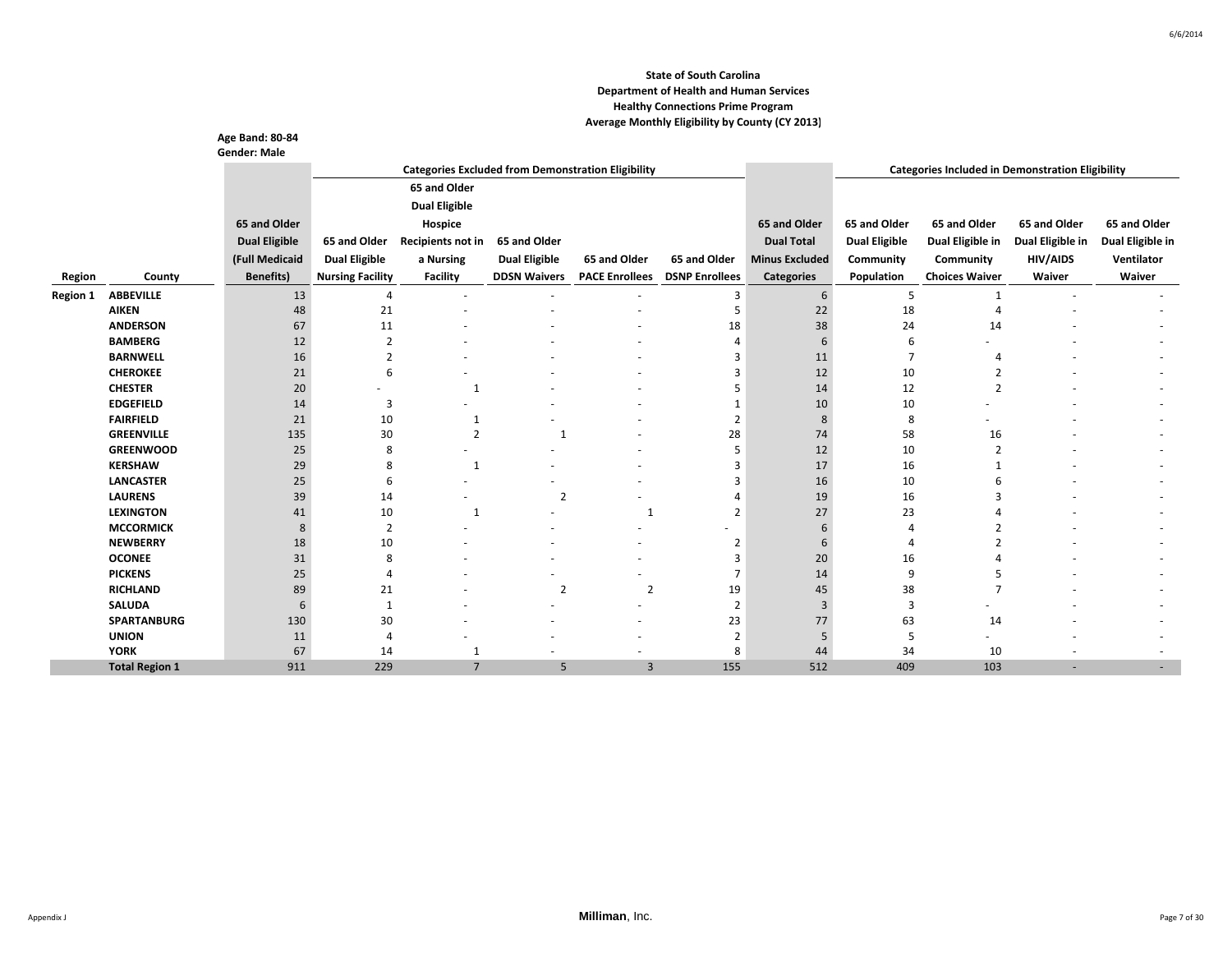**State of South Carolina**
**Department of Health and Human Services**
**Healthy Connections Prime Program**
**Average Monthly Eligibility by County (CY 2013)**

**Age Band: 80-84**
**Gender: Male**

| | | | Categories Excluded from Demonstration Eligibility | | | | | | Categories Included in Demonstration Eligibility | | | |
|---|---|---|---|---|---|---|---|---|---|---|---|---|
| Region | County | 65 and Older Dual Eligible (Full Medicaid Benefits) | 65 and Older Dual Eligible Nursing Facility | 65 and Older Dual Eligible Hospice Recipients not in a Nursing Facility | 65 and Older Dual Eligible DDSN Waivers | 65 and Older PACE Enrollees | 65 and Older DSNP Enrollees | 65 and Older Dual Total Minus Excluded Categories | 65 and Older Dual Eligible Community Population | 65 and Older Dual Eligible in Community Choices Waiver | 65 and Older Dual Eligible in HIV/AIDS Waiver | 65 and Older Dual Eligible in Ventilator Waiver |
| Region 1 | ABBEVILLE | 13 | 4 | - | - | - | 3 | 6 | 5 | 1 | - | - |
| | AIKEN | 48 | 21 | - | - | - | 5 | 22 | 18 | 4 | - | - |
| | ANDERSON | 67 | 11 | - | - | - | 18 | 38 | 24 | 14 | - | - |
| | BAMBERG | 12 | 2 | - | - | - | 4 | 6 | 6 | - | - | - |
| | BARNWELL | 16 | 2 | - | - | - | 3 | 11 | 7 | 4 | - | - |
| | CHEROKEE | 21 | 6 | - | - | - | 3 | 12 | 10 | 2 | - | - |
| | CHESTER | 20 | - | 1 | - | - | 5 | 14 | 12 | 2 | - | - |
| | EDGEFIELD | 14 | 3 | - | - | - | 1 | 10 | 10 | - | - | - |
| | FAIRFIELD | 21 | 10 | 1 | - | - | 2 | 8 | 8 | - | - | - |
| | GREENVILLE | 135 | 30 | 2 | 1 | - | 28 | 74 | 58 | 16 | - | - |
| | GREENWOOD | 25 | 8 | - | - | - | 5 | 12 | 10 | 2 | - | - |
| | KERSHAW | 29 | 8 | 1 | - | - | 3 | 17 | 16 | 1 | - | - |
| | LANCASTER | 25 | 6 | - | - | - | 3 | 16 | 10 | 6 | - | - |
| | LAURENS | 39 | 14 | - | 2 | - | 4 | 19 | 16 | 3 | - | - |
| | LEXINGTON | 41 | 10 | 1 | - | 1 | 2 | 27 | 23 | 4 | - | - |
| | MCCORMICK | 8 | 2 | - | - | - | - | 6 | 4 | 2 | - | - |
| | NEWBERRY | 18 | 10 | - | - | - | 2 | 6 | 4 | 2 | - | - |
| | OCONEE | 31 | 8 | - | - | - | 3 | 20 | 16 | 4 | - | - |
| | PICKENS | 25 | 4 | - | - | - | 7 | 14 | 9 | 5 | - | - |
| | RICHLAND | 89 | 21 | - | 2 | 2 | 19 | 45 | 38 | 7 | - | - |
| | SALUDA | 6 | 1 | - | - | - | 2 | 3 | 3 | - | - | - |
| | SPARTANBURG | 130 | 30 | - | - | - | 23 | 77 | 63 | 14 | - | - |
| | UNION | 11 | 4 | - | - | - | 2 | 5 | 5 | - | - | - |
| | YORK | 67 | 14 | 1 | - | - | 8 | 44 | 34 | 10 | - | - |
| | Total Region 1 | 911 | 229 | 7 | 5 | 3 | 155 | 512 | 409 | 103 | - | - |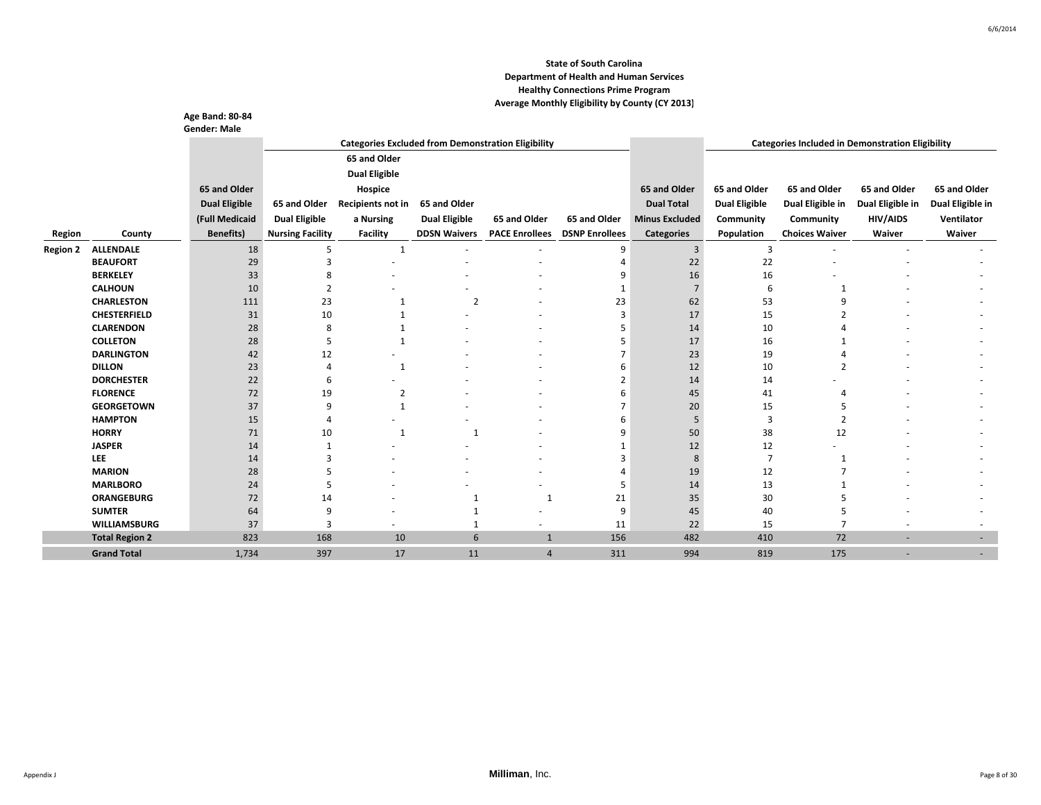**State of South Carolina**
**Department of Health and Human Services**
**Healthy Connections Prime Program**
**Average Monthly Eligibility by County (CY 2013)**

**Age Band: 80-84**
**Gender: Male**

| | | | Categories Excluded from Demonstration Eligibility | | | | | | Categories Included in Demonstration Eligibility | | | |
|---|---|---|---|---|---|---|---|---|---|---|---|---|
| Region | County | 65 and Older Dual Eligible (Full Medicaid Benefits) | 65 and Older Dual Eligible Nursing Facility | 65 and Older Dual Eligible Hospice Recipients not in a Nursing Facility | 65 and Older Dual Eligible DDSN Waivers | 65 and Older PACE Enrollees | 65 and Older DSNP Enrollees | 65 and Older Dual Total Minus Excluded Categories | 65 and Older Dual Eligible Community Population | 65 and Older Dual Eligible in Community Choices Waiver | 65 and Older Dual Eligible in HIV/AIDS Waiver | 65 and Older Dual Eligible in Ventilator Waiver |
| Region 2 | ALLENDALE | 18 | 5 | 1 | - | - | 9 | 3 | 3 | - | - | - |
| | BEAUFORT | 29 | 3 | - | - | - | 4 | 22 | 22 | - | - | - |
| | BERKELEY | 33 | 8 | - | - | - | 9 | 16 | 16 | - | - | - |
| | CALHOUN | 10 | 2 | - | - | - | 1 | 7 | 6 | 1 | - | - |
| | CHARLESTON | 111 | 23 | 1 | 2 | - | 23 | 62 | 53 | 9 | - | - |
| | CHESTERFIELD | 31 | 10 | 1 | - | - | 3 | 17 | 15 | 2 | - | - |
| | CLARENDON | 28 | 8 | 1 | - | - | 5 | 14 | 10 | 4 | - | - |
| | COLLETON | 28 | 5 | 1 | - | - | 5 | 17 | 16 | 1 | - | - |
| | DARLINGTON | 42 | 12 | - | - | - | 7 | 23 | 19 | 4 | - | - |
| | DILLON | 23 | 4 | 1 | - | - | 6 | 12 | 10 | 2 | - | - |
| | DORCHESTER | 22 | 6 | - | - | - | 2 | 14 | 14 | - | - | - |
| | FLORENCE | 72 | 19 | 2 | - | - | 6 | 45 | 41 | 4 | - | - |
| | GEORGETOWN | 37 | 9 | 1 | - | - | 7 | 20 | 15 | 5 | - | - |
| | HAMPTON | 15 | 4 | - | - | - | 6 | 5 | 3 | 2 | - | - |
| | HORRY | 71 | 10 | 1 | 1 | - | 9 | 50 | 38 | 12 | - | - |
| | JASPER | 14 | 1 | - | - | - | 1 | 12 | 12 | - | - | - |
| | LEE | 14 | 3 | - | - | - | 3 | 8 | 7 | 1 | - | - |
| | MARION | 28 | 5 | - | - | - | 4 | 19 | 12 | 7 | - | - |
| | MARLBORO | 24 | 5 | - | - | - | 5 | 14 | 13 | 1 | - | - |
| | ORANGEBURG | 72 | 14 | - | 1 | 1 | 21 | 35 | 30 | 5 | - | - |
| | SUMTER | 64 | 9 | - | 1 | - | 9 | 45 | 40 | 5 | - | - |
| | WILLIAMSBURG | 37 | 3 | - | 1 | - | 11 | 22 | 15 | 7 | - | - |
| | **Total Region 2** | 823 | 168 | 10 | 6 | 1 | 156 | 482 | 410 | 72 | - | - |
| | **Grand Total** | 1,734 | 397 | 17 | 11 | 4 | 311 | 994 | 819 | 175 | - | - |

Appendix J

**Milliman**, Inc.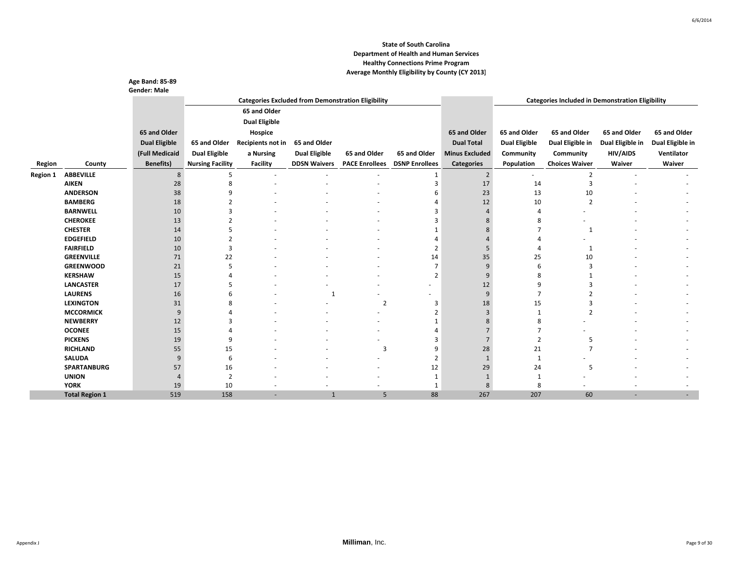**State of South Carolina**
**Department of Health and Human Services**
**Healthy Connections Prime Program**
**Average Monthly Eligibility by County (CY 2013)**

**Age Band: 85-89**
**Gender: Male**

| | | | Categories Excluded from Demonstration Eligibility | | | | | | Categories Included in Demonstration Eligibility | | | |
|---|---|---|---|---|---|---|---|---|---|---|---|---|
| Region | County | 65 and Older Dual Eligible (Full Medicaid Benefits) | 65 and Older Dual Eligible Nursing Facility | 65 and Older Dual Eligible Hospice Recipients not in a Nursing Facility | 65 and Older Dual Eligible DDSN Waivers | 65 and Older PACE Enrollees | 65 and Older DSNP Enrollees | 65 and Older Dual Total Minus Excluded Categories | 65 and Older Dual Eligible Community Population | 65 and Older Dual Eligible in Community Choices Waiver | 65 and Older Dual Eligible in HIV/AIDS Waiver | 65 and Older Dual Eligible in Ventilator Waiver |
| Region 1 | ABBEVILLE | 8 | 5 | - | - | - | 1 | 2 | - | 2 | - | - |
| | AIKEN | 28 | 8 | - | - | - | 3 | 17 | 14 | 3 | - | - |
| | ANDERSON | 38 | 9 | - | - | - | 6 | 23 | 13 | 10 | - | - |
| | BAMBERG | 18 | 2 | - | - | - | 4 | 12 | 10 | 2 | - | - |
| | BARNWELL | 10 | 3 | - | - | - | 3 | 4 | 4 | - | - | - |
| | CHEROKEE | 13 | 2 | - | - | - | 3 | 8 | 8 | - | - | - |
| | CHESTER | 14 | 5 | - | - | - | 1 | 8 | 7 | 1 | - | - |
| | EDGEFIELD | 10 | 2 | - | - | - | 4 | 4 | 4 | - | - | - |
| | FAIRFIELD | 10 | 3 | - | - | - | 2 | 5 | 4 | 1 | - | - |
| | GREENVILLE | 71 | 22 | - | - | - | 14 | 35 | 25 | 10 | - | - |
| | GREENWOOD | 21 | 5 | - | - | - | 7 | 9 | 6 | 3 | - | - |
| | KERSHAW | 15 | 4 | - | - | - | 2 | 9 | 8 | 1 | - | - |
| | LANCASTER | 17 | 5 | - | - | - | - | 12 | 9 | 3 | - | - |
| | LAURENS | 16 | 6 | - | 1 | - | - | 9 | 7 | 2 | - | - |
| | LEXINGTON | 31 | 8 | - | - | 2 | 3 | 18 | 15 | 3 | - | - |
| | MCCORMICK | 9 | 4 | - | - | - | 2 | 3 | 1 | 2 | - | - |
| | NEWBERRY | 12 | 3 | - | - | - | 1 | 8 | 8 | - | - | - |
| | OCONEE | 15 | 4 | - | - | - | 4 | 7 | 7 | - | - | - |
| | PICKENS | 19 | 9 | - | - | - | 3 | 7 | 2 | 5 | - | - |
| | RICHLAND | 55 | 15 | - | - | 3 | 9 | 28 | 21 | 7 | - | - |
| | SALUDA | 9 | 6 | - | - | - | 2 | 1 | 1 | - | - | - |
| | SPARTANBURG | 57 | 16 | - | - | - | 12 | 29 | 24 | 5 | - | - |
| | UNION | 4 | 2 | - | - | - | 1 | 1 | 1 | - | - | - |
| | YORK | 19 | 10 | - | - | - | 1 | 8 | 8 | - | - | - |
| | **Total Region 1** | 519 | 158 | - | 1 | 5 | 88 | 267 | 207 | 60 | - | - |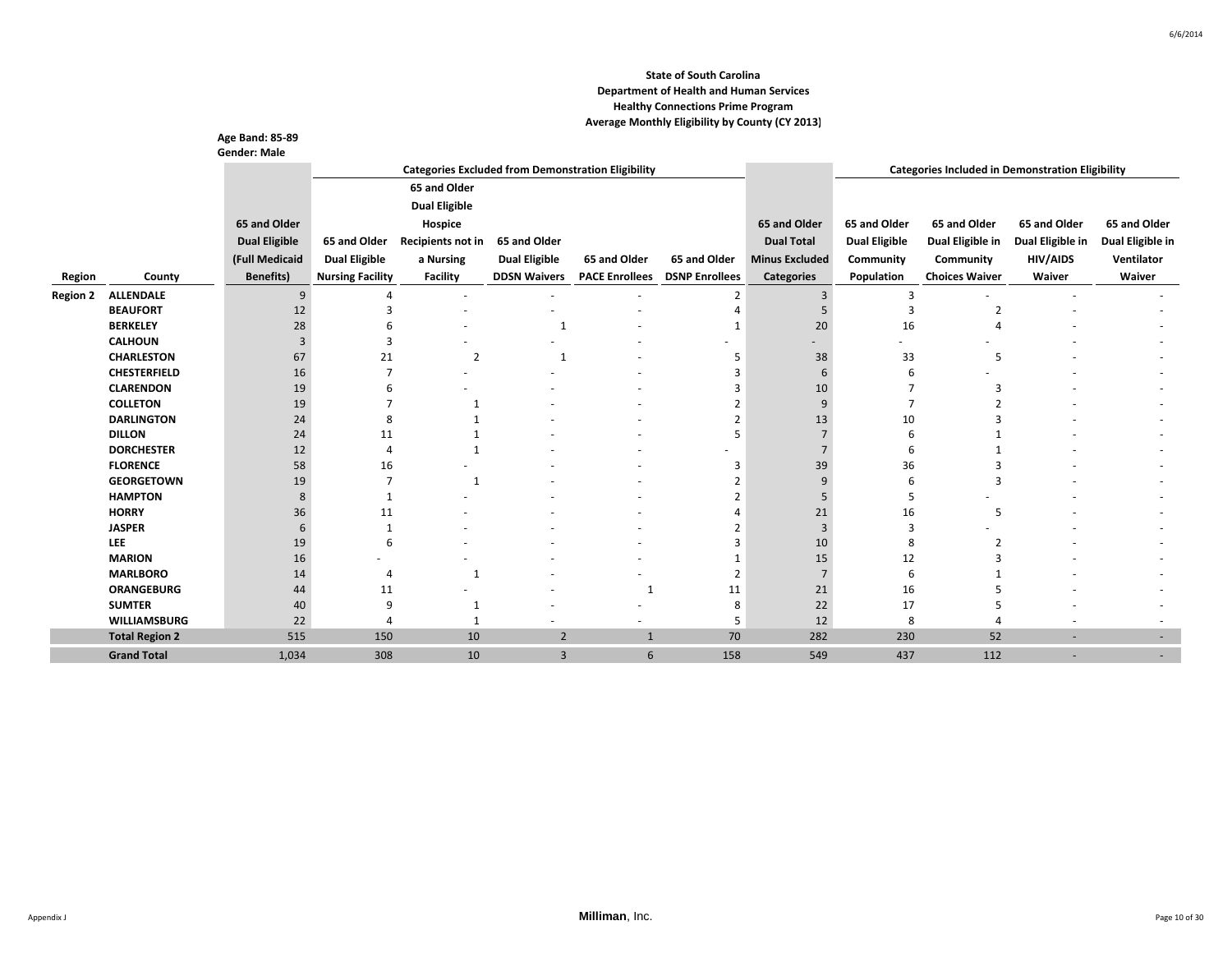**State of South Carolina**
**Department of Health and Human Services**
**Healthy Connections Prime Program**
**Average Monthly Eligibility by County (CY 2013)**

**Age Band: 85-89**
**Gender: Male**

| | | | Categories Excluded from Demonstration Eligibility | | | | | | Categories Included in Demonstration Eligibility | | | |
|---|---|---|---|---|---|---|---|---|---|---|---|---|
| Region | County | 65 and Older Dual Eligible (Full Medicaid Benefits) | 65 and Older Dual Eligible Nursing Facility | 65 and Older Dual Eligible Hospice Recipients not in a Nursing Facility | 65 and Older Dual Eligible DDSN Waivers | 65 and Older PACE Enrollees | 65 and Older DSNP Enrollees | 65 and Older Dual Total Minus Excluded Categories | 65 and Older Dual Eligible Community Population | 65 and Older Dual Eligible in Community Choices Waiver | 65 and Older Dual Eligible in HIV/AIDS Waiver | 65 and Older Dual Eligible in Ventilator Waiver |
| Region 2 | ALLENDALE | 9 | 4 | - | - | - | 2 | 3 | 3 | - | - | - |
| | BEAUFORT | 12 | 3 | - | - | - | 4 | 5 | 3 | 2 | - | - |
| | BERKELEY | 28 | 6 | - | 1 | - | 1 | 20 | 16 | 4 | - | - |
| | CALHOUN | 3 | 3 | - | - | - | - | - | - | - | - | - |
| | CHARLESTON | 67 | 21 | 2 | 1 | - | 5 | 38 | 33 | 5 | - | - |
| | CHESTERFIELD | 16 | 7 | - | - | - | 3 | 6 | 6 | - | - | - |
| | CLARENDON | 19 | 6 | - | - | - | 3 | 10 | 7 | 3 | - | - |
| | COLLETON | 19 | 7 | 1 | - | - | 2 | 9 | 7 | 2 | - | - |
| | DARLINGTON | 24 | 8 | 1 | - | - | 2 | 13 | 10 | 3 | - | - |
| | DILLON | 24 | 11 | 1 | - | - | 5 | 7 | 6 | 1 | - | - |
| | DORCHESTER | 12 | 4 | 1 | - | - | - | 7 | 6 | 1 | - | - |
| | FLORENCE | 58 | 16 | - | - | - | 3 | 39 | 36 | 3 | - | - |
| | GEORGETOWN | 19 | 7 | 1 | - | - | 2 | 9 | 6 | 3 | - | - |
| | HAMPTON | 8 | 1 | - | - | - | 2 | 5 | 5 | - | - | - |
| | HORRY | 36 | 11 | - | - | - | 4 | 21 | 16 | 5 | - | - |
| | JASPER | 6 | 1 | - | - | - | 2 | 3 | 3 | - | - | - |
| | LEE | 19 | 6 | - | - | - | 3 | 10 | 8 | 2 | - | - |
| | MARION | 16 | - | - | - | - | 1 | 15 | 12 | 3 | - | - |
| | MARLBORO | 14 | 4 | 1 | - | - | 2 | 7 | 6 | 1 | - | - |
| | ORANGEBURG | 44 | 11 | - | - | 1 | 11 | 21 | 16 | 5 | - | - |
| | SUMTER | 40 | 9 | 1 | - | - | 8 | 22 | 17 | 5 | - | - |
| | WILLIAMSBURG | 22 | 4 | 1 | - | - | 5 | 12 | 8 | 4 | - | - |
| | Total Region 2 | 515 | 150 | 10 | 2 | 1 | 70 | 282 | 230 | 52 | - | - |
| | Grand Total | 1,034 | 308 | 10 | 3 | 6 | 158 | 549 | 437 | 112 | - | - |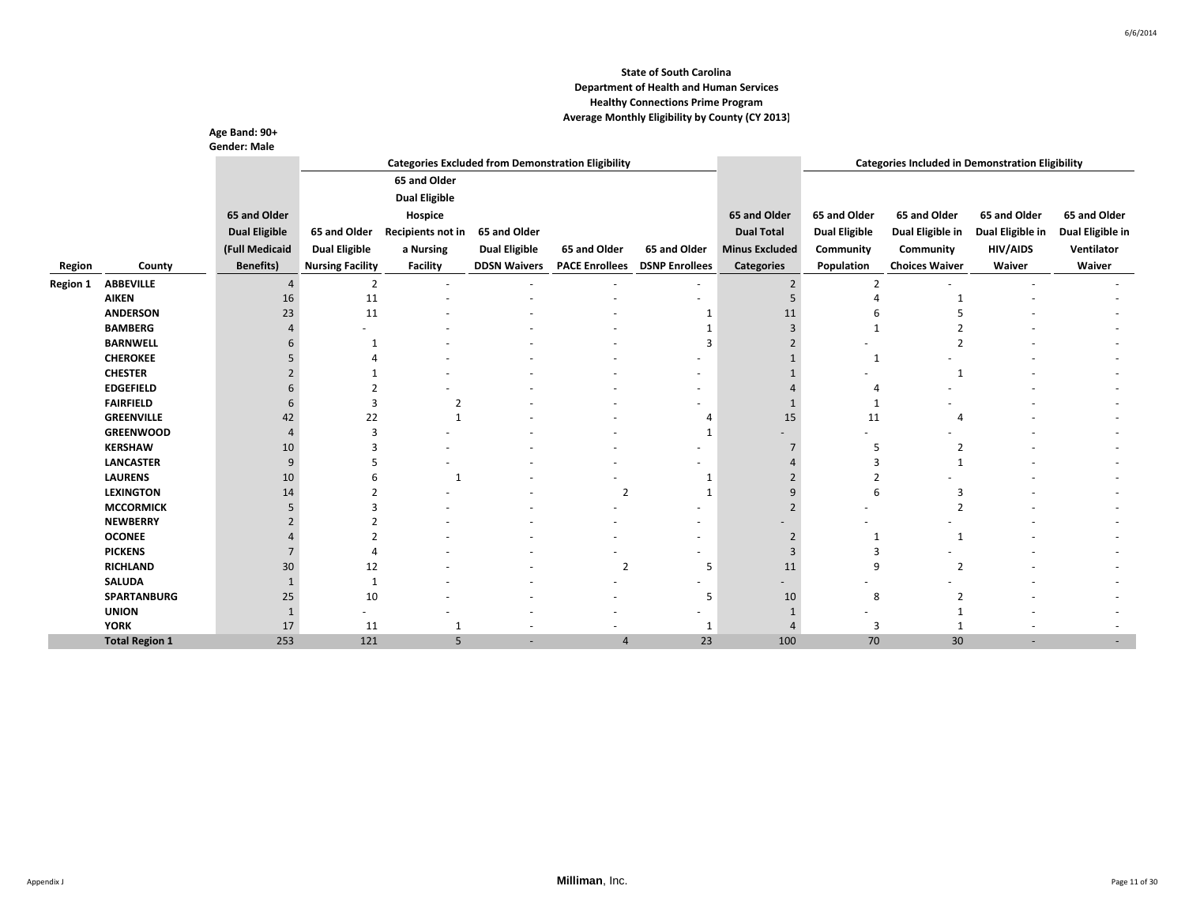**State of South Carolina**
**Department of Health and Human Services**
**Healthy Connections Prime Program**
**Average Monthly Eligibility by County (CY 2013)**

**Age Band: 90+**
**Gender: Male**

| Region | County | 65 and Older Dual Eligible (Full Medicaid Benefits) | Categories Excluded from Demonstration Eligibility | | | | | 65 and Older Dual Total Minus Excluded Categories | Categories Included in Demonstration Eligibility | | | |
|---|---|---|---|---|---|---|---|---|---|---|---|---|
| | | | 65 and Older Dual Eligible Nursing Facility | 65 and Older Dual Eligible Hospice Recipients not in a Nursing Facility | 65 and Older Dual Eligible DDSN Waivers | 65 and Older PACE Enrollees | 65 and Older DSNP Enrollees | | 65 and Older Dual Eligible Community Population | 65 and Older Dual Eligible in Community Choices Waiver | 65 and Older Dual Eligible in HIV/AIDS Waiver | 65 and Older Dual Eligible in Ventilator Waiver |
| Region 1 | ABBEVILLE | 4 | 2 | - | - | - | - | 2 | 2 | - | - | - |
| | AIKEN | 16 | 11 | - | - | - | - | 5 | 4 | 1 | - | - |
| | ANDERSON | 23 | 11 | - | - | - | 1 | 11 | 6 | 5 | - | - |
| | BAMBERG | 4 | - | - | - | - | 1 | 3 | 1 | 2 | - | - |
| | BARNWELL | 6 | 1 | - | - | - | 3 | 2 | - | 2 | - | - |
| | CHEROKEE | 5 | 4 | - | - | - | - | 1 | 1 | - | - | - |
| | CHESTER | 2 | 1 | - | - | - | - | 1 | - | 1 | - | - |
| | EDGEFIELD | 6 | 2 | - | - | - | - | 4 | 4 | - | - | - |
| | FAIRFIELD | 6 | 3 | 2 | - | - | - | 1 | 1 | - | - | - |
| | GREENVILLE | 42 | 22 | 1 | - | - | 4 | 15 | 11 | 4 | - | - |
| | GREENWOOD | 4 | 3 | - | - | - | 1 | - | - | - | - | - |
| | KERSHAW | 10 | 3 | - | - | - | - | 7 | 5 | 2 | - | - |
| | LANCASTER | 9 | 5 | - | - | - | - | 4 | 3 | 1 | - | - |
| | LAURENS | 10 | 6 | 1 | - | - | 1 | 2 | 2 | - | - | - |
| | LEXINGTON | 14 | 2 | - | - | 2 | 1 | 9 | 6 | 3 | - | - |
| | MCCORMICK | 5 | 3 | - | - | - | - | 2 | - | 2 | - | - |
| | NEWBERRY | 2 | 2 | - | - | - | - | - | - | - | - | - |
| | OCONEE | 4 | 2 | - | - | - | - | 2 | 1 | 1 | - | - |
| | PICKENS | 7 | 4 | - | - | - | - | 3 | 3 | - | - | - |
| | RICHLAND | 30 | 12 | - | - | 2 | 5 | 11 | 9 | 2 | - | - |
| | SALUDA | 1 | 1 | - | - | - | - | - | - | - | - | - |
| | SPARTANBURG | 25 | 10 | - | - | - | 5 | 10 | 8 | 2 | - | - |
| | UNION | 1 | - | - | - | - | - | 1 | - | 1 | - | - |
| | YORK | 17 | 11 | 1 | - | - | 1 | 4 | 3 | 1 | - | - |
| | **Total Region 1** | 253 | 121 | 5 | - | 4 | 23 | 100 | 70 | 30 | - | - |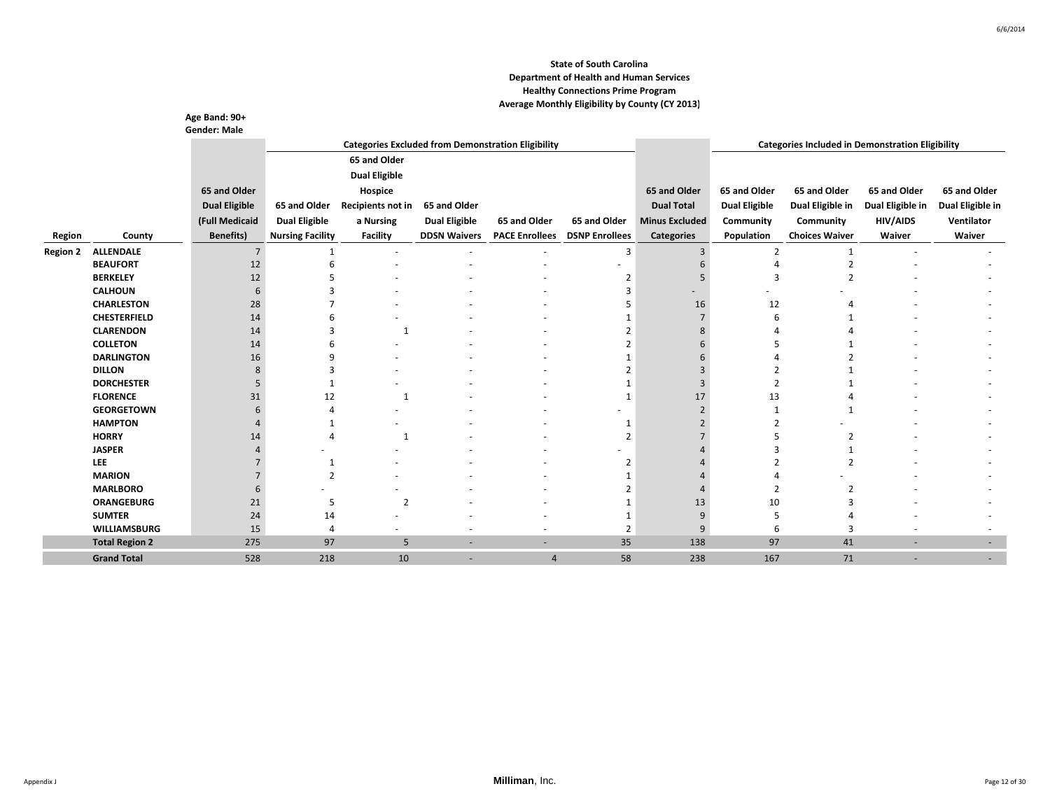State of South Carolina
Department of Health and Human Services
Healthy Connections Prime Program
Average Monthly Eligibility by County (CY 2013)

Age Band: 90+
Gender: Male

| | | | Categories Excluded from Demonstration Eligibility | | | | | | Categories Included in Demonstration Eligibility | | | |
|---|---|---|---|---|---|---|---|---|---|---|---|---|
| Region | County | 65 and Older Dual Eligible (Full Medicaid Benefits) | 65 and Older Dual Eligible Nursing Facility | 65 and Older Dual Eligible Hospice Recipients not in a Nursing Facility | 65 and Older Dual Eligible DDSN Waivers | 65 and Older PACE Enrollees | 65 and Older DSNP Enrollees | 65 and Older Dual Total Minus Excluded Categories | 65 and Older Dual Eligible Community Population | 65 and Older Dual Eligible in Community Choices Waiver | 65 and Older Dual Eligible in HIV/AIDS Waiver | 65 and Older Dual Eligible in Ventilator Waiver |
| Region 2 | ALLENDALE | 7 | 1 | - | - | - | 3 | 3 | 2 | 1 | - | - |
| | BEAUFORT | 12 | 6 | - | - | - | - | 6 | 4 | 2 | - | - |
| | BERKELEY | 12 | 5 | - | - | - | 2 | 5 | 3 | 2 | - | - |
| | CALHOUN | 6 | 3 | - | - | - | 3 | - | - | - | - | - |
| | CHARLESTON | 28 | 7 | - | - | - | 5 | 16 | 12 | 4 | - | - |
| | CHESTERFIELD | 14 | 6 | - | - | - | 1 | 7 | 6 | 1 | - | - |
| | CLARENDON | 14 | 3 | 1 | - | - | 2 | 8 | 4 | 4 | - | - |
| | COLLETON | 14 | 6 | - | - | - | 2 | 6 | 5 | 1 | - | - |
| | DARLINGTON | 16 | 9 | - | - | - | 1 | 6 | 4 | 2 | - | - |
| | DILLON | 8 | 3 | - | - | - | 2 | 3 | 2 | 1 | - | - |
| | DORCHESTER | 5 | 1 | - | - | - | 1 | 3 | 2 | 1 | - | - |
| | FLORENCE | 31 | 12 | 1 | - | - | 1 | 17 | 13 | 4 | - | - |
| | GEORGETOWN | 6 | 4 | - | - | - | - | 2 | 1 | 1 | - | - |
| | HAMPTON | 4 | 1 | - | - | - | 1 | 2 | 2 | - | - | - |
| | HORRY | 14 | 4 | 1 | - | - | 2 | 7 | 5 | 2 | - | - |
| | JASPER | 4 | - | - | - | - | - | 4 | 3 | 1 | - | - |
| | LEE | 7 | 1 | - | - | - | 2 | 4 | 2 | 2 | - | - |
| | MARION | 7 | 2 | - | - | - | 1 | 4 | 4 | - | - | - |
| | MARLBORO | 6 | - | - | - | - | 2 | 4 | 2 | 2 | - | - |
| | ORANGEBURG | 21 | 5 | 2 | - | - | 1 | 13 | 10 | 3 | - | - |
| | SUMTER | 24 | 14 | - | - | - | 1 | 9 | 5 | 4 | - | - |
| | WILLIAMSBURG | 15 | 4 | - | - | - | 2 | 9 | 6 | 3 | - | - |
| | Total Region 2 | 275 | 97 | 5 | - | - | 35 | 138 | 97 | 41 | - | - |
| | Grand Total | 528 | 218 | 10 | - | 4 | 58 | 238 | 167 | 71 | - | - |

Appendix J

Milliman, Inc.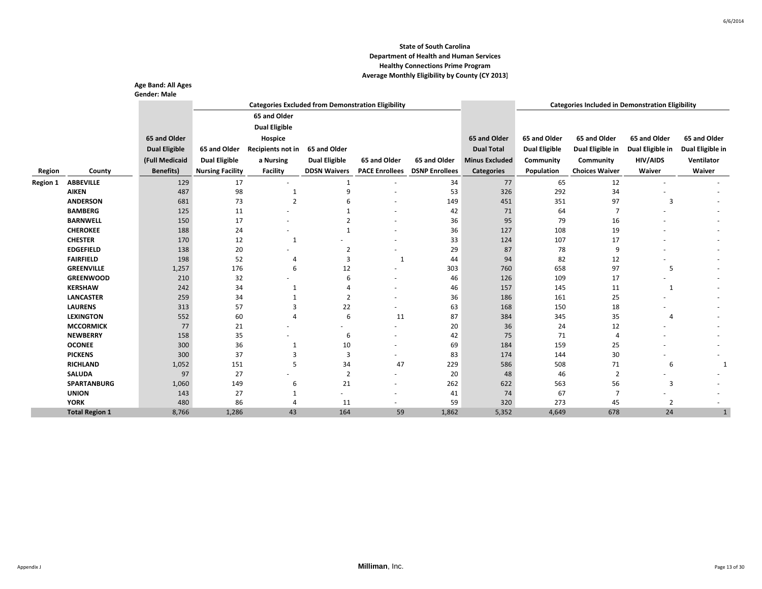**State of South Carolina**
**Department of Health and Human Services**
**Healthy Connections Prime Program**
**Average Monthly Eligibility by County (CY 2013)**

**Age Band: All Ages**
**Gender: Male**

| | | | Categories Excluded from Demonstration Eligibility | | | | | | Categories Included in Demonstration Eligibility | | | |
|---|---|---|---|---|---|---|---|---|---|---|---|---|
| Region | County | 65 and Older Dual Eligible (Full Medicaid Benefits) | 65 and Older Dual Eligible Nursing Facility | 65 and Older Dual Eligible Hospice Recipients not in a Nursing Facility | 65 and Older Dual Eligible DDSN Waivers | 65 and Older PACE Enrollees | 65 and Older DSNP Enrollees | 65 and Older Dual Total Minus Excluded Categories | 65 and Older Dual Eligible Community Population | 65 and Older Dual Eligible in Community Choices Waiver | 65 and Older Dual Eligible in HIV/AIDS Waiver | 65 and Older Dual Eligible in Ventilator Waiver |
| Region 1 | ABBEVILLE | 129 | 17 | - | 1 | - | 34 | 77 | 65 | 12 | - | - |
| | AIKEN | 487 | 98 | 1 | 9 | - | 53 | 326 | 292 | 34 | - | - |
| | ANDERSON | 681 | 73 | 2 | 6 | - | 149 | 451 | 351 | 97 | 3 | - |
| | BAMBERG | 125 | 11 | - | 1 | - | 42 | 71 | 64 | 7 | - | - |
| | BARNWELL | 150 | 17 | - | 2 | - | 36 | 95 | 79 | 16 | - | - |
| | CHEROKEE | 188 | 24 | - | 1 | - | 36 | 127 | 108 | 19 | - | - |
| | CHESTER | 170 | 12 | 1 | - | - | 33 | 124 | 107 | 17 | - | - |
| | EDGEFIELD | 138 | 20 | - | 2 | - | 29 | 87 | 78 | 9 | - | - |
| | FAIRFIELD | 198 | 52 | 4 | 3 | 1 | 44 | 94 | 82 | 12 | - | - |
| | GREENVILLE | 1,257 | 176 | 6 | 12 | - | 303 | 760 | 658 | 97 | 5 | - |
| | GREENWOOD | 210 | 32 | - | 6 | - | 46 | 126 | 109 | 17 | - | - |
| | KERSHAW | 242 | 34 | 1 | 4 | - | 46 | 157 | 145 | 11 | 1 | - |
| | LANCASTER | 259 | 34 | 1 | 2 | - | 36 | 186 | 161 | 25 | - | - |
| | LAURENS | 313 | 57 | 3 | 22 | - | 63 | 168 | 150 | 18 | - | - |
| | LEXINGTON | 552 | 60 | 4 | 6 | 11 | 87 | 384 | 345 | 35 | 4 | - |
| | MCCORMICK | 77 | 21 | - | - | - | 20 | 36 | 24 | 12 | - | - |
| | NEWBERRY | 158 | 35 | - | 6 | - | 42 | 75 | 71 | 4 | - | - |
| | OCONEE | 300 | 36 | 1 | 10 | - | 69 | 184 | 159 | 25 | - | - |
| | PICKENS | 300 | 37 | 3 | 3 | - | 83 | 174 | 144 | 30 | - | - |
| | RICHLAND | 1,052 | 151 | 5 | 34 | 47 | 229 | 586 | 508 | 71 | 6 | 1 |
| | SALUDA | 97 | 27 | - | 2 | - | 20 | 48 | 46 | 2 | - | - |
| | SPARTANBURG | 1,060 | 149 | 6 | 21 | - | 262 | 622 | 563 | 56 | 3 | - |
| | UNION | 143 | 27 | 1 | - | - | 41 | 74 | 67 | 7 | - | - |
| | YORK | 480 | 86 | 4 | 11 | - | 59 | 320 | 273 | 45 | 2 | - |
| | **Total Region 1** | 8,766 | 1,286 | 43 | 164 | 59 | 1,862 | 5,352 | 4,649 | 678 | 24 | 1 |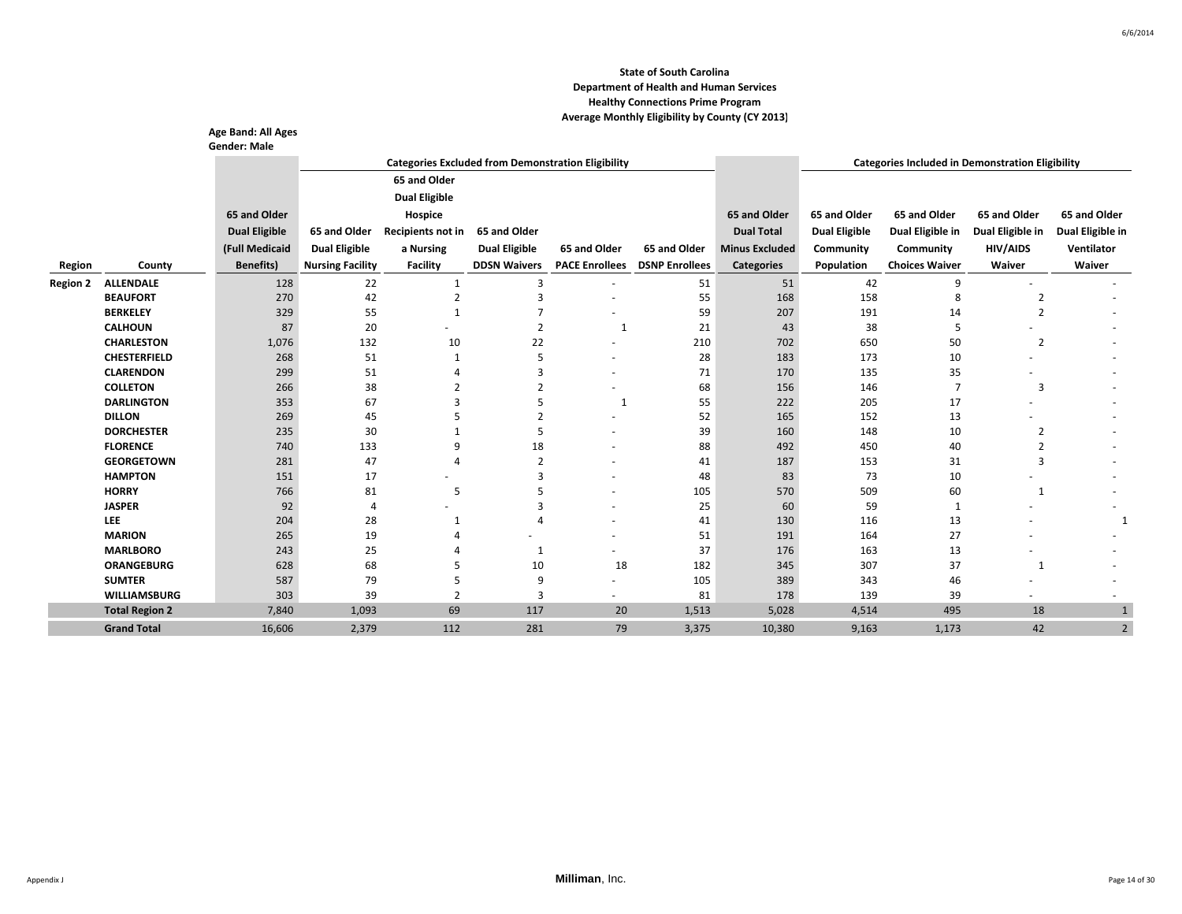**State of South Carolina**
**Department of Health and Human Services**
**Healthy Connections Prime Program**
**Average Monthly Eligibility by County (CY 2013)**

**Age Band: All Ages**
**Gender: Male**

| | | | Categories Excluded from Demonstration Eligibility | | | | | | Categories Included in Demonstration Eligibility | | | |
|---|---|---|---|---|---|---|---|---|---|---|---|---|
| Region | County | 65 and Older Dual Eligible (Full Medicaid Benefits) | 65 and Older Dual Eligible Nursing Facility | 65 and Older Dual Eligible Hospice Recipients not in a Nursing Facility | 65 and Older Dual Eligible DDSN Waivers | 65 and Older PACE Enrollees | 65 and Older DSNP Enrollees | 65 and Older Dual Total Minus Excluded Categories | 65 and Older Dual Eligible Community Population | 65 and Older Dual Eligible in Community Choices Waiver | 65 and Older Dual Eligible in HIV/AIDS Waiver | 65 and Older Dual Eligible in Ventilator Waiver |
| Region 2 | ALLENDALE | 128 | 22 | 1 | 3 | - | 51 | 51 | 42 | 9 | - | - |
| | BEAUFORT | 270 | 42 | 2 | 3 | - | 55 | 168 | 158 | 8 | 2 | - |
| | BERKELEY | 329 | 55 | 1 | 7 | - | 59 | 207 | 191 | 14 | 2 | - |
| | CALHOUN | 87 | 20 | - | 2 | 1 | 21 | 43 | 38 | 5 | - | - |
| | CHARLESTON | 1,076 | 132 | 10 | 22 | - | 210 | 702 | 650 | 50 | 2 | - |
| | CHESTERFIELD | 268 | 51 | 1 | 5 | - | 28 | 183 | 173 | 10 | - | - |
| | CLARENDON | 299 | 51 | 4 | 3 | - | 71 | 170 | 135 | 35 | - | - |
| | COLLETON | 266 | 38 | 2 | 2 | - | 68 | 156 | 146 | 7 | 3 | - |
| | DARLINGTON | 353 | 67 | 3 | 5 | 1 | 55 | 222 | 205 | 17 | - | - |
| | DILLON | 269 | 45 | 5 | 2 | - | 52 | 165 | 152 | 13 | - | - |
| | DORCHESTER | 235 | 30 | 1 | 5 | - | 39 | 160 | 148 | 10 | 2 | - |
| | FLORENCE | 740 | 133 | 9 | 18 | - | 88 | 492 | 450 | 40 | 2 | - |
| | GEORGETOWN | 281 | 47 | 4 | 2 | - | 41 | 187 | 153 | 31 | 3 | - |
| | HAMPTON | 151 | 17 | - | 3 | - | 48 | 83 | 73 | 10 | - | - |
| | HORRY | 766 | 81 | 5 | 5 | - | 105 | 570 | 509 | 60 | 1 | - |
| | JASPER | 92 | 4 | - | 3 | - | 25 | 60 | 59 | 1 | - | - |
| | LEE | 204 | 28 | 1 | 4 | - | 41 | 130 | 116 | 13 | - | 1 |
| | MARION | 265 | 19 | 4 | - | - | 51 | 191 | 164 | 27 | - | - |
| | MARLBORO | 243 | 25 | 4 | 1 | - | 37 | 176 | 163 | 13 | - | - |
| | ORANGEBURG | 628 | 68 | 5 | 10 | 18 | 182 | 345 | 307 | 37 | 1 | - |
| | SUMTER | 587 | 79 | 5 | 9 | - | 105 | 389 | 343 | 46 | - | - |
| | WILLIAMSBURG | 303 | 39 | 2 | 3 | - | 81 | 178 | 139 | 39 | - | - |
| | **Total Region 2** | 7,840 | 1,093 | 69 | 117 | 20 | 1,513 | 5,028 | 4,514 | 495 | 18 | 1 |
| | **Grand Total** | 16,606 | 2,379 | 112 | 281 | 79 | 3,375 | 10,380 | 9,163 | 1,173 | 42 | 2 |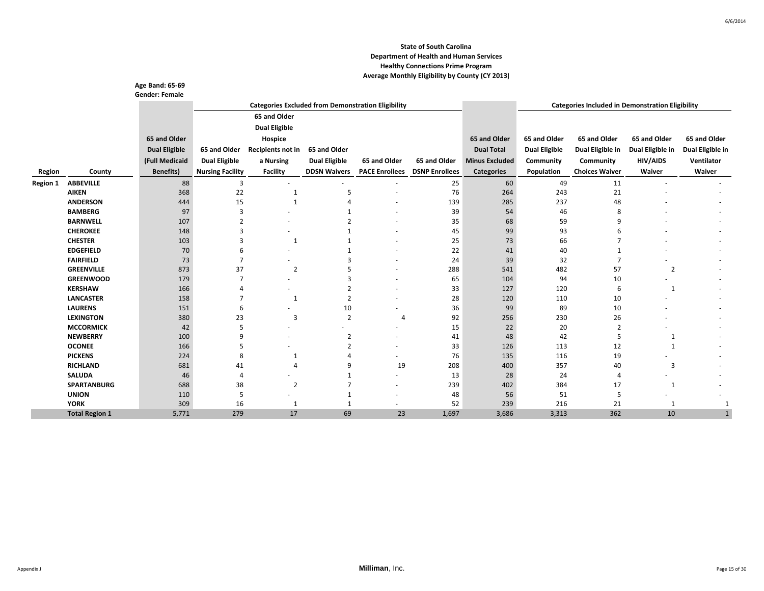**State of South Carolina**
**Department of Health and Human Services**
**Healthy Connections Prime Program**
**Average Monthly Eligibility by County (CY 2013)**

**Age Band: 65-69**
**Gender: Female**

| Region | County | 65 and Older Dual Eligible (Full Medicaid Benefits) | Categories Excluded from Demonstration Eligibility: 65 and Older Dual Eligible Nursing Facility | 65 and Older Dual Eligible Hospice Recipients not in a Nursing Facility | 65 and Older Dual Eligible DDSN Waivers | 65 and Older PACE Enrollees | 65 and Older DSNP Enrollees | 65 and Older Dual Total Minus Excluded Categories | Categories Included in Demonstration Eligibility: 65 and Older Dual Eligible Community Population | 65 and Older Dual Eligible in Community Choices Waiver | 65 and Older Dual Eligible in HIV/AIDS Waiver | 65 and Older Dual Eligible in Ventilator Waiver |
|---|---|---|---|---|---|---|---|---|---|---|---|---|
| Region 1 | ABBEVILLE | 88 | 3 | - | - | - | 25 | 60 | 49 | 11 | - | - |
| | AIKEN | 368 | 22 | 1 | 5 | - | 76 | 264 | 243 | 21 | - | - |
| | ANDERSON | 444 | 15 | 1 | 4 | - | 139 | 285 | 237 | 48 | - | - |
| | BAMBERG | 97 | 3 | - | 1 | - | 39 | 54 | 46 | 8 | - | - |
| | BARNWELL | 107 | 2 | - | 2 | - | 35 | 68 | 59 | 9 | - | - |
| | CHEROKEE | 148 | 3 | - | 1 | - | 45 | 99 | 93 | 6 | - | - |
| | CHESTER | 103 | 3 | 1 | 1 | - | 25 | 73 | 66 | 7 | - | - |
| | EDGEFIELD | 70 | 6 | - | 1 | - | 22 | 41 | 40 | 1 | - | - |
| | FAIRFIELD | 73 | 7 | - | 3 | - | 24 | 39 | 32 | 7 | - | - |
| | GREENVILLE | 873 | 37 | 2 | 5 | - | 288 | 541 | 482 | 57 | 2 | - |
| | GREENWOOD | 179 | 7 | - | 3 | - | 65 | 104 | 94 | 10 | - | - |
| | KERSHAW | 166 | 4 | - | 2 | - | 33 | 127 | 120 | 6 | 1 | - |
| | LANCASTER | 158 | 7 | 1 | 2 | - | 28 | 120 | 110 | 10 | - | - |
| | LAURENS | 151 | 6 | - | 10 | - | 36 | 99 | 89 | 10 | - | - |
| | LEXINGTON | 380 | 23 | 3 | 2 | 4 | 92 | 256 | 230 | 26 | - | - |
| | MCCORMICK | 42 | 5 | - | - | - | 15 | 22 | 20 | 2 | - | - |
| | NEWBERRY | 100 | 9 | - | 2 | - | 41 | 48 | 42 | 5 | 1 | - |
| | OCONEE | 166 | 5 | - | 2 | - | 33 | 126 | 113 | 12 | 1 | - |
| | PICKENS | 224 | 8 | 1 | 4 | - | 76 | 135 | 116 | 19 | - | - |
| | RICHLAND | 681 | 41 | 4 | 9 | 19 | 208 | 400 | 357 | 40 | 3 | - |
| | SALUDA | 46 | 4 | - | 1 | - | 13 | 28 | 24 | 4 | - | - |
| | SPARTANBURG | 688 | 38 | 2 | 7 | - | 239 | 402 | 384 | 17 | 1 | - |
| | UNION | 110 | 5 | - | 1 | - | 48 | 56 | 51 | 5 | - | - |
| | YORK | 309 | 16 | 1 | 1 | - | 52 | 239 | 216 | 21 | 1 | 1 |
| | **Total Region 1** | 5,771 | 279 | 17 | 69 | 23 | 1,697 | 3,686 | 3,313 | 362 | 10 | 1 |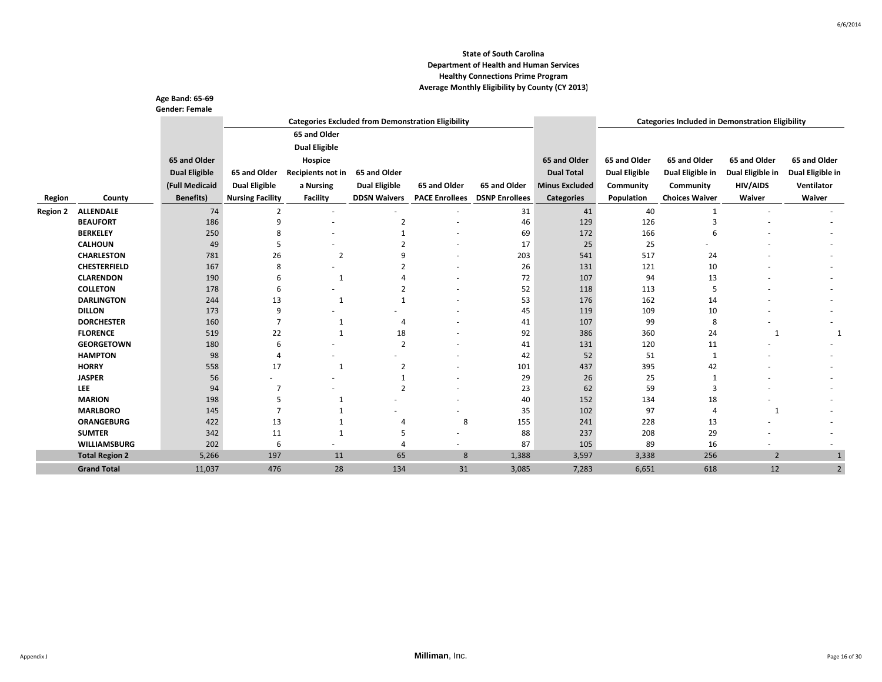**State of South Carolina**
**Department of Health and Human Services**
**Healthy Connections Prime Program**
**Average Monthly Eligibility by County (CY 2013)**

**Age Band: 65-69**
**Gender: Female**

| | | | Categories Excluded from Demonstration Eligibility | | | | | | Categories Included in Demonstration Eligibility | | | |
|---|---|---|---|---|---|---|---|---|---|---|---|---|
| Region | County | 65 and Older Dual Eligible (Full Medicaid Benefits) | 65 and Older Dual Eligible Nursing Facility | 65 and Older Dual Eligible Hospice Recipients not in a Nursing Facility | 65 and Older Dual Eligible DDSN Waivers | 65 and Older PACE Enrollees | 65 and Older DSNP Enrollees | 65 and Older Dual Total Minus Excluded Categories | 65 and Older Dual Eligible Community Population | 65 and Older Dual Eligible in Community Choices Waiver | 65 and Older Dual Eligible in HIV/AIDS Waiver | 65 and Older Dual Eligible in Ventilator Waiver |
| Region 2 | ALLENDALE | 74 | 2 | - | - | - | 31 | 41 | 40 | 1 | - | - |
| | BEAUFORT | 186 | 9 | - | 2 | - | 46 | 129 | 126 | 3 | - | - |
| | BERKELEY | 250 | 8 | - | 1 | - | 69 | 172 | 166 | 6 | - | - |
| | CALHOUN | 49 | 5 | - | 2 | - | 17 | 25 | 25 | - | - | - |
| | CHARLESTON | 781 | 26 | 2 | 9 | - | 203 | 541 | 517 | 24 | - | - |
| | CHESTERFIELD | 167 | 8 | - | 2 | - | 26 | 131 | 121 | 10 | - | - |
| | CLARENDON | 190 | 6 | 1 | 4 | - | 72 | 107 | 94 | 13 | - | - |
| | COLLETON | 178 | 6 | - | 2 | - | 52 | 118 | 113 | 5 | - | - |
| | DARLINGTON | 244 | 13 | 1 | 1 | - | 53 | 176 | 162 | 14 | - | - |
| | DILLON | 173 | 9 | - | - | - | 45 | 119 | 109 | 10 | - | - |
| | DORCHESTER | 160 | 7 | 1 | 4 | - | 41 | 107 | 99 | 8 | - | - |
| | FLORENCE | 519 | 22 | 1 | 18 | - | 92 | 386 | 360 | 24 | 1 | 1 |
| | GEORGETOWN | 180 | 6 | - | 2 | - | 41 | 131 | 120 | 11 | - | - |
| | HAMPTON | 98 | 4 | - | - | - | 42 | 52 | 51 | 1 | - | - |
| | HORRY | 558 | 17 | 1 | 2 | - | 101 | 437 | 395 | 42 | - | - |
| | JASPER | 56 | - | - | 1 | - | 29 | 26 | 25 | 1 | - | - |
| | LEE | 94 | 7 | - | 2 | - | 23 | 62 | 59 | 3 | - | - |
| | MARION | 198 | 5 | 1 | - | - | 40 | 152 | 134 | 18 | - | - |
| | MARLBORO | 145 | 7 | 1 | - | - | 35 | 102 | 97 | 4 | 1 | - |
| | ORANGEBURG | 422 | 13 | 1 | 4 | 8 | 155 | 241 | 228 | 13 | - | - |
| | SUMTER | 342 | 11 | 1 | 5 | - | 88 | 237 | 208 | 29 | - | - |
| | WILLIAMSBURG | 202 | 6 | - | 4 | - | 87 | 105 | 89 | 16 | - | - |
| | **Total Region 2** | 5,266 | 197 | 11 | 65 | 8 | 1,388 | 3,597 | 3,338 | 256 | 2 | 1 |
| | **Grand Total** | 11,037 | 476 | 28 | 134 | 31 | 3,085 | 7,283 | 6,651 | 618 | 12 | 2 |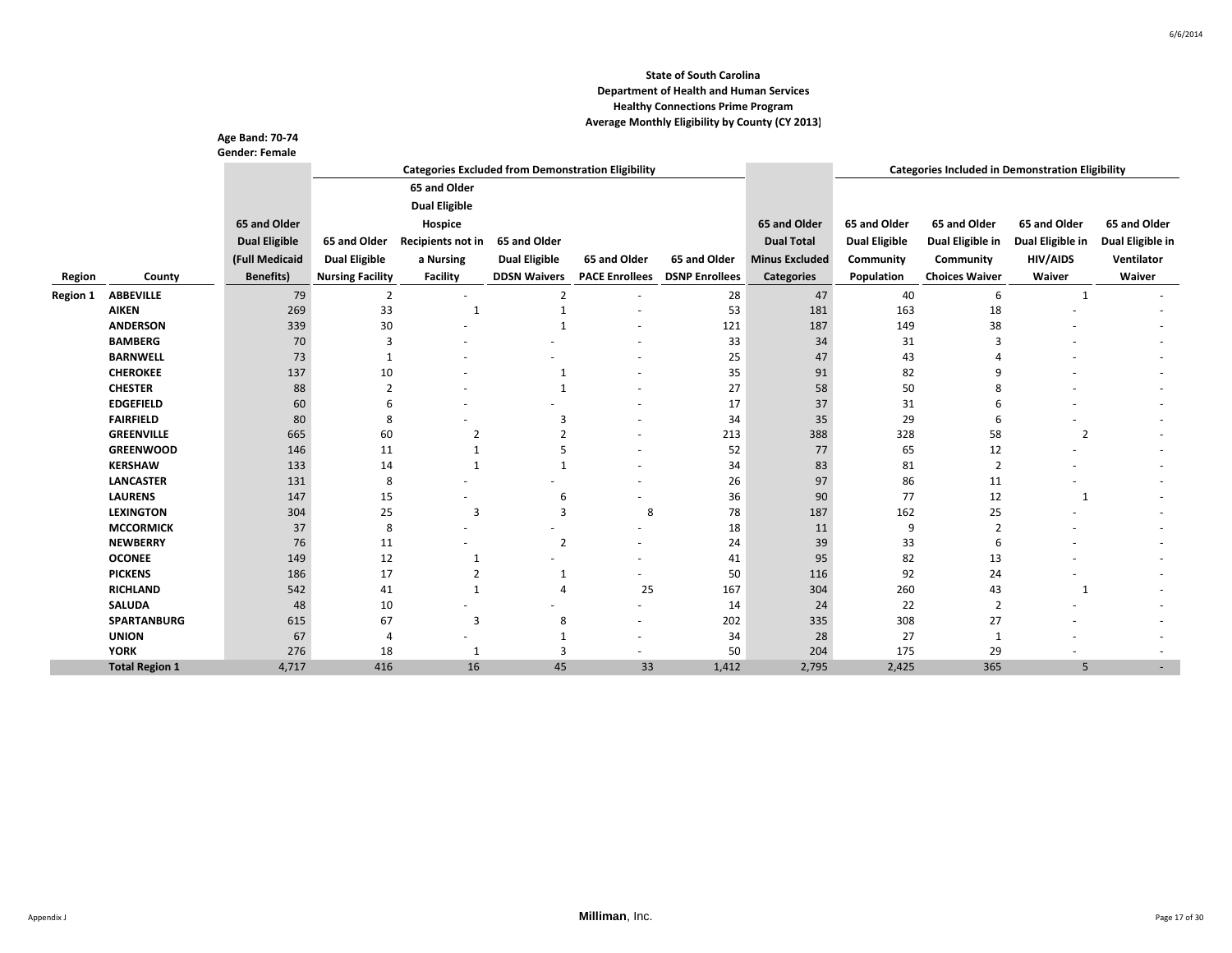**State of South Carolina**
**Department of Health and Human Services**
**Healthy Connections Prime Program**
**Average Monthly Eligibility by County (CY 2013)**

**Age Band: 70-74**
**Gender: Female**

| | | | Categories Excluded from Demonstration Eligibility | | | | | | Categories Included in Demonstration Eligibility | | | |
|---|---|---|---|---|---|---|---|---|---|---|---|---|
| Region | County | 65 and Older Dual Eligible (Full Medicaid Benefits) | 65 and Older Dual Eligible Nursing Facility | 65 and Older Dual Eligible Hospice Recipients not in a Nursing Facility | 65 and Older Dual Eligible DDSN Waivers | 65 and Older PACE Enrollees | 65 and Older DSNP Enrollees | 65 and Older Dual Total Minus Excluded Categories | 65 and Older Dual Eligible Community Population | 65 and Older Dual Eligible in Community Choices Waiver | 65 and Older Dual Eligible in HIV/AIDS Waiver | 65 and Older Dual Eligible in Ventilator Waiver |
| Region 1 | ABBEVILLE | 79 | 2 | - | 2 | - | 28 | 47 | 40 | 6 | 1 | - |
| | AIKEN | 269 | 33 | 1 | 1 | - | 53 | 181 | 163 | 18 | - | - |
| | ANDERSON | 339 | 30 | - | 1 | - | 121 | 187 | 149 | 38 | - | - |
| | BAMBERG | 70 | 3 | - | - | - | 33 | 34 | 31 | 3 | - | - |
| | BARNWELL | 73 | 1 | - | - | - | 25 | 47 | 43 | 4 | - | - |
| | CHEROKEE | 137 | 10 | - | 1 | - | 35 | 91 | 82 | 9 | - | - |
| | CHESTER | 88 | 2 | - | 1 | - | 27 | 58 | 50 | 8 | - | - |
| | EDGEFIELD | 60 | 6 | - | - | - | 17 | 37 | 31 | 6 | - | - |
| | FAIRFIELD | 80 | 8 | - | 3 | - | 34 | 35 | 29 | 6 | - | - |
| | GREENVILLE | 665 | 60 | 2 | 2 | - | 213 | 388 | 328 | 58 | 2 | - |
| | GREENWOOD | 146 | 11 | 1 | 5 | - | 52 | 77 | 65 | 12 | - | - |
| | KERSHAW | 133 | 14 | 1 | 1 | - | 34 | 83 | 81 | 2 | - | - |
| | LANCASTER | 131 | 8 | - | - | - | 26 | 97 | 86 | 11 | - | - |
| | LAURENS | 147 | 15 | - | 6 | - | 36 | 90 | 77 | 12 | 1 | - |
| | LEXINGTON | 304 | 25 | 3 | 3 | 8 | 78 | 187 | 162 | 25 | - | - |
| | MCCORMICK | 37 | 8 | - | - | - | 18 | 11 | 9 | 2 | - | - |
| | NEWBERRY | 76 | 11 | - | 2 | - | 24 | 39 | 33 | 6 | - | - |
| | OCONEE | 149 | 12 | 1 | - | - | 41 | 95 | 82 | 13 | - | - |
| | PICKENS | 186 | 17 | 2 | 1 | - | 50 | 116 | 92 | 24 | - | - |
| | RICHLAND | 542 | 41 | 1 | 4 | 25 | 167 | 304 | 260 | 43 | 1 | - |
| | SALUDA | 48 | 10 | - | - | - | 14 | 24 | 22 | 2 | - | - |
| | SPARTANBURG | 615 | 67 | 3 | 8 | - | 202 | 335 | 308 | 27 | - | - |
| | UNION | 67 | 4 | - | 1 | - | 34 | 28 | 27 | 1 | - | - |
| | YORK | 276 | 18 | 1 | 3 | - | 50 | 204 | 175 | 29 | - | - |
| | Total Region 1 | 4,717 | 416 | 16 | 45 | 33 | 1,412 | 2,795 | 2,425 | 365 | 5 | - |

Appendix J

Milliman, Inc.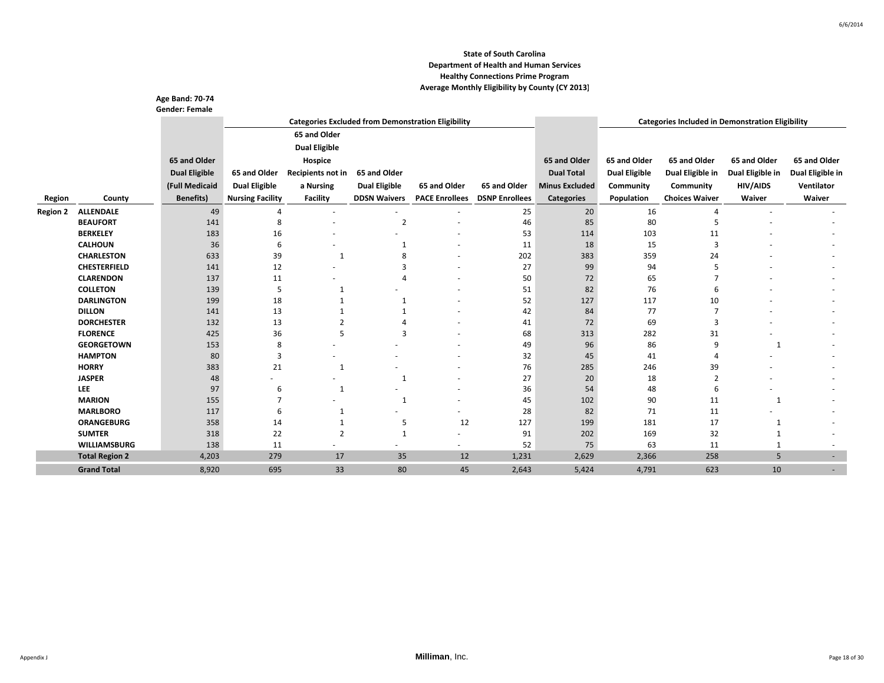**State of South Carolina**
**Department of Health and Human Services**
**Healthy Connections Prime Program**
**Average Monthly Eligibility by County (CY 2013)**

**Age Band: 70-74**
**Gender: Female**

| | | | Categories Excluded from Demonstration Eligibility | | | | | | Categories Included in Demonstration Eligibility | | | |
|---|---|---|---|---|---|---|---|---|---|---|---|---|
| Region | County | 65 and Older Dual Eligible (Full Medicaid Benefits) | 65 and Older Dual Eligible Nursing Facility | 65 and Older Dual Eligible Hospice Recipients not in a Nursing Facility | 65 and Older Dual Eligible DDSN Waivers | 65 and Older PACE Enrollees | 65 and Older DSNP Enrollees | 65 and Older Dual Total Minus Excluded Categories | 65 and Older Dual Eligible Community Population | 65 and Older Dual Eligible in Community Choices Waiver | 65 and Older Dual Eligible in HIV/AIDS Waiver | 65 and Older Dual Eligible in Ventilator Waiver |
| Region 2 | ALLENDALE | 49 | 4 | - | - | - | 25 | 20 | 16 | 4 | - | - |
| | BEAUFORT | 141 | 8 | - | 2 | - | 46 | 85 | 80 | 5 | - | - |
| | BERKELEY | 183 | 16 | - | - | - | 53 | 114 | 103 | 11 | - | - |
| | CALHOUN | 36 | 6 | - | 1 | - | 11 | 18 | 15 | 3 | - | - |
| | CHARLESTON | 633 | 39 | 1 | 8 | - | 202 | 383 | 359 | 24 | - | - |
| | CHESTERFIELD | 141 | 12 | - | 3 | - | 27 | 99 | 94 | 5 | - | - |
| | CLARENDON | 137 | 11 | - | 4 | - | 50 | 72 | 65 | 7 | - | - |
| | COLLETON | 139 | 5 | 1 | - | - | 51 | 82 | 76 | 6 | - | - |
| | DARLINGTON | 199 | 18 | 1 | 1 | - | 52 | 127 | 117 | 10 | - | - |
| | DILLON | 141 | 13 | 1 | 1 | - | 42 | 84 | 77 | 7 | - | - |
| | DORCHESTER | 132 | 13 | 2 | 4 | - | 41 | 72 | 69 | 3 | - | - |
| | FLORENCE | 425 | 36 | 5 | 3 | - | 68 | 313 | 282 | 31 | - | - |
| | GEORGETOWN | 153 | 8 | - | - | - | 49 | 96 | 86 | 9 | 1 | - |
| | HAMPTON | 80 | 3 | - | - | - | 32 | 45 | 41 | 4 | - | - |
| | HORRY | 383 | 21 | 1 | - | - | 76 | 285 | 246 | 39 | - | - |
| | JASPER | 48 | - | - | 1 | - | 27 | 20 | 18 | 2 | - | - |
| | LEE | 97 | 6 | 1 | - | - | 36 | 54 | 48 | 6 | - | - |
| | MARION | 155 | 7 | - | 1 | - | 45 | 102 | 90 | 11 | 1 | - |
| | MARLBORO | 117 | 6 | 1 | - | - | 28 | 82 | 71 | 11 | - | - |
| | ORANGEBURG | 358 | 14 | 1 | 5 | 12 | 127 | 199 | 181 | 17 | 1 | - |
| | SUMTER | 318 | 22 | 2 | 1 | - | 91 | 202 | 169 | 32 | 1 | - |
| | WILLIAMSBURG | 138 | 11 | - | - | - | 52 | 75 | 63 | 11 | 1 | - |
| | **Total Region 2** | 4,203 | 279 | 17 | 35 | 12 | 1,231 | 2,629 | 2,366 | 258 | 5 | - |
| | **Grand Total** | 8,920 | 695 | 33 | 80 | 45 | 2,643 | 5,424 | 4,791 | 623 | 10 | - |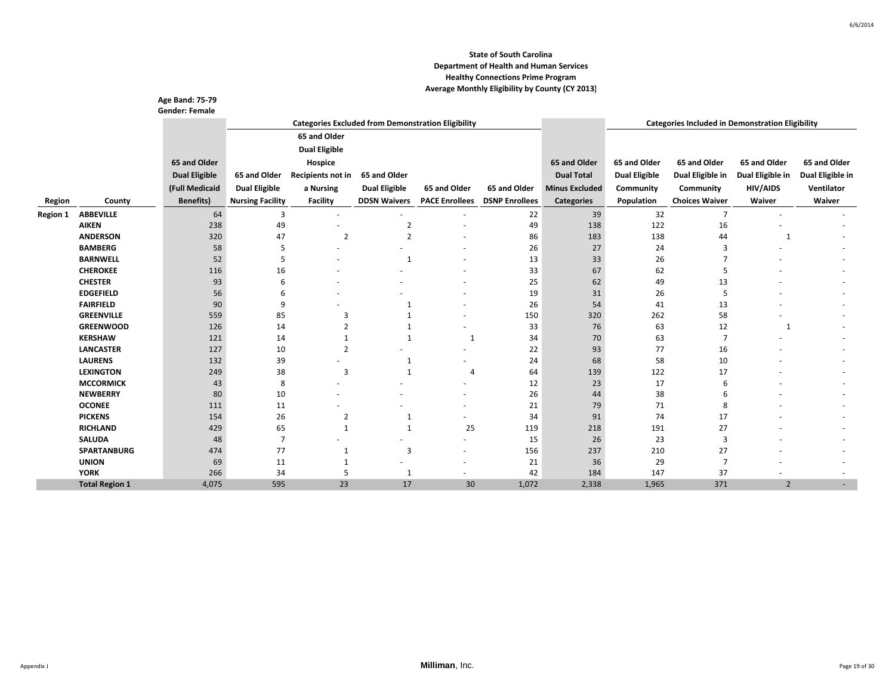**State of South Carolina**
**Department of Health and Human Services**
**Healthy Connections Prime Program**
**Average Monthly Eligibility by County (CY 2013)**

**Age Band: 75-79**
**Gender: Female**

| | | | Categories Excluded from Demonstration Eligibility | | | | | | Categories Included in Demonstration Eligibility | | | |
|---|---|---|---|---|---|---|---|---|---|---|---|---|
| Region | County | 65 and Older Dual Eligible (Full Medicaid Benefits) | 65 and Older Dual Eligible Nursing Facility | 65 and Older Dual Eligible Hospice Recipients not in a Nursing Facility | 65 and Older Dual Eligible DDSN Waivers | 65 and Older PACE Enrollees | 65 and Older DSNP Enrollees | 65 and Older Dual Total Minus Excluded Categories | 65 and Older Dual Eligible Community Population | 65 and Older Dual Eligible in Community Choices Waiver | 65 and Older Dual Eligible in HIV/AIDS Waiver | 65 and Older Dual Eligible in Ventilator Waiver |
| Region 1 | ABBEVILLE | 64 | 3 | - | - | - | 22 | 39 | 32 | 7 | - | - |
| | AIKEN | 238 | 49 | - | 2 | - | 49 | 138 | 122 | 16 | - | - |
| | ANDERSON | 320 | 47 | 2 | 2 | - | 86 | 183 | 138 | 44 | 1 | - |
| | BAMBERG | 58 | 5 | - | - | - | 26 | 27 | 24 | 3 | - | - |
| | BARNWELL | 52 | 5 | - | 1 | - | 13 | 33 | 26 | 7 | - | - |
| | CHEROKEE | 116 | 16 | - | - | - | 33 | 67 | 62 | 5 | - | - |
| | CHESTER | 93 | 6 | - | - | - | 25 | 62 | 49 | 13 | - | - |
| | EDGEFIELD | 56 | 6 | - | - | - | 19 | 31 | 26 | 5 | - | - |
| | FAIRFIELD | 90 | 9 | - | 1 | - | 26 | 54 | 41 | 13 | - | - |
| | GREENVILLE | 559 | 85 | 3 | 1 | - | 150 | 320 | 262 | 58 | - | - |
| | GREENWOOD | 126 | 14 | 2 | 1 | - | 33 | 76 | 63 | 12 | 1 | - |
| | KERSHAW | 121 | 14 | 1 | 1 | 1 | 34 | 70 | 63 | 7 | - | - |
| | LANCASTER | 127 | 10 | 2 | - | - | 22 | 93 | 77 | 16 | - | - |
| | LAURENS | 132 | 39 | - | 1 | - | 24 | 68 | 58 | 10 | - | - |
| | LEXINGTON | 249 | 38 | 3 | 1 | 4 | 64 | 139 | 122 | 17 | - | - |
| | MCCORMICK | 43 | 8 | - | - | - | 12 | 23 | 17 | 6 | - | - |
| | NEWBERRY | 80 | 10 | - | - | - | 26 | 44 | 38 | 6 | - | - |
| | OCONEE | 111 | 11 | - | - | - | 21 | 79 | 71 | 8 | - | - |
| | PICKENS | 154 | 26 | 2 | 1 | - | 34 | 91 | 74 | 17 | - | - |
| | RICHLAND | 429 | 65 | 1 | 1 | 25 | 119 | 218 | 191 | 27 | - | - |
| | SALUDA | 48 | 7 | - | - | - | 15 | 26 | 23 | 3 | - | - |
| | SPARTANBURG | 474 | 77 | 1 | 3 | - | 156 | 237 | 210 | 27 | - | - |
| | UNION | 69 | 11 | 1 | - | - | 21 | 36 | 29 | 7 | - | - |
| | YORK | 266 | 34 | 5 | 1 | - | 42 | 184 | 147 | 37 | - | - |
| | Total Region 1 | 4,075 | 595 | 23 | 17 | 30 | 1,072 | 2,338 | 1,965 | 371 | 2 | - |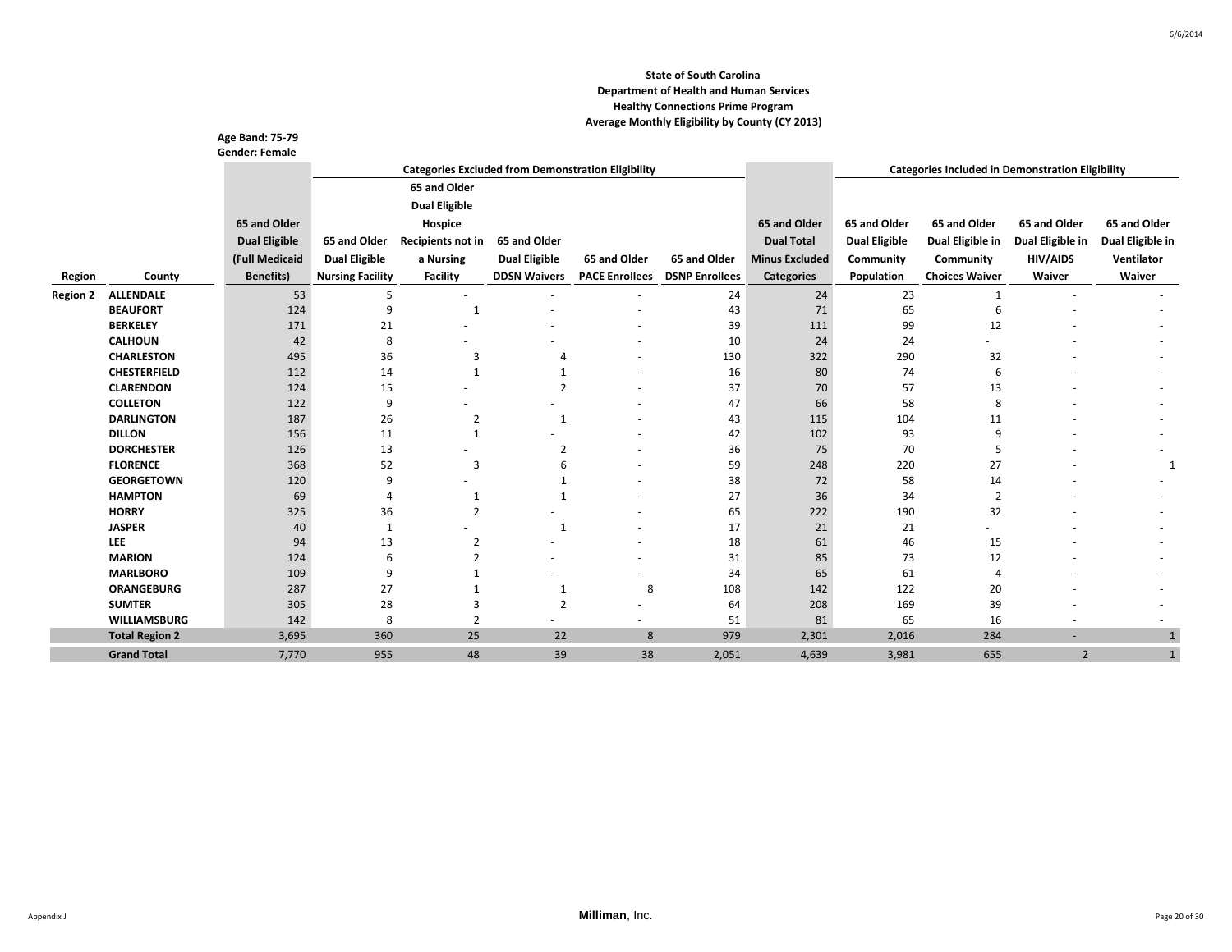**State of South Carolina**
**Department of Health and Human Services**
**Healthy Connections Prime Program**
**Average Monthly Eligibility by County (CY 2013)**

**Age Band: 75-79**
**Gender: Female**

| | | | Categories Excluded from Demonstration Eligibility | | | | | | Categories Included in Demonstration Eligibility | | | |
|---|---|---|---|---|---|---|---|---|---|---|---|---|
| Region | County | 65 and Older Dual Eligible (Full Medicaid Benefits) | 65 and Older Dual Eligible Nursing Facility | 65 and Older Dual Eligible Hospice Recipients not in a Nursing Facility | 65 and Older Dual Eligible DDSN Waivers | 65 and Older PACE Enrollees | 65 and Older DSNP Enrollees | 65 and Older Dual Total Minus Excluded Categories | 65 and Older Dual Eligible Community Population | 65 and Older Dual Eligible in Community Choices Waiver | 65 and Older Dual Eligible in HIV/AIDS Waiver | 65 and Older Dual Eligible in Ventilator Waiver |
| Region 2 | ALLENDALE | 53 | 5 | - | - | - | 24 | 24 | 23 | 1 | - | - |
| | BEAUFORT | 124 | 9 | 1 | - | - | 43 | 71 | 65 | 6 | - | - |
| | BERKELEY | 171 | 21 | - | - | - | 39 | 111 | 99 | 12 | - | - |
| | CALHOUN | 42 | 8 | - | - | - | 10 | 24 | 24 | - | - | - |
| | CHARLESTON | 495 | 36 | 3 | 4 | - | 130 | 322 | 290 | 32 | - | - |
| | CHESTERFIELD | 112 | 14 | 1 | 1 | - | 16 | 80 | 74 | 6 | - | - |
| | CLARENDON | 124 | 15 | - | 2 | - | 37 | 70 | 57 | 13 | - | - |
| | COLLETON | 122 | 9 | - | - | - | 47 | 66 | 58 | 8 | - | - |
| | DARLINGTON | 187 | 26 | 2 | 1 | - | 43 | 115 | 104 | 11 | - | - |
| | DILLON | 156 | 11 | 1 | - | - | 42 | 102 | 93 | 9 | - | - |
| | DORCHESTER | 126 | 13 | - | 2 | - | 36 | 75 | 70 | 5 | - | - |
| | FLORENCE | 368 | 52 | 3 | 6 | - | 59 | 248 | 220 | 27 | - | 1 |
| | GEORGETOWN | 120 | 9 | - | 1 | - | 38 | 72 | 58 | 14 | - | - |
| | HAMPTON | 69 | 4 | 1 | 1 | - | 27 | 36 | 34 | 2 | - | - |
| | HORRY | 325 | 36 | 2 | - | - | 65 | 222 | 190 | 32 | - | - |
| | JASPER | 40 | 1 | - | 1 | - | 17 | 21 | 21 | - | - | - |
| | LEE | 94 | 13 | 2 | - | - | 18 | 61 | 46 | 15 | - | - |
| | MARION | 124 | 6 | 2 | - | - | 31 | 85 | 73 | 12 | - | - |
| | MARLBORO | 109 | 9 | 1 | - | - | 34 | 65 | 61 | 4 | - | - |
| | ORANGEBURG | 287 | 27 | 1 | 1 | 8 | 108 | 142 | 122 | 20 | - | - |
| | SUMTER | 305 | 28 | 3 | 2 | - | 64 | 208 | 169 | 39 | - | - |
| | WILLIAMSBURG | 142 | 8 | 2 | - | - | 51 | 81 | 65 | 16 | - | - |
| | **Total Region 2** | 3,695 | 360 | 25 | 22 | 8 | 979 | 2,301 | 2,016 | 284 | - | 1 |
| | **Grand Total** | 7,770 | 955 | 48 | 39 | 38 | 2,051 | 4,639 | 3,981 | 655 | 2 | 1 |

Appendix J

**Milliman**, Inc.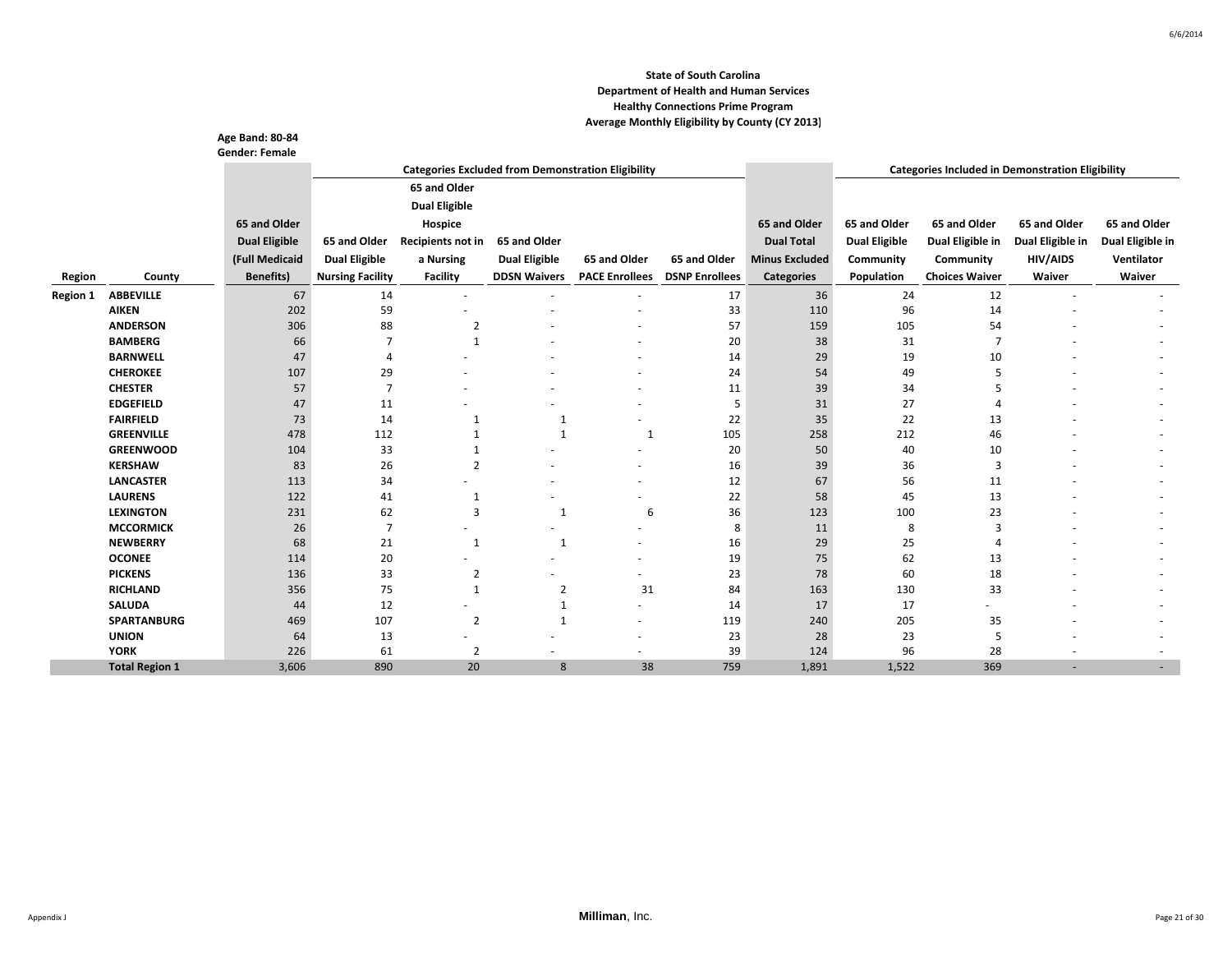**State of South Carolina**
**Department of Health and Human Services**
**Healthy Connections Prime Program**
**Average Monthly Eligibility by County (CY 2013)**

**Age Band: 80-84**
**Gender: Female**

| | | | Categories Excluded from Demonstration Eligibility | | | | | | Categories Included in Demonstration Eligibility | | | |
|---|---|---|---|---|---|---|---|---|---|---|---|---|
| Region | County | 65 and Older Dual Eligible (Full Medicaid Benefits) | 65 and Older Dual Eligible Nursing Facility | 65 and Older Dual Eligible Hospice Recipients not in a Nursing Facility | 65 and Older Dual Eligible DDSN Waivers | 65 and Older PACE Enrollees | 65 and Older DSNP Enrollees | 65 and Older Dual Total Minus Excluded Categories | 65 and Older Dual Eligible Community Population | 65 and Older Dual Eligible in Community Choices Waiver | 65 and Older Dual Eligible in HIV/AIDS Waiver | 65 and Older Dual Eligible in Ventilator Waiver |
| Region 1 | ABBEVILLE | 67 | 14 | - | - | - | 17 | 36 | 24 | 12 | - | - |
| | AIKEN | 202 | 59 | - | - | - | 33 | 110 | 96 | 14 | - | - |
| | ANDERSON | 306 | 88 | 2 | - | - | 57 | 159 | 105 | 54 | - | - |
| | BAMBERG | 66 | 7 | 1 | - | - | 20 | 38 | 31 | 7 | - | - |
| | BARNWELL | 47 | 4 | - | - | - | 14 | 29 | 19 | 10 | - | - |
| | CHEROKEE | 107 | 29 | - | - | - | 24 | 54 | 49 | 5 | - | - |
| | CHESTER | 57 | 7 | - | - | - | 11 | 39 | 34 | 5 | - | - |
| | EDGEFIELD | 47 | 11 | - | - | - | 5 | 31 | 27 | 4 | - | - |
| | FAIRFIELD | 73 | 14 | 1 | 1 | - | 22 | 35 | 22 | 13 | - | - |
| | GREENVILLE | 478 | 112 | 1 | 1 | 1 | 105 | 258 | 212 | 46 | - | - |
| | GREENWOOD | 104 | 33 | 1 | - | - | 20 | 50 | 40 | 10 | - | - |
| | KERSHAW | 83 | 26 | 2 | - | - | 16 | 39 | 36 | 3 | - | - |
| | LANCASTER | 113 | 34 | - | - | - | 12 | 67 | 56 | 11 | - | - |
| | LAURENS | 122 | 41 | 1 | - | - | 22 | 58 | 45 | 13 | - | - |
| | LEXINGTON | 231 | 62 | 3 | 1 | 6 | 36 | 123 | 100 | 23 | - | - |
| | MCCORMICK | 26 | 7 | - | - | - | 8 | 11 | 8 | 3 | - | - |
| | NEWBERRY | 68 | 21 | 1 | 1 | - | 16 | 29 | 25 | 4 | - | - |
| | OCONEE | 114 | 20 | - | - | - | 19 | 75 | 62 | 13 | - | - |
| | PICKENS | 136 | 33 | 2 | - | - | 23 | 78 | 60 | 18 | - | - |
| | RICHLAND | 356 | 75 | 1 | 2 | 31 | 84 | 163 | 130 | 33 | - | - |
| | SALUDA | 44 | 12 | - | 1 | - | 14 | 17 | 17 | - | - | - |
| | SPARTANBURG | 469 | 107 | 2 | 1 | - | 119 | 240 | 205 | 35 | - | - |
| | UNION | 64 | 13 | - | - | - | 23 | 28 | 23 | 5 | - | - |
| | YORK | 226 | 61 | 2 | - | - | 39 | 124 | 96 | 28 | - | - |
| | **Total Region 1** | 3,606 | 890 | 20 | 8 | 38 | 759 | 1,891 | 1,522 | 369 | - | - |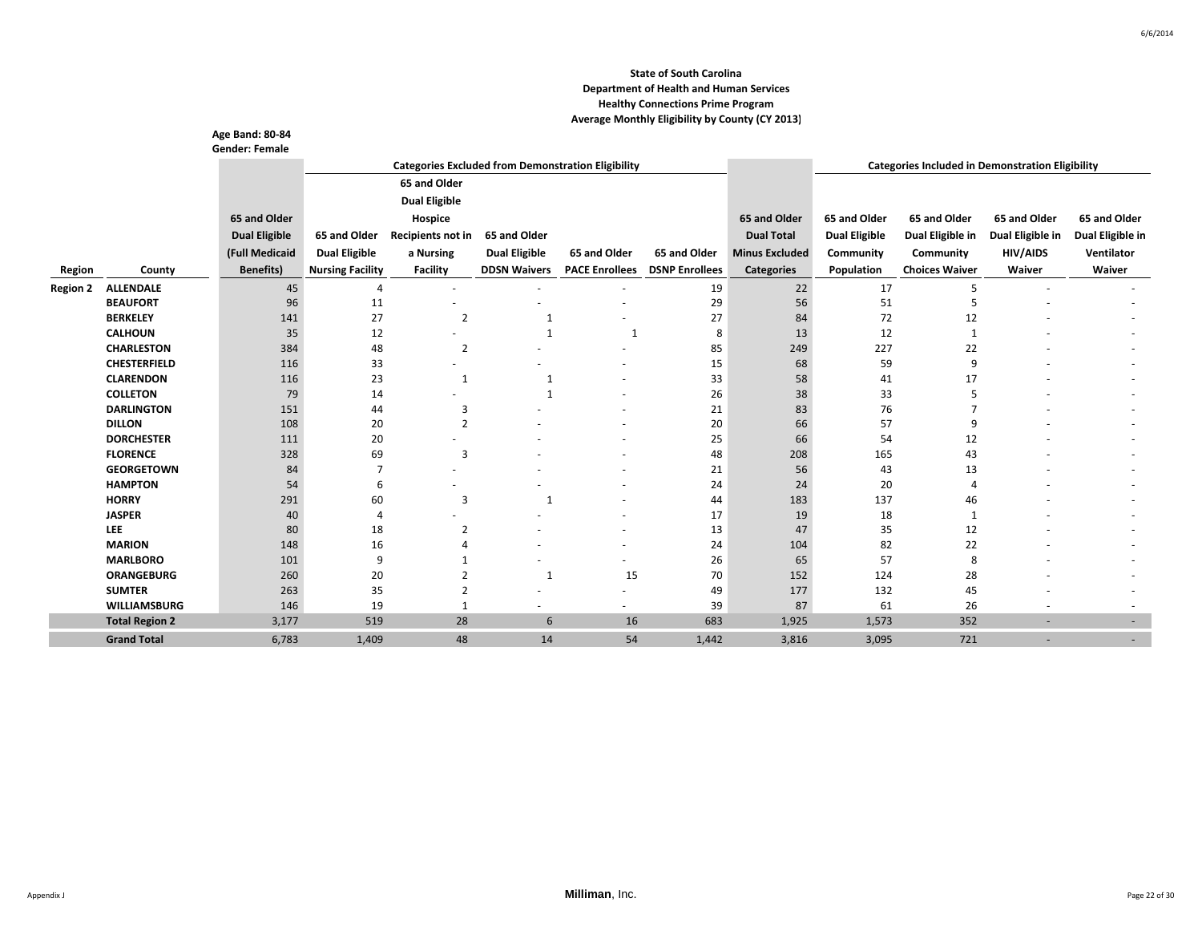**State of South Carolina**
**Department of Health and Human Services**
**Healthy Connections Prime Program**
**Average Monthly Eligibility by County (CY 2013)**

**Age Band: 80-84**
**Gender: Female**

| | | | Categories Excluded from Demonstration Eligibility | | | | | | Categories Included in Demonstration Eligibility | | | |
|---|---|---|---|---|---|---|---|---|---|---|---|---|
| Region | County | 65 and Older Dual Eligible (Full Medicaid Benefits) | 65 and Older Dual Eligible Nursing Facility | 65 and Older Dual Eligible Hospice Recipients not in a Nursing Facility | 65 and Older Dual Eligible DDSN Waivers | 65 and Older PACE Enrollees | 65 and Older DSNP Enrollees | 65 and Older Dual Total Minus Excluded Categories | 65 and Older Dual Eligible Community Population | 65 and Older Dual Eligible in Community Choices Waiver | 65 and Older Dual Eligible in HIV/AIDS Waiver | 65 and Older Dual Eligible in Ventilator Waiver |
| Region 2 | ALLENDALE | 45 | 4 | - | - | - | 19 | 22 | 17 | 5 | - | - |
| | BEAUFORT | 96 | 11 | - | - | - | 29 | 56 | 51 | 5 | - | - |
| | BERKELEY | 141 | 27 | 2 | 1 | - | 27 | 84 | 72 | 12 | - | - |
| | CALHOUN | 35 | 12 | - | 1 | 1 | 8 | 13 | 12 | 1 | - | - |
| | CHARLESTON | 384 | 48 | 2 | - | - | 85 | 249 | 227 | 22 | - | - |
| | CHESTERFIELD | 116 | 33 | - | - | - | 15 | 68 | 59 | 9 | - | - |
| | CLARENDON | 116 | 23 | 1 | 1 | - | 33 | 58 | 41 | 17 | - | - |
| | COLLETON | 79 | 14 | - | 1 | - | 26 | 38 | 33 | 5 | - | - |
| | DARLINGTON | 151 | 44 | 3 | - | - | 21 | 83 | 76 | 7 | - | - |
| | DILLON | 108 | 20 | 2 | - | - | 20 | 66 | 57 | 9 | - | - |
| | DORCHESTER | 111 | 20 | - | - | - | 25 | 66 | 54 | 12 | - | - |
| | FLORENCE | 328 | 69 | 3 | - | - | 48 | 208 | 165 | 43 | - | - |
| | GEORGETOWN | 84 | 7 | - | - | - | 21 | 56 | 43 | 13 | - | - |
| | HAMPTON | 54 | 6 | - | - | - | 24 | 24 | 20 | 4 | - | - |
| | HORRY | 291 | 60 | 3 | 1 | - | 44 | 183 | 137 | 46 | - | - |
| | JASPER | 40 | 4 | - | - | - | 17 | 19 | 18 | 1 | - | - |
| | LEE | 80 | 18 | 2 | - | - | 13 | 47 | 35 | 12 | - | - |
| | MARION | 148 | 16 | 4 | - | - | 24 | 104 | 82 | 22 | - | - |
| | MARLBORO | 101 | 9 | 1 | - | - | 26 | 65 | 57 | 8 | - | - |
| | ORANGEBURG | 260 | 20 | 2 | 1 | 15 | 70 | 152 | 124 | 28 | - | - |
| | SUMTER | 263 | 35 | 2 | - | - | 49 | 177 | 132 | 45 | - | - |
| | WILLIAMSBURG | 146 | 19 | 1 | - | - | 39 | 87 | 61 | 26 | - | - |
| | **Total Region 2** | 3,177 | 519 | 28 | 6 | 16 | 683 | 1,925 | 1,573 | 352 | - | - |
| | **Grand Total** | 6,783 | 1,409 | 48 | 14 | 54 | 1,442 | 3,816 | 3,095 | 721 | - | - |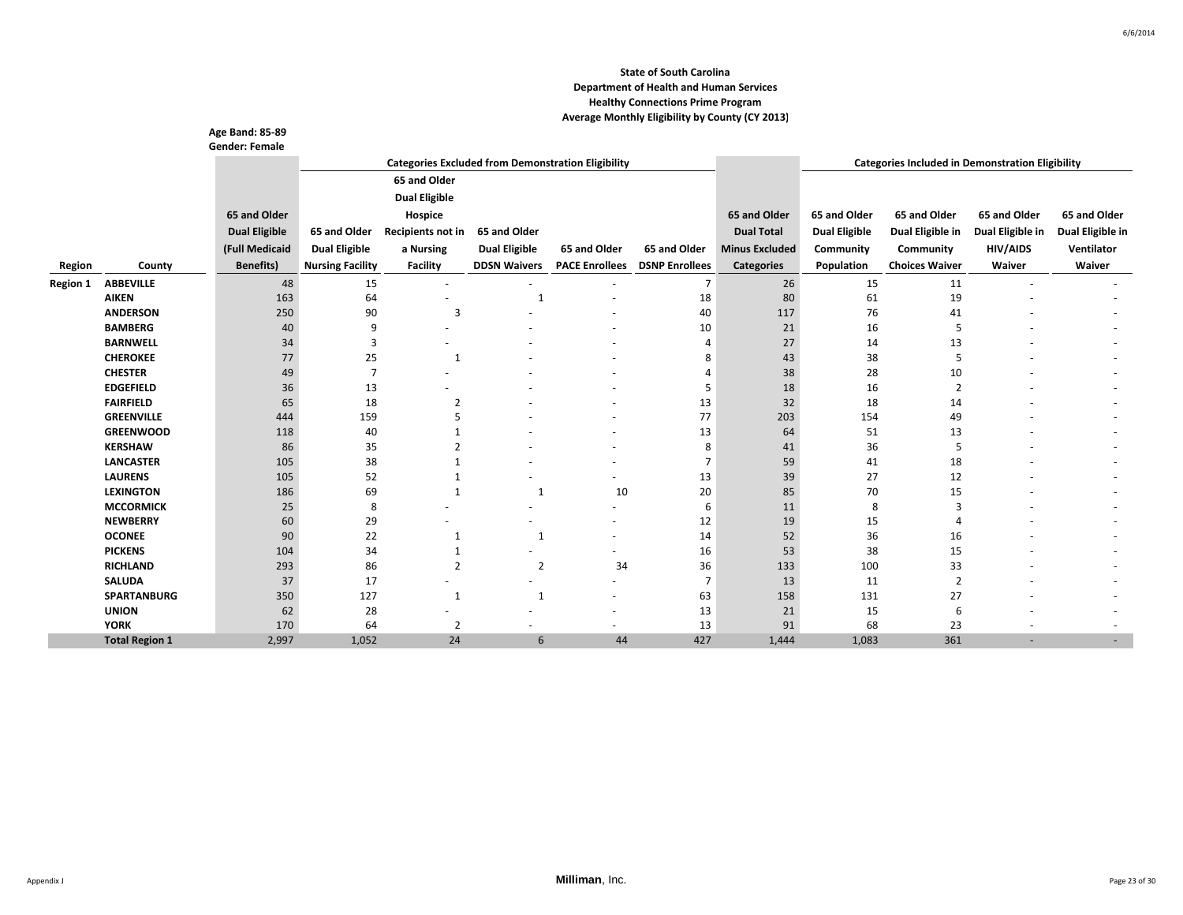**State of South Carolina**
**Department of Health and Human Services**
**Healthy Connections Prime Program**
**Average Monthly Eligibility by County (CY 2013)**

**Age Band: 85-89**
**Gender: Female**

| | | | Categories Excluded from Demonstration Eligibility | | | | | | Categories Included in Demonstration Eligibility | | | |
|---|---|---|---|---|---|---|---|---|---|---|---|---|
| Region | County | 65 and Older Dual Eligible (Full Medicaid Benefits) | 65 and Older Dual Eligible Nursing Facility | 65 and Older Dual Eligible Hospice Recipients not in a Nursing Facility | 65 and Older Dual Eligible DDSN Waivers | 65 and Older PACE Enrollees | 65 and Older DSNP Enrollees | 65 and Older Dual Total Minus Excluded Categories | 65 and Older Dual Eligible Community Population | 65 and Older Dual Eligible in Community Choices Waiver | 65 and Older Dual Eligible in HIV/AIDS Waiver | 65 and Older Dual Eligible in Ventilator Waiver |
| Region 1 | ABBEVILLE | 48 | 15 | - | - | - | 7 | 26 | 15 | 11 | - | - |
| | AIKEN | 163 | 64 | - | 1 | - | 18 | 80 | 61 | 19 | - | - |
| | ANDERSON | 250 | 90 | 3 | - | - | 40 | 117 | 76 | 41 | - | - |
| | BAMBERG | 40 | 9 | - | - | - | 10 | 21 | 16 | 5 | - | - |
| | BARNWELL | 34 | 3 | - | - | - | 4 | 27 | 14 | 13 | - | - |
| | CHEROKEE | 77 | 25 | 1 | - | - | 8 | 43 | 38 | 5 | - | - |
| | CHESTER | 49 | 7 | - | - | - | 4 | 38 | 28 | 10 | - | - |
| | EDGEFIELD | 36 | 13 | - | - | - | 5 | 18 | 16 | 2 | - | - |
| | FAIRFIELD | 65 | 18 | 2 | - | - | 13 | 32 | 18 | 14 | - | - |
| | GREENVILLE | 444 | 159 | 5 | - | - | 77 | 203 | 154 | 49 | - | - |
| | GREENWOOD | 118 | 40 | 1 | - | - | 13 | 64 | 51 | 13 | - | - |
| | KERSHAW | 86 | 35 | 2 | - | - | 8 | 41 | 36 | 5 | - | - |
| | LANCASTER | 105 | 38 | 1 | - | - | 7 | 59 | 41 | 18 | - | - |
| | LAURENS | 105 | 52 | 1 | - | - | 13 | 39 | 27 | 12 | - | - |
| | LEXINGTON | 186 | 69 | 1 | 1 | 10 | 20 | 85 | 70 | 15 | - | - |
| | MCCORMICK | 25 | 8 | - | - | - | 6 | 11 | 8 | 3 | - | - |
| | NEWBERRY | 60 | 29 | - | - | - | 12 | 19 | 15 | 4 | - | - |
| | OCONEE | 90 | 22 | 1 | 1 | - | 14 | 52 | 36 | 16 | - | - |
| | PICKENS | 104 | 34 | 1 | - | - | 16 | 53 | 38 | 15 | - | - |
| | RICHLAND | 293 | 86 | 2 | 2 | 34 | 36 | 133 | 100 | 33 | - | - |
| | SALUDA | 37 | 17 | - | - | - | 7 | 13 | 11 | 2 | - | - |
| | SPARTANBURG | 350 | 127 | 1 | 1 | - | 63 | 158 | 131 | 27 | - | - |
| | UNION | 62 | 28 | - | - | - | 13 | 21 | 15 | 6 | - | - |
| | YORK | 170 | 64 | 2 | - | - | 13 | 91 | 68 | 23 | - | - |
| | **Total Region 1** | 2,997 | 1,052 | 24 | 6 | 44 | 427 | 1,444 | 1,083 | 361 | - | - |

Appendix J

**Milliman**, Inc.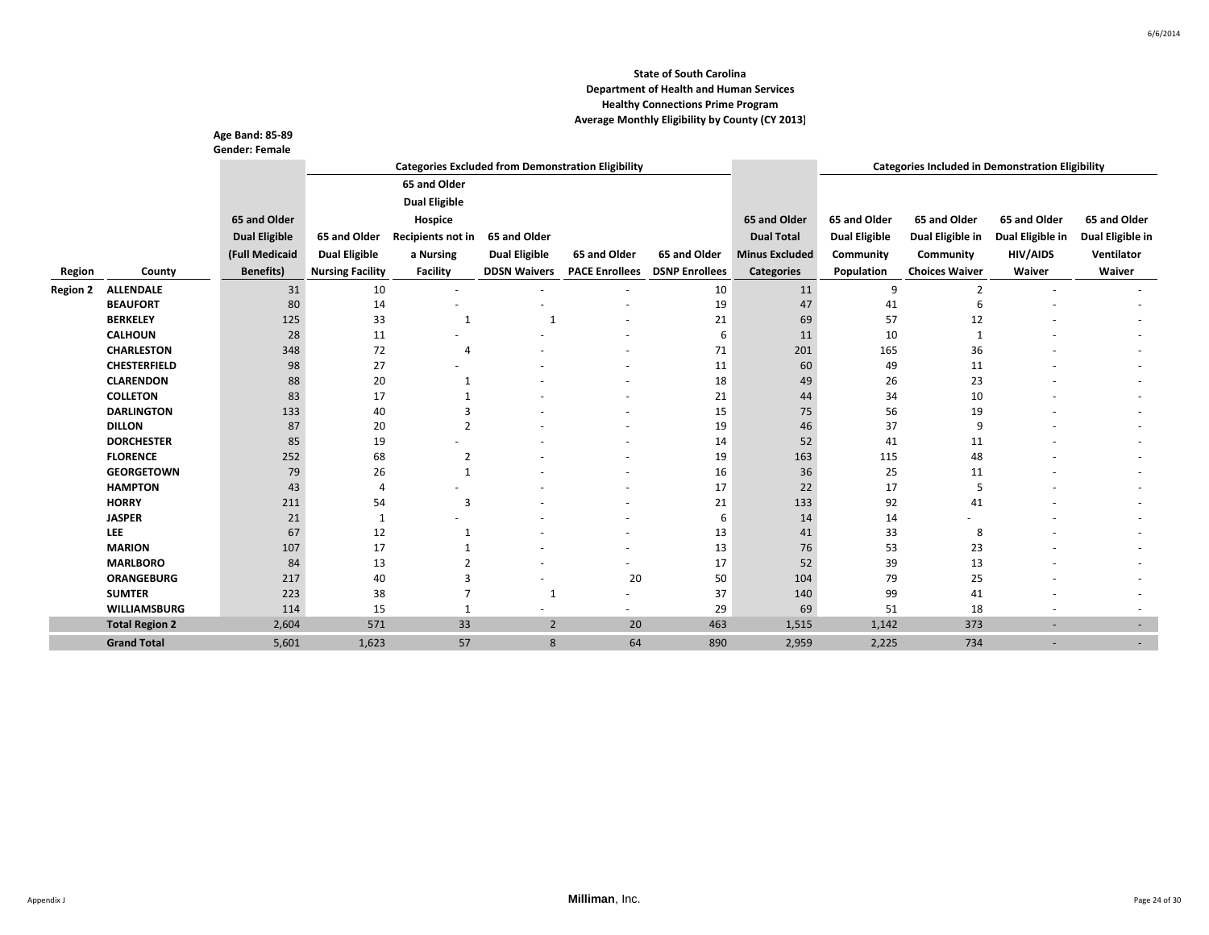**State of South Carolina**
**Department of Health and Human Services**
**Healthy Connections Prime Program**
**Average Monthly Eligibility by County (CY 2013)**

**Age Band: 85-89**
**Gender: Female**

| | | | Categories Excluded from Demonstration Eligibility | | | | | | Categories Included in Demonstration Eligibility | | | |
|---|---|---|---|---|---|---|---|---|---|---|---|---|
| Region | County | 65 and Older Dual Eligible (Full Medicaid Benefits) | 65 and Older Dual Eligible Nursing Facility | 65 and Older Dual Eligible Hospice Recipients not in a Nursing Facility | 65 and Older Dual Eligible DDSN Waivers | 65 and Older PACE Enrollees | 65 and Older DSNP Enrollees | 65 and Older Dual Total Minus Excluded Categories | 65 and Older Dual Eligible Community Population | 65 and Older Dual Eligible in Community Choices Waiver | 65 and Older Dual Eligible in HIV/AIDS Waiver | 65 and Older Dual Eligible in Ventilator Waiver |
| Region 2 | ALLENDALE | 31 | 10 | - | - | - | 10 | 11 | 9 | 2 | - | - |
| | BEAUFORT | 80 | 14 | - | - | - | 19 | 47 | 41 | 6 | - | - |
| | BERKELEY | 125 | 33 | 1 | 1 | - | 21 | 69 | 57 | 12 | - | - |
| | CALHOUN | 28 | 11 | - | - | - | 6 | 11 | 10 | 1 | - | - |
| | CHARLESTON | 348 | 72 | 4 | - | - | 71 | 201 | 165 | 36 | - | - |
| | CHESTERFIELD | 98 | 27 | - | - | - | 11 | 60 | 49 | 11 | - | - |
| | CLARENDON | 88 | 20 | 1 | - | - | 18 | 49 | 26 | 23 | - | - |
| | COLLETON | 83 | 17 | 1 | - | - | 21 | 44 | 34 | 10 | - | - |
| | DARLINGTON | 133 | 40 | 3 | - | - | 15 | 75 | 56 | 19 | - | - |
| | DILLON | 87 | 20 | 2 | - | - | 19 | 46 | 37 | 9 | - | - |
| | DORCHESTER | 85 | 19 | - | - | - | 14 | 52 | 41 | 11 | - | - |
| | FLORENCE | 252 | 68 | 2 | - | - | 19 | 163 | 115 | 48 | - | - |
| | GEORGETOWN | 79 | 26 | 1 | - | - | 16 | 36 | 25 | 11 | - | - |
| | HAMPTON | 43 | 4 | - | - | - | 17 | 22 | 17 | 5 | - | - |
| | HORRY | 211 | 54 | 3 | - | - | 21 | 133 | 92 | 41 | - | - |
| | JASPER | 21 | 1 | - | - | - | 6 | 14 | 14 | - | - | - |
| | LEE | 67 | 12 | 1 | - | - | 13 | 41 | 33 | 8 | - | - |
| | MARION | 107 | 17 | 1 | - | - | 13 | 76 | 53 | 23 | - | - |
| | MARLBORO | 84 | 13 | 2 | - | - | 17 | 52 | 39 | 13 | - | - |
| | ORANGEBURG | 217 | 40 | 3 | - | 20 | 50 | 104 | 79 | 25 | - | - |
| | SUMTER | 223 | 38 | 7 | 1 | - | 37 | 140 | 99 | 41 | - | - |
| | WILLIAMSBURG | 114 | 15 | 1 | - | - | 29 | 69 | 51 | 18 | - | - |
| | **Total Region 2** | 2,604 | 571 | 33 | 2 | 20 | 463 | 1,515 | 1,142 | 373 | - | - |
| | **Grand Total** | 5,601 | 1,623 | 57 | 8 | 64 | 890 | 2,959 | 2,225 | 734 | - | - |

Milliman, Inc.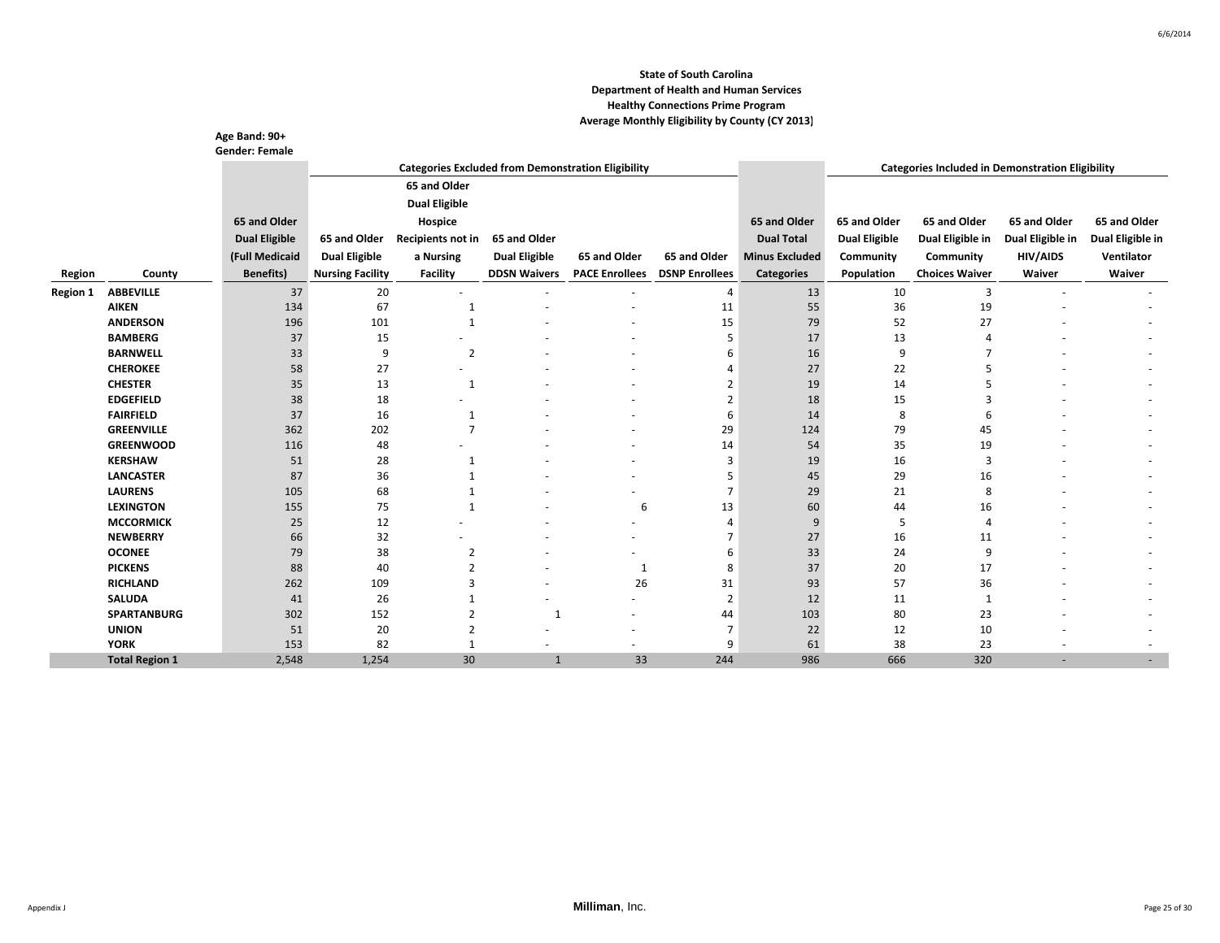**State of South Carolina**
**Department of Health and Human Services**
**Healthy Connections Prime Program**
**Average Monthly Eligibility by County (CY 2013)**

**Age Band: 90+**
**Gender: Female**

| | | | Categories Excluded from Demonstration Eligibility | | | | | | Categories Included in Demonstration Eligibility | | | |
|---|---|---|---|---|---|---|---|---|---|---|---|---|
| Region | County | 65 and Older Dual Eligible (Full Medicaid Benefits) | 65 and Older Dual Eligible Nursing Facility | 65 and Older Dual Eligible Hospice Recipients not in a Nursing Facility | 65 and Older Dual Eligible DDSN Waivers | 65 and Older PACE Enrollees | 65 and Older DSNP Enrollees | 65 and Older Dual Total Minus Excluded Categories | 65 and Older Dual Eligible Community Population | 65 and Older Dual Eligible in Community Choices Waiver | 65 and Older Dual Eligible in HIV/AIDS Waiver | 65 and Older Dual Eligible in Ventilator Waiver |
| Region 1 | ABBEVILLE | 37 | 20 | - | - | - | 4 | 13 | 10 | 3 | - | - |
| | AIKEN | 134 | 67 | 1 | - | - | 11 | 55 | 36 | 19 | - | - |
| | ANDERSON | 196 | 101 | 1 | - | - | 15 | 79 | 52 | 27 | - | - |
| | BAMBERG | 37 | 15 | - | - | - | 5 | 17 | 13 | 4 | - | - |
| | BARNWELL | 33 | 9 | 2 | - | - | 6 | 16 | 9 | 7 | - | - |
| | CHEROKEE | 58 | 27 | - | - | - | 4 | 27 | 22 | 5 | - | - |
| | CHESTER | 35 | 13 | 1 | - | - | 2 | 19 | 14 | 5 | - | - |
| | EDGEFIELD | 38 | 18 | - | - | - | 2 | 18 | 15 | 3 | - | - |
| | FAIRFIELD | 37 | 16 | 1 | - | - | 6 | 14 | 8 | 6 | - | - |
| | GREENVILLE | 362 | 202 | 7 | - | - | 29 | 124 | 79 | 45 | - | - |
| | GREENWOOD | 116 | 48 | - | - | - | 14 | 54 | 35 | 19 | - | - |
| | KERSHAW | 51 | 28 | 1 | - | - | 3 | 19 | 16 | 3 | - | - |
| | LANCASTER | 87 | 36 | 1 | - | - | 5 | 45 | 29 | 16 | - | - |
| | LAURENS | 105 | 68 | 1 | - | - | 7 | 29 | 21 | 8 | - | - |
| | LEXINGTON | 155 | 75 | 1 | - | 6 | 13 | 60 | 44 | 16 | - | - |
| | MCCORMICK | 25 | 12 | - | - | - | 4 | 9 | 5 | 4 | - | - |
| | NEWBERRY | 66 | 32 | - | - | - | 7 | 27 | 16 | 11 | - | - |
| | OCONEE | 79 | 38 | 2 | - | - | 6 | 33 | 24 | 9 | - | - |
| | PICKENS | 88 | 40 | 2 | - | 1 | 8 | 37 | 20 | 17 | - | - |
| | RICHLAND | 262 | 109 | 3 | - | 26 | 31 | 93 | 57 | 36 | - | - |
| | SALUDA | 41 | 26 | 1 | - | - | 2 | 12 | 11 | 1 | - | - |
| | SPARTANBURG | 302 | 152 | 2 | 1 | - | 44 | 103 | 80 | 23 | - | - |
| | UNION | 51 | 20 | 2 | - | - | 7 | 22 | 12 | 10 | - | - |
| | YORK | 153 | 82 | 1 | - | - | 9 | 61 | 38 | 23 | - | - |
| | Total Region 1 | 2,548 | 1,254 | 30 | 1 | 33 | 244 | 986 | 666 | 320 | - | - |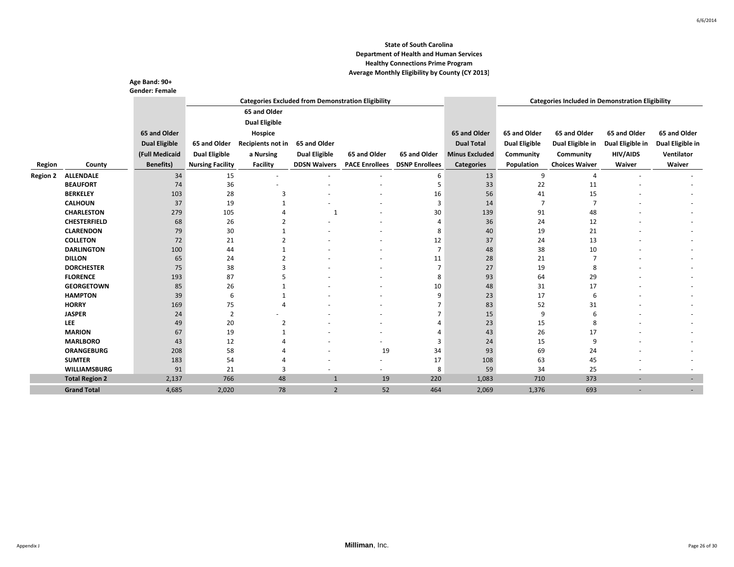### State of South Carolina
### Department of Health and Human Services
### Healthy Connections Prime Program
### Average Monthly Eligibility by County (CY 2013)

**Age Band: 90+**
**Gender: Female**

| | | | Categories Excluded from Demonstration Eligibility | | | | | | Categories Included in Demonstration Eligibility | | | |
|---|---|---|---|---|---|---|---|---|---|---|---|---|
| Region | County | 65 and Older Dual Eligible (Full Medicaid Benefits) | 65 and Older Dual Eligible Nursing Facility | 65 and Older Dual Eligible Hospice Recipients not in a Nursing Facility | 65 and Older Dual Eligible DDSN Waivers | 65 and Older PACE Enrollees | 65 and Older DSNP Enrollees | 65 and Older Dual Total Minus Excluded Categories | 65 and Older Dual Eligible Community Population | 65 and Older Dual Eligible in Community Choices Waiver | 65 and Older Dual Eligible in HIV/AIDS Waiver | 65 and Older Dual Eligible in Ventilator Waiver |
| Region 2 | ALLENDALE | 34 | 15 | - | - | - | 6 | 13 | 9 | 4 | - | - |
| | BEAUFORT | 74 | 36 | - | - | - | 5 | 33 | 22 | 11 | - | - |
| | BERKELEY | 103 | 28 | 3 | - | - | 16 | 56 | 41 | 15 | - | - |
| | CALHOUN | 37 | 19 | 1 | - | - | 3 | 14 | 7 | 7 | - | - |
| | CHARLESTON | 279 | 105 | 4 | 1 | - | 30 | 139 | 91 | 48 | - | - |
| | CHESTERFIELD | 68 | 26 | 2 | - | - | 4 | 36 | 24 | 12 | - | - |
| | CLARENDON | 79 | 30 | 1 | - | - | 8 | 40 | 19 | 21 | - | - |
| | COLLETON | 72 | 21 | 2 | - | - | 12 | 37 | 24 | 13 | - | - |
| | DARLINGTON | 100 | 44 | 1 | - | - | 7 | 48 | 38 | 10 | - | - |
| | DILLON | 65 | 24 | 2 | - | - | 11 | 28 | 21 | 7 | - | - |
| | DORCHESTER | 75 | 38 | 3 | - | - | 7 | 27 | 19 | 8 | - | - |
| | FLORENCE | 193 | 87 | 5 | - | - | 8 | 93 | 64 | 29 | - | - |
| | GEORGETOWN | 85 | 26 | 1 | - | - | 10 | 48 | 31 | 17 | - | - |
| | HAMPTON | 39 | 6 | 1 | - | - | 9 | 23 | 17 | 6 | - | - |
| | HORRY | 169 | 75 | 4 | - | - | 7 | 83 | 52 | 31 | - | - |
| | JASPER | 24 | 2 | - | - | - | 7 | 15 | 9 | 6 | - | - |
| | LEE | 49 | 20 | 2 | - | - | 4 | 23 | 15 | 8 | - | - |
| | MARION | 67 | 19 | 1 | - | - | 4 | 43 | 26 | 17 | - | - |
| | MARLBORO | 43 | 12 | 4 | - | - | 3 | 24 | 15 | 9 | - | - |
| | ORANGEBURG | 208 | 58 | 4 | - | 19 | 34 | 93 | 69 | 24 | - | - |
| | SUMTER | 183 | 54 | 4 | - | - | 17 | 108 | 63 | 45 | - | - |
| | WILLIAMSBURG | 91 | 21 | 3 | - | - | 8 | 59 | 34 | 25 | - | - |
| | **Total Region 2** | 2,137 | 766 | 48 | 1 | 19 | 220 | 1,083 | 710 | 373 | - | - |
| | **Grand Total** | 4,685 | 2,020 | 78 | 2 | 52 | 464 | 2,069 | 1,376 | 693 | - | - |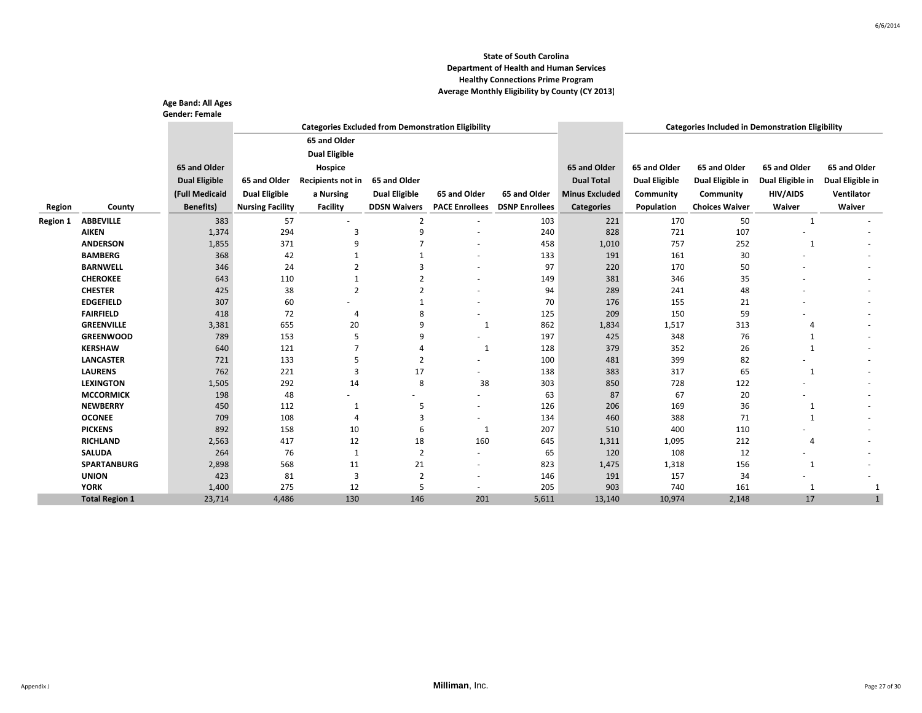### State of South Carolina
### Department of Health and Human Services
### Healthy Connections Prime Program
### Average Monthly Eligibility by County (CY 2013)

**Age Band: All Ages**
**Gender: Female**

| | | | Categories Excluded from Demonstration Eligibility | | | | | | Categories Included in Demonstration Eligibility | | | |
|---|---|---|---|---|---|---|---|---|---|---|---|---|
| **Region** | **County** | **65 and Older Dual Eligible (Full Medicaid Benefits)** | **65 and Older Dual Eligible Nursing Facility** | **65 and Older Dual Eligible Hospice Recipients not in a Nursing Facility** | **65 and Older Dual Eligible DDSN Waivers** | **65 and Older PACE Enrollees** | **65 and Older DSNP Enrollees** | **65 and Older Dual Total Minus Excluded Categories** | **65 and Older Dual Eligible Community Population** | **65 and Older Dual Eligible in Community Choices Waiver** | **65 and Older Dual Eligible in HIV/AIDS Waiver** | **65 and Older Dual Eligible in Ventilator Waiver** |
| **Region 1** | **ABBEVILLE** | 383 | 57 | - | 2 | - | 103 | 221 | 170 | 50 | 1 | - |
| | **AIKEN** | 1,374 | 294 | 3 | 9 | - | 240 | 828 | 721 | 107 | - | - |
| | **ANDERSON** | 1,855 | 371 | 9 | 7 | - | 458 | 1,010 | 757 | 252 | 1 | - |
| | **BAMBERG** | 368 | 42 | 1 | 1 | - | 133 | 191 | 161 | 30 | - | - |
| | **BARNWELL** | 346 | 24 | 2 | 3 | - | 97 | 220 | 170 | 50 | - | - |
| | **CHEROKEE** | 643 | 110 | 1 | 2 | - | 149 | 381 | 346 | 35 | - | - |
| | **CHESTER** | 425 | 38 | 2 | 2 | - | 94 | 289 | 241 | 48 | - | - |
| | **EDGEFIELD** | 307 | 60 | - | 1 | - | 70 | 176 | 155 | 21 | - | - |
| | **FAIRFIELD** | 418 | 72 | 4 | 8 | - | 125 | 209 | 150 | 59 | - | - |
| | **GREENVILLE** | 3,381 | 655 | 20 | 9 | 1 | 862 | 1,834 | 1,517 | 313 | 4 | - |
| | **GREENWOOD** | 789 | 153 | 5 | 9 | - | 197 | 425 | 348 | 76 | 1 | - |
| | **KERSHAW** | 640 | 121 | 7 | 4 | 1 | 128 | 379 | 352 | 26 | 1 | - |
| | **LANCASTER** | 721 | 133 | 5 | 2 | - | 100 | 481 | 399 | 82 | - | - |
| | **LAURENS** | 762 | 221 | 3 | 17 | - | 138 | 383 | 317 | 65 | 1 | - |
| | **LEXINGTON** | 1,505 | 292 | 14 | 8 | 38 | 303 | 850 | 728 | 122 | - | - |
| | **MCCORMICK** | 198 | 48 | - | - | - | 63 | 87 | 67 | 20 | - | - |
| | **NEWBERRY** | 450 | 112 | 1 | 5 | - | 126 | 206 | 169 | 36 | 1 | - |
| | **OCONEE** | 709 | 108 | 4 | 3 | - | 134 | 460 | 388 | 71 | 1 | - |
| | **PICKENS** | 892 | 158 | 10 | 6 | 1 | 207 | 510 | 400 | 110 | - | - |
| | **RICHLAND** | 2,563 | 417 | 12 | 18 | 160 | 645 | 1,311 | 1,095 | 212 | 4 | - |
| | **SALUDA** | 264 | 76 | 1 | 2 | - | 65 | 120 | 108 | 12 | - | - |
| | **SPARTANBURG** | 2,898 | 568 | 11 | 21 | - | 823 | 1,475 | 1,318 | 156 | 1 | - |
| | **UNION** | 423 | 81 | 3 | 2 | - | 146 | 191 | 157 | 34 | - | - |
| | **YORK** | 1,400 | 275 | 12 | 5 | - | 205 | 903 | 740 | 161 | 1 | 1 |
| | **Total Region 1** | 23,714 | 4,486 | 130 | 146 | 201 | 5,611 | 13,140 | 10,974 | 2,148 | 17 | 1 |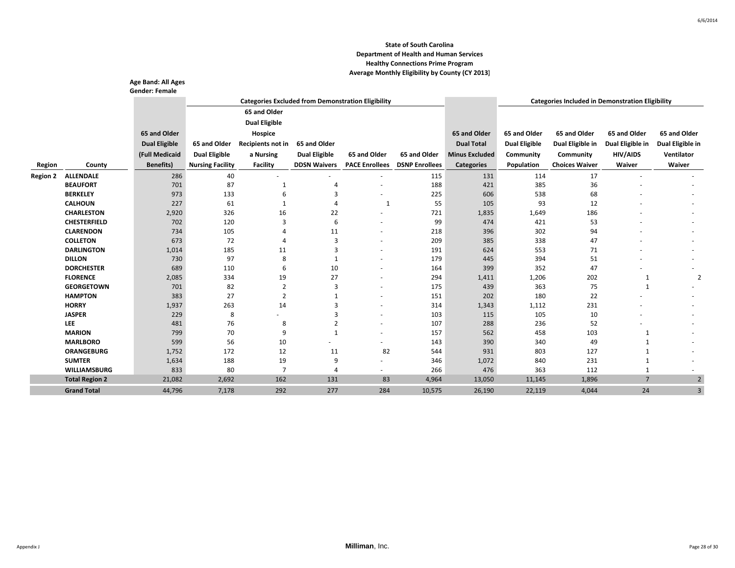**State of South Carolina**
**Department of Health and Human Services**
**Healthy Connections Prime Program**
**Average Monthly Eligibility by County (CY 2013)**

**Age Band: All Ages**
**Gender: Female**

| | | | Categories Excluded from Demonstration Eligibility | | | | | | Categories Included in Demonstration Eligibility | | | |
|---|---|---|---|---|---|---|---|---|---|---|---|---|
| Region | County | 65 and Older Dual Eligible (Full Medicaid Benefits) | 65 and Older Dual Eligible Nursing Facility | 65 and Older Dual Eligible Hospice Recipients not in a Nursing Facility | 65 and Older Dual Eligible DDSN Waivers | 65 and Older PACE Enrollees | 65 and Older DSNP Enrollees | 65 and Older Dual Total Minus Excluded Categories | 65 and Older Dual Eligible Community Population | 65 and Older Dual Eligible in Community Choices Waiver | 65 and Older Dual Eligible in HIV/AIDS Waiver | 65 and Older Dual Eligible in Ventilator Waiver |
| Region 2 | ALLENDALE | 286 | 40 | - | - | - | 115 | 131 | 114 | 17 | - | - |
| | BEAUFORT | 701 | 87 | 1 | 4 | - | 188 | 421 | 385 | 36 | - | - |
| | BERKELEY | 973 | 133 | 6 | 3 | - | 225 | 606 | 538 | 68 | - | - |
| | CALHOUN | 227 | 61 | 1 | 4 | 1 | 55 | 105 | 93 | 12 | - | - |
| | CHARLESTON | 2,920 | 326 | 16 | 22 | - | 721 | 1,835 | 1,649 | 186 | - | - |
| | CHESTERFIELD | 702 | 120 | 3 | 6 | - | 99 | 474 | 421 | 53 | - | - |
| | CLARENDON | 734 | 105 | 4 | 11 | - | 218 | 396 | 302 | 94 | - | - |
| | COLLETON | 673 | 72 | 4 | 3 | - | 209 | 385 | 338 | 47 | - | - |
| | DARLINGTON | 1,014 | 185 | 11 | 3 | - | 191 | 624 | 553 | 71 | - | - |
| | DILLON | 730 | 97 | 8 | 1 | - | 179 | 445 | 394 | 51 | - | - |
| | DORCHESTER | 689 | 110 | 6 | 10 | - | 164 | 399 | 352 | 47 | - | - |
| | FLORENCE | 2,085 | 334 | 19 | 27 | - | 294 | 1,411 | 1,206 | 202 | 1 | 2 |
| | GEORGETOWN | 701 | 82 | 2 | 3 | - | 175 | 439 | 363 | 75 | 1 | - |
| | HAMPTON | 383 | 27 | 2 | 1 | - | 151 | 202 | 180 | 22 | - | - |
| | HORRY | 1,937 | 263 | 14 | 3 | - | 314 | 1,343 | 1,112 | 231 | - | - |
| | JASPER | 229 | 8 | - | 3 | - | 103 | 115 | 105 | 10 | - | - |
| | LEE | 481 | 76 | 8 | 2 | - | 107 | 288 | 236 | 52 | - | - |
| | MARION | 799 | 70 | 9 | 1 | - | 157 | 562 | 458 | 103 | 1 | - |
| | MARLBORO | 599 | 56 | 10 | - | - | 143 | 390 | 340 | 49 | 1 | - |
| | ORANGEBURG | 1,752 | 172 | 12 | 11 | 82 | 544 | 931 | 803 | 127 | 1 | - |
| | SUMTER | 1,634 | 188 | 19 | 9 | - | 346 | 1,072 | 840 | 231 | 1 | - |
| | WILLIAMSBURG | 833 | 80 | 7 | 4 | - | 266 | 476 | 363 | 112 | 1 | - |
| | **Total Region 2** | 21,082 | 2,692 | 162 | 131 | 83 | 4,964 | 13,050 | 11,145 | 1,896 | 7 | 2 |
| | **Grand Total** | 44,796 | 7,178 | 292 | 277 | 284 | 10,575 | 26,190 | 22,119 | 4,044 | 24 | 3 |

Appendix J

**Milliman**, Inc.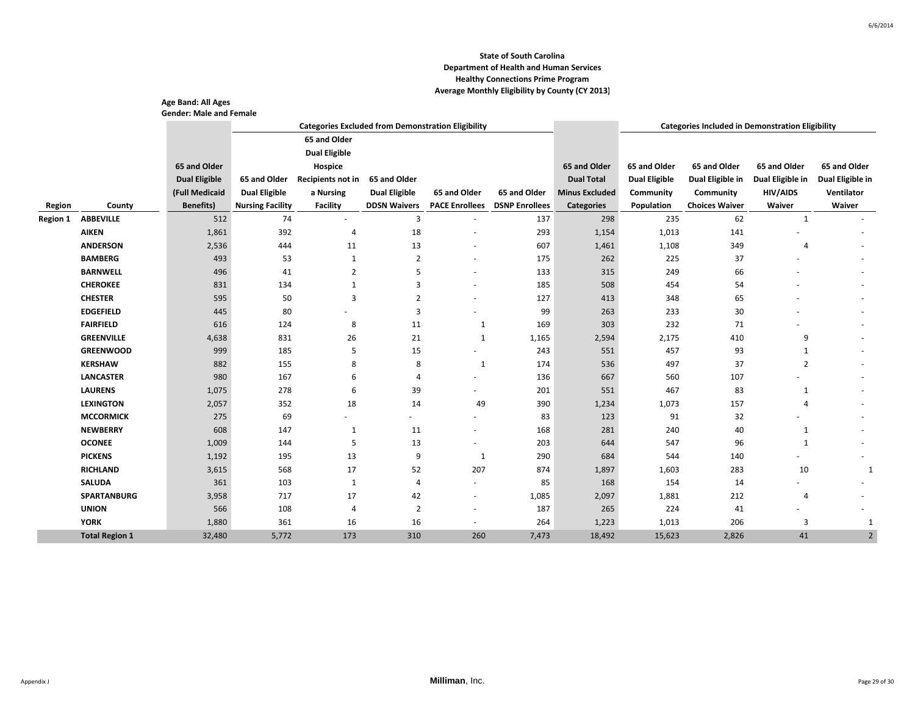**State of South Carolina**
**Department of Health and Human Services**
**Healthy Connections Prime Program**
**Average Monthly Eligibility by County (CY 2013)**

**Age Band: All Ages**
**Gender: Male and Female**

| Region | County | 65 and Older Dual Eligible (Full Medicaid Benefits) | Categories Excluded from Demonstration Eligibility | | | | | 65 and Older Dual Total Minus Excluded Categories | Categories Included in Demonstration Eligibility | | | |
|---|---|---|---|---|---|---|---|---|---|---|---|---|
| | | | 65 and Older Dual Eligible Nursing Facility | 65 and Older Dual Eligible Hospice Recipients not in a Nursing Facility | 65 and Older Dual Eligible DDSN Waivers | 65 and Older PACE Enrollees | 65 and Older DSNP Enrollees | | 65 and Older Dual Eligible Community Population | 65 and Older Dual Eligible in Community Choices Waiver | 65 and Older Dual Eligible in HIV/AIDS Waiver | 65 and Older Dual Eligible in Ventilator Waiver |
| **Region 1** | **ABBEVILLE** | 512 | 74 | - | 3 | - | 137 | 298 | 235 | 62 | 1 | - |
| | **AIKEN** | 1,861 | 392 | 4 | 18 | - | 293 | 1,154 | 1,013 | 141 | - | - |
| | **ANDERSON** | 2,536 | 444 | 11 | 13 | - | 607 | 1,461 | 1,108 | 349 | 4 | - |
| | **BAMBERG** | 493 | 53 | 1 | 2 | - | 175 | 262 | 225 | 37 | - | - |
| | **BARNWELL** | 496 | 41 | 2 | 5 | - | 133 | 315 | 249 | 66 | - | - |
| | **CHEROKEE** | 831 | 134 | 1 | 3 | - | 185 | 508 | 454 | 54 | - | - |
| | **CHESTER** | 595 | 50 | 3 | 2 | - | 127 | 413 | 348 | 65 | - | - |
| | **EDGEFIELD** | 445 | 80 | - | 3 | - | 99 | 263 | 233 | 30 | - | - |
| | **FAIRFIELD** | 616 | 124 | 8 | 11 | 1 | 169 | 303 | 232 | 71 | - | - |
| | **GREENVILLE** | 4,638 | 831 | 26 | 21 | 1 | 1,165 | 2,594 | 2,175 | 410 | 9 | - |
| | **GREENWOOD** | 999 | 185 | 5 | 15 | - | 243 | 551 | 457 | 93 | 1 | - |
| | **KERSHAW** | 882 | 155 | 8 | 8 | 1 | 174 | 536 | 497 | 37 | 2 | - |
| | **LANCASTER** | 980 | 167 | 6 | 4 | - | 136 | 667 | 560 | 107 | - | - |
| | **LAURENS** | 1,075 | 278 | 6 | 39 | - | 201 | 551 | 467 | 83 | 1 | - |
| | **LEXINGTON** | 2,057 | 352 | 18 | 14 | 49 | 390 | 1,234 | 1,073 | 157 | 4 | - |
| | **MCCORMICK** | 275 | 69 | - | - | - | 83 | 123 | 91 | 32 | - | - |
| | **NEWBERRY** | 608 | 147 | 1 | 11 | - | 168 | 281 | 240 | 40 | 1 | - |
| | **OCONEE** | 1,009 | 144 | 5 | 13 | - | 203 | 644 | 547 | 96 | 1 | - |
| | **PICKENS** | 1,192 | 195 | 13 | 9 | 1 | 290 | 684 | 544 | 140 | - | - |
| | **RICHLAND** | 3,615 | 568 | 17 | 52 | 207 | 874 | 1,897 | 1,603 | 283 | 10 | 1 |
| | **SALUDA** | 361 | 103 | 1 | 4 | - | 85 | 168 | 154 | 14 | - | - |
| | **SPARTANBURG** | 3,958 | 717 | 17 | 42 | - | 1,085 | 2,097 | 1,881 | 212 | 4 | - |
| | **UNION** | 566 | 108 | 4 | 2 | - | 187 | 265 | 224 | 41 | - | - |
| | **YORK** | 1,880 | 361 | 16 | 16 | - | 264 | 1,223 | 1,013 | 206 | 3 | 1 |
| | **Total Region 1** | 32,480 | 5,772 | 173 | 310 | 260 | 7,473 | 18,492 | 15,623 | 2,826 | 41 | 2 |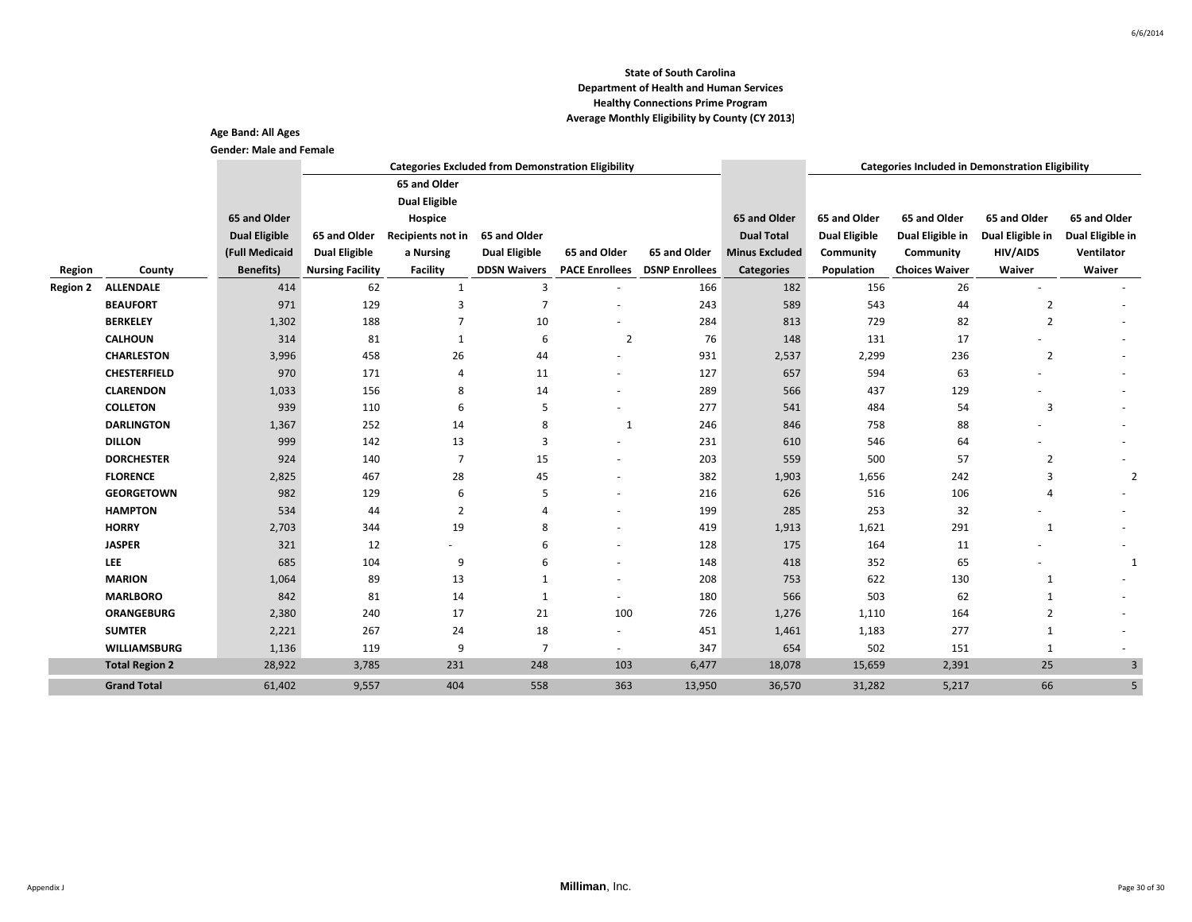**State of South Carolina**
**Department of Health and Human Services**
**Healthy Connections Prime Program**
**Average Monthly Eligibility by County (CY 2013)**

**Age Band: All Ages**
**Gender: Male and Female**

| | | | Categories Excluded from Demonstration Eligibility | | | | | | Categories Included in Demonstration Eligibility | | | |
|---|---|---|---|---|---|---|---|---|---|---|---|---|
| Region | County | 65 and Older Dual Eligible (Full Medicaid Benefits) | 65 and Older Dual Eligible Nursing Facility | 65 and Older Dual Eligible Hospice Recipients not in a Nursing Facility | 65 and Older Dual Eligible DDSN Waivers | 65 and Older PACE Enrollees | 65 and Older DSNP Enrollees | 65 and Older Dual Total Minus Excluded Categories | 65 and Older Dual Eligible Community Population | 65 and Older Dual Eligible in Community Choices Waiver | 65 and Older Dual Eligible in HIV/AIDS Waiver | 65 and Older Dual Eligible in Ventilator Waiver |
| Region 2 | ALLENDALE | 414 | 62 | 1 | 3 | - | 166 | 182 | 156 | 26 | - | - |
| | BEAUFORT | 971 | 129 | 3 | 7 | - | 243 | 589 | 543 | 44 | 2 | - |
| | BERKELEY | 1,302 | 188 | 7 | 10 | - | 284 | 813 | 729 | 82 | 2 | - |
| | CALHOUN | 314 | 81 | 1 | 6 | 2 | 76 | 148 | 131 | 17 | - | - |
| | CHARLESTON | 3,996 | 458 | 26 | 44 | - | 931 | 2,537 | 2,299 | 236 | 2 | - |
| | CHESTERFIELD | 970 | 171 | 4 | 11 | - | 127 | 657 | 594 | 63 | - | - |
| | CLARENDON | 1,033 | 156 | 8 | 14 | - | 289 | 566 | 437 | 129 | - | - |
| | COLLETON | 939 | 110 | 6 | 5 | - | 277 | 541 | 484 | 54 | 3 | - |
| | DARLINGTON | 1,367 | 252 | 14 | 8 | 1 | 246 | 846 | 758 | 88 | - | - |
| | DILLON | 999 | 142 | 13 | 3 | - | 231 | 610 | 546 | 64 | - | - |
| | DORCHESTER | 924 | 140 | 7 | 15 | - | 203 | 559 | 500 | 57 | 2 | - |
| | FLORENCE | 2,825 | 467 | 28 | 45 | - | 382 | 1,903 | 1,656 | 242 | 3 | 2 |
| | GEORGETOWN | 982 | 129 | 6 | 5 | - | 216 | 626 | 516 | 106 | 4 | - |
| | HAMPTON | 534 | 44 | 2 | 4 | - | 199 | 285 | 253 | 32 | - | - |
| | HORRY | 2,703 | 344 | 19 | 8 | - | 419 | 1,913 | 1,621 | 291 | 1 | - |
| | JASPER | 321 | 12 | - | 6 | - | 128 | 175 | 164 | 11 | - | - |
| | LEE | 685 | 104 | 9 | 6 | - | 148 | 418 | 352 | 65 | - | 1 |
| | MARION | 1,064 | 89 | 13 | 1 | - | 208 | 753 | 622 | 130 | 1 | - |
| | MARLBORO | 842 | 81 | 14 | 1 | - | 180 | 566 | 503 | 62 | 1 | - |
| | ORANGEBURG | 2,380 | 240 | 17 | 21 | 100 | 726 | 1,276 | 1,110 | 164 | 2 | - |
| | SUMTER | 2,221 | 267 | 24 | 18 | - | 451 | 1,461 | 1,183 | 277 | 1 | - |
| | WILLIAMSBURG | 1,136 | 119 | 9 | 7 | - | 347 | 654 | 502 | 151 | 1 | - |
| | Total Region 2 | 28,922 | 3,785 | 231 | 248 | 103 | 6,477 | 18,078 | 15,659 | 2,391 | 25 | 3 |
| | Grand Total | 61,402 | 9,557 | 404 | 558 | 363 | 13,950 | 36,570 | 31,282 | 5,217 | 66 | 5 |